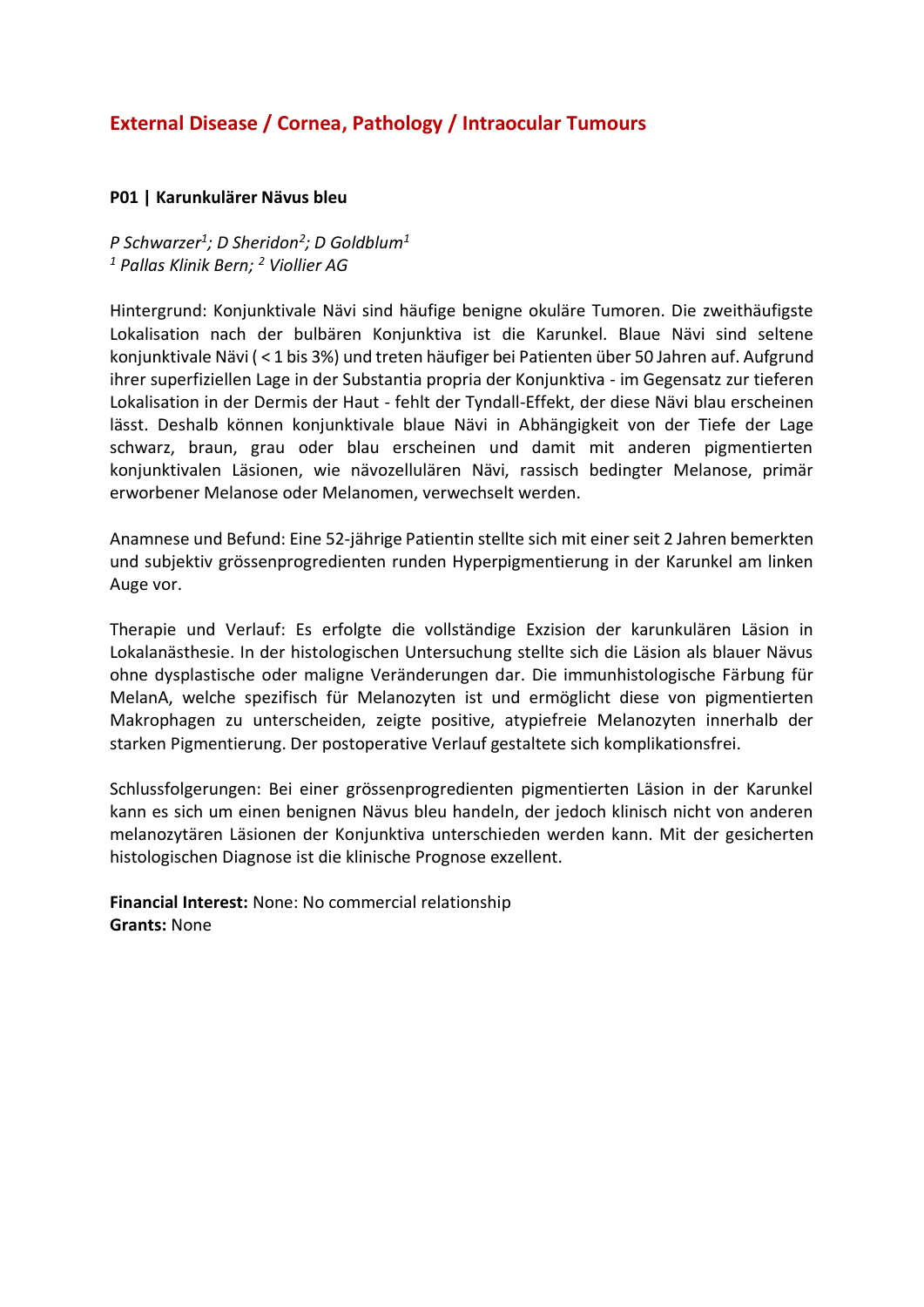# External Disease / Cornea, Pathology / Intraocular Tumours

## P01 | Karunkulärer Nävus bleu

*P Schwarzer[1]; D Sheridon[2]; D Goldblum[1]*
*[1] Pallas Klinik Bern; [2] Viollier AG*

Hintergrund: Konjunktivale Nävi sind häufige benigne okuläre Tumoren. Die zweithäufigste Lokalisation nach der bulbären Konjunktiva ist die Karunkel. Blaue Nävi sind seltene konjunktivale Nävi ( < 1 bis 3%) und treten häufiger bei Patienten über 50 Jahren auf. Aufgrund ihrer superfiziellen Lage in der Substantia propria der Konjunktiva - im Gegensatz zur tieferen Lokalisation in der Dermis der Haut - fehlt der Tyndall-Effekt, der diese Nävi blau erscheinen lässt. Deshalb können konjunktivale blaue Nävi in Abhängigkeit von der Tiefe der Lage schwarz, braun, grau oder blau erscheinen und damit mit anderen pigmentierten konjunktivalen Läsionen, wie nävozellulären Nävi, rassisch bedingter Melanose, primär erworbener Melanose oder Melanomen, verwechselt werden.

Anamnese und Befund: Eine 52-jährige Patientin stellte sich mit einer seit 2 Jahren bemerkten und subjektiv grössenprogredienten runden Hyperpigmentierung in der Karunkel am linken Auge vor.

Therapie und Verlauf: Es erfolgte die vollständige Exzision der karunkulären Läsion in Lokalanästhesie. In der histologischen Untersuchung stellte sich die Läsion als blauer Nävus ohne dysplastische oder maligne Veränderungen dar. Die immunhistologische Färbung für MelanA, welche spezifisch für Melanozyten ist und ermöglicht diese von pigmentierten Makrophagen zu unterscheiden, zeigte positive, atypiefreie Melanozyten innerhalb der starken Pigmentierung. Der postoperative Verlauf gestaltete sich komplikationsfrei.

Schlussfolgerungen: Bei einer grössenprogredienten pigmentierten Läsion in der Karunkel kann es sich um einen benignen Nävus bleu handeln, der jedoch klinisch nicht von anderen melanozytären Läsionen der Konjunktiva unterschieden werden kann. Mit der gesicherten histologischen Diagnose ist die klinische Prognose exzellent.

**Financial Interest:** None: No commercial relationship
**Grants:** None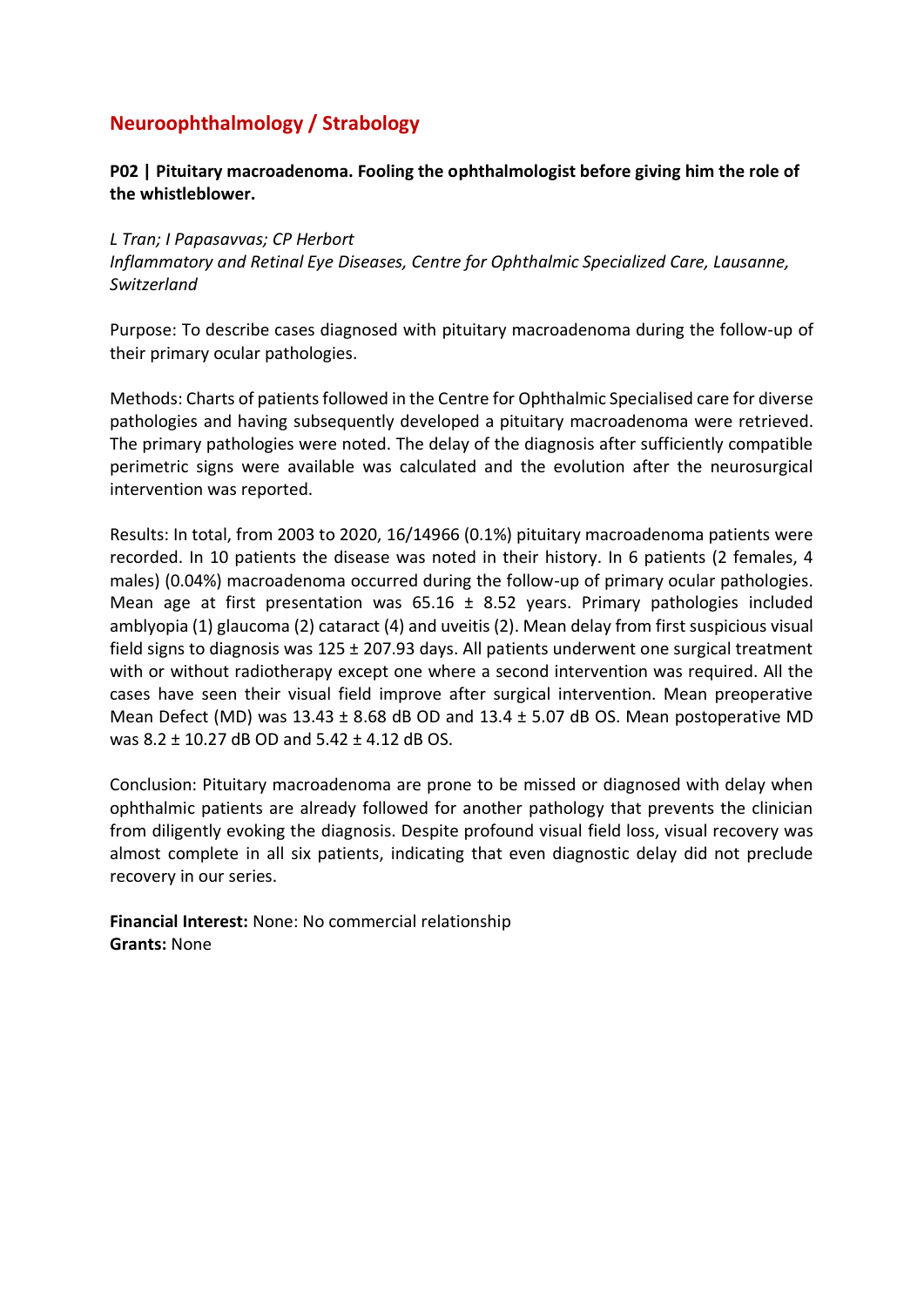## Neuroophthalmology / Strabology

### P02 | Pituitary macroadenoma. Fooling the ophthalmologist before giving him the role of the whistleblower.

*L Tran; I Papasavvas; CP Herbort*
*Inflammatory and Retinal Eye Diseases, Centre for Ophthalmic Specialized Care, Lausanne, Switzerland*

Purpose: To describe cases diagnosed with pituitary macroadenoma during the follow-up of their primary ocular pathologies.

Methods: Charts of patients followed in the Centre for Ophthalmic Specialised care for diverse pathologies and having subsequently developed a pituitary macroadenoma were retrieved. The primary pathologies were noted. The delay of the diagnosis after sufficiently compatible perimetric signs were available was calculated and the evolution after the neurosurgical intervention was reported.

Results: In total, from 2003 to 2020, 16/14966 (0.1%) pituitary macroadenoma patients were recorded. In 10 patients the disease was noted in their history. In 6 patients (2 females, 4 males) (0.04%) macroadenoma occurred during the follow-up of primary ocular pathologies. Mean age at first presentation was 65.16 ± 8.52 years. Primary pathologies included amblyopia (1) glaucoma (2) cataract (4) and uveitis (2). Mean delay from first suspicious visual field signs to diagnosis was 125 ± 207.93 days. All patients underwent one surgical treatment with or without radiotherapy except one where a second intervention was required. All the cases have seen their visual field improve after surgical intervention. Mean preoperative Mean Defect (MD) was 13.43 ± 8.68 dB OD and 13.4 ± 5.07 dB OS. Mean postoperative MD was 8.2 ± 10.27 dB OD and 5.42 ± 4.12 dB OS.

Conclusion: Pituitary macroadenoma are prone to be missed or diagnosed with delay when ophthalmic patients are already followed for another pathology that prevents the clinician from diligently evoking the diagnosis. Despite profound visual field loss, visual recovery was almost complete in all six patients, indicating that even diagnostic delay did not preclude recovery in our series.

**Financial Interest:** None: No commercial relationship
**Grants:** None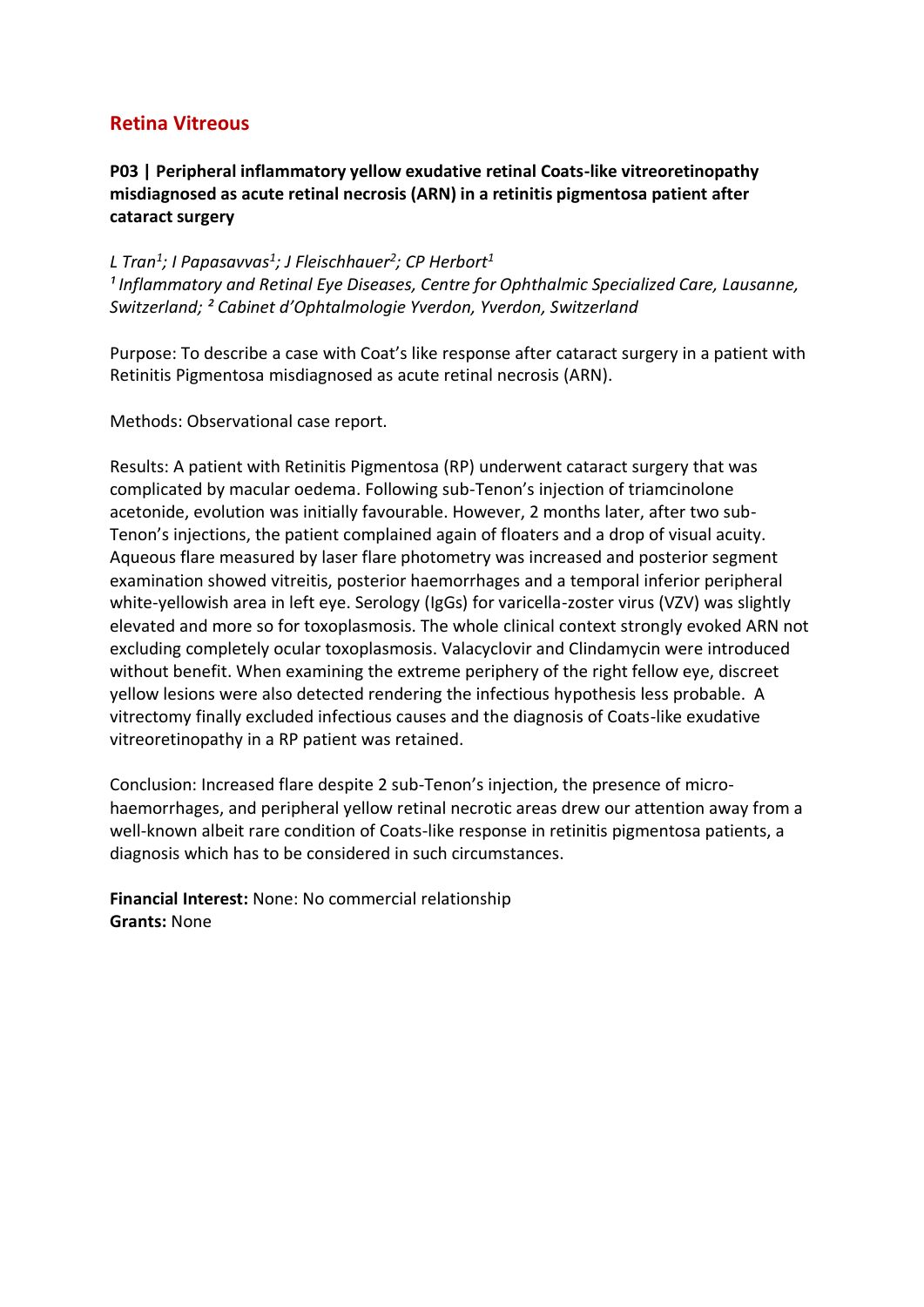## Retina Vitreous

### P03 | Peripheral inflammatory yellow exudative retinal Coats-like vitreoretinopathy misdiagnosed as acute retinal necrosis (ARN) in a retinitis pigmentosa patient after cataract surgery

*L Tran[1]; I Papasavvas[1]; J Fleischhauer[2]; CP Herbort[1]*
*[1] Inflammatory and Retinal Eye Diseases, Centre for Ophthalmic Specialized Care, Lausanne, Switzerland; [2] Cabinet d'Ophtalmologie Yverdon, Yverdon, Switzerland*

Purpose: To describe a case with Coat's like response after cataract surgery in a patient with Retinitis Pigmentosa misdiagnosed as acute retinal necrosis (ARN).

Methods: Observational case report.

Results: A patient with Retinitis Pigmentosa (RP) underwent cataract surgery that was complicated by macular oedema. Following sub-Tenon's injection of triamcinolone acetonide, evolution was initially favourable. However, 2 months later, after two sub-Tenon's injections, the patient complained again of floaters and a drop of visual acuity. Aqueous flare measured by laser flare photometry was increased and posterior segment examination showed vitreitis, posterior haemorrhages and a temporal inferior peripheral white-yellowish area in left eye. Serology (IgGs) for varicella-zoster virus (VZV) was slightly elevated and more so for toxoplasmosis. The whole clinical context strongly evoked ARN not excluding completely ocular toxoplasmosis. Valacyclovir and Clindamycin were introduced without benefit. When examining the extreme periphery of the right fellow eye, discreet yellow lesions were also detected rendering the infectious hypothesis less probable. A vitrectomy finally excluded infectious causes and the diagnosis of Coats-like exudative vitreoretinopathy in a RP patient was retained.

Conclusion: Increased flare despite 2 sub-Tenon's injection, the presence of micro-haemorrhages, and peripheral yellow retinal necrotic areas drew our attention away from a well-known albeit rare condition of Coats-like response in retinitis pigmentosa patients, a diagnosis which has to be considered in such circumstances.

**Financial Interest:** None: No commercial relationship
**Grants:** None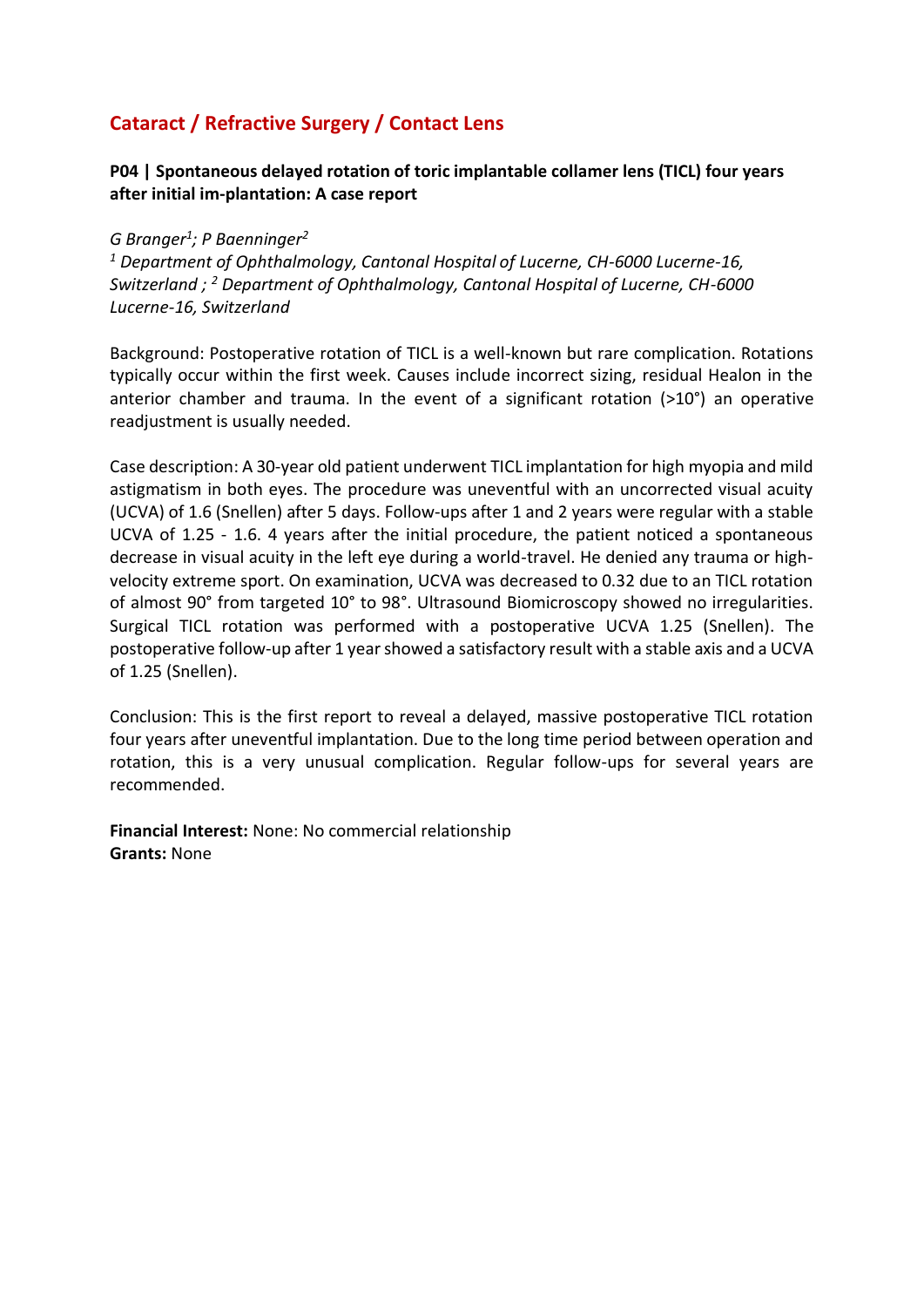## Cataract / Refractive Surgery / Contact Lens

**P04 | Spontaneous delayed rotation of toric implantable collamer lens (TICL) four years after initial im-plantation: A case report**

*G Branger[1]; P Baenninger[2]*
*[1] Department of Ophthalmology, Cantonal Hospital of Lucerne, CH-6000 Lucerne-16, Switzerland ; [2] Department of Ophthalmology, Cantonal Hospital of Lucerne, CH-6000 Lucerne-16, Switzerland*

Background: Postoperative rotation of TICL is a well-known but rare complication. Rotations typically occur within the first week. Causes include incorrect sizing, residual Healon in the anterior chamber and trauma. In the event of a significant rotation (>10°) an operative readjustment is usually needed.

Case description: A 30-year old patient underwent TICL implantation for high myopia and mild astigmatism in both eyes. The procedure was uneventful with an uncorrected visual acuity (UCVA) of 1.6 (Snellen) after 5 days. Follow-ups after 1 and 2 years were regular with a stable UCVA of 1.25 - 1.6. 4 years after the initial procedure, the patient noticed a spontaneous decrease in visual acuity in the left eye during a world-travel. He denied any trauma or high-velocity extreme sport. On examination, UCVA was decreased to 0.32 due to an TICL rotation of almost 90° from targeted 10° to 98°. Ultrasound Biomicroscopy showed no irregularities. Surgical TICL rotation was performed with a postoperative UCVA 1.25 (Snellen). The postoperative follow-up after 1 year showed a satisfactory result with a stable axis and a UCVA of 1.25 (Snellen).

Conclusion: This is the first report to reveal a delayed, massive postoperative TICL rotation four years after uneventful implantation. Due to the long time period between operation and rotation, this is a very unusual complication. Regular follow-ups for several years are recommended.

**Financial Interest:** None: No commercial relationship
**Grants:** None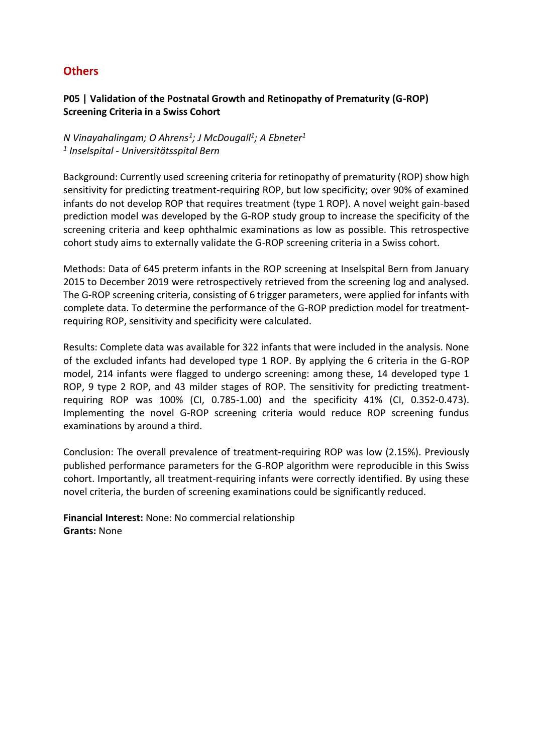# Others

### P05 | Validation of the Postnatal Growth and Retinopathy of Prematurity (G-ROP) Screening Criteria in a Swiss Cohort

*N Vinayahalingam; O Ahrens[1]; J McDougall[1]; A Ebneter[1]*
*[1] Inselspital - Universitätsspital Bern*

Background: Currently used screening criteria for retinopathy of prematurity (ROP) show high sensitivity for predicting treatment-requiring ROP, but low specificity; over 90% of examined infants do not develop ROP that requires treatment (type 1 ROP). A novel weight gain-based prediction model was developed by the G-ROP study group to increase the specificity of the screening criteria and keep ophthalmic examinations as low as possible. This retrospective cohort study aims to externally validate the G-ROP screening criteria in a Swiss cohort.

Methods: Data of 645 preterm infants in the ROP screening at Inselspital Bern from January 2015 to December 2019 were retrospectively retrieved from the screening log and analysed. The G-ROP screening criteria, consisting of 6 trigger parameters, were applied for infants with complete data. To determine the performance of the G-ROP prediction model for treatment-requiring ROP, sensitivity and specificity were calculated.

Results: Complete data was available for 322 infants that were included in the analysis. None of the excluded infants had developed type 1 ROP. By applying the 6 criteria in the G-ROP model, 214 infants were flagged to undergo screening: among these, 14 developed type 1 ROP, 9 type 2 ROP, and 43 milder stages of ROP. The sensitivity for predicting treatment-requiring ROP was 100% (CI, 0.785-1.00) and the specificity 41% (CI, 0.352-0.473). Implementing the novel G-ROP screening criteria would reduce ROP screening fundus examinations by around a third.

Conclusion: The overall prevalence of treatment-requiring ROP was low (2.15%). Previously published performance parameters for the G-ROP algorithm were reproducible in this Swiss cohort. Importantly, all treatment-requiring infants were correctly identified. By using these novel criteria, the burden of screening examinations could be significantly reduced.

**Financial Interest:** None: No commercial relationship
**Grants:** None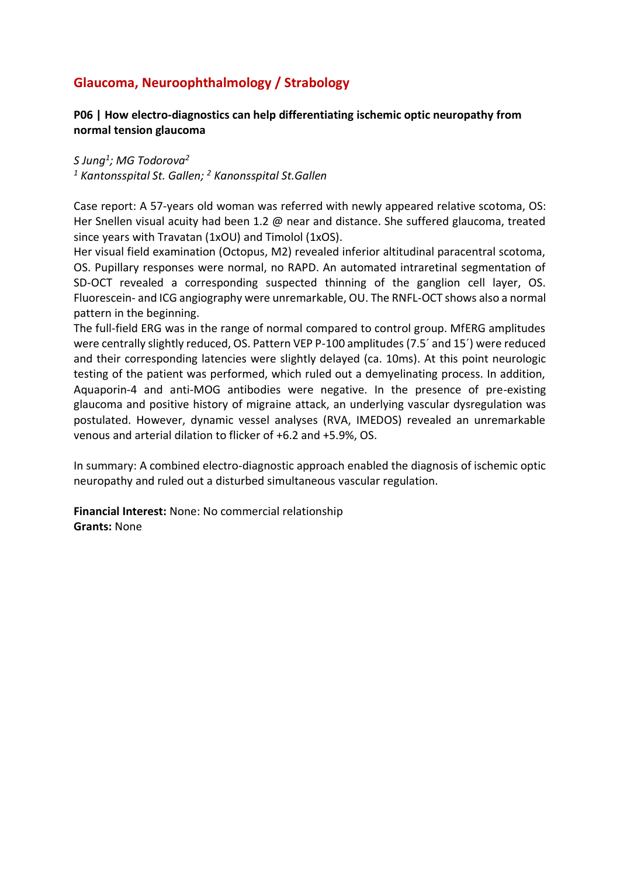## Glaucoma, Neuroophthalmology / Strabology

### P06 | How electro-diagnostics can help differentiating ischemic optic neuropathy from normal tension glaucoma

*S Jung[1]; MG Todorova[2]*
*[1] Kantonsspital St. Gallen; [2] Kanonsspital St.Gallen*

Case report: A 57-years old woman was referred with newly appeared relative scotoma, OS: Her Snellen visual acuity had been 1.2 @ near and distance. She suffered glaucoma, treated since years with Travatan (1xOU) and Timolol (1xOS).
Her visual field examination (Octopus, M2) revealed inferior altitudinal paracentral scotoma, OS. Pupillary responses were normal, no RAPD. An automated intraretinal segmentation of SD-OCT revealed a corresponding suspected thinning of the ganglion cell layer, OS. Fluorescein- and ICG angiography were unremarkable, OU. The RNFL-OCT shows also a normal pattern in the beginning.
The full-field ERG was in the range of normal compared to control group. MfERG amplitudes were centrally slightly reduced, OS. Pattern VEP P-100 amplitudes (7.5´ and 15´) were reduced and their corresponding latencies were slightly delayed (ca. 10ms). At this point neurologic testing of the patient was performed, which ruled out a demyelinating process. In addition, Aquaporin-4 and anti-MOG antibodies were negative. In the presence of pre-existing glaucoma and positive history of migraine attack, an underlying vascular dysregulation was postulated. However, dynamic vessel analyses (RVA, IMEDOS) revealed an unremarkable venous and arterial dilation to flicker of +6.2 and +5.9%, OS.

In summary: A combined electro-diagnostic approach enabled the diagnosis of ischemic optic neuropathy and ruled out a disturbed simultaneous vascular regulation.

**Financial Interest:** None: No commercial relationship
**Grants:** None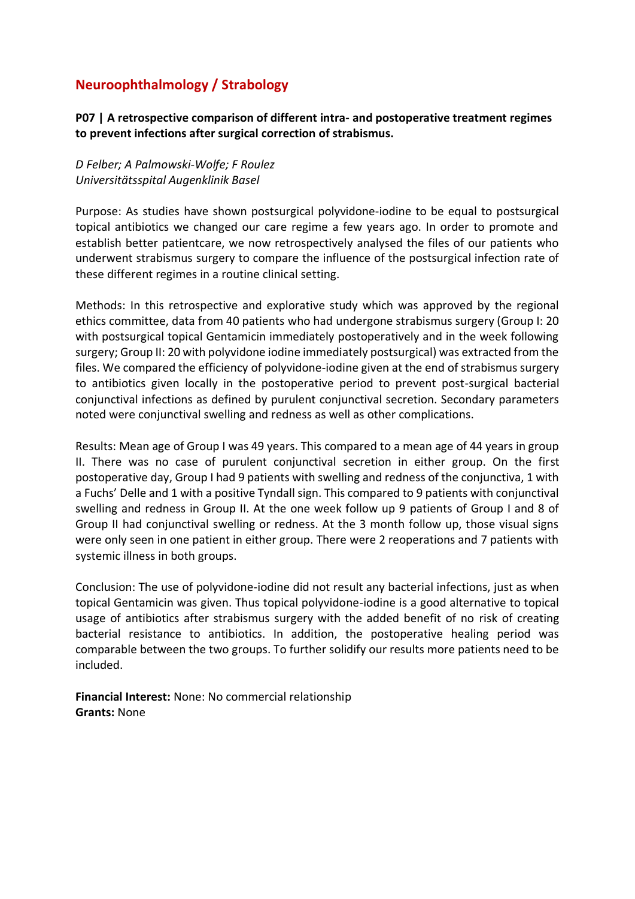## Neuroophthalmology / Strabology

**P07 | A retrospective comparison of different intra- and postoperative treatment regimes to prevent infections after surgical correction of strabismus.**

*D Felber; A Palmowski-Wolfe; F Roulez*
*Universitätsspital Augenklinik Basel*

Purpose: As studies have shown postsurgical polyvidone-iodine to be equal to postsurgical topical antibiotics we changed our care regime a few years ago. In order to promote and establish better patientcare, we now retrospectively analysed the files of our patients who underwent strabismus surgery to compare the influence of the postsurgical infection rate of these different regimes in a routine clinical setting.

Methods: In this retrospective and explorative study which was approved by the regional ethics committee, data from 40 patients who had undergone strabismus surgery (Group I: 20 with postsurgical topical Gentamicin immediately postoperatively and in the week following surgery; Group II: 20 with polyvidone iodine immediately postsurgical) was extracted from the files. We compared the efficiency of polyvidone-iodine given at the end of strabismus surgery to antibiotics given locally in the postoperative period to prevent post-surgical bacterial conjunctival infections as defined by purulent conjunctival secretion. Secondary parameters noted were conjunctival swelling and redness as well as other complications.

Results: Mean age of Group I was 49 years. This compared to a mean age of 44 years in group II. There was no case of purulent conjunctival secretion in either group. On the first postoperative day, Group I had 9 patients with swelling and redness of the conjunctiva, 1 with a Fuchs' Delle and 1 with a positive Tyndall sign. This compared to 9 patients with conjunctival swelling and redness in Group II. At the one week follow up 9 patients of Group I and 8 of Group II had conjunctival swelling or redness. At the 3 month follow up, those visual signs were only seen in one patient in either group. There were 2 reoperations and 7 patients with systemic illness in both groups.

Conclusion: The use of polyvidone-iodine did not result any bacterial infections, just as when topical Gentamicin was given. Thus topical polyvidone-iodine is a good alternative to topical usage of antibiotics after strabismus surgery with the added benefit of no risk of creating bacterial resistance to antibiotics. In addition, the postoperative healing period was comparable between the two groups. To further solidify our results more patients need to be included.

**Financial Interest:** None: No commercial relationship
**Grants:** None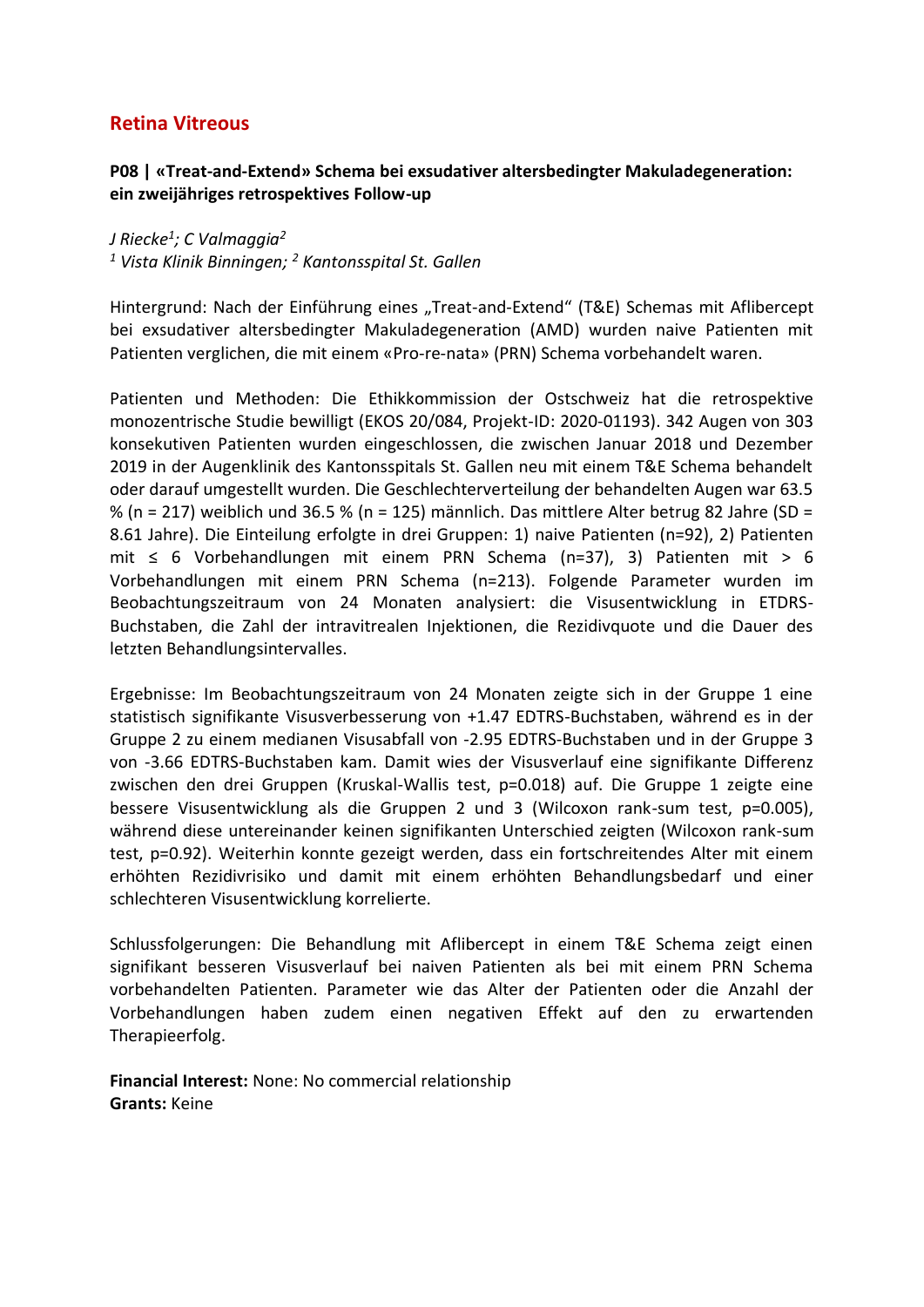## Retina Vitreous

### P08 | «Treat-and-Extend» Schema bei exsudativer altersbedingter Makuladegeneration: ein zweijähriges retrospektives Follow-up

*J Riecke[1]; C Valmaggia[2]*
*[1] Vista Klinik Binningen; [2] Kantonsspital St. Gallen*

Hintergrund: Nach der Einführung eines „Treat-and-Extend" (T&E) Schemas mit Aflibercept bei exsudativer altersbedingter Makuladegeneration (AMD) wurden naive Patienten mit Patienten verglichen, die mit einem «Pro-re-nata» (PRN) Schema vorbehandelt waren.

Patienten und Methoden: Die Ethikkommission der Ostschweiz hat die retrospektive monozentrische Studie bewilligt (EKOS 20/084, Projekt-ID: 2020-01193). 342 Augen von 303 konsekutiven Patienten wurden eingeschlossen, die zwischen Januar 2018 und Dezember 2019 in der Augenklinik des Kantonsspitals St. Gallen neu mit einem T&E Schema behandelt oder darauf umgestellt wurden. Die Geschlechterverteilung der behandelten Augen war 63.5 % (n = 217) weiblich und 36.5 % (n = 125) männlich. Das mittlere Alter betrug 82 Jahre (SD = 8.61 Jahre). Die Einteilung erfolgte in drei Gruppen: 1) naive Patienten (n=92), 2) Patienten mit ≤ 6 Vorbehandlungen mit einem PRN Schema (n=37), 3) Patienten mit > 6 Vorbehandlungen mit einem PRN Schema (n=213). Folgende Parameter wurden im Beobachtungszeitraum von 24 Monaten analysiert: die Visusentwicklung in ETDRS-Buchstaben, die Zahl der intravitrealen Injektionen, die Rezidivquote und die Dauer des letzten Behandlungsintervalles.

Ergebnisse: Im Beobachtungszeitraum von 24 Monaten zeigte sich in der Gruppe 1 eine statistisch signifikante Visusverbesserung von +1.47 EDTRS-Buchstaben, während es in der Gruppe 2 zu einem medianen Visusabfall von -2.95 EDTRS-Buchstaben und in der Gruppe 3 von -3.66 EDTRS-Buchstaben kam. Damit wies der Visusverlauf eine signifikante Differenz zwischen den drei Gruppen (Kruskal-Wallis test, $p=0.018$) auf. Die Gruppe 1 zeigte eine bessere Visusentwicklung als die Gruppen 2 und 3 (Wilcoxon rank-sum test, $p=0.005$), während diese untereinander keinen signifikanten Unterschied zeigten (Wilcoxon rank-sum test, $p=0.92$). Weiterhin konnte gezeigt werden, dass ein fortschreitendes Alter mit einem erhöhten Rezidivrisiko und damit mit einem erhöhten Behandlungsbedarf und einer schlechteren Visusentwicklung korrelierte.

Schlussfolgerungen: Die Behandlung mit Aflibercept in einem T&E Schema zeigt einen signifikant besseren Visusverlauf bei naiven Patienten als bei mit einem PRN Schema vorbehandelten Patienten. Parameter wie das Alter der Patienten oder die Anzahl der Vorbehandlungen haben zudem einen negativen Effekt auf den zu erwartenden Therapieerfolg.

**Financial Interest:** None: No commercial relationship
**Grants:** Keine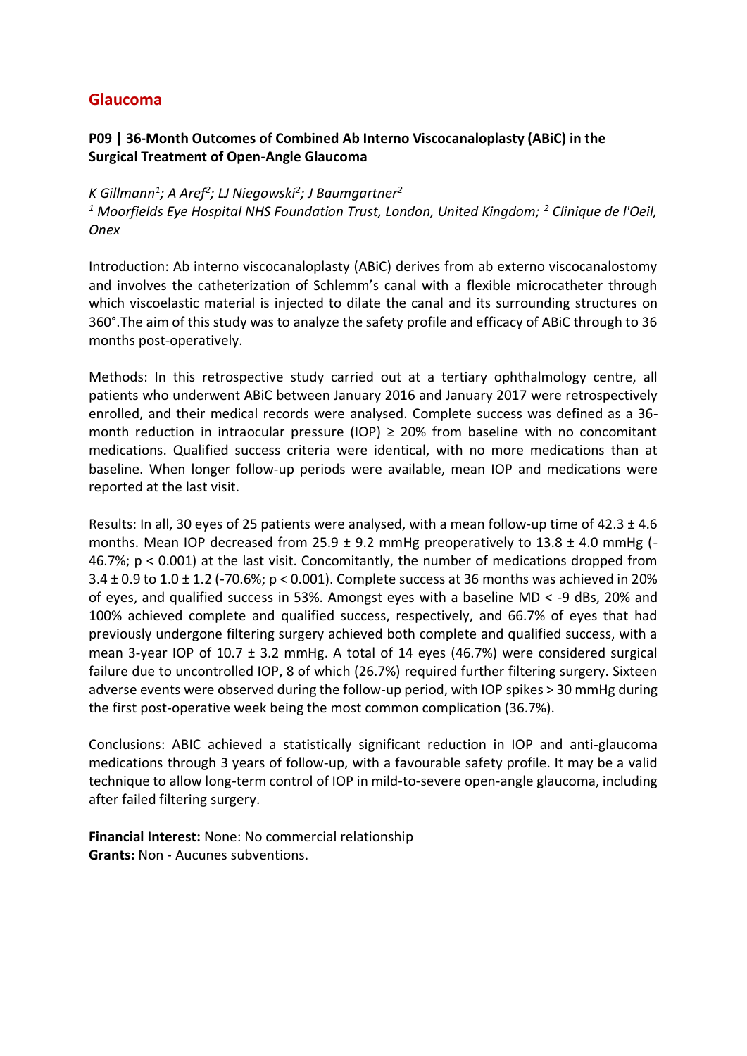## Glaucoma

### P09 | 36-Month Outcomes of Combined Ab Interno Viscocanaloplasty (ABiC) in the Surgical Treatment of Open-Angle Glaucoma

*K Gillmann[1]; A Aref[2]; LJ Niegowski[2]; J Baumgartner[2]*

*[1] Moorfields Eye Hospital NHS Foundation Trust, London, United Kingdom; [2] Clinique de l'Oeil, Onex*

Introduction: Ab interno viscocanaloplasty (ABiC) derives from ab externo viscocanalostomy and involves the catheterization of Schlemm's canal with a flexible microcatheter through which viscoelastic material is injected to dilate the canal and its surrounding structures on 360°.The aim of this study was to analyze the safety profile and efficacy of ABiC through to 36 months post-operatively.

Methods: In this retrospective study carried out at a tertiary ophthalmology centre, all patients who underwent ABiC between January 2016 and January 2017 were retrospectively enrolled, and their medical records were analysed. Complete success was defined as a 36-month reduction in intraocular pressure (IOP) ≥ 20% from baseline with no concomitant medications. Qualified success criteria were identical, with no more medications than at baseline. When longer follow-up periods were available, mean IOP and medications were reported at the last visit.

Results: In all, 30 eyes of 25 patients were analysed, with a mean follow-up time of 42.3 ± 4.6 months. Mean IOP decreased from 25.9 ± 9.2 mmHg preoperatively to 13.8 ± 4.0 mmHg (-46.7%; $p < 0.001$) at the last visit. Concomitantly, the number of medications dropped from 3.4 ± 0.9 to 1.0 ± 1.2 (-70.6%; $p < 0.001$). Complete success at 36 months was achieved in 20% of eyes, and qualified success in 53%. Amongst eyes with a baseline MD < -9 dBs, 20% and 100% achieved complete and qualified success, respectively, and 66.7% of eyes that had previously undergone filtering surgery achieved both complete and qualified success, with a mean 3-year IOP of 10.7 ± 3.2 mmHg. A total of 14 eyes (46.7%) were considered surgical failure due to uncontrolled IOP, 8 of which (26.7%) required further filtering surgery. Sixteen adverse events were observed during the follow-up period, with IOP spikes > 30 mmHg during the first post-operative week being the most common complication (36.7%).

Conclusions: ABIC achieved a statistically significant reduction in IOP and anti-glaucoma medications through 3 years of follow-up, with a favourable safety profile. It may be a valid technique to allow long-term control of IOP in mild-to-severe open-angle glaucoma, including after failed filtering surgery.

**Financial Interest:** None: No commercial relationship
**Grants:** Non - Aucunes subventions.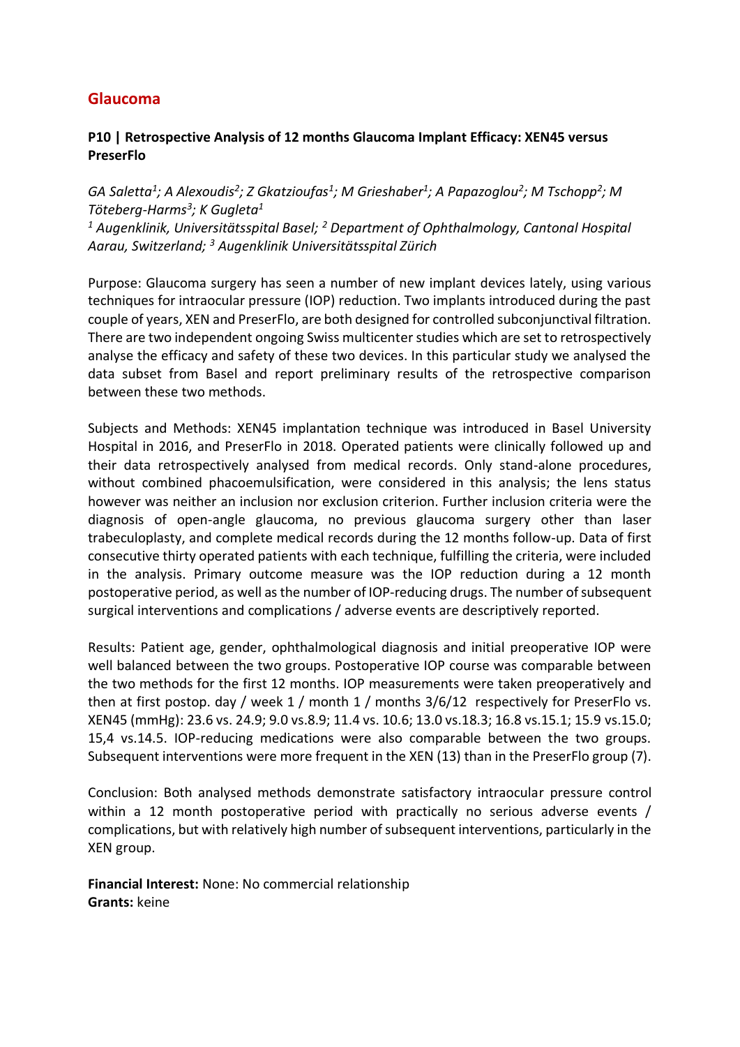## Glaucoma

### P10 | Retrospective Analysis of 12 months Glaucoma Implant Efficacy: XEN45 versus PreserFlo

*GA Saletta[1]; A Alexoudis[2]; Z Gkatzioufas[1]; M Grieshaber[1]; A Papazoglou[2]; M Tschopp[2]; M Töteberg-Harms[3]; K Gugleta[1]*
*[1] Augenklinik, Universitätsspital Basel; [2] Department of Ophthalmology, Cantonal Hospital Aarau, Switzerland; [3] Augenklinik Universitätsspital Zürich*

Purpose: Glaucoma surgery has seen a number of new implant devices lately, using various techniques for intraocular pressure (IOP) reduction. Two implants introduced during the past couple of years, XEN and PreserFlo, are both designed for controlled subconjunctival filtration. There are two independent ongoing Swiss multicenter studies which are set to retrospectively analyse the efficacy and safety of these two devices. In this particular study we analysed the data subset from Basel and report preliminary results of the retrospective comparison between these two methods.

Subjects and Methods: XEN45 implantation technique was introduced in Basel University Hospital in 2016, and PreserFlo in 2018. Operated patients were clinically followed up and their data retrospectively analysed from medical records. Only stand-alone procedures, without combined phacoemulsification, were considered in this analysis; the lens status however was neither an inclusion nor exclusion criterion. Further inclusion criteria were the diagnosis of open-angle glaucoma, no previous glaucoma surgery other than laser trabeculoplasty, and complete medical records during the 12 months follow-up. Data of first consecutive thirty operated patients with each technique, fulfilling the criteria, were included in the analysis. Primary outcome measure was the IOP reduction during a 12 month postoperative period, as well as the number of IOP-reducing drugs. The number of subsequent surgical interventions and complications / adverse events are descriptively reported.

Results: Patient age, gender, ophthalmological diagnosis and initial preoperative IOP were well balanced between the two groups. Postoperative IOP course was comparable between the two methods for the first 12 months. IOP measurements were taken preoperatively and then at first postop. day / week 1 / month 1 / months 3/6/12 respectively for PreserFlo vs. XEN45 (mmHg): 23.6 vs. 24.9; 9.0 vs.8.9; 11.4 vs. 10.6; 13.0 vs.18.3; 16.8 vs.15.1; 15.9 vs.15.0; 15,4 vs.14.5. IOP-reducing medications were also comparable between the two groups. Subsequent interventions were more frequent in the XEN (13) than in the PreserFlo group (7).

Conclusion: Both analysed methods demonstrate satisfactory intraocular pressure control within a 12 month postoperative period with practically no serious adverse events / complications, but with relatively high number of subsequent interventions, particularly in the XEN group.

**Financial Interest:** None: No commercial relationship
**Grants:** keine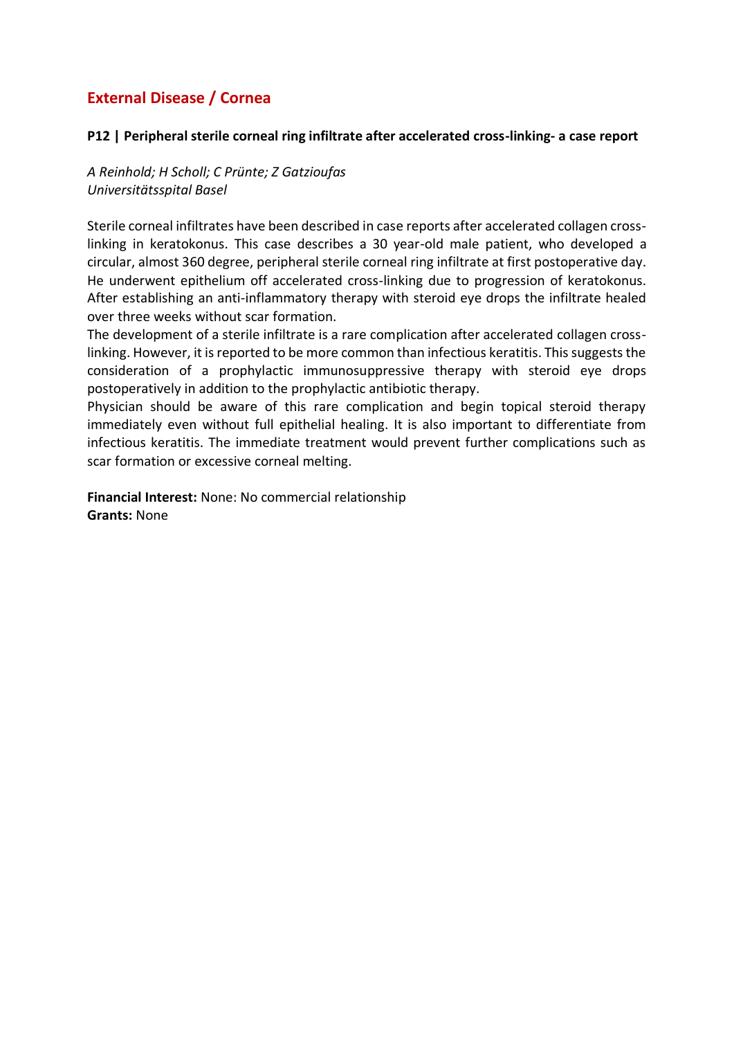## External Disease / Cornea

### P12 | Peripheral sterile corneal ring infiltrate after accelerated cross-linking- a case report

*A Reinhold; H Scholl; C Prünte; Z Gatzioufas*
*Universitätsspital Basel*

Sterile corneal infiltrates have been described in case reports after accelerated collagen cross-linking in keratokonus. This case describes a 30 year-old male patient, who developed a circular, almost 360 degree, peripheral sterile corneal ring infiltrate at first postoperative day. He underwent epithelium off accelerated cross-linking due to progression of keratokonus. After establishing an anti-inflammatory therapy with steroid eye drops the infiltrate healed over three weeks without scar formation.

The development of a sterile infiltrate is a rare complication after accelerated collagen cross-linking. However, it is reported to be more common than infectious keratitis. This suggests the consideration of a prophylactic immunosuppressive therapy with steroid eye drops postoperatively in addition to the prophylactic antibiotic therapy.

Physician should be aware of this rare complication and begin topical steroid therapy immediately even without full epithelial healing. It is also important to differentiate from infectious keratitis. The immediate treatment would prevent further complications such as scar formation or excessive corneal melting.

**Financial Interest:** None: No commercial relationship
**Grants:** None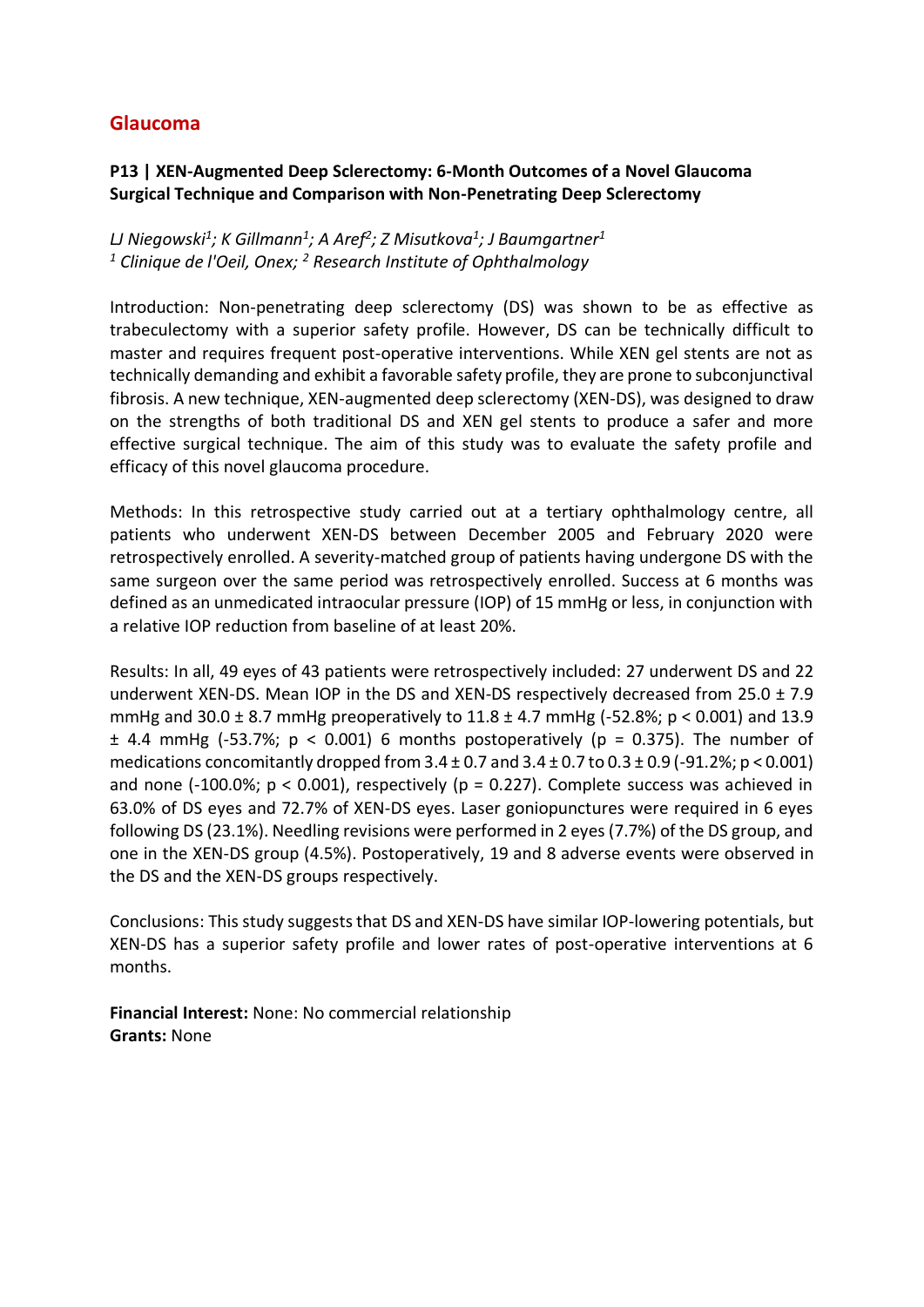## Glaucoma

### P13 | XEN-Augmented Deep Sclerectomy: 6-Month Outcomes of a Novel Glaucoma Surgical Technique and Comparison with Non-Penetrating Deep Sclerectomy

*LJ Niegowski[1]; K Gillmann[1]; A Aref[2]; Z Misutkova[1]; J Baumgartner[1]*
*[1] Clinique de l'Oeil, Onex; [2] Research Institute of Ophthalmology*

Introduction: Non-penetrating deep sclerectomy (DS) was shown to be as effective as trabeculectomy with a superior safety profile. However, DS can be technically difficult to master and requires frequent post-operative interventions. While XEN gel stents are not as technically demanding and exhibit a favorable safety profile, they are prone to subconjunctival fibrosis. A new technique, XEN-augmented deep sclerectomy (XEN-DS), was designed to draw on the strengths of both traditional DS and XEN gel stents to produce a safer and more effective surgical technique. The aim of this study was to evaluate the safety profile and efficacy of this novel glaucoma procedure.

Methods: In this retrospective study carried out at a tertiary ophthalmology centre, all patients who underwent XEN-DS between December 2005 and February 2020 were retrospectively enrolled. A severity-matched group of patients having undergone DS with the same surgeon over the same period was retrospectively enrolled. Success at 6 months was defined as an unmedicated intraocular pressure (IOP) of 15 mmHg or less, in conjunction with a relative IOP reduction from baseline of at least 20%.

Results: In all, 49 eyes of 43 patients were retrospectively included: 27 underwent DS and 22 underwent XEN-DS. Mean IOP in the DS and XEN-DS respectively decreased from 25.0 ± 7.9 mmHg and 30.0 ± 8.7 mmHg preoperatively to 11.8 ± 4.7 mmHg (-52.8%; $p < 0.001$) and 13.9 ± 4.4 mmHg (-53.7%; $p < 0.001$) 6 months postoperatively ($p = 0.375$). The number of medications concomitantly dropped from 3.4 ± 0.7 and 3.4 ± 0.7 to 0.3 ± 0.9 (-91.2%; $p < 0.001$) and none (-100.0%; $p < 0.001$), respectively ($p = 0.227$). Complete success was achieved in 63.0% of DS eyes and 72.7% of XEN-DS eyes. Laser goniopunctures were required in 6 eyes following DS (23.1%). Needling revisions were performed in 2 eyes (7.7%) of the DS group, and one in the XEN-DS group (4.5%). Postoperatively, 19 and 8 adverse events were observed in the DS and the XEN-DS groups respectively.

Conclusions: This study suggests that DS and XEN-DS have similar IOP-lowering potentials, but XEN-DS has a superior safety profile and lower rates of post-operative interventions at 6 months.

**Financial Interest:** None: No commercial relationship
**Grants:** None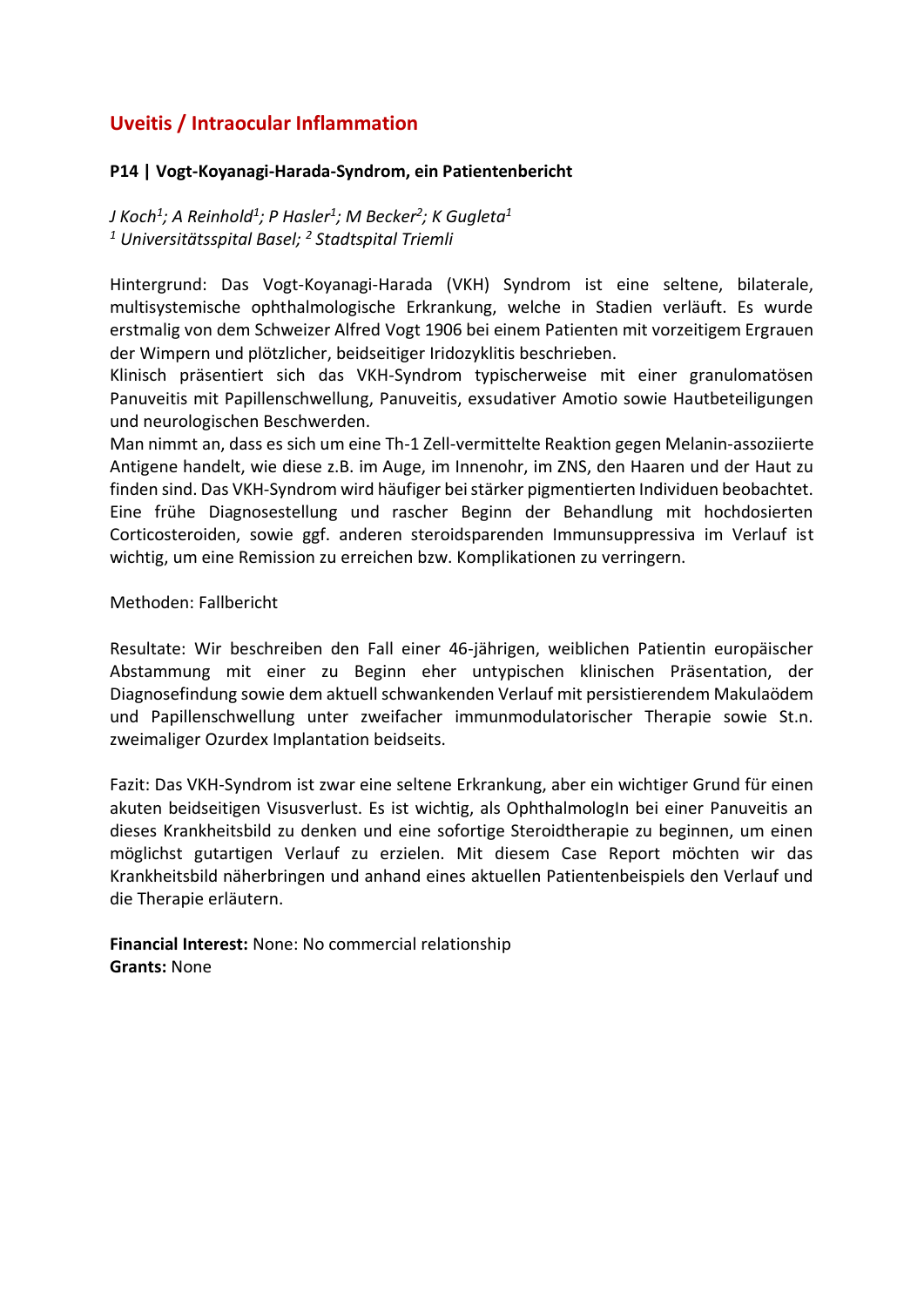## Uveitis / Intraocular Inflammation

### P14 | Vogt-Koyanagi-Harada-Syndrom, ein Patientenbericht

*J Koch[1]; A Reinhold[1]; P Hasler[1]; M Becker[2]; K Gugleta[1]*
*[1] Universitätsspital Basel; [2] Stadtspital Triemli*

Hintergrund: Das Vogt-Koyanagi-Harada (VKH) Syndrom ist eine seltene, bilaterale, multisystemische ophthalmologische Erkrankung, welche in Stadien verläuft. Es wurde erstmalig von dem Schweizer Alfred Vogt 1906 bei einem Patienten mit vorzeitigem Ergrauen der Wimpern und plötzlicher, beidseitiger Iridozyklitis beschrieben.
Klinisch präsentiert sich das VKH-Syndrom typischerweise mit einer granulomatösen Panuveitis mit Papillenschwellung, Panuveitis, exsudativer Amotio sowie Hautbeteiligungen und neurologischen Beschwerden.
Man nimmt an, dass es sich um eine Th-1 Zell-vermittelte Reaktion gegen Melanin-assoziierte Antigene handelt, wie diese z.B. im Auge, im Innenohr, im ZNS, den Haaren und der Haut zu finden sind. Das VKH-Syndrom wird häufiger bei stärker pigmentierten Individuen beobachtet.
Eine frühe Diagnosestellung und rascher Beginn der Behandlung mit hochdosierten Corticosteroiden, sowie ggf. anderen steroidsparenden Immunsuppressiva im Verlauf ist wichtig, um eine Remission zu erreichen bzw. Komplikationen zu verringern.

Methoden: Fallbericht

Resultate: Wir beschreiben den Fall einer 46-jährigen, weiblichen Patientin europäischer Abstammung mit einer zu Beginn eher untypischen klinischen Präsentation, der Diagnosefindung sowie dem aktuell schwankenden Verlauf mit persistierendem Makulaödem und Papillenschwellung unter zweifacher immunmodulatorischer Therapie sowie St.n. zweimaliger Ozurdex Implantation beidseits.

Fazit: Das VKH-Syndrom ist zwar eine seltene Erkrankung, aber ein wichtiger Grund für einen akuten beidseitigen Visusverlust. Es ist wichtig, als OphthalmologIn bei einer Panuveitis an dieses Krankheitsbild zu denken und eine sofortige Steroidtherapie zu beginnen, um einen möglichst gutartigen Verlauf zu erzielen. Mit diesem Case Report möchten wir das Krankheitsbild näherbringen und anhand eines aktuellen Patientenbeispiels den Verlauf und die Therapie erläutern.

**Financial Interest:** None: No commercial relationship
**Grants:** None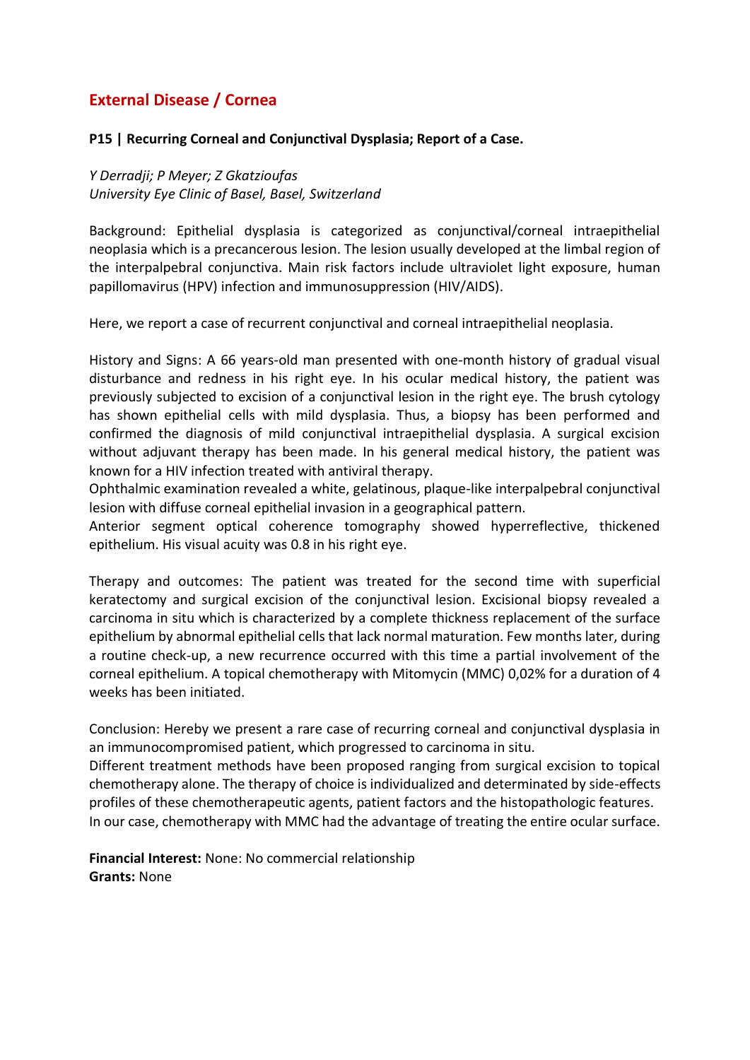## External Disease / Cornea

### P15 | Recurring Corneal and Conjunctival Dysplasia; Report of a Case.

*Y Derradji; P Meyer; Z Gkatzioufas*
*University Eye Clinic of Basel, Basel, Switzerland*

Background: Epithelial dysplasia is categorized as conjunctival/corneal intraepithelial neoplasia which is a precancerous lesion. The lesion usually developed at the limbal region of the interpalpebral conjunctiva. Main risk factors include ultraviolet light exposure, human papillomavirus (HPV) infection and immunosuppression (HIV/AIDS).

Here, we report a case of recurrent conjunctival and corneal intraepithelial neoplasia.

History and Signs: A 66 years-old man presented with one-month history of gradual visual disturbance and redness in his right eye. In his ocular medical history, the patient was previously subjected to excision of a conjunctival lesion in the right eye. The brush cytology has shown epithelial cells with mild dysplasia. Thus, a biopsy has been performed and confirmed the diagnosis of mild conjunctival intraepithelial dysplasia. A surgical excision without adjuvant therapy has been made. In his general medical history, the patient was known for a HIV infection treated with antiviral therapy.
Ophthalmic examination revealed a white, gelatinous, plaque-like interpalpebral conjunctival lesion with diffuse corneal epithelial invasion in a geographical pattern.
Anterior segment optical coherence tomography showed hyperreflective, thickened epithelium. His visual acuity was 0.8 in his right eye.

Therapy and outcomes: The patient was treated for the second time with superficial keratectomy and surgical excision of the conjunctival lesion. Excisional biopsy revealed a carcinoma in situ which is characterized by a complete thickness replacement of the surface epithelium by abnormal epithelial cells that lack normal maturation. Few months later, during a routine check-up, a new recurrence occurred with this time a partial involvement of the corneal epithelium. A topical chemotherapy with Mitomycin (MMC) 0,02% for a duration of 4 weeks has been initiated.

Conclusion: Hereby we present a rare case of recurring corneal and conjunctival dysplasia in an immunocompromised patient, which progressed to carcinoma in situ.
Different treatment methods have been proposed ranging from surgical excision to topical chemotherapy alone. The therapy of choice is individualized and determinated by side-effects profiles of these chemotherapeutic agents, patient factors and the histopathologic features.
In our case, chemotherapy with MMC had the advantage of treating the entire ocular surface.

**Financial Interest:** None: No commercial relationship
**Grants:** None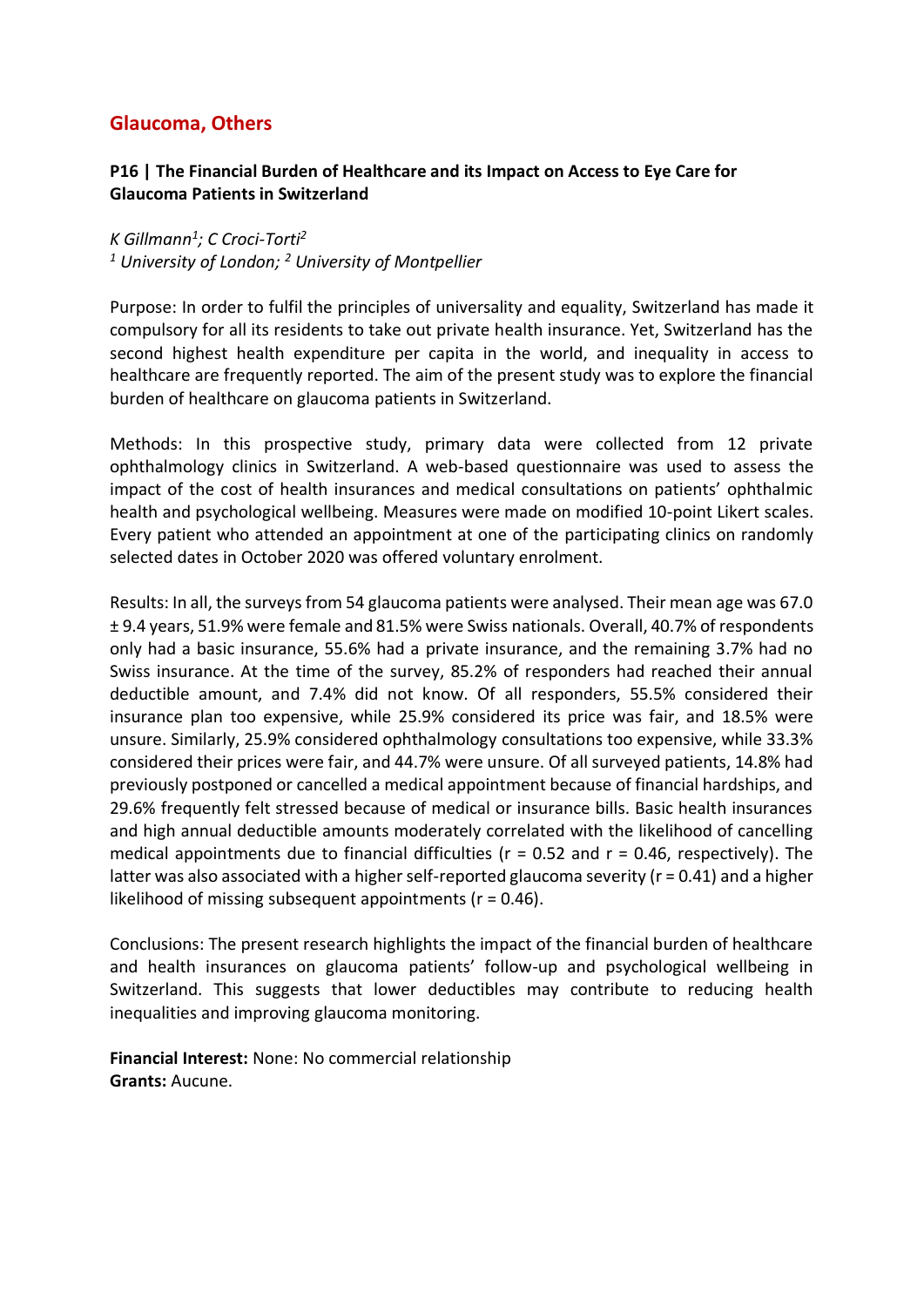## Glaucoma, Others

### P16 | The Financial Burden of Healthcare and its Impact on Access to Eye Care for Glaucoma Patients in Switzerland

*K Gillmann[1]; C Croci-Torti[2]*
*[1] University of London; [2] University of Montpellier*

Purpose: In order to fulfil the principles of universality and equality, Switzerland has made it compulsory for all its residents to take out private health insurance. Yet, Switzerland has the second highest health expenditure per capita in the world, and inequality in access to healthcare are frequently reported. The aim of the present study was to explore the financial burden of healthcare on glaucoma patients in Switzerland.

Methods: In this prospective study, primary data were collected from 12 private ophthalmology clinics in Switzerland. A web-based questionnaire was used to assess the impact of the cost of health insurances and medical consultations on patients' ophthalmic health and psychological wellbeing. Measures were made on modified 10-point Likert scales. Every patient who attended an appointment at one of the participating clinics on randomly selected dates in October 2020 was offered voluntary enrolment.

Results: In all, the surveys from 54 glaucoma patients were analysed. Their mean age was 67.0 ± 9.4 years, 51.9% were female and 81.5% were Swiss nationals. Overall, 40.7% of respondents only had a basic insurance, 55.6% had a private insurance, and the remaining 3.7% had no Swiss insurance. At the time of the survey, 85.2% of responders had reached their annual deductible amount, and 7.4% did not know. Of all responders, 55.5% considered their insurance plan too expensive, while 25.9% considered its price was fair, and 18.5% were unsure. Similarly, 25.9% considered ophthalmology consultations too expensive, while 33.3% considered their prices were fair, and 44.7% were unsure. Of all surveyed patients, 14.8% had previously postponed or cancelled a medical appointment because of financial hardships, and 29.6% frequently felt stressed because of medical or insurance bills. Basic health insurances and high annual deductible amounts moderately correlated with the likelihood of cancelling medical appointments due to financial difficulties ($r = 0.52$ and $r = 0.46$, respectively). The latter was also associated with a higher self-reported glaucoma severity ($r = 0.41$) and a higher likelihood of missing subsequent appointments ($r = 0.46$).

Conclusions: The present research highlights the impact of the financial burden of healthcare and health insurances on glaucoma patients' follow-up and psychological wellbeing in Switzerland. This suggests that lower deductibles may contribute to reducing health inequalities and improving glaucoma monitoring.

**Financial Interest:** None: No commercial relationship
**Grants:** Aucune.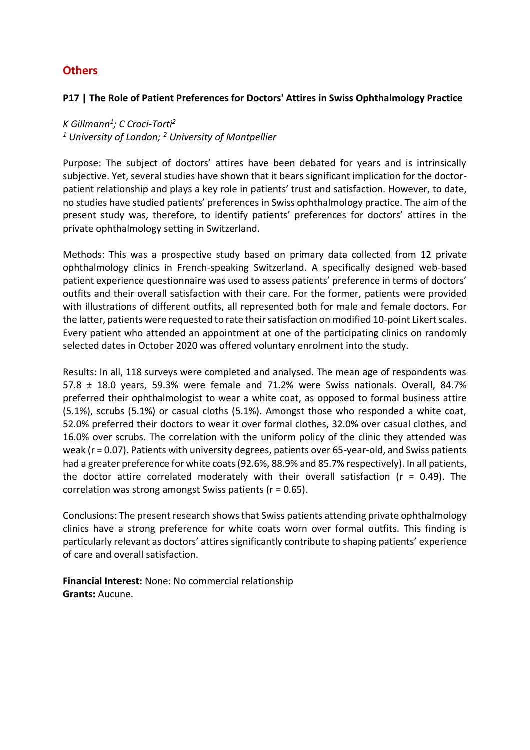## Others

### P17 | The Role of Patient Preferences for Doctors' Attires in Swiss Ophthalmology Practice

*K Gillmann[1]; C Croci-Torti[2]*
*[1] University of London; [2] University of Montpellier*

Purpose: The subject of doctors' attires have been debated for years and is intrinsically subjective. Yet, several studies have shown that it bears significant implication for the doctor-patient relationship and plays a key role in patients' trust and satisfaction. However, to date, no studies have studied patients' preferences in Swiss ophthalmology practice. The aim of the present study was, therefore, to identify patients' preferences for doctors' attires in the private ophthalmology setting in Switzerland.

Methods: This was a prospective study based on primary data collected from 12 private ophthalmology clinics in French-speaking Switzerland. A specifically designed web-based patient experience questionnaire was used to assess patients' preference in terms of doctors' outfits and their overall satisfaction with their care. For the former, patients were provided with illustrations of different outfits, all represented both for male and female doctors. For the latter, patients were requested to rate their satisfaction on modified 10-point Likert scales. Every patient who attended an appointment at one of the participating clinics on randomly selected dates in October 2020 was offered voluntary enrolment into the study.

Results: In all, 118 surveys were completed and analysed. The mean age of respondents was 57.8 ± 18.0 years, 59.3% were female and 71.2% were Swiss nationals. Overall, 84.7% preferred their ophthalmologist to wear a white coat, as opposed to formal business attire (5.1%), scrubs (5.1%) or casual cloths (5.1%). Amongst those who responded a white coat, 52.0% preferred their doctors to wear it over formal clothes, 32.0% over casual clothes, and 16.0% over scrubs. The correlation with the uniform policy of the clinic they attended was weak ($r = 0.07$). Patients with university degrees, patients over 65-year-old, and Swiss patients had a greater preference for white coats (92.6%, 88.9% and 85.7% respectively). In all patients, the doctor attire correlated moderately with their overall satisfaction ($r = 0.49$). The correlation was strong amongst Swiss patients ($r = 0.65$).

Conclusions: The present research shows that Swiss patients attending private ophthalmology clinics have a strong preference for white coats worn over formal outfits. This finding is particularly relevant as doctors' attires significantly contribute to shaping patients' experience of care and overall satisfaction.

**Financial Interest:** None: No commercial relationship
**Grants:** Aucune.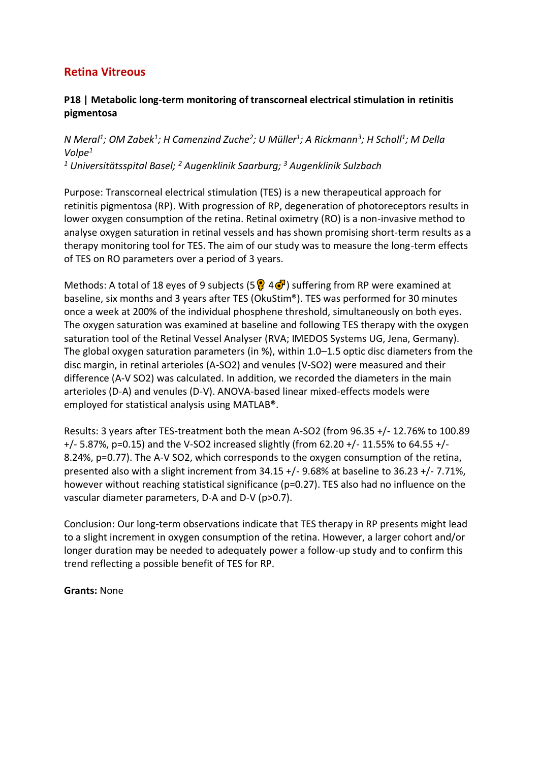## Retina Vitreous

### P18 | Metabolic long-term monitoring of transcorneal electrical stimulation in retinitis pigmentosa

*N Meral[1]; OM Zabek[1]; H Camenzind Zuche[2]; U Müller[1]; A Rickmann[3]; H Scholl[1]; M Della Volpe[1]*
*[1] Universitätsspital Basel; [2] Augenklinik Saarburg; [3] Augenklinik Sulzbach*

Purpose: Transcorneal electrical stimulation (TES) is a new therapeutical approach for retinitis pigmentosa (RP). With progression of RP, degeneration of photoreceptors results in lower oxygen consumption of the retina. Retinal oximetry (RO) is a non-invasive method to analyse oxygen saturation in retinal vessels and has shown promising short-term results as a therapy monitoring tool for TES. The aim of our study was to measure the long-term effects of TES on RO parameters over a period of 3 years.

Methods: A total of 18 eyes of 9 subjects (5♀ 4♂) suffering from RP were examined at baseline, six months and 3 years after TES (OkuStim®). TES was performed for 30 minutes once a week at 200% of the individual phosphene threshold, simultaneously on both eyes. The oxygen saturation was examined at baseline and following TES therapy with the oxygen saturation tool of the Retinal Vessel Analyser (RVA; IMEDOS Systems UG, Jena, Germany). The global oxygen saturation parameters (in %), within 1.0–1.5 optic disc diameters from the disc margin, in retinal arterioles (A-SO2) and venules (V-SO2) were measured and their difference (A-V SO2) was calculated. In addition, we recorded the diameters in the main arterioles (D-A) and venules (D-V). ANOVA-based linear mixed-effects models were employed for statistical analysis using MATLAB®.

Results: 3 years after TES-treatment both the mean A-SO2 (from 96.35 +/- 12.76% to 100.89 +/- 5.87%, p=0.15) and the V-SO2 increased slightly (from 62.20 +/- 11.55% to 64.55 +/- 8.24%, p=0.77). The A-V SO2, which corresponds to the oxygen consumption of the retina, presented also with a slight increment from 34.15 +/- 9.68% at baseline to 36.23 +/- 7.71%, however without reaching statistical significance (p=0.27). TES also had no influence on the vascular diameter parameters, D-A and D-V (p>0.7).

Conclusion: Our long-term observations indicate that TES therapy in RP presents might lead to a slight increment in oxygen consumption of the retina. However, a larger cohort and/or longer duration may be needed to adequately power a follow-up study and to confirm this trend reflecting a possible benefit of TES for RP.

**Grants:** None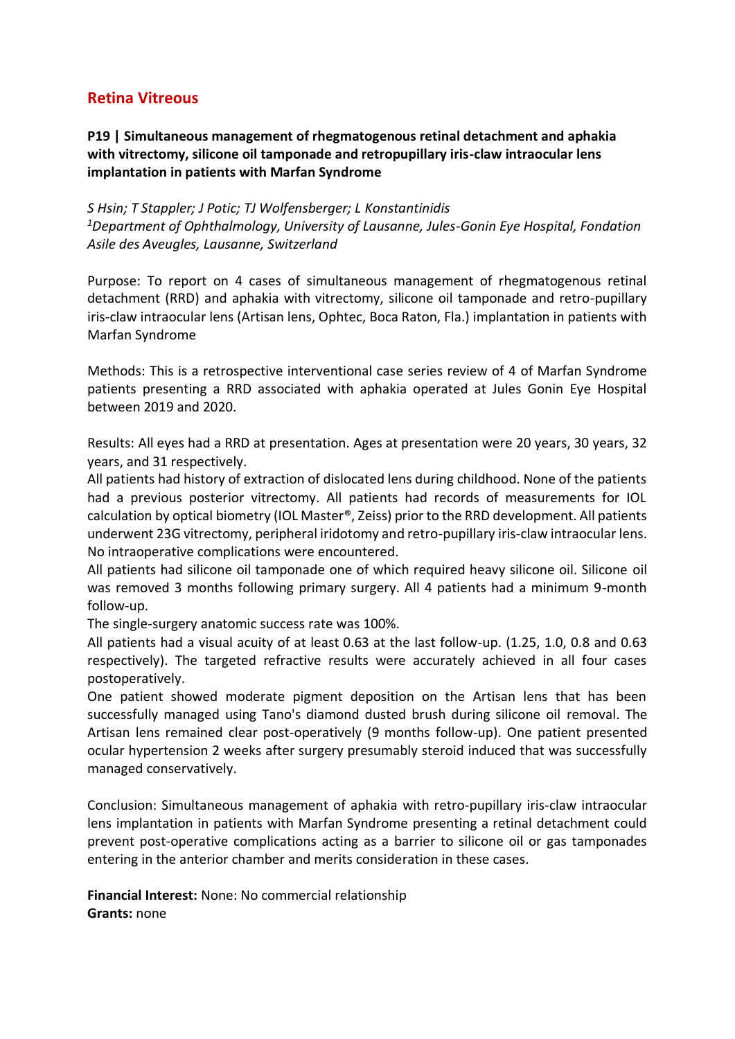## Retina Vitreous

### P19 | Simultaneous management of rhegmatogenous retinal detachment and aphakia with vitrectomy, silicone oil tamponade and retropupillary iris-claw intraocular lens implantation in patients with Marfan Syndrome

*S Hsin; T Stappler; J Potic; TJ Wolfensberger; L Konstantinidis*
*[1]Department of Ophthalmology, University of Lausanne, Jules-Gonin Eye Hospital, Fondation Asile des Aveugles, Lausanne, Switzerland*

Purpose: To report on 4 cases of simultaneous management of rhegmatogenous retinal detachment (RRD) and aphakia with vitrectomy, silicone oil tamponade and retro-pupillary iris-claw intraocular lens (Artisan lens, Ophtec, Boca Raton, Fla.) implantation in patients with Marfan Syndrome

Methods: This is a retrospective interventional case series review of 4 of Marfan Syndrome patients presenting a RRD associated with aphakia operated at Jules Gonin Eye Hospital between 2019 and 2020.

Results: All eyes had a RRD at presentation. Ages at presentation were 20 years, 30 years, 32 years, and 31 respectively.
All patients had history of extraction of dislocated lens during childhood. None of the patients had a previous posterior vitrectomy. All patients had records of measurements for IOL calculation by optical biometry (IOL Master®, Zeiss) prior to the RRD development. All patients underwent 23G vitrectomy, peripheral iridotomy and retro-pupillary iris-claw intraocular lens. No intraoperative complications were encountered.
All patients had silicone oil tamponade one of which required heavy silicone oil. Silicone oil was removed 3 months following primary surgery. All 4 patients had a minimum 9-month follow-up.
The single-surgery anatomic success rate was 100%.
All patients had a visual acuity of at least 0.63 at the last follow-up. (1.25, 1.0, 0.8 and 0.63 respectively). The targeted refractive results were accurately achieved in all four cases postoperatively.
One patient showed moderate pigment deposition on the Artisan lens that has been successfully managed using Tano's diamond dusted brush during silicone oil removal. The Artisan lens remained clear post-operatively (9 months follow-up). One patient presented ocular hypertension 2 weeks after surgery presumably steroid induced that was successfully managed conservatively.

Conclusion: Simultaneous management of aphakia with retro-pupillary iris-claw intraocular lens implantation in patients with Marfan Syndrome presenting a retinal detachment could prevent post-operative complications acting as a barrier to silicone oil or gas tamponades entering in the anterior chamber and merits consideration in these cases.

**Financial Interest:** None: No commercial relationship
**Grants:** none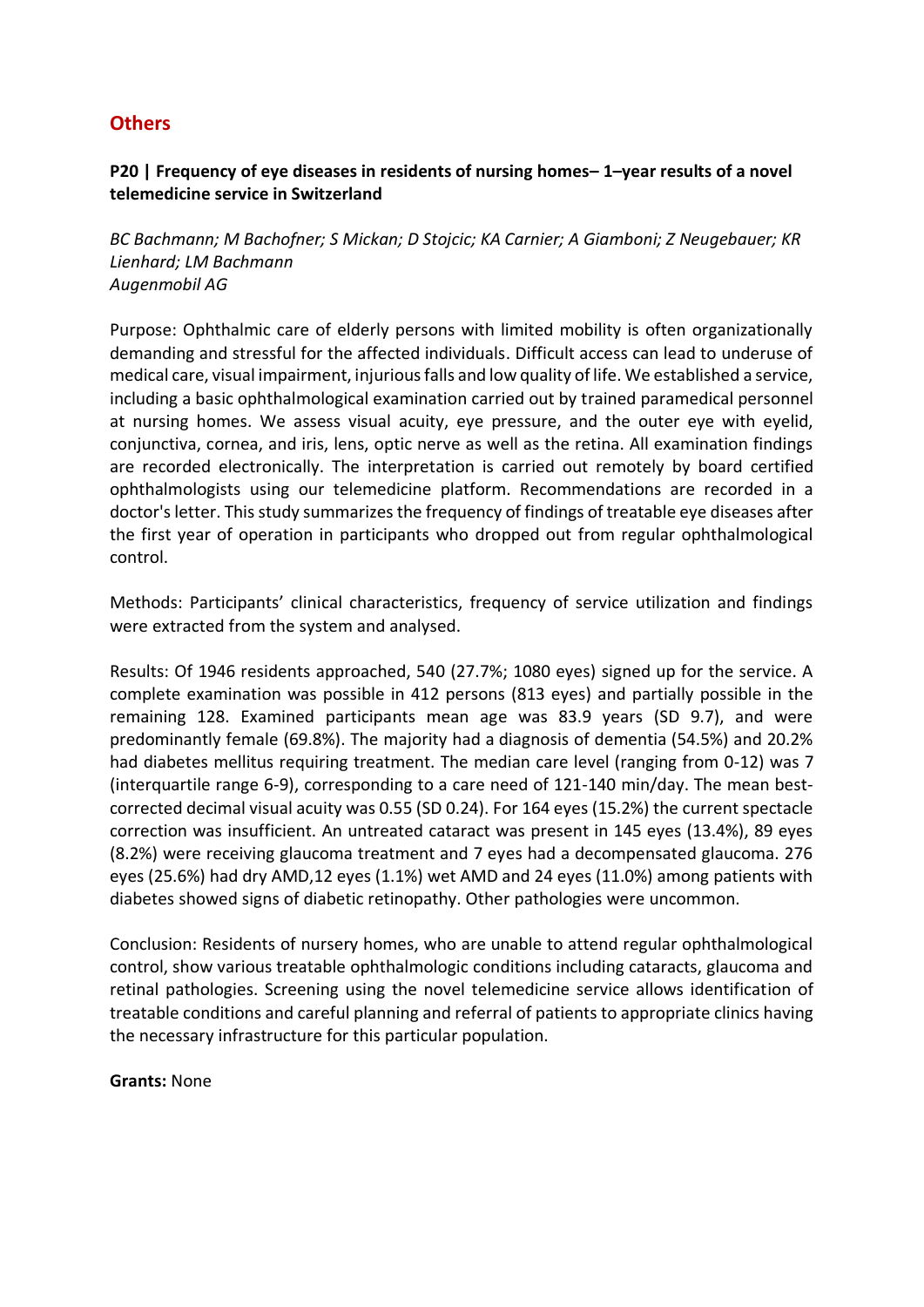## Others

### P20 | Frequency of eye diseases in residents of nursing homes– 1–year results of a novel telemedicine service in Switzerland

*BC Bachmann; M Bachofner; S Mickan; D Stojcic; KA Carnier; A Giamboni; Z Neugebauer; KR Lienhard; LM Bachmann*
*Augenmobil AG*

Purpose: Ophthalmic care of elderly persons with limited mobility is often organizationally demanding and stressful for the affected individuals. Difficult access can lead to underuse of medical care, visual impairment, injurious falls and low quality of life. We established a service, including a basic ophthalmological examination carried out by trained paramedical personnel at nursing homes. We assess visual acuity, eye pressure, and the outer eye with eyelid, conjunctiva, cornea, and iris, lens, optic nerve as well as the retina. All examination findings are recorded electronically. The interpretation is carried out remotely by board certified ophthalmologists using our telemedicine platform. Recommendations are recorded in a doctor's letter. This study summarizes the frequency of findings of treatable eye diseases after the first year of operation in participants who dropped out from regular ophthalmological control.

Methods: Participants' clinical characteristics, frequency of service utilization and findings were extracted from the system and analysed.

Results: Of 1946 residents approached, 540 (27.7%; 1080 eyes) signed up for the service. A complete examination was possible in 412 persons (813 eyes) and partially possible in the remaining 128. Examined participants mean age was 83.9 years (SD 9.7), and were predominantly female (69.8%). The majority had a diagnosis of dementia (54.5%) and 20.2% had diabetes mellitus requiring treatment. The median care level (ranging from 0-12) was 7 (interquartile range 6-9), corresponding to a care need of 121-140 min/day. The mean best-corrected decimal visual acuity was 0.55 (SD 0.24). For 164 eyes (15.2%) the current spectacle correction was insufficient. An untreated cataract was present in 145 eyes (13.4%), 89 eyes (8.2%) were receiving glaucoma treatment and 7 eyes had a decompensated glaucoma. 276 eyes (25.6%) had dry AMD,12 eyes (1.1%) wet AMD and 24 eyes (11.0%) among patients with diabetes showed signs of diabetic retinopathy. Other pathologies were uncommon.

Conclusion: Residents of nursery homes, who are unable to attend regular ophthalmological control, show various treatable ophthalmologic conditions including cataracts, glaucoma and retinal pathologies. Screening using the novel telemedicine service allows identification of treatable conditions and careful planning and referral of patients to appropriate clinics having the necessary infrastructure for this particular population.

**Grants:** None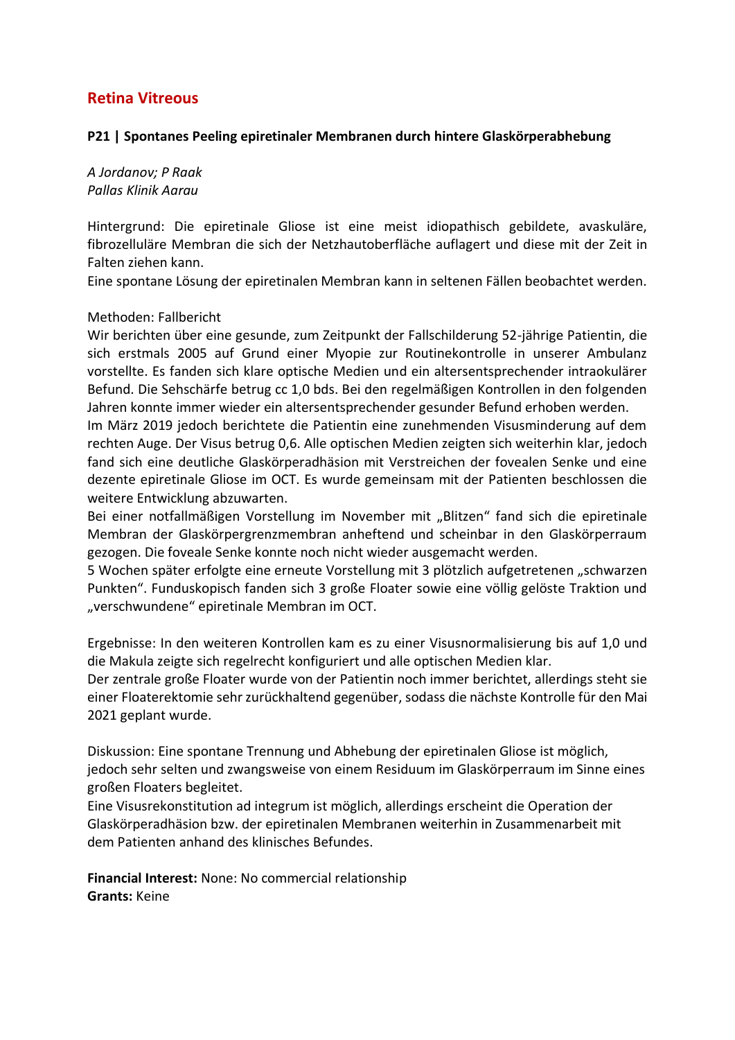## Retina Vitreous

### P21 | Spontanes Peeling epiretinaler Membranen durch hintere Glaskörperabhebung

*A Jordanov; P Raak*
*Pallas Klinik Aarau*

Hintergrund: Die epiretinale Gliose ist eine meist idiopathisch gebildete, avaskuläre, fibrozelluläre Membran die sich der Netzhautoberfläche auflagert und diese mit der Zeit in Falten ziehen kann.
Eine spontane Lösung der epiretinalen Membran kann in seltenen Fällen beobachtet werden.

Methoden: Fallbericht
Wir berichten über eine gesunde, zum Zeitpunkt der Fallschilderung 52-jährige Patientin, die sich erstmals 2005 auf Grund einer Myopie zur Routinekontrolle in unserer Ambulanz vorstellte. Es fanden sich klare optische Medien und ein altersentsprechender intraokulärer Befund. Die Sehschärfe betrug cc 1,0 bds. Bei den regelmäßigen Kontrollen in den folgenden Jahren konnte immer wieder ein altersentsprechender gesunder Befund erhoben werden.
Im März 2019 jedoch berichtete die Patientin eine zunehmenden Visusminderung auf dem rechten Auge. Der Visus betrug 0,6. Alle optischen Medien zeigten sich weiterhin klar, jedoch fand sich eine deutliche Glaskörperadhäsion mit Verstreichen der fovealen Senke und eine dezente epiretinale Gliose im OCT. Es wurde gemeinsam mit der Patienten beschlossen die weitere Entwicklung abzuwarten.
Bei einer notfallmäßigen Vorstellung im November mit „Blitzen" fand sich die epiretinale Membran der Glaskörpergrenzmembran anheftend und scheinbar in den Glaskörperraum gezogen. Die foveale Senke konnte noch nicht wieder ausgemacht werden.
5 Wochen später erfolgte eine erneute Vorstellung mit 3 plötzlich aufgetretenen „schwarzen Punkten". Funduskopisch fanden sich 3 große Floater sowie eine völlig gelöste Traktion und „verschwundene" epiretinale Membran im OCT.

Ergebnisse: In den weiteren Kontrollen kam es zu einer Visusnormalisierung bis auf 1,0 und die Makula zeigte sich regelrecht konfiguriert und alle optischen Medien klar.
Der zentrale große Floater wurde von der Patientin noch immer berichtet, allerdings steht sie einer Floaterektomie sehr zurückhaltend gegenüber, sodass die nächste Kontrolle für den Mai 2021 geplant wurde.

Diskussion: Eine spontane Trennung und Abhebung der epiretinalen Gliose ist möglich, jedoch sehr selten und zwangsweise von einem Residuum im Glaskörperraum im Sinne eines großen Floaters begleitet.
Eine Visusrekonstitution ad integrum ist möglich, allerdings erscheint die Operation der Glaskörperadhäsion bzw. der epiretinalen Membranen weiterhin in Zusammenarbeit mit dem Patienten anhand des klinisches Befundes.

**Financial Interest:** None: No commercial relationship
**Grants:** Keine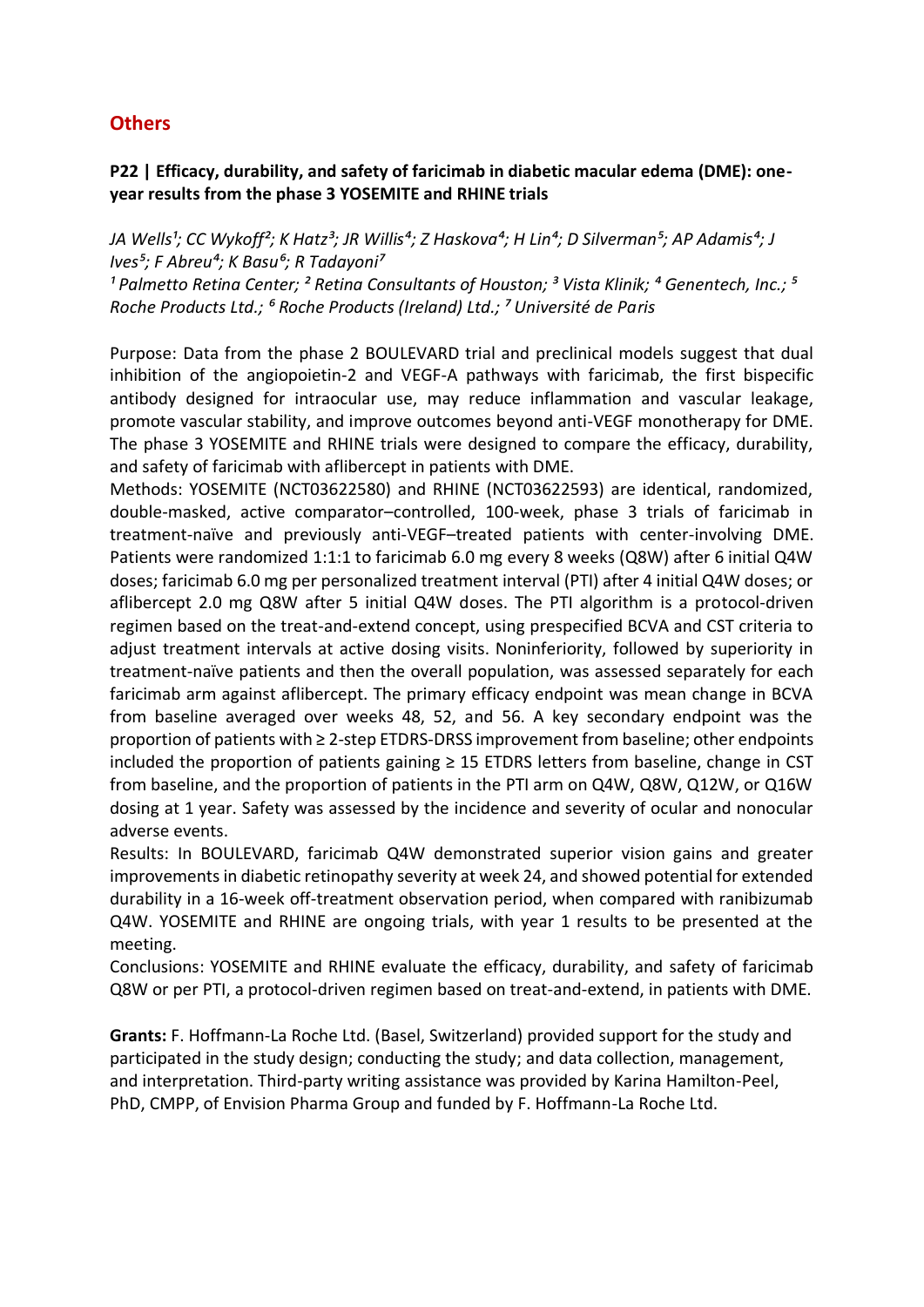## Others

### P22 | Efficacy, durability, and safety of faricimab in diabetic macular edema (DME): one-year results from the phase 3 YOSEMITE and RHINE trials

*JA Wells[1]; CC Wykoff[2]; K Hatz[3]; JR Willis[4]; Z Haskova[4]; H Lin[4]; D Silverman[5]; AP Adamis[4]; J Ives[5]; F Abreu[4]; K Basu[6]; R Tadayoni[7]*

*[1] Palmetto Retina Center; [2] Retina Consultants of Houston; [3] Vista Klinik; [4] Genentech, Inc.; [5] Roche Products Ltd.; [6] Roche Products (Ireland) Ltd.; [7] Université de Paris*

Purpose: Data from the phase 2 BOULEVARD trial and preclinical models suggest that dual inhibition of the angiopoietin-2 and VEGF-A pathways with faricimab, the first bispecific antibody designed for intraocular use, may reduce inflammation and vascular leakage, promote vascular stability, and improve outcomes beyond anti-VEGF monotherapy for DME. The phase 3 YOSEMITE and RHINE trials were designed to compare the efficacy, durability, and safety of faricimab with aflibercept in patients with DME.

Methods: YOSEMITE (NCT03622580) and RHINE (NCT03622593) are identical, randomized, double-masked, active comparator–controlled, 100-week, phase 3 trials of faricimab in treatment-naïve and previously anti-VEGF–treated patients with center-involving DME. Patients were randomized 1:1:1 to faricimab 6.0 mg every 8 weeks (Q8W) after 6 initial Q4W doses; faricimab 6.0 mg per personalized treatment interval (PTI) after 4 initial Q4W doses; or aflibercept 2.0 mg Q8W after 5 initial Q4W doses. The PTI algorithm is a protocol-driven regimen based on the treat-and-extend concept, using prespecified BCVA and CST criteria to adjust treatment intervals at active dosing visits. Noninferiority, followed by superiority in treatment-naïve patients and then the overall population, was assessed separately for each faricimab arm against aflibercept. The primary efficacy endpoint was mean change in BCVA from baseline averaged over weeks 48, 52, and 56. A key secondary endpoint was the proportion of patients with ≥ 2-step ETDRS-DRSS improvement from baseline; other endpoints included the proportion of patients gaining ≥ 15 ETDRS letters from baseline, change in CST from baseline, and the proportion of patients in the PTI arm on Q4W, Q8W, Q12W, or Q16W dosing at 1 year. Safety was assessed by the incidence and severity of ocular and nonocular adverse events.

Results: In BOULEVARD, faricimab Q4W demonstrated superior vision gains and greater improvements in diabetic retinopathy severity at week 24, and showed potential for extended durability in a 16-week off-treatment observation period, when compared with ranibizumab Q4W. YOSEMITE and RHINE are ongoing trials, with year 1 results to be presented at the meeting.

Conclusions: YOSEMITE and RHINE evaluate the efficacy, durability, and safety of faricimab Q8W or per PTI, a protocol-driven regimen based on treat-and-extend, in patients with DME.

**Grants:** F. Hoffmann-La Roche Ltd. (Basel, Switzerland) provided support for the study and participated in the study design; conducting the study; and data collection, management, and interpretation. Third-party writing assistance was provided by Karina Hamilton-Peel, PhD, CMPP, of Envision Pharma Group and funded by F. Hoffmann-La Roche Ltd.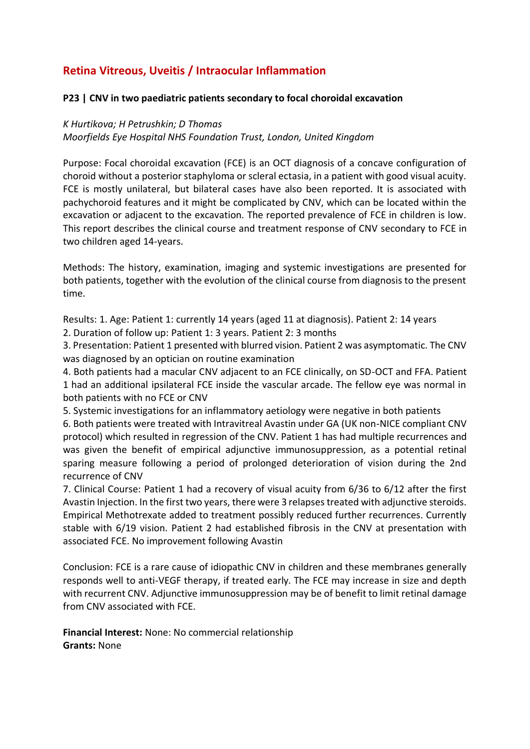## Retina Vitreous, Uveitis / Intraocular Inflammation

### P23 | CNV in two paediatric patients secondary to focal choroidal excavation

*K Hurtikova; H Petrushkin; D Thomas*
*Moorfields Eye Hospital NHS Foundation Trust, London, United Kingdom*

Purpose: Focal choroidal excavation (FCE) is an OCT diagnosis of a concave configuration of choroid without a posterior staphyloma or scleral ectasia, in a patient with good visual acuity. FCE is mostly unilateral, but bilateral cases have also been reported. It is associated with pachychoroid features and it might be complicated by CNV, which can be located within the excavation or adjacent to the excavation. The reported prevalence of FCE in children is low. This report describes the clinical course and treatment response of CNV secondary to FCE in two children aged 14-years.

Methods: The history, examination, imaging and systemic investigations are presented for both patients, together with the evolution of the clinical course from diagnosis to the present time.

Results: 1. Age: Patient 1: currently 14 years (aged 11 at diagnosis). Patient 2: 14 years
2. Duration of follow up: Patient 1: 3 years. Patient 2: 3 months
3. Presentation: Patient 1 presented with blurred vision. Patient 2 was asymptomatic. The CNV was diagnosed by an optician on routine examination
4. Both patients had a macular CNV adjacent to an FCE clinically, on SD-OCT and FFA. Patient 1 had an additional ipsilateral FCE inside the vascular arcade. The fellow eye was normal in both patients with no FCE or CNV
5. Systemic investigations for an inflammatory aetiology were negative in both patients
6. Both patients were treated with Intravitreal Avastin under GA (UK non-NICE compliant CNV protocol) which resulted in regression of the CNV. Patient 1 has had multiple recurrences and was given the benefit of empirical adjunctive immunosuppression, as a potential retinal sparing measure following a period of prolonged deterioration of vision during the 2nd recurrence of CNV
7. Clinical Course: Patient 1 had a recovery of visual acuity from 6/36 to 6/12 after the first Avastin Injection. In the first two years, there were 3 relapses treated with adjunctive steroids. Empirical Methotrexate added to treatment possibly reduced further recurrences. Currently stable with 6/19 vision. Patient 2 had established fibrosis in the CNV at presentation with associated FCE. No improvement following Avastin

Conclusion: FCE is a rare cause of idiopathic CNV in children and these membranes generally responds well to anti-VEGF therapy, if treated early. The FCE may increase in size and depth with recurrent CNV. Adjunctive immunosuppression may be of benefit to limit retinal damage from CNV associated with FCE.

**Financial Interest:** None: No commercial relationship
**Grants:** None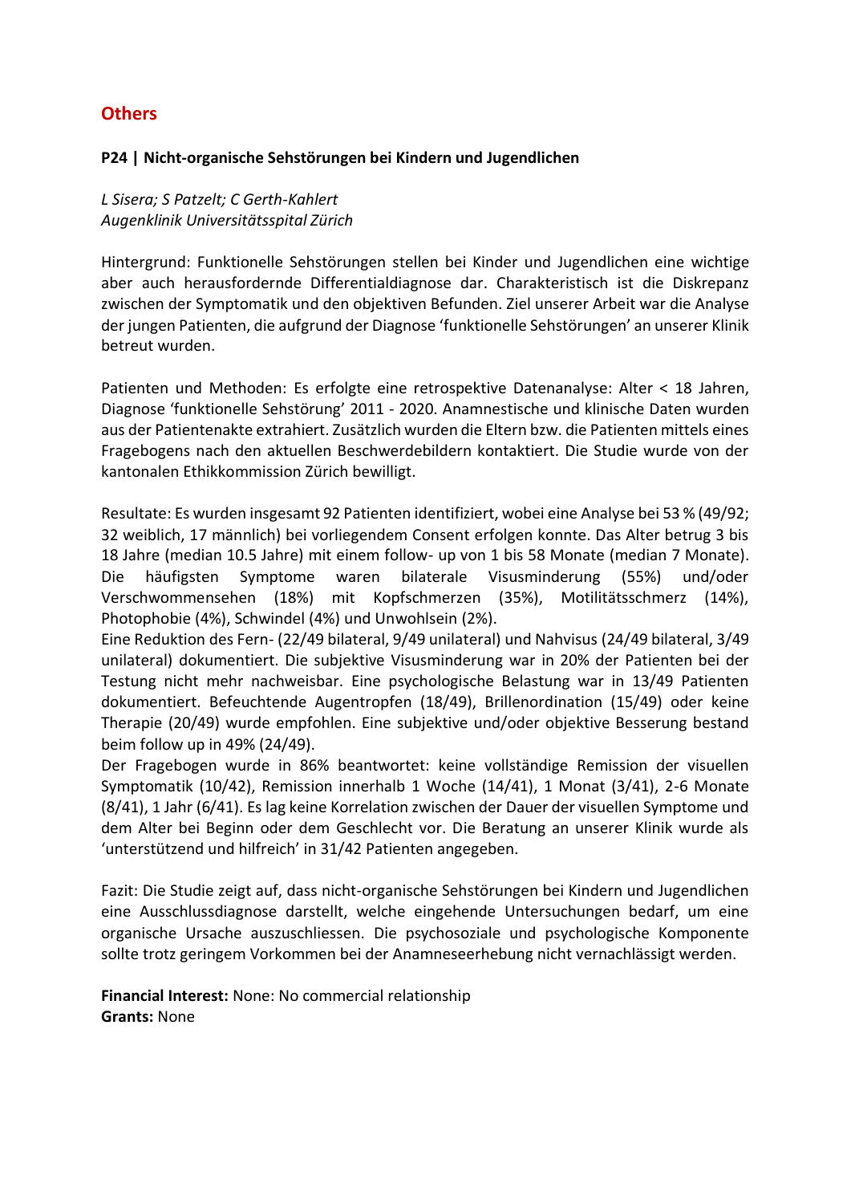## Others

### P24 | Nicht-organische Sehstörungen bei Kindern und Jugendlichen

*L Sisera; S Patzelt; C Gerth-Kahlert*
*Augenklinik Universitätsspital Zürich*

Hintergrund: Funktionelle Sehstörungen stellen bei Kinder und Jugendlichen eine wichtige aber auch herausfordernde Differentialdiagnose dar. Charakteristisch ist die Diskrepanz zwischen der Symptomatik und den objektiven Befunden. Ziel unserer Arbeit war die Analyse der jungen Patienten, die aufgrund der Diagnose 'funktionelle Sehstörungen' an unserer Klinik betreut wurden.

Patienten und Methoden: Es erfolgte eine retrospektive Datenanalyse: Alter < 18 Jahren, Diagnose 'funktionelle Sehstörung' 2011 - 2020. Anamnestische und klinische Daten wurden aus der Patientenakte extrahiert. Zusätzlich wurden die Eltern bzw. die Patienten mittels eines Fragebogens nach den aktuellen Beschwerdebildern kontaktiert. Die Studie wurde von der kantonalen Ethikkommission Zürich bewilligt.

Resultate: Es wurden insgesamt 92 Patienten identifiziert, wobei eine Analyse bei 53 % (49/92; 32 weiblich, 17 männlich) bei vorliegendem Consent erfolgen konnte. Das Alter betrug 3 bis 18 Jahre (median 10.5 Jahre) mit einem follow- up von 1 bis 58 Monate (median 7 Monate). Die häufigsten Symptome waren bilaterale Visusminderung (55%) und/oder Verschwommensehen (18%) mit Kopfschmerzen (35%), Motilitätsschmerz (14%), Photophobie (4%), Schwindel (4%) und Unwohlsein (2%).
Eine Reduktion des Fern- (22/49 bilateral, 9/49 unilateral) und Nahvisus (24/49 bilateral, 3/49 unilateral) dokumentiert. Die subjektive Visusminderung war in 20% der Patienten bei der Testung nicht mehr nachweisbar. Eine psychologische Belastung war in 13/49 Patienten dokumentiert. Befeuchtende Augentropfen (18/49), Brillenordination (15/49) oder keine Therapie (20/49) wurde empfohlen. Eine subjektive und/oder objektive Besserung bestand beim follow up in 49% (24/49).
Der Fragebogen wurde in 86% beantwortet: keine vollständige Remission der visuellen Symptomatik (10/42), Remission innerhalb 1 Woche (14/41), 1 Monat (3/41), 2-6 Monate (8/41), 1 Jahr (6/41). Es lag keine Korrelation zwischen der Dauer der visuellen Symptome und dem Alter bei Beginn oder dem Geschlecht vor. Die Beratung an unserer Klinik wurde als 'unterstützend und hilfreich' in 31/42 Patienten angegeben.

Fazit: Die Studie zeigt auf, dass nicht-organische Sehstörungen bei Kindern und Jugendlichen eine Ausschlussdiagnose darstellt, welche eingehende Untersuchungen bedarf, um eine organische Ursache auszuschliessen. Die psychosoziale und psychologische Komponente sollte trotz geringem Vorkommen bei der Anamneseerhebung nicht vernachlässigt werden.

**Financial Interest:** None: No commercial relationship
**Grants:** None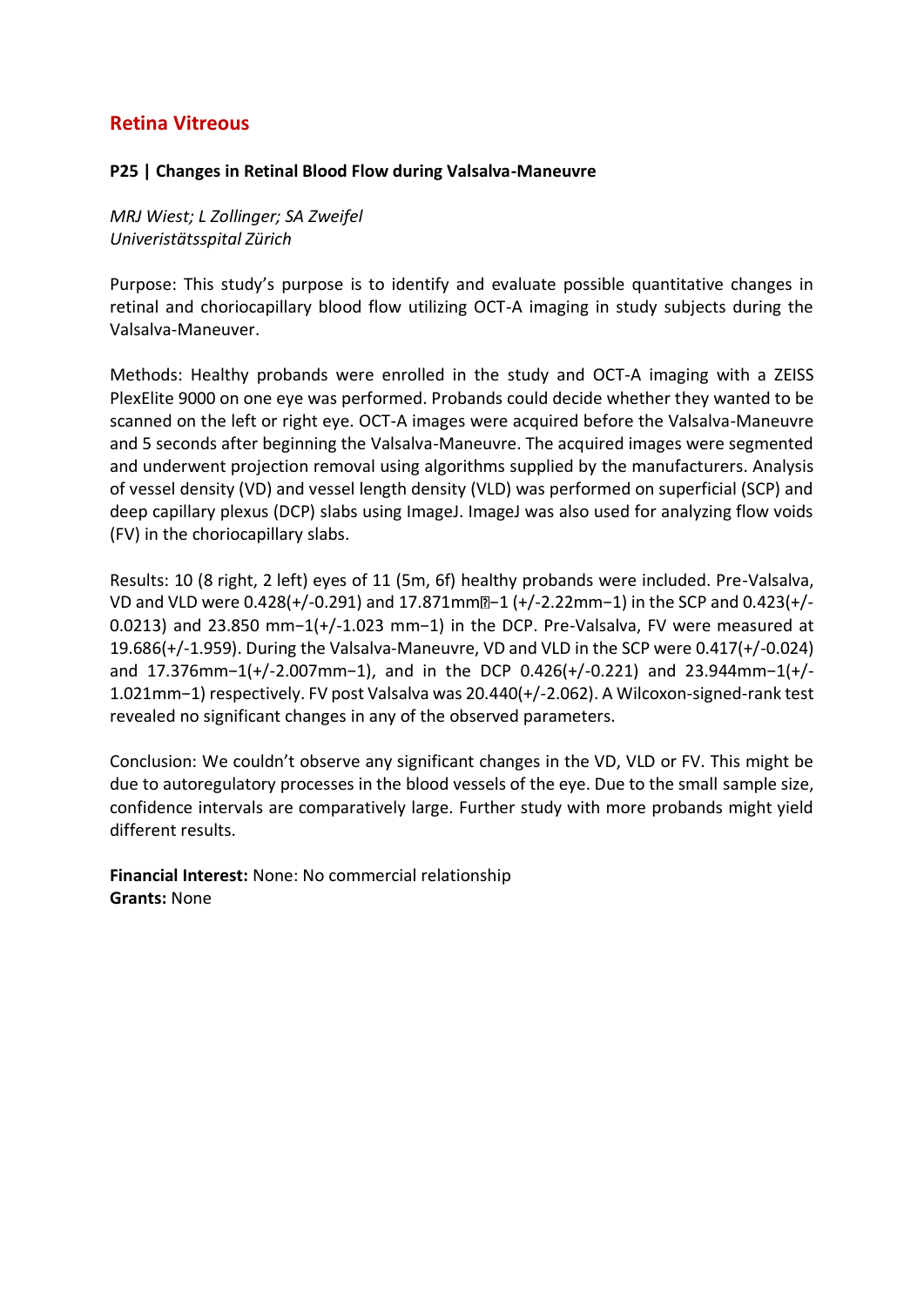## Retina Vitreous

**P25 | Changes in Retinal Blood Flow during Valsalva-Maneuvre**

*MRJ Wiest; L Zollinger; SA Zweifel*
*Univeristätsspital Zürich*

Purpose: This study's purpose is to identify and evaluate possible quantitative changes in retinal and choriocapillary blood flow utilizing OCT-A imaging in study subjects during the Valsalva-Maneuver.

Methods: Healthy probands were enrolled in the study and OCT-A imaging with a ZEISS PlexElite 9000 on one eye was performed. Probands could decide whether they wanted to be scanned on the left or right eye. OCT-A images were acquired before the Valsalva-Maneuvre and 5 seconds after beginning the Valsalva-Maneuvre. The acquired images were segmented and underwent projection removal using algorithms supplied by the manufacturers. Analysis of vessel density (VD) and vessel length density (VLD) was performed on superficial (SCP) and deep capillary plexus (DCP) slabs using ImageJ. ImageJ was also used for analyzing flow voids (FV) in the choriocapillary slabs.

Results: 10 (8 right, 2 left) eyes of 11 (5m, 6f) healthy probands were included. Pre-Valsalva, VD and VLD were 0.428(+/-0.291) and 17.871mm�−1 (+/-2.22mm−1) in the SCP and 0.423(+/-0.0213) and 23.850 mm−1(+/-1.023 mm−1) in the DCP. Pre-Valsalva, FV were measured at 19.686(+/-1.959). During the Valsalva-Maneuvre, VD and VLD in the SCP were 0.417(+/-0.024) and 17.376mm−1(+/-2.007mm−1), and in the DCP 0.426(+/-0.221) and 23.944mm−1(+/-1.021mm−1) respectively. FV post Valsalva was 20.440(+/-2.062). A Wilcoxon-signed-rank test revealed no significant changes in any of the observed parameters.

Conclusion: We couldn't observe any significant changes in the VD, VLD or FV. This might be due to autoregulatory processes in the blood vessels of the eye. Due to the small sample size, confidence intervals are comparatively large. Further study with more probands might yield different results.

**Financial Interest:** None: No commercial relationship
**Grants:** None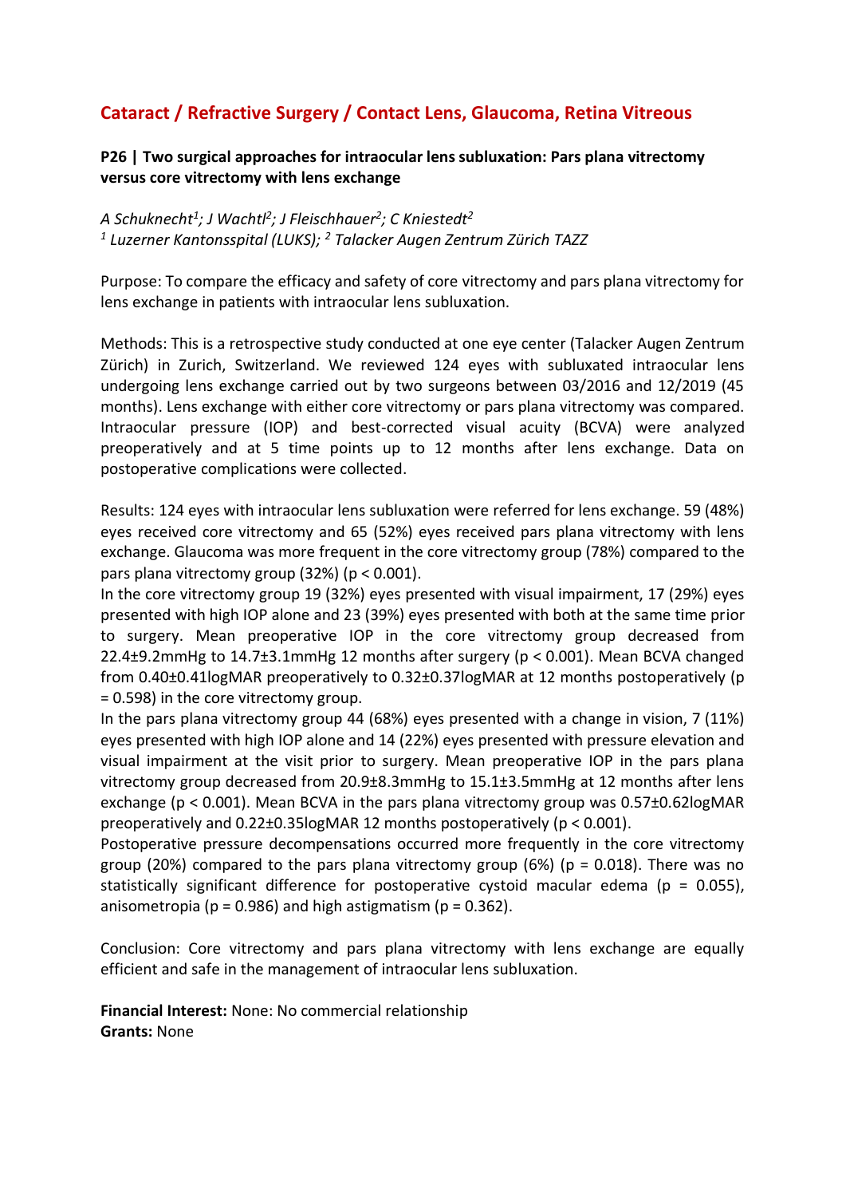## Cataract / Refractive Surgery / Contact Lens, Glaucoma, Retina Vitreous

### P26 | Two surgical approaches for intraocular lens subluxation: Pars plana vitrectomy versus core vitrectomy with lens exchange

*A Schuknecht[1]; J Wachtl[2]; J Fleischhauer[2]; C Kniestedt[2]*
*[1] Luzerner Kantonsspital (LUKS); [2] Talacker Augen Zentrum Zürich TAZZ*

Purpose: To compare the efficacy and safety of core vitrectomy and pars plana vitrectomy for lens exchange in patients with intraocular lens subluxation.

Methods: This is a retrospective study conducted at one eye center (Talacker Augen Zentrum Zürich) in Zurich, Switzerland. We reviewed 124 eyes with subluxated intraocular lens undergoing lens exchange carried out by two surgeons between 03/2016 and 12/2019 (45 months). Lens exchange with either core vitrectomy or pars plana vitrectomy was compared. Intraocular pressure (IOP) and best-corrected visual acuity (BCVA) were analyzed preoperatively and at 5 time points up to 12 months after lens exchange. Data on postoperative complications were collected.

Results: 124 eyes with intraocular lens subluxation were referred for lens exchange. 59 (48%) eyes received core vitrectomy and 65 (52%) eyes received pars plana vitrectomy with lens exchange. Glaucoma was more frequent in the core vitrectomy group (78%) compared to the pars plana vitrectomy group (32%) ($p < 0.001$).
In the core vitrectomy group 19 (32%) eyes presented with visual impairment, 17 (29%) eyes presented with high IOP alone and 23 (39%) eyes presented with both at the same time prior to surgery. Mean preoperative IOP in the core vitrectomy group decreased from 22.4±9.2mmHg to 14.7±3.1mmHg 12 months after surgery ($p < 0.001$). Mean BCVA changed from 0.40±0.41logMAR preoperatively to 0.32±0.37logMAR at 12 months postoperatively ($p = 0.598$) in the core vitrectomy group.
In the pars plana vitrectomy group 44 (68%) eyes presented with a change in vision, 7 (11%) eyes presented with high IOP alone and 14 (22%) eyes presented with pressure elevation and visual impairment at the visit prior to surgery. Mean preoperative IOP in the pars plana vitrectomy group decreased from 20.9±8.3mmHg to 15.1±3.5mmHg at 12 months after lens exchange ($p < 0.001$). Mean BCVA in the pars plana vitrectomy group was 0.57±0.62logMAR preoperatively and 0.22±0.35logMAR 12 months postoperatively ($p < 0.001$).
Postoperative pressure decompensations occurred more frequently in the core vitrectomy group (20%) compared to the pars plana vitrectomy group (6%) ($p = 0.018$). There was no statistically significant difference for postoperative cystoid macular edema ($p = 0.055$), anisometropia ($p = 0.986$) and high astigmatism ($p = 0.362$).

Conclusion: Core vitrectomy and pars plana vitrectomy with lens exchange are equally efficient and safe in the management of intraocular lens subluxation.

**Financial Interest:** None: No commercial relationship
**Grants:** None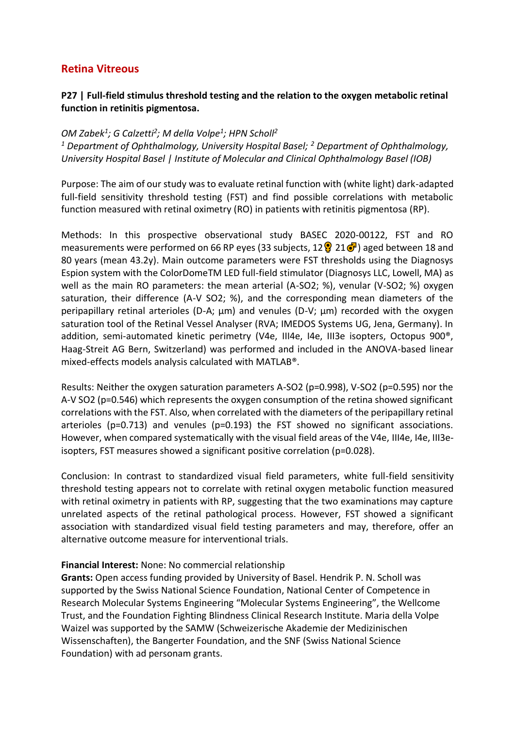## Retina Vitreous

### P27 | Full-field stimulus threshold testing and the relation to the oxygen metabolic retinal function in retinitis pigmentosa.

*OM Zabek[1]; G Calzetti[2]; M della Volpe[1]; HPN Scholl[2]*

*[1] Department of Ophthalmology, University Hospital Basel; [2] Department of Ophthalmology, University Hospital Basel | Institute of Molecular and Clinical Ophthalmology Basel (IOB)*

Purpose: The aim of our study was to evaluate retinal function with (white light) dark-adapted full-field sensitivity threshold testing (FST) and find possible correlations with metabolic function measured with retinal oximetry (RO) in patients with retinitis pigmentosa (RP).

Methods: In this prospective observational study BASEC 2020-00122, FST and RO measurements were performed on 66 RP eyes (33 subjects, 12♀ 21♂) aged between 18 and 80 years (mean 43.2y). Main outcome parameters were FST thresholds using the Diagnosys Espion system with the ColorDomeTM LED full-field stimulator (Diagnosys LLC, Lowell, MA) as well as the main RO parameters: the mean arterial (A-SO2; %), venular (V-SO2; %) oxygen saturation, their difference (A-V SO2; %), and the corresponding mean diameters of the peripapillary retinal arterioles (D-A; µm) and venules (D-V; µm) recorded with the oxygen saturation tool of the Retinal Vessel Analyser (RVA; IMEDOS Systems UG, Jena, Germany). In addition, semi-automated kinetic perimetry (V4e, III4e, I4e, III3e isopters, Octopus 900®, Haag-Streit AG Bern, Switzerland) was performed and included in the ANOVA-based linear mixed-effects models analysis calculated with MATLAB®.

Results: Neither the oxygen saturation parameters A-SO2 ($p=0.998$), V-SO2 ($p=0.595$) nor the A-V SO2 ($p=0.546$) which represents the oxygen consumption of the retina showed significant correlations with the FST. Also, when correlated with the diameters of the peripapillary retinal arterioles ($p=0.713$) and venules ($p=0.193$) the FST showed no significant associations. However, when compared systematically with the visual field areas of the V4e, III4e, I4e, III3e-isopters, FST measures showed a significant positive correlation ($p=0.028$).

Conclusion: In contrast to standardized visual field parameters, white full-field sensitivity threshold testing appears not to correlate with retinal oxygen metabolic function measured with retinal oximetry in patients with RP, suggesting that the two examinations may capture unrelated aspects of the retinal pathological process. However, FST showed a significant association with standardized visual field testing parameters and may, therefore, offer an alternative outcome measure for interventional trials.

**Financial Interest:** None: No commercial relationship

**Grants:** Open access funding provided by University of Basel. Hendrik P. N. Scholl was supported by the Swiss National Science Foundation, National Center of Competence in Research Molecular Systems Engineering "Molecular Systems Engineering", the Wellcome Trust, and the Foundation Fighting Blindness Clinical Research Institute. Maria della Volpe Waizel was supported by the SAMW (Schweizerische Akademie der Medizinischen Wissenschaften), the Bangerter Foundation, and the SNF (Swiss National Science Foundation) with ad personam grants.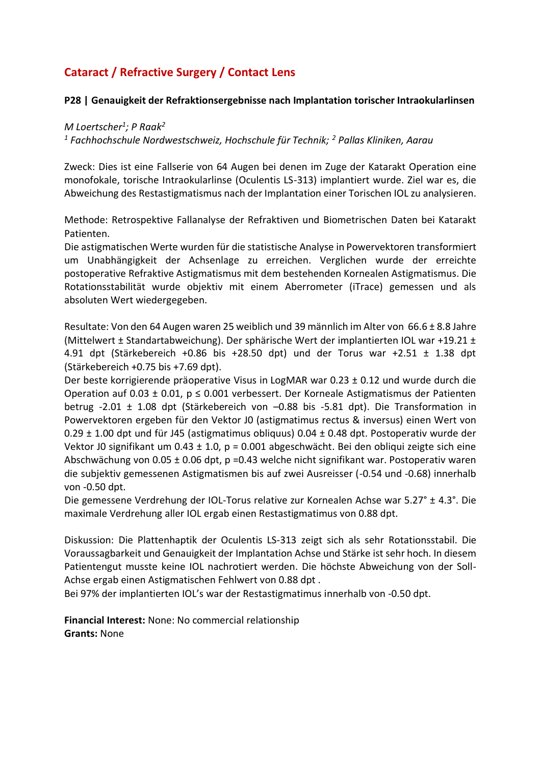## Cataract / Refractive Surgery / Contact Lens

### P28 | Genauigkeit der Refraktionsergebnisse nach Implantation torischer Intraokularlinsen

*M Loertscher[1]; P Raak[2]*
*[1] Fachhochschule Nordwestschweiz, Hochschule für Technik; [2] Pallas Kliniken, Aarau*

Zweck: Dies ist eine Fallserie von 64 Augen bei denen im Zuge der Katarakt Operation eine monofokale, torische Intraokularlinse (Oculentis LS-313) implantiert wurde. Ziel war es, die Abweichung des Restastigmatismus nach der Implantation einer Torischen IOL zu analysieren.

Methode: Retrospektive Fallanalyse der Refraktiven und Biometrischen Daten bei Katarakt Patienten.
Die astigmatischen Werte wurden für die statistische Analyse in Powervektoren transformiert um Unabhängigkeit der Achsenlage zu erreichen. Verglichen wurde der erreichte postoperative Refraktive Astigmatismus mit dem bestehenden Kornealen Astigmatismus. Die Rotationsstabilität wurde objektiv mit einem Aberrometer (iTrace) gemessen und als absoluten Wert wiedergegeben.

Resultate: Von den 64 Augen waren 25 weiblich und 39 männlich im Alter von 66.6 ± 8.8 Jahre (Mittelwert ± Standartabweichung). Der sphärische Wert der implantierten IOL war +19.21 ± 4.91 dpt (Stärkebereich +0.86 bis +28.50 dpt) und der Torus war +2.51 ± 1.38 dpt (Stärkebereich +0.75 bis +7.69 dpt).
Der beste korrigierende präoperative Visus in LogMAR war 0.23 ± 0.12 und wurde durch die Operation auf 0.03 ± 0.01, $p \leq 0.001$ verbessert. Der Korneale Astigmatismus der Patienten betrug -2.01 ± 1.08 dpt (Stärkebereich von –0.88 bis -5.81 dpt). Die Transformation in Powervektoren ergeben für den Vektor J0 (astigmatimus rectus & inversus) einen Wert von 0.29 ± 1.00 dpt und für J45 (astigmatimus obliquus) 0.04 ± 0.48 dpt. Postoperativ wurde der Vektor J0 signifikant um 0.43 ± 1.0, $p = 0.001$ abgeschwächt. Bei den obliqui zeigte sich eine Abschwächung von 0.05 ± 0.06 dpt, $p = 0.43$ welche nicht signifikant war. Postoperativ waren die subjektiv gemessenen Astigmatismen bis auf zwei Ausreisser (-0.54 und -0.68) innerhalb von -0.50 dpt.
Die gemessene Verdrehung der IOL-Torus relative zur Kornealen Achse war 5.27° ± 4.3°. Die maximale Verdrehung aller IOL ergab einen Restastigmatimus von 0.88 dpt.

Diskussion: Die Plattenhaptik der Oculentis LS-313 zeigt sich als sehr Rotationsstabil. Die Voraussagbarkeit und Genauigkeit der Implantation Achse und Stärke ist sehr hoch. In diesem Patientengut musste keine IOL nachrotiert werden. Die höchste Abweichung von der Soll-Achse ergab einen Astigmatischen Fehlwert von 0.88 dpt .
Bei 97% der implantierten IOL's war der Restastigmatimus innerhalb von -0.50 dpt.

**Financial Interest:** None: No commercial relationship
**Grants:** None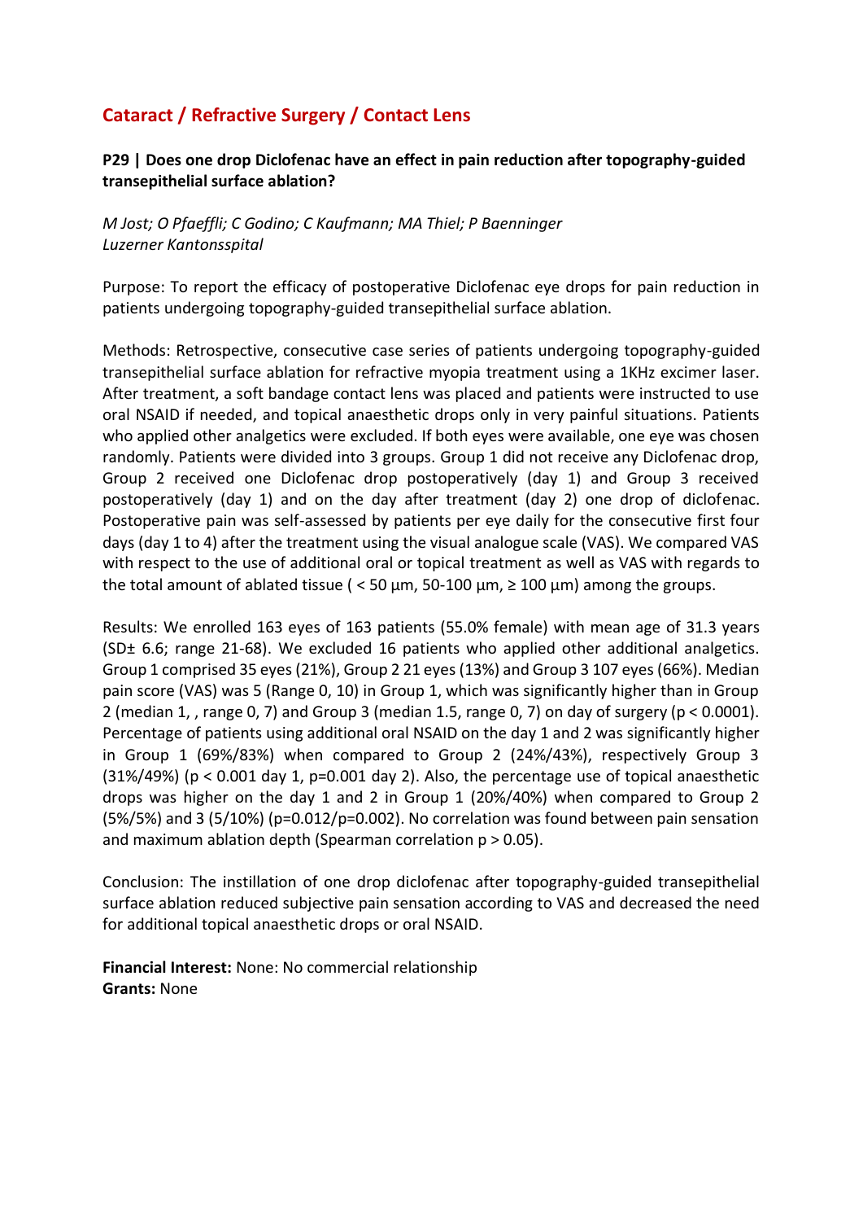## Cataract / Refractive Surgery / Contact Lens

### P29 | Does one drop Diclofenac have an effect in pain reduction after topography-guided transepithelial surface ablation?

*M Jost; O Pfaeffli; C Godino; C Kaufmann; MA Thiel; P Baenninger*
*Luzerner Kantonsspital*

Purpose: To report the efficacy of postoperative Diclofenac eye drops for pain reduction in patients undergoing topography-guided transepithelial surface ablation.

Methods: Retrospective, consecutive case series of patients undergoing topography-guided transepithelial surface ablation for refractive myopia treatment using a 1KHz excimer laser. After treatment, a soft bandage contact lens was placed and patients were instructed to use oral NSAID if needed, and topical anaesthetic drops only in very painful situations. Patients who applied other analgetics were excluded. If both eyes were available, one eye was chosen randomly. Patients were divided into 3 groups. Group 1 did not receive any Diclofenac drop, Group 2 received one Diclofenac drop postoperatively (day 1) and Group 3 received postoperatively (day 1) and on the day after treatment (day 2) one drop of diclofenac. Postoperative pain was self-assessed by patients per eye daily for the consecutive first four days (day 1 to 4) after the treatment using the visual analogue scale (VAS). We compared VAS with respect to the use of additional oral or topical treatment as well as VAS with regards to the total amount of ablated tissue ( < 50 µm, 50-100 µm, ≥ 100 µm) among the groups.

Results: We enrolled 163 eyes of 163 patients (55.0% female) with mean age of 31.3 years (SD± 6.6; range 21-68). We excluded 16 patients who applied other additional analgetics. Group 1 comprised 35 eyes (21%), Group 2 21 eyes (13%) and Group 3 107 eyes (66%). Median pain score (VAS) was 5 (Range 0, 10) in Group 1, which was significantly higher than in Group 2 (median 1, , range 0, 7) and Group 3 (median 1.5, range 0, 7) on day of surgery ($p < 0.0001$). Percentage of patients using additional oral NSAID on the day 1 and 2 was significantly higher in Group 1 (69%/83%) when compared to Group 2 (24%/43%), respectively Group 3 (31%/49%) ($p < 0.001$ day 1, $p=0.001$ day 2). Also, the percentage use of topical anaesthetic drops was higher on the day 1 and 2 in Group 1 (20%/40%) when compared to Group 2 (5%/5%) and 3 (5/10%) ($p=0.012$/$p=0.002$). No correlation was found between pain sensation and maximum ablation depth (Spearman correlation $p > 0.05$).

Conclusion: The instillation of one drop diclofenac after topography-guided transepithelial surface ablation reduced subjective pain sensation according to VAS and decreased the need for additional topical anaesthetic drops or oral NSAID.

**Financial Interest:** None: No commercial relationship
**Grants:** None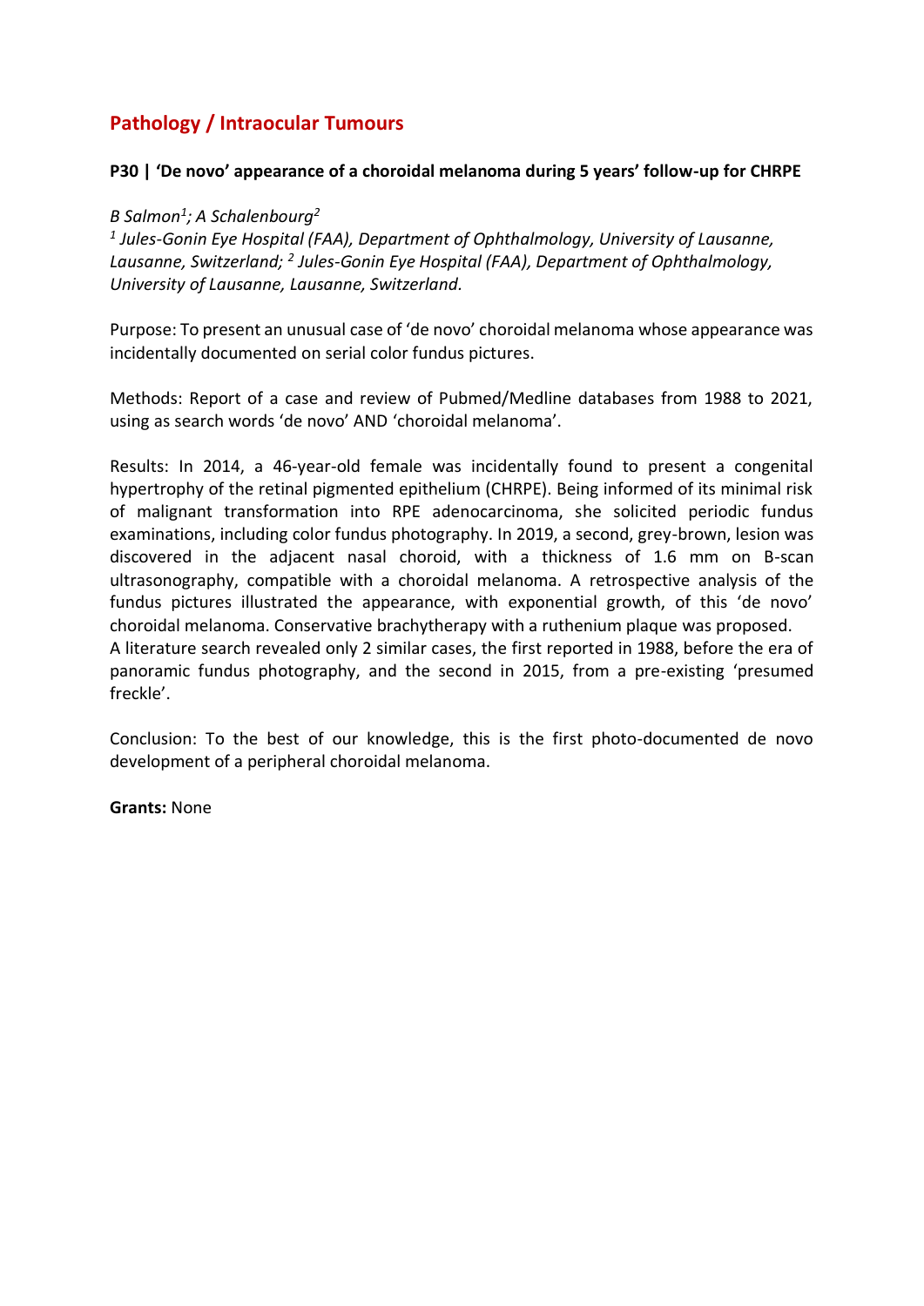## Pathology / Intraocular Tumours

### P30 | 'De novo' appearance of a choroidal melanoma during 5 years' follow-up for CHRPE

*B Salmon[1]; A Schalenbourg[2]*

*[1] Jules-Gonin Eye Hospital (FAA), Department of Ophthalmology, University of Lausanne, Lausanne, Switzerland; [2] Jules-Gonin Eye Hospital (FAA), Department of Ophthalmology, University of Lausanne, Lausanne, Switzerland.*

Purpose: To present an unusual case of 'de novo' choroidal melanoma whose appearance was incidentally documented on serial color fundus pictures.

Methods: Report of a case and review of Pubmed/Medline databases from 1988 to 2021, using as search words 'de novo' AND 'choroidal melanoma'.

Results: In 2014, a 46-year-old female was incidentally found to present a congenital hypertrophy of the retinal pigmented epithelium (CHRPE). Being informed of its minimal risk of malignant transformation into RPE adenocarcinoma, she solicited periodic fundus examinations, including color fundus photography. In 2019, a second, grey-brown, lesion was discovered in the adjacent nasal choroid, with a thickness of 1.6 mm on B-scan ultrasonography, compatible with a choroidal melanoma. A retrospective analysis of the fundus pictures illustrated the appearance, with exponential growth, of this 'de novo' choroidal melanoma. Conservative brachytherapy with a ruthenium plaque was proposed.
A literature search revealed only 2 similar cases, the first reported in 1988, before the era of panoramic fundus photography, and the second in 2015, from a pre-existing 'presumed freckle'.

Conclusion: To the best of our knowledge, this is the first photo-documented de novo development of a peripheral choroidal melanoma.

**Grants:** None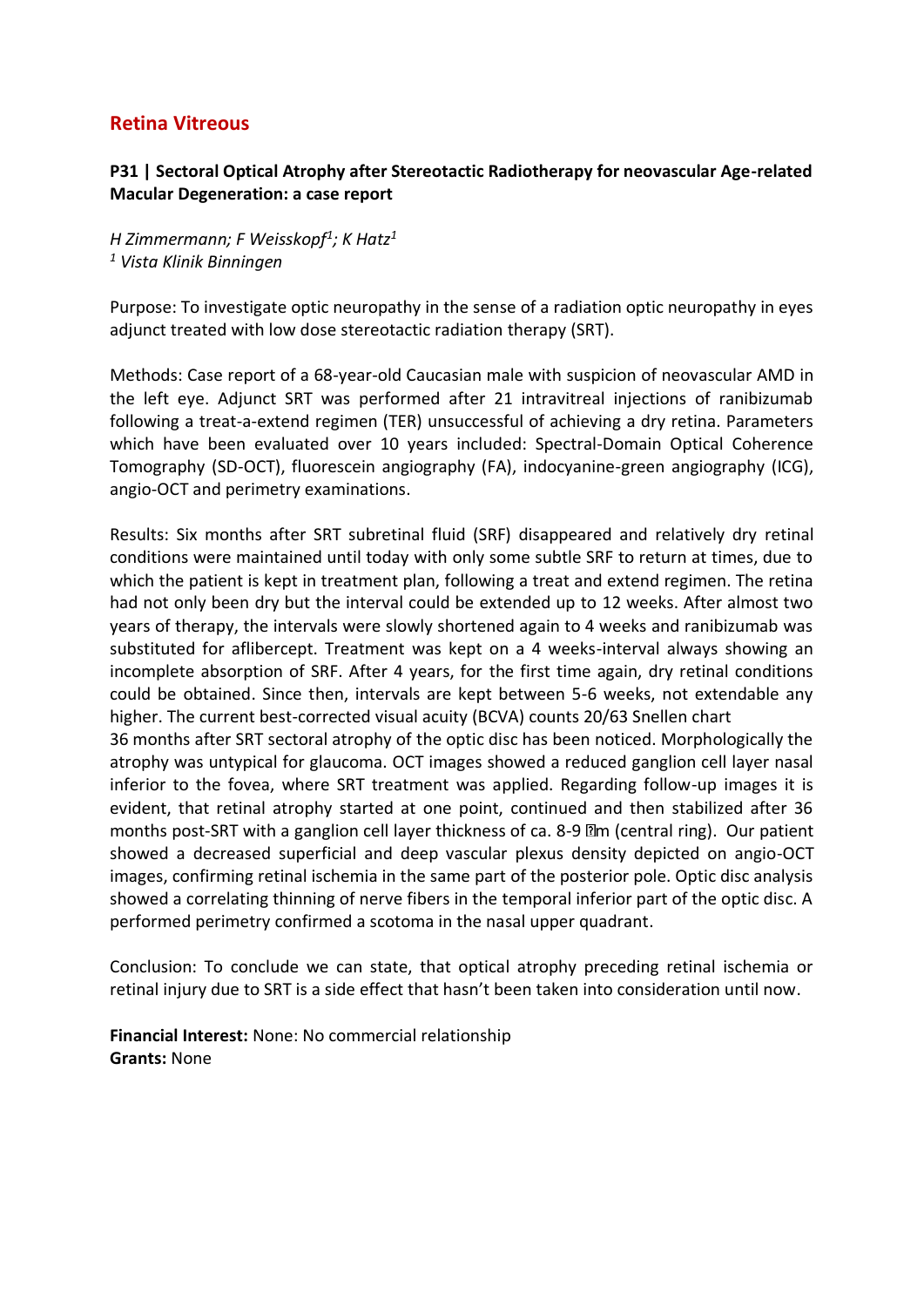# Retina Vitreous

**P31 | Sectoral Optical Atrophy after Stereotactic Radiotherapy for neovascular Age-related Macular Degeneration: a case report**

*H Zimmermann; F Weisskopf[1]; K Hatz[1]*
*[1] Vista Klinik Binningen*

Purpose: To investigate optic neuropathy in the sense of a radiation optic neuropathy in eyes adjunct treated with low dose stereotactic radiation therapy (SRT).

Methods: Case report of a 68-year-old Caucasian male with suspicion of neovascular AMD in the left eye. Adjunct SRT was performed after 21 intravitreal injections of ranibizumab following a treat-a-extend regimen (TER) unsuccessful of achieving a dry retina. Parameters which have been evaluated over 10 years included: Spectral-Domain Optical Coherence Tomography (SD-OCT), fluorescein angiography (FA), indocyanine-green angiography (ICG), angio-OCT and perimetry examinations.

Results: Six months after SRT subretinal fluid (SRF) disappeared and relatively dry retinal conditions were maintained until today with only some subtle SRF to return at times, due to which the patient is kept in treatment plan, following a treat and extend regimen. The retina had not only been dry but the interval could be extended up to 12 weeks. After almost two years of therapy, the intervals were slowly shortened again to 4 weeks and ranibizumab was substituted for aflibercept. Treatment was kept on a 4 weeks-interval always showing an incomplete absorption of SRF. After 4 years, for the first time again, dry retinal conditions could be obtained. Since then, intervals are kept between 5-6 weeks, not extendable any higher. The current best-corrected visual acuity (BCVA) counts 20/63 Snellen chart
36 months after SRT sectoral atrophy of the optic disc has been noticed. Morphologically the atrophy was untypical for glaucoma. OCT images showed a reduced ganglion cell layer nasal inferior to the fovea, where SRT treatment was applied. Regarding follow-up images it is evident, that retinal atrophy started at one point, continued and then stabilized after 36 months post-SRT with a ganglion cell layer thickness of ca. 8-9 µm (central ring). Our patient showed a decreased superficial and deep vascular plexus density depicted on angio-OCT images, confirming retinal ischemia in the same part of the posterior pole. Optic disc analysis showed a correlating thinning of nerve fibers in the temporal inferior part of the optic disc. A performed perimetry confirmed a scotoma in the nasal upper quadrant.

Conclusion: To conclude we can state, that optical atrophy preceding retinal ischemia or retinal injury due to SRT is a side effect that hasn't been taken into consideration until now.

**Financial Interest:** None: No commercial relationship
**Grants:** None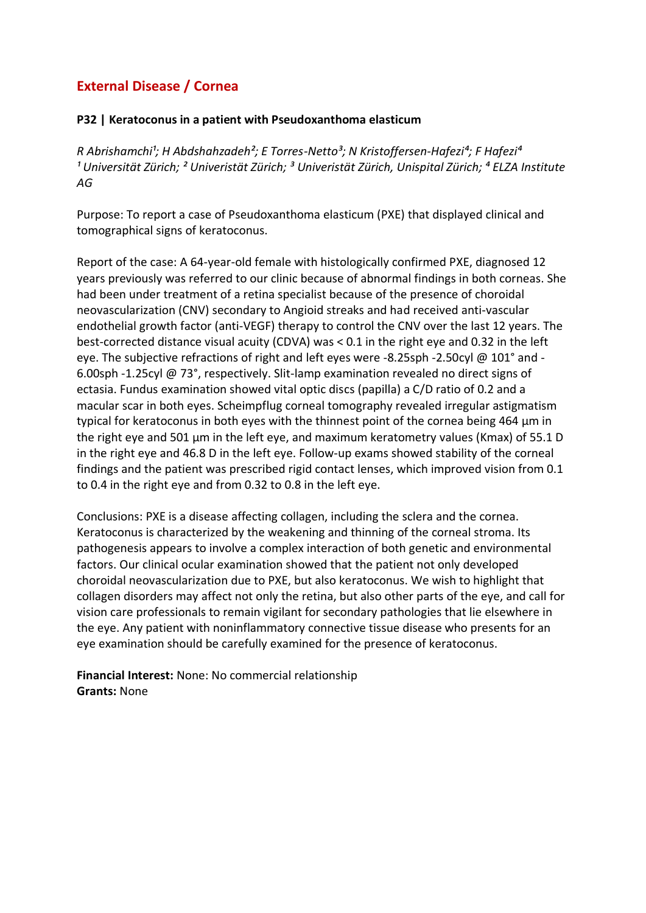## External Disease / Cornea

### P32 | Keratoconus in a patient with Pseudoxanthoma elasticum

*R Abrishamchi[1]; H Abdshahzadeh[2]; E Torres-Netto[3]; N Kristoffersen-Hafezi[4]; F Hafezi[4]*
*[1] Universität Zürich; [2] Univeristät Zürich; [3] Univeristät Zürich, Unispital Zürich; [4] ELZA Institute AG*

Purpose: To report a case of Pseudoxanthoma elasticum (PXE) that displayed clinical and tomographical signs of keratoconus.

Report of the case: A 64-year-old female with histologically confirmed PXE, diagnosed 12 years previously was referred to our clinic because of abnormal findings in both corneas. She had been under treatment of a retina specialist because of the presence of choroidal neovascularization (CNV) secondary to Angioid streaks and had received anti-vascular endothelial growth factor (anti-VEGF) therapy to control the CNV over the last 12 years. The best-corrected distance visual acuity (CDVA) was < 0.1 in the right eye and 0.32 in the left eye. The subjective refractions of right and left eyes were -8.25sph -2.50cyl @ 101° and -6.00sph -1.25cyl @ 73°, respectively. Slit-lamp examination revealed no direct signs of ectasia. Fundus examination showed vital optic discs (papilla) a C/D ratio of 0.2 and a macular scar in both eyes. Scheimpflug corneal tomography revealed irregular astigmatism typical for keratoconus in both eyes with the thinnest point of the cornea being 464 µm in the right eye and 501 µm in the left eye, and maximum keratometry values (Kmax) of 55.1 D in the right eye and 46.8 D in the left eye. Follow-up exams showed stability of the corneal findings and the patient was prescribed rigid contact lenses, which improved vision from 0.1 to 0.4 in the right eye and from 0.32 to 0.8 in the left eye.

Conclusions: PXE is a disease affecting collagen, including the sclera and the cornea. Keratoconus is characterized by the weakening and thinning of the corneal stroma. Its pathogenesis appears to involve a complex interaction of both genetic and environmental factors. Our clinical ocular examination showed that the patient not only developed choroidal neovascularization due to PXE, but also keratoconus. We wish to highlight that collagen disorders may affect not only the retina, but also other parts of the eye, and call for vision care professionals to remain vigilant for secondary pathologies that lie elsewhere in the eye. Any patient with noninflammatory connective tissue disease who presents for an eye examination should be carefully examined for the presence of keratoconus.

**Financial Interest:** None: No commercial relationship
**Grants:** None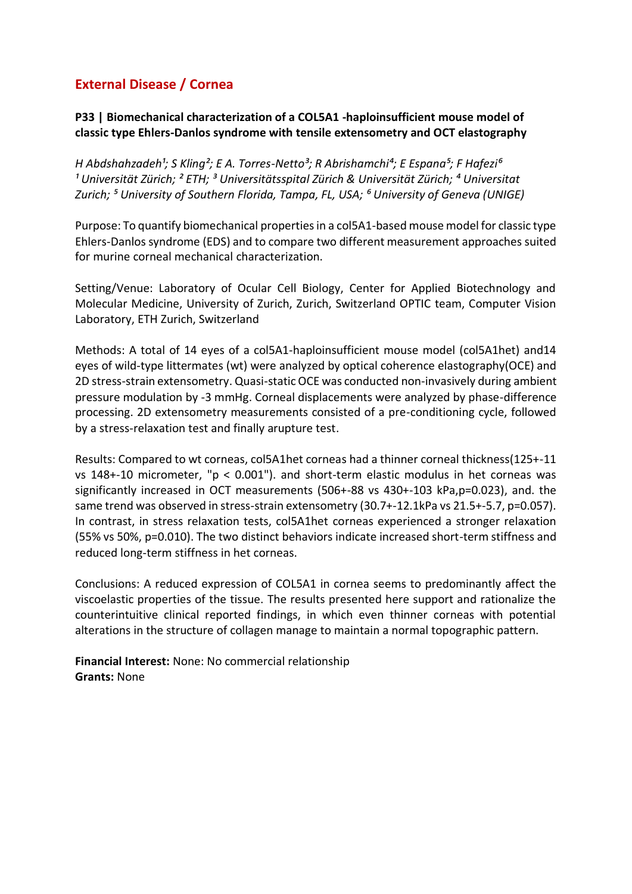## External Disease / Cornea

### P33 | Biomechanical characterization of a COL5A1 -haploinsufficient mouse model of classic type Ehlers-Danlos syndrome with tensile extensometry and OCT elastography

*H Abdshahzadeh[1]; S Kling[2]; E A. Torres-Netto[3]; R Abrishamchi[4]; E Espana[5]; F Hafezi[6]*
*[1] Universität Zürich; [2] ETH; [3] Universitätsspital Zürich & Universität Zürich; [4] Universitat Zurich; [5] University of Southern Florida, Tampa, FL, USA; [6] University of Geneva (UNIGE)*

Purpose: To quantify biomechanical properties in a col5A1-based mouse model for classic type Ehlers-Danlos syndrome (EDS) and to compare two different measurement approaches suited for murine corneal mechanical characterization.

Setting/Venue: Laboratory of Ocular Cell Biology, Center for Applied Biotechnology and Molecular Medicine, University of Zurich, Zurich, Switzerland OPTIC team, Computer Vision Laboratory, ETH Zurich, Switzerland

Methods: A total of 14 eyes of a col5A1-haploinsufficient mouse model (col5A1het) and14 eyes of wild-type littermates (wt) were analyzed by optical coherence elastography(OCE) and 2D stress-strain extensometry. Quasi-static OCE was conducted non-invasively during ambient pressure modulation by -3 mmHg. Corneal displacements were analyzed by phase-difference processing. 2D extensometry measurements consisted of a pre-conditioning cycle, followed by a stress-relaxation test and finally arupture test.

Results: Compared to wt corneas, col5A1het corneas had a thinner corneal thickness(125+-11 vs 148+-10 micrometer, "$p < 0.001$"). and short-term elastic modulus in het corneas was significantly increased in OCT measurements (506+-88 vs 430+-103 kPa,$p=0.023$), and. the same trend was observed in stress-strain extensometry (30.7+-12.1kPa vs 21.5+-5.7, $p=0.057$). In contrast, in stress relaxation tests, col5A1het corneas experienced a stronger relaxation (55% vs 50%, $p=0.010$). The two distinct behaviors indicate increased short-term stiffness and reduced long-term stiffness in het corneas.

Conclusions: A reduced expression of COL5A1 in cornea seems to predominantly affect the viscoelastic properties of the tissue. The results presented here support and rationalize the counterintuitive clinical reported findings, in which even thinner corneas with potential alterations in the structure of collagen manage to maintain a normal topographic pattern.

**Financial Interest:** None: No commercial relationship
**Grants:** None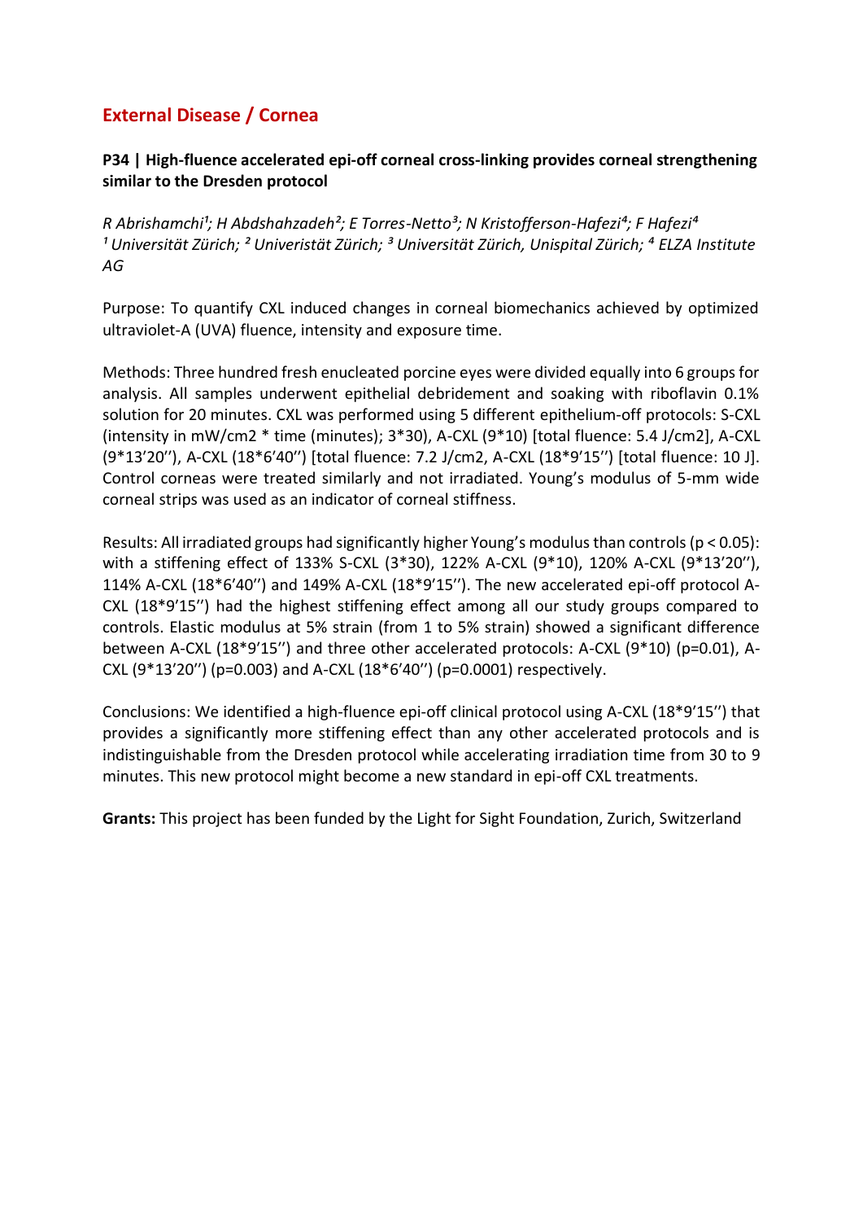## External Disease / Cornea

### P34 | High-fluence accelerated epi-off corneal cross-linking provides corneal strengthening similar to the Dresden protocol

*R Abrishamchi[1]; H Abdshahzadeh[2]; E Torres-Netto[3]; N Kristofferson-Hafezi[4]; F Hafezi[4]*
*[1] Universität Zürich; [2] Univeristät Zürich; [3] Universität Zürich, Unispital Zürich; [4] ELZA Institute AG*

Purpose: To quantify CXL induced changes in corneal biomechanics achieved by optimized ultraviolet-A (UVA) fluence, intensity and exposure time.

Methods: Three hundred fresh enucleated porcine eyes were divided equally into 6 groups for analysis. All samples underwent epithelial debridement and soaking with riboflavin 0.1% solution for 20 minutes. CXL was performed using 5 different epithelium-off protocols: S-CXL (intensity in mW/cm2 * time (minutes); 3*30), A-CXL (9*10) [total fluence: 5.4 J/cm2], A-CXL (9*13'20''), A-CXL (18*6'40'') [total fluence: 7.2 J/cm2, A-CXL (18*9'15'') [total fluence: 10 J]. Control corneas were treated similarly and not irradiated. Young's modulus of 5-mm wide corneal strips was used as an indicator of corneal stiffness.

Results: All irradiated groups had significantly higher Young's modulus than controls ($p < 0.05$): with a stiffening effect of 133% S-CXL (3*30), 122% A-CXL (9*10), 120% A-CXL (9*13'20''), 114% A-CXL (18*6'40'') and 149% A-CXL (18*9'15''). The new accelerated epi-off protocol A-CXL (18*9'15'') had the highest stiffening effect among all our study groups compared to controls. Elastic modulus at 5% strain (from 1 to 5% strain) showed a significant difference between A-CXL (18*9'15'') and three other accelerated protocols: A-CXL (9*10) ($p=0.01$), A-CXL (9*13'20'') ($p=0.003$) and A-CXL (18*6'40'') ($p=0.0001$) respectively.

Conclusions: We identified a high-fluence epi-off clinical protocol using A-CXL (18*9'15'') that provides a significantly more stiffening effect than any other accelerated protocols and is indistinguishable from the Dresden protocol while accelerating irradiation time from 30 to 9 minutes. This new protocol might become a new standard in epi-off CXL treatments.

**Grants:** This project has been funded by the Light for Sight Foundation, Zurich, Switzerland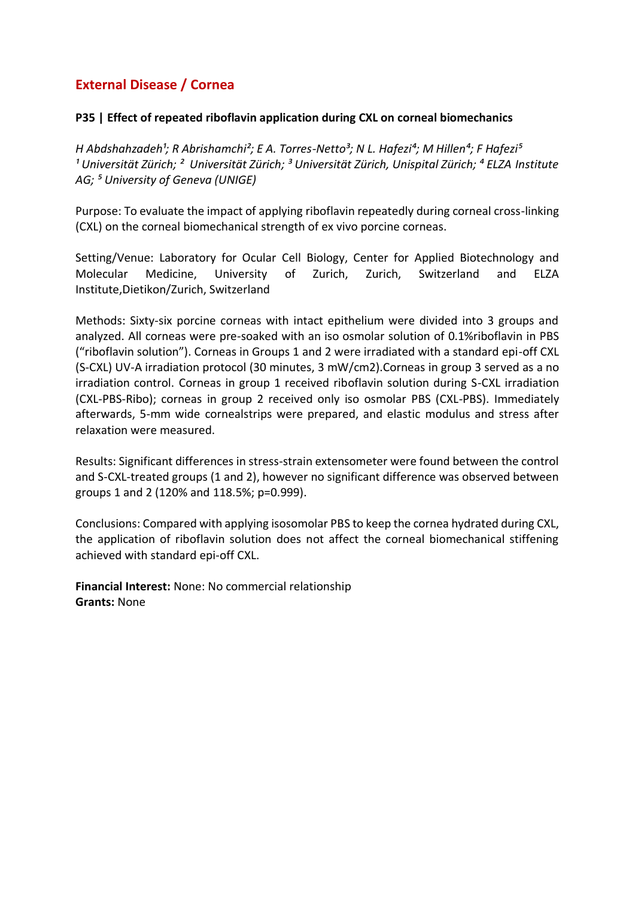## External Disease / Cornea

**P35 | Effect of repeated riboflavin application during CXL on corneal biomechanics**

*H Abdshahzadeh[1]; R Abrishamchi[2]; E A. Torres-Netto[3]; N L. Hafezi[4]; M Hillen[4]; F Hafezi[5]*
*[1] Universität Zürich; [2] Universität Zürich; [3] Universität Zürich, Unispital Zürich; [4] ELZA Institute AG; [5] University of Geneva (UNIGE)*

Purpose: To evaluate the impact of applying riboflavin repeatedly during corneal cross-linking (CXL) on the corneal biomechanical strength of ex vivo porcine corneas.

Setting/Venue: Laboratory for Ocular Cell Biology, Center for Applied Biotechnology and Molecular Medicine, University of Zurich, Zurich, Switzerland and ELZA Institute,Dietikon/Zurich, Switzerland

Methods: Sixty-six porcine corneas with intact epithelium were divided into 3 groups and analyzed. All corneas were pre-soaked with an iso osmolar solution of 0.1%riboflavin in PBS ("riboflavin solution"). Corneas in Groups 1 and 2 were irradiated with a standard epi-off CXL (S-CXL) UV-A irradiation protocol (30 minutes, 3 mW/cm2).Corneas in group 3 served as a no irradiation control. Corneas in group 1 received riboflavin solution during S-CXL irradiation (CXL-PBS-Ribo); corneas in group 2 received only iso osmolar PBS (CXL-PBS). Immediately afterwards, 5-mm wide cornealstrips were prepared, and elastic modulus and stress after relaxation were measured.

Results: Significant differences in stress-strain extensometer were found between the control and S-CXL-treated groups (1 and 2), however no significant difference was observed between groups 1 and 2 (120% and 118.5%; p=0.999).

Conclusions: Compared with applying isosomolar PBS to keep the cornea hydrated during CXL, the application of riboflavin solution does not affect the corneal biomechanical stiffening achieved with standard epi-off CXL.

**Financial Interest:** None: No commercial relationship
**Grants:** None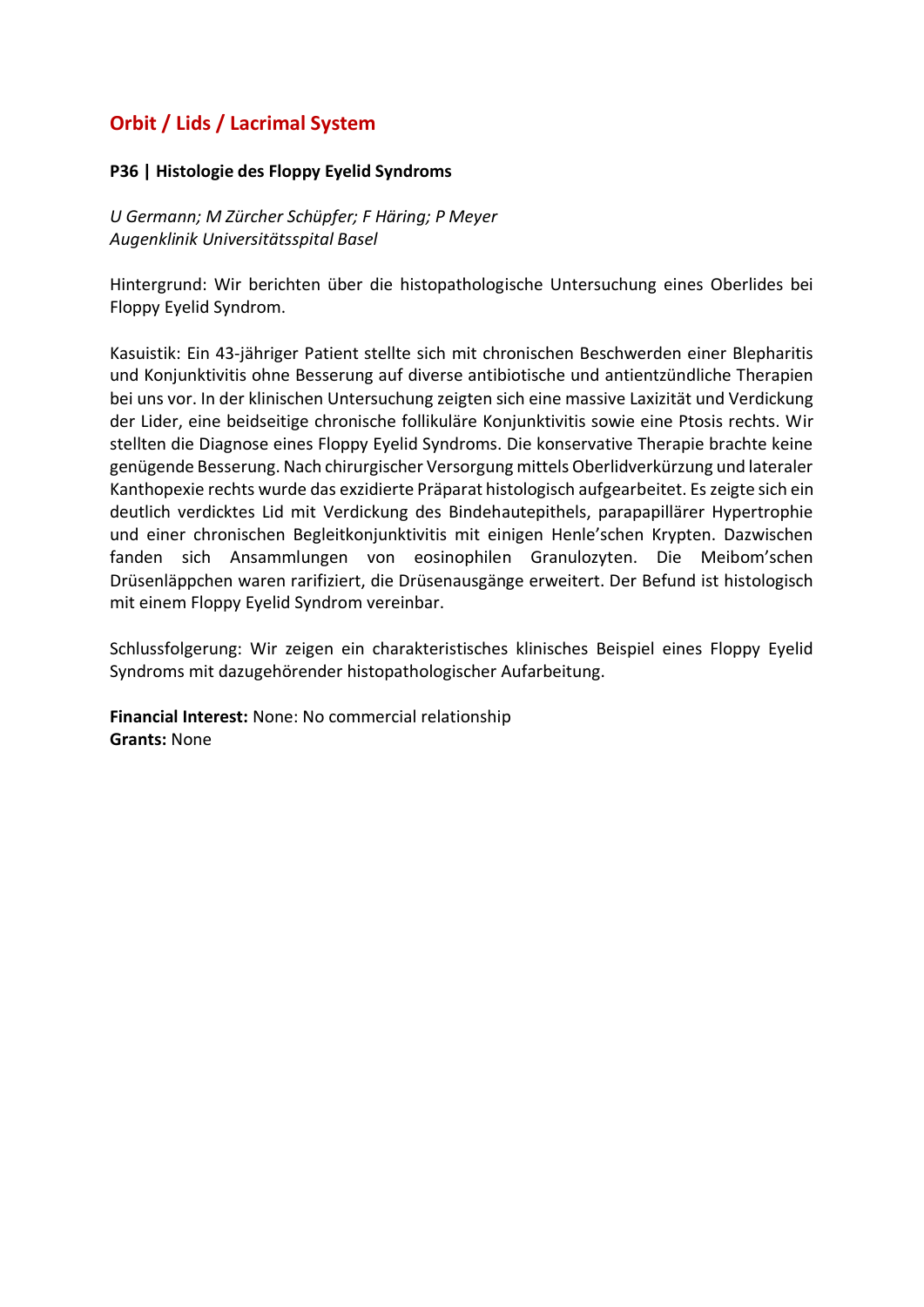## Orbit / Lids / Lacrimal System

### P36 | Histologie des Floppy Eyelid Syndroms

*U Germann; M Zürcher Schüpfer; F Häring; P Meyer*
*Augenklinik Universitätsspital Basel*

Hintergrund: Wir berichten über die histopathologische Untersuchung eines Oberlides bei Floppy Eyelid Syndrom.

Kasuistik: Ein 43-jähriger Patient stellte sich mit chronischen Beschwerden einer Blepharitis und Konjunktivitis ohne Besserung auf diverse antibiotische und antientzündliche Therapien bei uns vor. In der klinischen Untersuchung zeigten sich eine massive Laxizität und Verdickung der Lider, eine beidseitige chronische follikuläre Konjunktivitis sowie eine Ptosis rechts. Wir stellten die Diagnose eines Floppy Eyelid Syndroms. Die konservative Therapie brachte keine genügende Besserung. Nach chirurgischer Versorgung mittels Oberlidverkürzung und lateraler Kanthopexie rechts wurde das exzidierte Präparat histologisch aufgearbeitet. Es zeigte sich ein deutlich verdicktes Lid mit Verdickung des Bindehautepithels, parapapillärer Hypertrophie und einer chronischen Begleitkonjunktivitis mit einigen Henle'schen Krypten. Dazwischen fanden sich Ansammlungen von eosinophilen Granulozyten. Die Meibom'schen Drüsenläppchen waren rarifiziert, die Drüsenausgänge erweitert. Der Befund ist histologisch mit einem Floppy Eyelid Syndrom vereinbar.

Schlussfolgerung: Wir zeigen ein charakteristisches klinisches Beispiel eines Floppy Eyelid Syndroms mit dazugehörender histopathologischer Aufarbeitung.

**Financial Interest:** None: No commercial relationship
**Grants:** None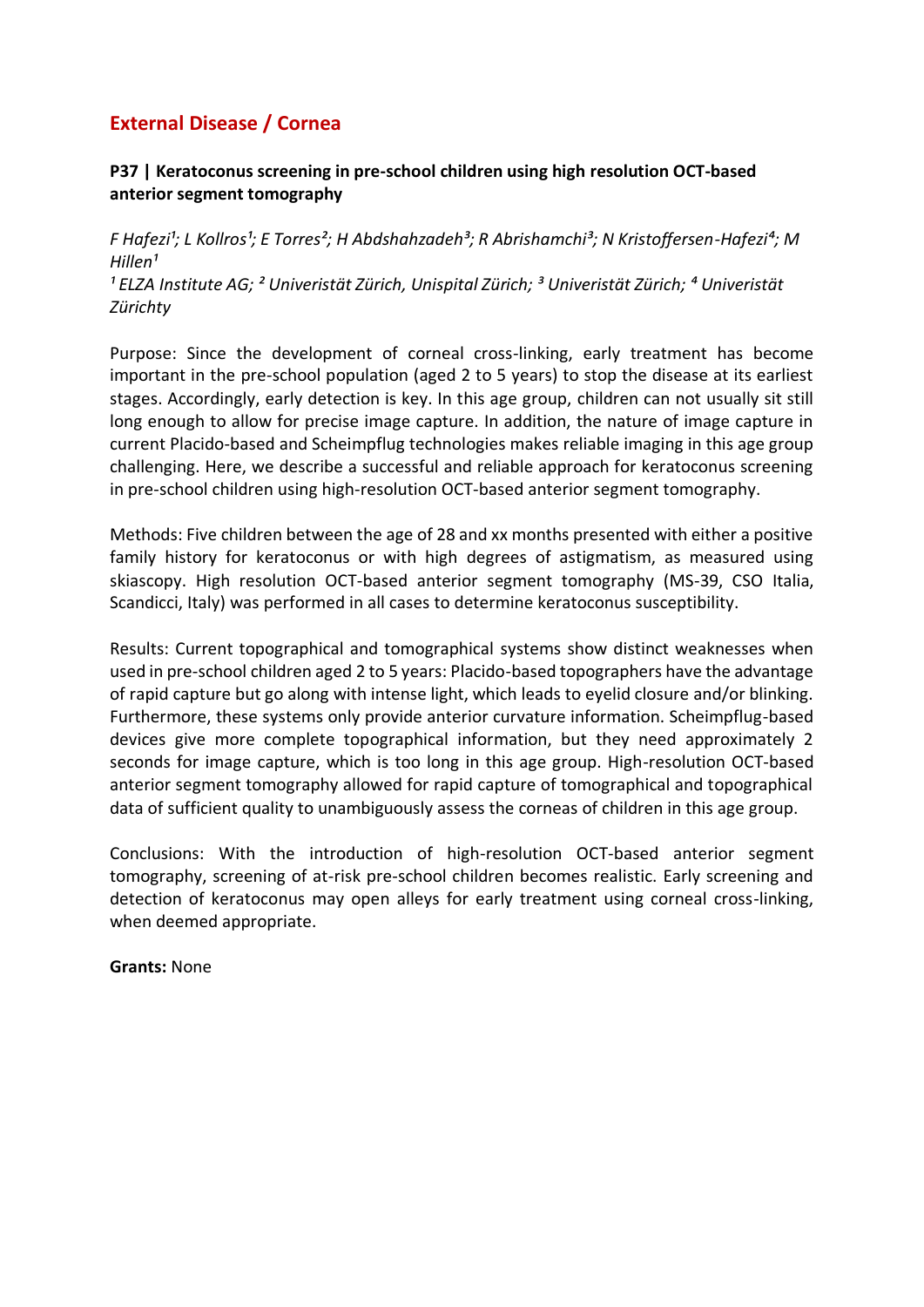## External Disease / Cornea

### P37 | Keratoconus screening in pre-school children using high resolution OCT-based anterior segment tomography

*F Hafezi[1]; L Kollros[1]; E Torres[2]; H Abdshahzadeh[3]; R Abrishamchi[3]; N Kristoffersen-Hafezi[4]; M Hillen[1]*
*[1] ELZA Institute AG; [2] Univeristät Zürich, Unispital Zürich; [3] Univeristät Zürich; [4] Univeristät Zürichty*

Purpose: Since the development of corneal cross-linking, early treatment has become important in the pre-school population (aged 2 to 5 years) to stop the disease at its earliest stages. Accordingly, early detection is key. In this age group, children can not usually sit still long enough to allow for precise image capture. In addition, the nature of image capture in current Placido-based and Scheimpflug technologies makes reliable imaging in this age group challenging. Here, we describe a successful and reliable approach for keratoconus screening in pre-school children using high-resolution OCT-based anterior segment tomography.

Methods: Five children between the age of 28 and xx months presented with either a positive family history for keratoconus or with high degrees of astigmatism, as measured using skiascopy. High resolution OCT-based anterior segment tomography (MS-39, CSO Italia, Scandicci, Italy) was performed in all cases to determine keratoconus susceptibility.

Results: Current topographical and tomographical systems show distinct weaknesses when used in pre-school children aged 2 to 5 years: Placido-based topographers have the advantage of rapid capture but go along with intense light, which leads to eyelid closure and/or blinking. Furthermore, these systems only provide anterior curvature information. Scheimpflug-based devices give more complete topographical information, but they need approximately 2 seconds for image capture, which is too long in this age group. High-resolution OCT-based anterior segment tomography allowed for rapid capture of tomographical and topographical data of sufficient quality to unambiguously assess the corneas of children in this age group.

Conclusions: With the introduction of high-resolution OCT-based anterior segment tomography, screening of at-risk pre-school children becomes realistic. Early screening and detection of keratoconus may open alleys for early treatment using corneal cross-linking, when deemed appropriate.

**Grants:** None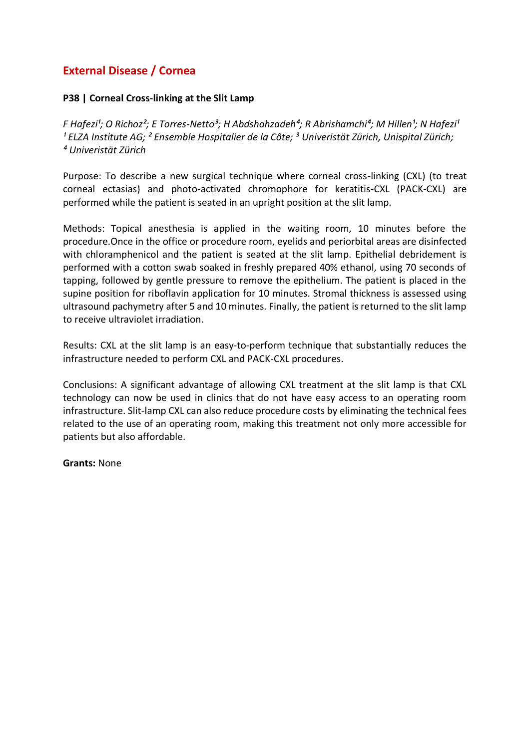## External Disease / Cornea

### P38 | Corneal Cross-linking at the Slit Lamp

*F Hafezi[1]; O Richoz[2]; E Torres-Netto[3]; H Abdshahzadeh[4]; R Abrishamchi[4]; M Hillen[1]; N Hafezi[1]*
*[1] ELZA Institute AG; [2] Ensemble Hospitalier de la Côte; [3] Univeristät Zürich, Unispital Zürich;*
*[4] Univeristät Zürich*

Purpose: To describe a new surgical technique where corneal cross-linking (CXL) (to treat corneal ectasias) and photo-activated chromophore for keratitis-CXL (PACK-CXL) are performed while the patient is seated in an upright position at the slit lamp.

Methods: Topical anesthesia is applied in the waiting room, 10 minutes before the procedure.Once in the office or procedure room, eyelids and periorbital areas are disinfected with chloramphenicol and the patient is seated at the slit lamp. Epithelial debridement is performed with a cotton swab soaked in freshly prepared 40% ethanol, using 70 seconds of tapping, followed by gentle pressure to remove the epithelium. The patient is placed in the supine position for riboflavin application for 10 minutes. Stromal thickness is assessed using ultrasound pachymetry after 5 and 10 minutes. Finally, the patient is returned to the slit lamp to receive ultraviolet irradiation.

Results: CXL at the slit lamp is an easy-to-perform technique that substantially reduces the infrastructure needed to perform CXL and PACK-CXL procedures.

Conclusions: A significant advantage of allowing CXL treatment at the slit lamp is that CXL technology can now be used in clinics that do not have easy access to an operating room infrastructure. Slit-lamp CXL can also reduce procedure costs by eliminating the technical fees related to the use of an operating room, making this treatment not only more accessible for patients but also affordable.

**Grants:** None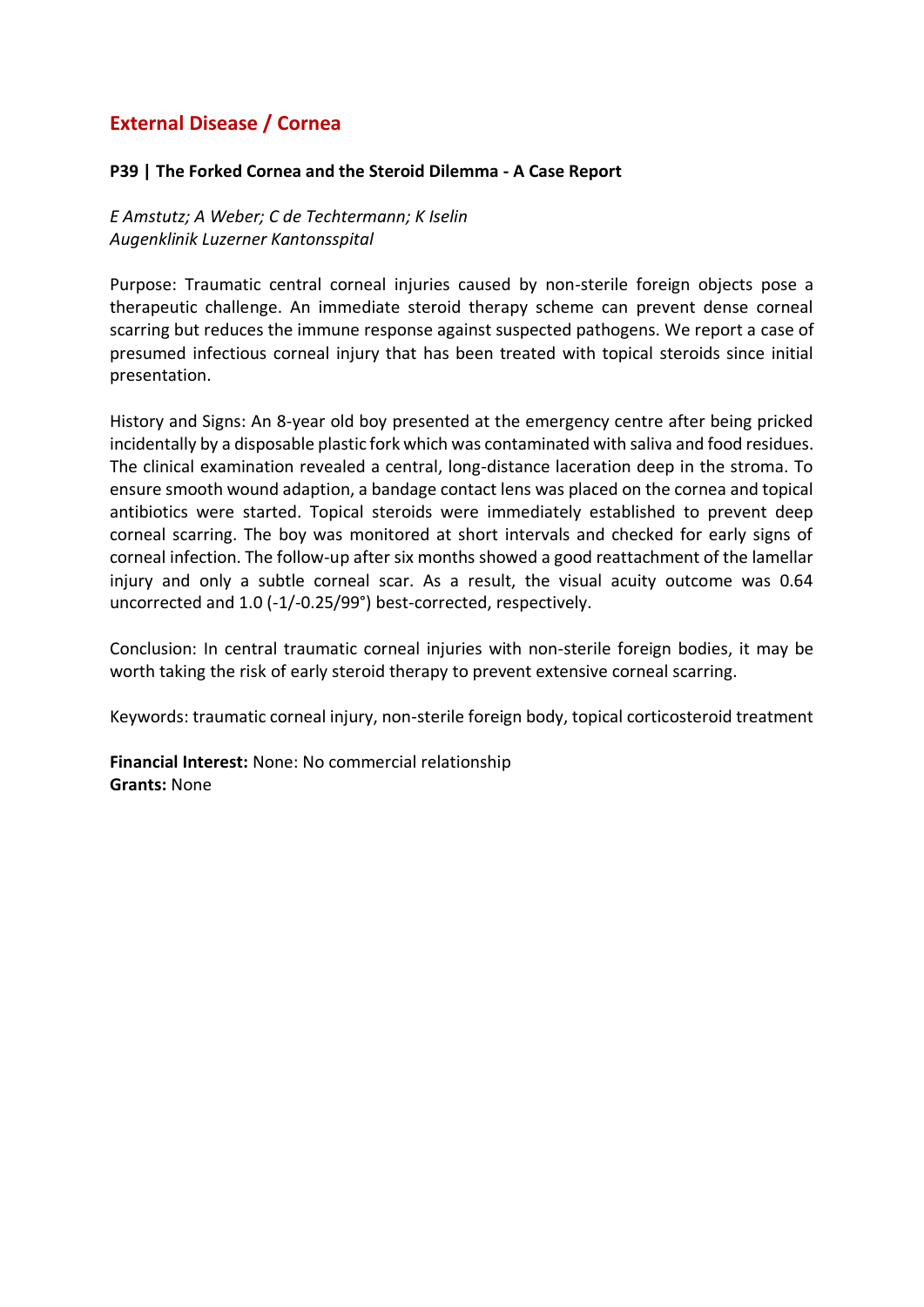## External Disease / Cornea

### P39 | The Forked Cornea and the Steroid Dilemma - A Case Report

*E Amstutz; A Weber; C de Techtermann; K Iselin*
*Augenklinik Luzerner Kantonsspital*

Purpose: Traumatic central corneal injuries caused by non-sterile foreign objects pose a therapeutic challenge. An immediate steroid therapy scheme can prevent dense corneal scarring but reduces the immune response against suspected pathogens. We report a case of presumed infectious corneal injury that has been treated with topical steroids since initial presentation.

History and Signs: An 8-year old boy presented at the emergency centre after being pricked incidentally by a disposable plastic fork which was contaminated with saliva and food residues. The clinical examination revealed a central, long-distance laceration deep in the stroma. To ensure smooth wound adaption, a bandage contact lens was placed on the cornea and topical antibiotics were started. Topical steroids were immediately established to prevent deep corneal scarring. The boy was monitored at short intervals and checked for early signs of corneal infection. The follow-up after six months showed a good reattachment of the lamellar injury and only a subtle corneal scar. As a result, the visual acuity outcome was 0.64 uncorrected and 1.0 (-1/-0.25/99°) best-corrected, respectively.

Conclusion: In central traumatic corneal injuries with non-sterile foreign bodies, it may be worth taking the risk of early steroid therapy to prevent extensive corneal scarring.

Keywords: traumatic corneal injury, non-sterile foreign body, topical corticosteroid treatment

**Financial Interest:** None: No commercial relationship
**Grants:** None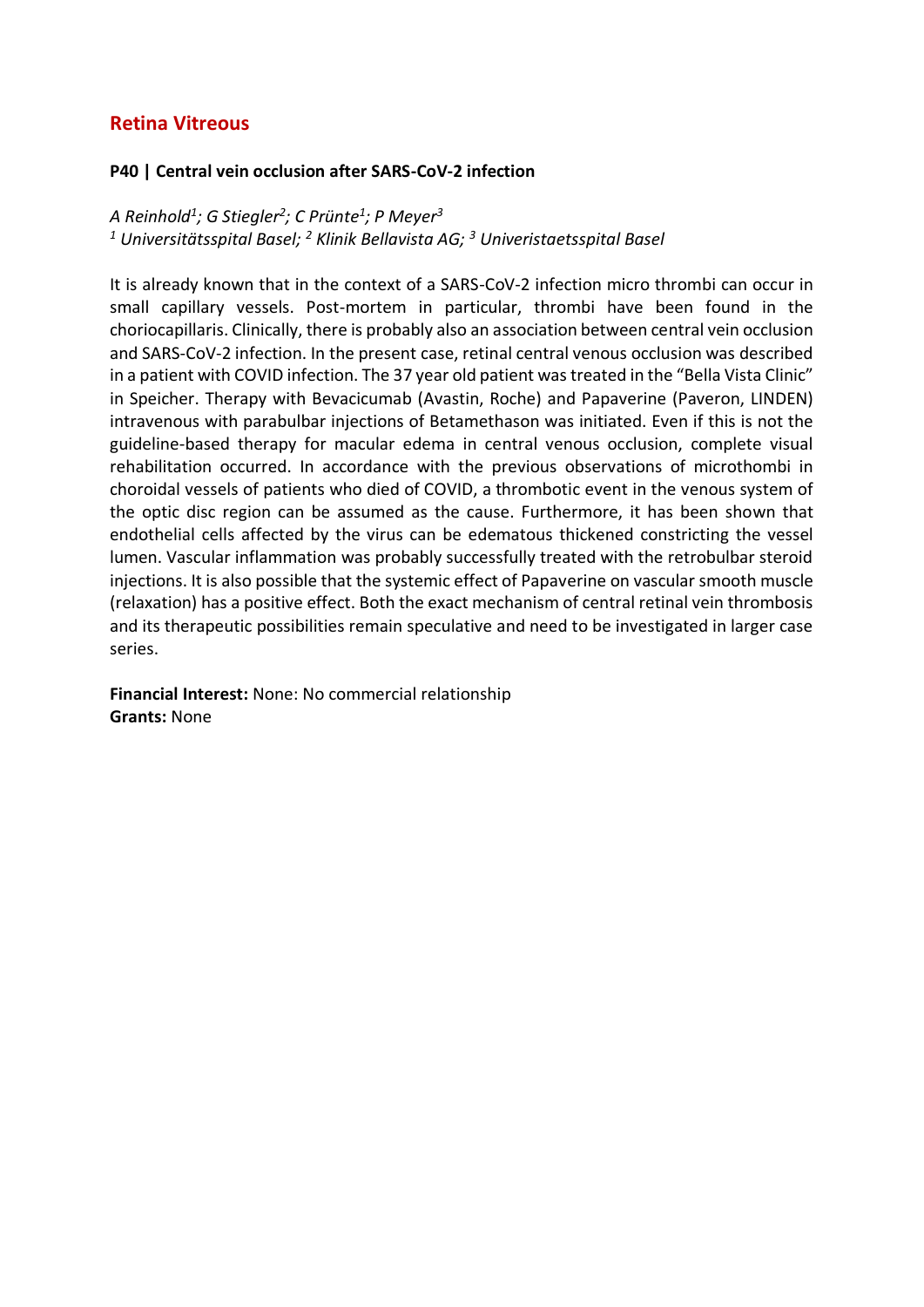## Retina Vitreous

### P40 | Central vein occlusion after SARS-CoV-2 infection

*A Reinhold[1]; G Stiegler[2]; C Prünte[1]; P Meyer[3]*
*[1] Universitätsspital Basel; [2] Klinik Bellavista AG; [3] Univeristaetsspital Basel*

It is already known that in the context of a SARS-CoV-2 infection micro thrombi can occur in small capillary vessels. Post-mortem in particular, thrombi have been found in the choriocapillaris. Clinically, there is probably also an association between central vein occlusion and SARS-CoV-2 infection. In the present case, retinal central venous occlusion was described in a patient with COVID infection. The 37 year old patient was treated in the "Bella Vista Clinic" in Speicher. Therapy with Bevacicumab (Avastin, Roche) and Papaverine (Paveron, LINDEN) intravenous with parabulbar injections of Betamethason was initiated. Even if this is not the guideline-based therapy for macular edema in central venous occlusion, complete visual rehabilitation occurred. In accordance with the previous observations of microthombi in choroidal vessels of patients who died of COVID, a thrombotic event in the venous system of the optic disc region can be assumed as the cause. Furthermore, it has been shown that endothelial cells affected by the virus can be edematous thickened constricting the vessel lumen. Vascular inflammation was probably successfully treated with the retrobulbar steroid injections. It is also possible that the systemic effect of Papaverine on vascular smooth muscle (relaxation) has a positive effect. Both the exact mechanism of central retinal vein thrombosis and its therapeutic possibilities remain speculative and need to be investigated in larger case series.

**Financial Interest:** None: No commercial relationship
**Grants:** None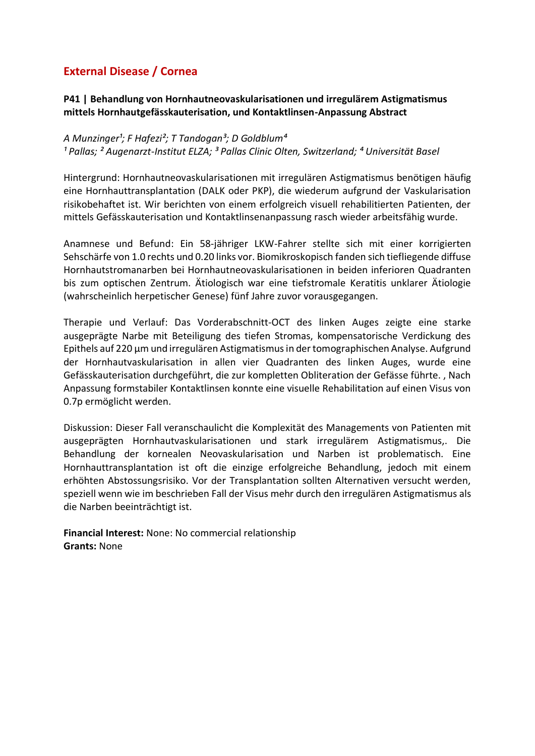## External Disease / Cornea

### P41 | Behandlung von Hornhautneovaskularisationen und irregulärem Astigmatismus mittels Hornhautgefässkauterisation, und Kontaktlinsen-Anpassung Abstract

*A Munzinger[1]; F Hafezi[2]; T Tandogan[3]; D Goldblum[4]*
*[1] Pallas; [2] Augenarzt-Institut ELZA; [3] Pallas Clinic Olten, Switzerland; [4] Universität Basel*

Hintergrund: Hornhautneovaskularisationen mit irregulären Astigmatismus benötigen häufig eine Hornhauttransplantation (DALK oder PKP), die wiederum aufgrund der Vaskularisation risikobehaftet ist. Wir berichten von einem erfolgreich visuell rehabilitierten Patienten, der mittels Gefässkauterisation und Kontaktlinsenanpassung rasch wieder arbeitsfähig wurde.

Anamnese und Befund: Ein 58-jähriger LKW-Fahrer stellte sich mit einer korrigierten Sehschärfe von 1.0 rechts und 0.20 links vor. Biomikroskopisch fanden sich tiefliegende diffuse Hornhautstromanarben bei Hornhautneovaskularisationen in beiden inferioren Quadranten bis zum optischen Zentrum. Ätiologisch war eine tiefstromale Keratitis unklarer Ätiologie (wahrscheinlich herpetischer Genese) fünf Jahre zuvor vorausgegangen.

Therapie und Verlauf: Das Vorderabschnitt-OCT des linken Auges zeigte eine starke ausgeprägte Narbe mit Beteiligung des tiefen Stromas, kompensatorische Verdickung des Epithels auf 220 µm und irregulären Astigmatismus in der tomographischen Analyse. Aufgrund der Hornhautvaskularisation in allen vier Quadranten des linken Auges, wurde eine Gefässkauterisation durchgeführt, die zur kompletten Obliteration der Gefässe führte. , Nach Anpassung formstabiler Kontaktlinsen konnte eine visuelle Rehabilitation auf einen Visus von 0.7p ermöglicht werden.

Diskussion: Dieser Fall veranschaulicht die Komplexität des Managements von Patienten mit ausgeprägten Hornhautvaskularisationen und stark irregulärem Astigmatismus,. Die Behandlung der kornealen Neovaskularisation und Narben ist problematisch. Eine Hornhauttransplantation ist oft die einzige erfolgreiche Behandlung, jedoch mit einem erhöhten Abstossungsrisiko. Vor der Transplantation sollten Alternativen versucht werden, speziell wenn wie im beschrieben Fall der Visus mehr durch den irregulären Astigmatismus als die Narben beeinträchtigt ist.

**Financial Interest:** None: No commercial relationship
**Grants:** None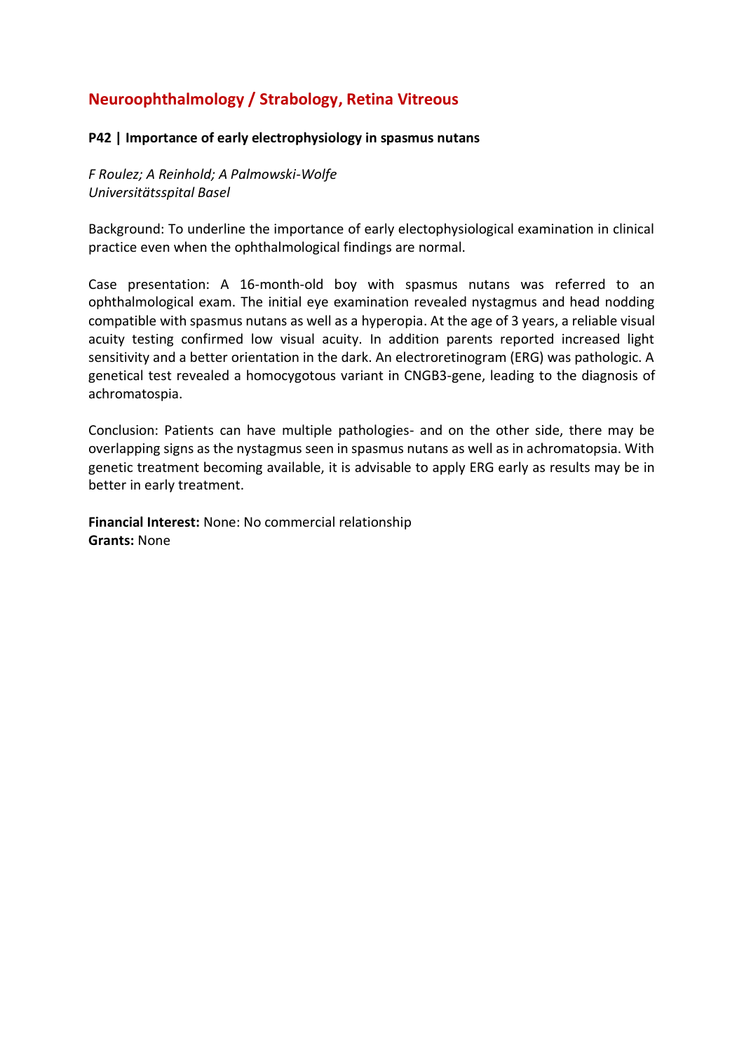## Neuroophthalmology / Strabology, Retina Vitreous

### P42 | Importance of early electrophysiology in spasmus nutans

*F Roulez; A Reinhold; A Palmowski-Wolfe*
*Universitätsspital Basel*

Background: To underline the importance of early electophysiological examination in clinical practice even when the ophthalmological findings are normal.

Case presentation: A 16-month-old boy with spasmus nutans was referred to an ophthalmological exam. The initial eye examination revealed nystagmus and head nodding compatible with spasmus nutans as well as a hyperopia. At the age of 3 years, a reliable visual acuity testing confirmed low visual acuity. In addition parents reported increased light sensitivity and a better orientation in the dark. An electroretinogram (ERG) was pathologic. A genetical test revealed a homocygotous variant in CNGB3-gene, leading to the diagnosis of achromatospia.

Conclusion: Patients can have multiple pathologies- and on the other side, there may be overlapping signs as the nystagmus seen in spasmus nutans as well as in achromatopsia. With genetic treatment becoming available, it is advisable to apply ERG early as results may be in better in early treatment.

**Financial Interest:** None: No commercial relationship
**Grants:** None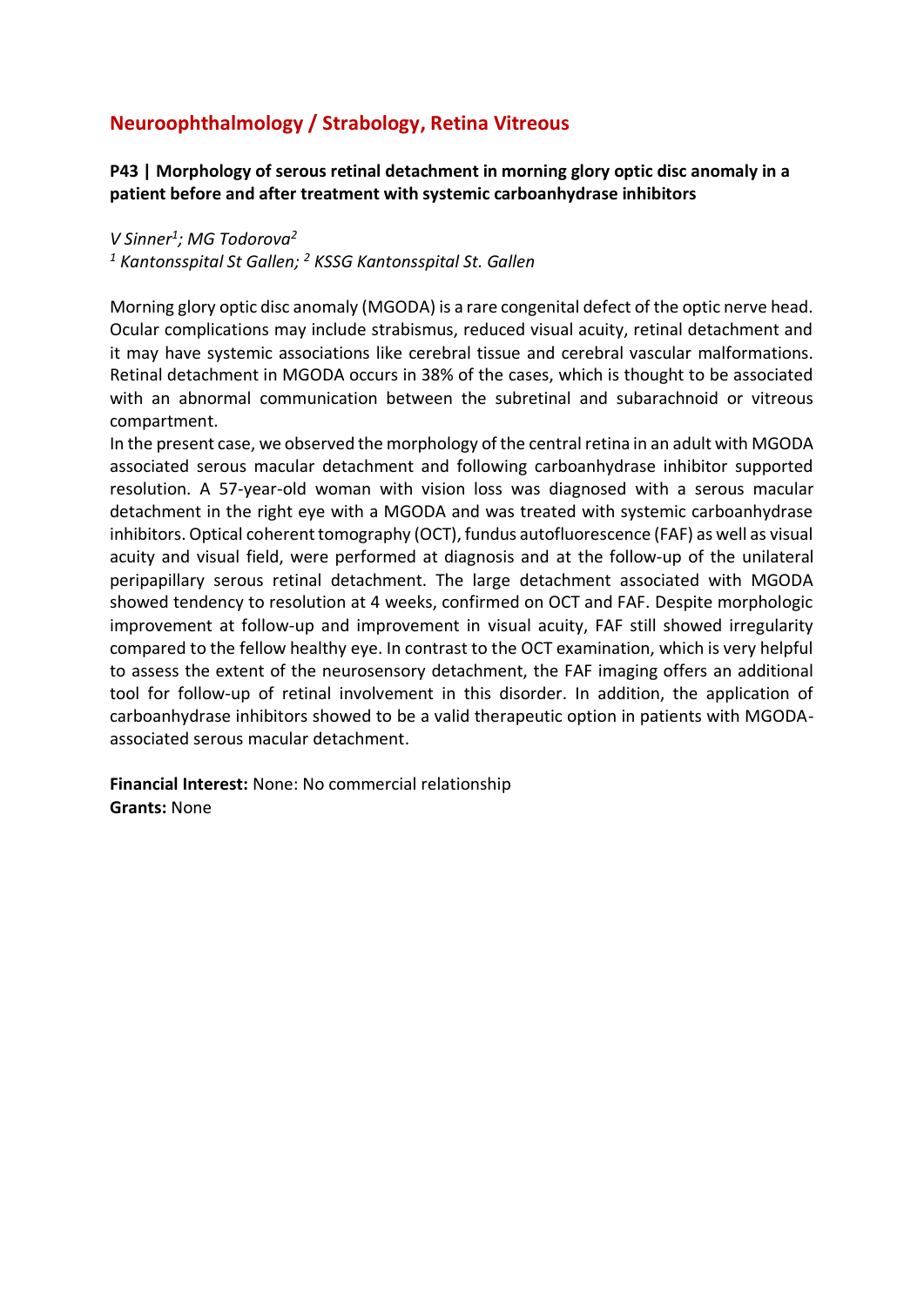## Neuroophthalmology / Strabology, Retina Vitreous

### P43 | Morphology of serous retinal detachment in morning glory optic disc anomaly in a patient before and after treatment with systemic carboanhydrase inhibitors

*V Sinner[1]; MG Todorova[2]*

*[1] Kantonsspital St Gallen; [2] KSSG Kantonsspital St. Gallen*

Morning glory optic disc anomaly (MGODA) is a rare congenital defect of the optic nerve head. Ocular complications may include strabismus, reduced visual acuity, retinal detachment and it may have systemic associations like cerebral tissue and cerebral vascular malformations. Retinal detachment in MGODA occurs in 38% of the cases, which is thought to be associated with an abnormal communication between the subretinal and subarachnoid or vitreous compartment.

In the present case, we observed the morphology of the central retina in an adult with MGODA associated serous macular detachment and following carboanhydrase inhibitor supported resolution. A 57-year-old woman with vision loss was diagnosed with a serous macular detachment in the right eye with a MGODA and was treated with systemic carboanhydrase inhibitors. Optical coherent tomography (OCT), fundus autofluorescence (FAF) as well as visual acuity and visual field, were performed at diagnosis and at the follow-up of the unilateral peripapillary serous retinal detachment. The large detachment associated with MGODA showed tendency to resolution at 4 weeks, confirmed on OCT and FAF. Despite morphologic improvement at follow-up and improvement in visual acuity, FAF still showed irregularity compared to the fellow healthy eye. In contrast to the OCT examination, which is very helpful to assess the extent of the neurosensory detachment, the FAF imaging offers an additional tool for follow-up of retinal involvement in this disorder. In addition, the application of carboanhydrase inhibitors showed to be a valid therapeutic option in patients with MGODA-associated serous macular detachment.

**Financial Interest:** None: No commercial relationship
**Grants:** None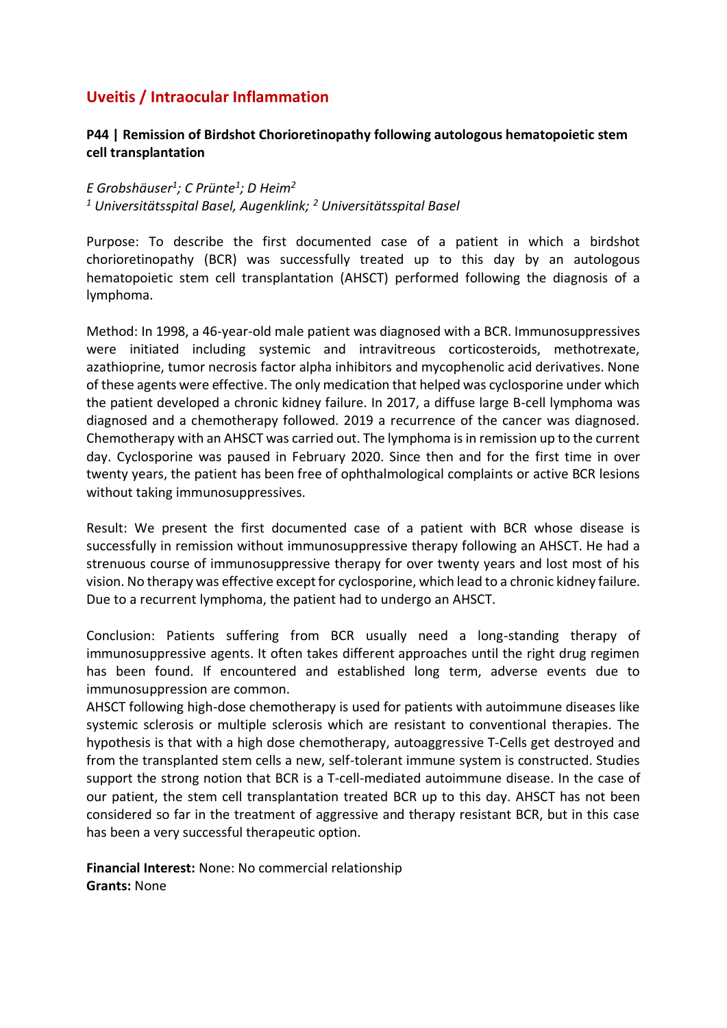## Uveitis / Intraocular Inflammation

### P44 | Remission of Birdshot Chorioretinopathy following autologous hematopoietic stem cell transplantation

*E Grobshäuser[1]; C Prünte[1]; D Heim[2]*
*[1] Universitätsspital Basel, Augenklink; [2] Universitätsspital Basel*

Purpose: To describe the first documented case of a patient in which a birdshot chorioretinopathy (BCR) was successfully treated up to this day by an autologous hematopoietic stem cell transplantation (AHSCT) performed following the diagnosis of a lymphoma.

Method: In 1998, a 46-year-old male patient was diagnosed with a BCR. Immunosuppressives were initiated including systemic and intravitreous corticosteroids, methotrexate, azathioprine, tumor necrosis factor alpha inhibitors and mycophenolic acid derivatives. None of these agents were effective. The only medication that helped was cyclosporine under which the patient developed a chronic kidney failure. In 2017, a diffuse large B-cell lymphoma was diagnosed and a chemotherapy followed. 2019 a recurrence of the cancer was diagnosed. Chemotherapy with an AHSCT was carried out. The lymphoma is in remission up to the current day. Cyclosporine was paused in February 2020. Since then and for the first time in over twenty years, the patient has been free of ophthalmological complaints or active BCR lesions without taking immunosuppressives.

Result: We present the first documented case of a patient with BCR whose disease is successfully in remission without immunosuppressive therapy following an AHSCT. He had a strenuous course of immunosuppressive therapy for over twenty years and lost most of his vision. No therapy was effective except for cyclosporine, which lead to a chronic kidney failure. Due to a recurrent lymphoma, the patient had to undergo an AHSCT.

Conclusion: Patients suffering from BCR usually need a long-standing therapy of immunosuppressive agents. It often takes different approaches until the right drug regimen has been found. If encountered and established long term, adverse events due to immunosuppression are common.
AHSCT following high-dose chemotherapy is used for patients with autoimmune diseases like systemic sclerosis or multiple sclerosis which are resistant to conventional therapies. The hypothesis is that with a high dose chemotherapy, autoaggressive T-Cells get destroyed and from the transplanted stem cells a new, self-tolerant immune system is constructed. Studies support the strong notion that BCR is a T-cell-mediated autoimmune disease. In the case of our patient, the stem cell transplantation treated BCR up to this day. AHSCT has not been considered so far in the treatment of aggressive and therapy resistant BCR, but in this case has been a very successful therapeutic option.

**Financial Interest:** None: No commercial relationship
**Grants:** None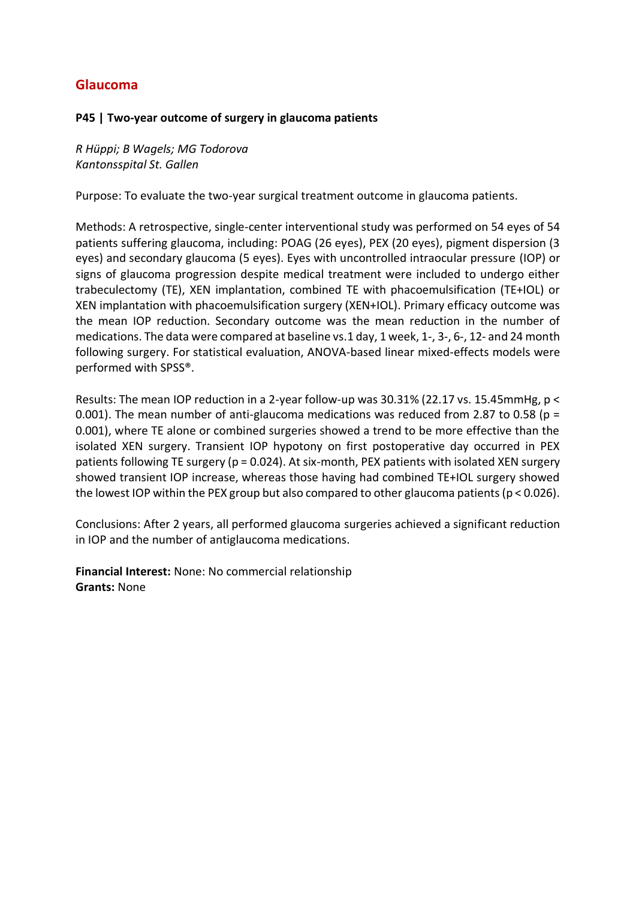## Glaucoma

### P45 | Two-year outcome of surgery in glaucoma patients

*R Hüppi; B Wagels; MG Todorova*
*Kantonsspital St. Gallen*

Purpose: To evaluate the two-year surgical treatment outcome in glaucoma patients.

Methods: A retrospective, single-center interventional study was performed on 54 eyes of 54 patients suffering glaucoma, including: POAG (26 eyes), PEX (20 eyes), pigment dispersion (3 eyes) and secondary glaucoma (5 eyes). Eyes with uncontrolled intraocular pressure (IOP) or signs of glaucoma progression despite medical treatment were included to undergo either trabeculectomy (TE), XEN implantation, combined TE with phacoemulsification (TE+IOL) or XEN implantation with phacoemulsification surgery (XEN+IOL). Primary efficacy outcome was the mean IOP reduction. Secondary outcome was the mean reduction in the number of medications. The data were compared at baseline vs.1 day, 1 week, 1-, 3-, 6-, 12- and 24 month following surgery. For statistical evaluation, ANOVA-based linear mixed-effects models were performed with SPSS®.

Results: The mean IOP reduction in a 2-year follow-up was 30.31% (22.17 vs. 15.45mmHg, $p < 0.001$). The mean number of anti-glaucoma medications was reduced from 2.87 to 0.58 ($p = 0.001$), where TE alone or combined surgeries showed a trend to be more effective than the isolated XEN surgery. Transient IOP hypotony on first postoperative day occurred in PEX patients following TE surgery ($p = 0.024$). At six-month, PEX patients with isolated XEN surgery showed transient IOP increase, whereas those having had combined TE+IOL surgery showed the lowest IOP within the PEX group but also compared to other glaucoma patients ($p < 0.026$).

Conclusions: After 2 years, all performed glaucoma surgeries achieved a significant reduction in IOP and the number of antiglaucoma medications.

**Financial Interest:** None: No commercial relationship
**Grants:** None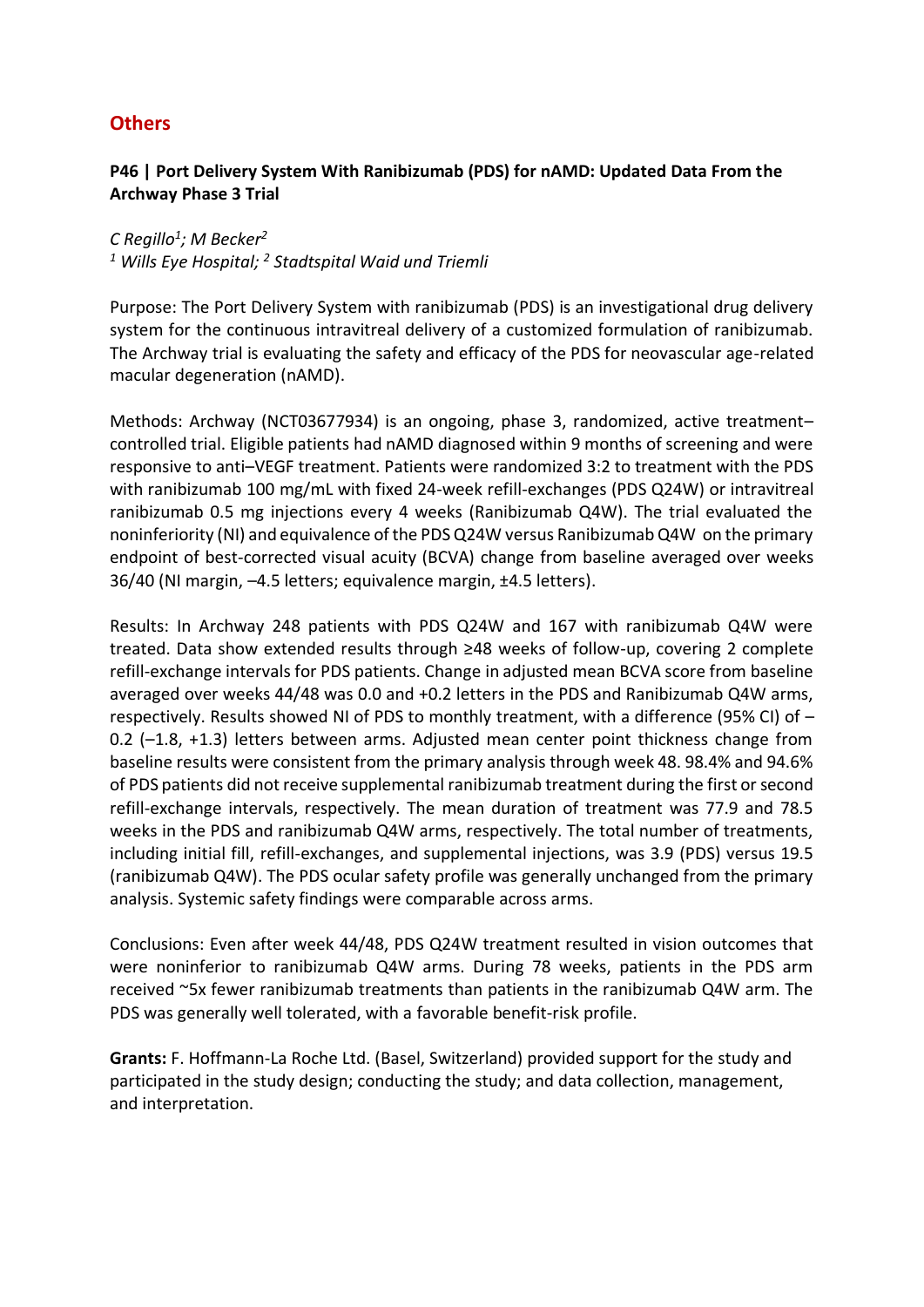## Others

### P46 | Port Delivery System With Ranibizumab (PDS) for nAMD: Updated Data From the Archway Phase 3 Trial

*C Regillo[1]; M Becker[2]*
*[1] Wills Eye Hospital; [2] Stadtspital Waid und Triemli*

Purpose: The Port Delivery System with ranibizumab (PDS) is an investigational drug delivery system for the continuous intravitreal delivery of a customized formulation of ranibizumab. The Archway trial is evaluating the safety and efficacy of the PDS for neovascular age-related macular degeneration (nAMD).

Methods: Archway (NCT03677934) is an ongoing, phase 3, randomized, active treatment–controlled trial. Eligible patients had nAMD diagnosed within 9 months of screening and were responsive to anti–VEGF treatment. Patients were randomized 3:2 to treatment with the PDS with ranibizumab 100 mg/mL with fixed 24-week refill-exchanges (PDS Q24W) or intravitreal ranibizumab 0.5 mg injections every 4 weeks (Ranibizumab Q4W). The trial evaluated the noninferiority (NI) and equivalence of the PDS Q24W versus Ranibizumab Q4W on the primary endpoint of best-corrected visual acuity (BCVA) change from baseline averaged over weeks 36/40 (NI margin, –4.5 letters; equivalence margin, ±4.5 letters).

Results: In Archway 248 patients with PDS Q24W and 167 with ranibizumab Q4W were treated. Data show extended results through ≥48 weeks of follow-up, covering 2 complete refill-exchange intervals for PDS patients. Change in adjusted mean BCVA score from baseline averaged over weeks 44/48 was 0.0 and +0.2 letters in the PDS and Ranibizumab Q4W arms, respectively. Results showed NI of PDS to monthly treatment, with a difference (95% CI) of –0.2 (–1.8, +1.3) letters between arms. Adjusted mean center point thickness change from baseline results were consistent from the primary analysis through week 48. 98.4% and 94.6% of PDS patients did not receive supplemental ranibizumab treatment during the first or second refill-exchange intervals, respectively. The mean duration of treatment was 77.9 and 78.5 weeks in the PDS and ranibizumab Q4W arms, respectively. The total number of treatments, including initial fill, refill-exchanges, and supplemental injections, was 3.9 (PDS) versus 19.5 (ranibizumab Q4W). The PDS ocular safety profile was generally unchanged from the primary analysis. Systemic safety findings were comparable across arms.

Conclusions: Even after week 44/48, PDS Q24W treatment resulted in vision outcomes that were noninferior to ranibizumab Q4W arms. During 78 weeks, patients in the PDS arm received ~5x fewer ranibizumab treatments than patients in the ranibizumab Q4W arm. The PDS was generally well tolerated, with a favorable benefit-risk profile.

**Grants:** F. Hoffmann-La Roche Ltd. (Basel, Switzerland) provided support for the study and participated in the study design; conducting the study; and data collection, management, and interpretation.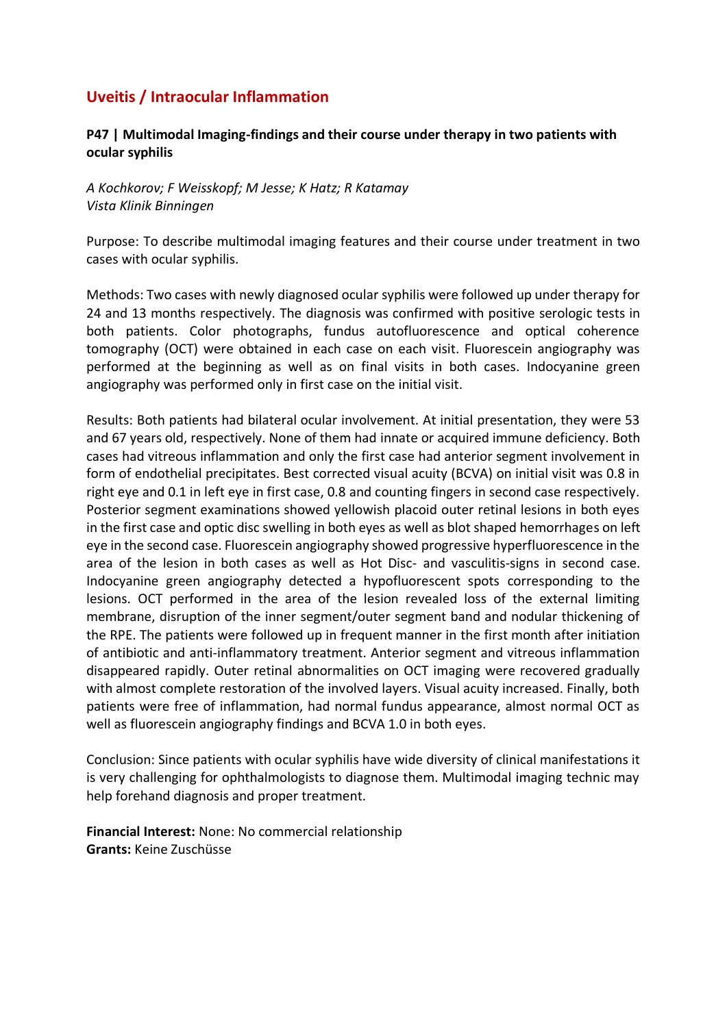## Uveitis / Intraocular Inflammation

### P47 | Multimodal Imaging-findings and their course under therapy in two patients with ocular syphilis

*A Kochkorov; F Weisskopf; M Jesse; K Hatz; R Katamay*
*Vista Klinik Binningen*

Purpose: To describe multimodal imaging features and their course under treatment in two cases with ocular syphilis.

Methods: Two cases with newly diagnosed ocular syphilis were followed up under therapy for 24 and 13 months respectively. The diagnosis was confirmed with positive serologic tests in both patients. Color photographs, fundus autofluorescence and optical coherence tomography (OCT) were obtained in each case on each visit. Fluorescein angiography was performed at the beginning as well as on final visits in both cases. Indocyanine green angiography was performed only in first case on the initial visit.

Results: Both patients had bilateral ocular involvement. At initial presentation, they were 53 and 67 years old, respectively. None of them had innate or acquired immune deficiency. Both cases had vitreous inflammation and only the first case had anterior segment involvement in form of endothelial precipitates. Best corrected visual acuity (BCVA) on initial visit was 0.8 in right eye and 0.1 in left eye in first case, 0.8 and counting fingers in second case respectively. Posterior segment examinations showed yellowish placoid outer retinal lesions in both eyes in the first case and optic disc swelling in both eyes as well as blot shaped hemorrhages on left eye in the second case. Fluorescein angiography showed progressive hyperfluorescence in the area of the lesion in both cases as well as Hot Disc- and vasculitis-signs in second case. Indocyanine green angiography detected a hypofluorescent spots corresponding to the lesions. OCT performed in the area of the lesion revealed loss of the external limiting membrane, disruption of the inner segment/outer segment band and nodular thickening of the RPE. The patients were followed up in frequent manner in the first month after initiation of antibiotic and anti-inflammatory treatment. Anterior segment and vitreous inflammation disappeared rapidly. Outer retinal abnormalities on OCT imaging were recovered gradually with almost complete restoration of the involved layers. Visual acuity increased. Finally, both patients were free of inflammation, had normal fundus appearance, almost normal OCT as well as fluorescein angiography findings and BCVA 1.0 in both eyes.

Conclusion: Since patients with ocular syphilis have wide diversity of clinical manifestations it is very challenging for ophthalmologists to diagnose them. Multimodal imaging technic may help forehand diagnosis and proper treatment.

**Financial Interest:** None: No commercial relationship
**Grants:** Keine Zuschüsse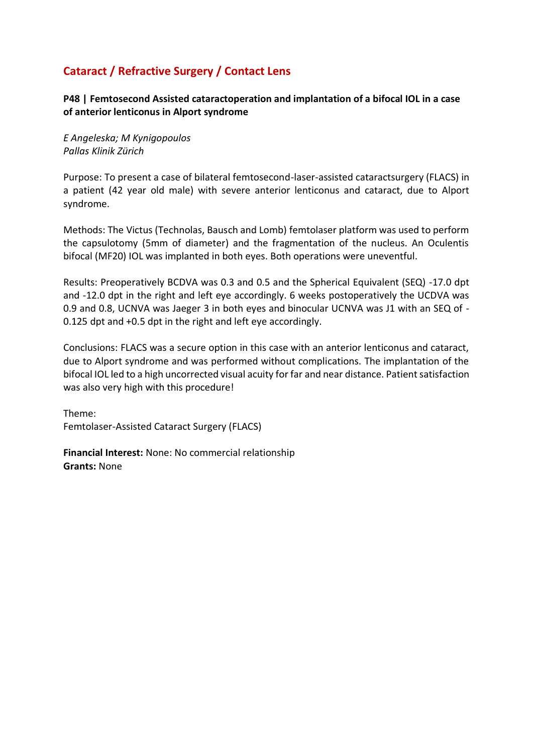## Cataract / Refractive Surgery / Contact Lens

**P48 | Femtosecond Assisted cataractoperation and implantation of a bifocal IOL in a case of anterior lenticonus in Alport syndrome**

*E Angeleska; M Kynigopoulos*
*Pallas Klinik Zürich*

Purpose: To present a case of bilateral femtosecond-laser-assisted cataractsurgery (FLACS) in a patient (42 year old male) with severe anterior lenticonus and cataract, due to Alport syndrome.

Methods: The Victus (Technolas, Bausch and Lomb) femtolaser platform was used to perform the capsulotomy (5mm of diameter) and the fragmentation of the nucleus. An Oculentis bifocal (MF20) IOL was implanted in both eyes. Both operations were uneventful.

Results: Preoperatively BCDVA was 0.3 and 0.5 and the Spherical Equivalent (SEQ) -17.0 dpt and -12.0 dpt in the right and left eye accordingly. 6 weeks postoperatively the UCDVA was 0.9 and 0.8, UCNVA was Jaeger 3 in both eyes and binocular UCNVA was J1 with an SEQ of -0.125 dpt and +0.5 dpt in the right and left eye accordingly.

Conclusions: FLACS was a secure option in this case with an anterior lenticonus and cataract, due to Alport syndrome and was performed without complications. The implantation of the bifocal IOL led to a high uncorrected visual acuity for far and near distance. Patient satisfaction was also very high with this procedure!

Theme:
Femtolaser-Assisted Cataract Surgery (FLACS)

**Financial Interest:** None: No commercial relationship
**Grants:** None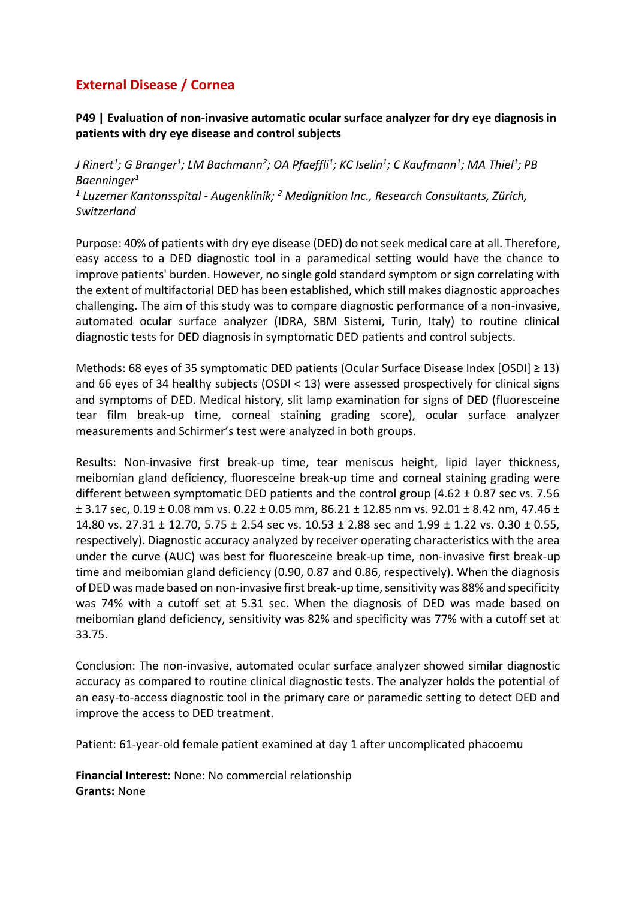## External Disease / Cornea

### P49 | Evaluation of non-invasive automatic ocular surface analyzer for dry eye diagnosis in patients with dry eye disease and control subjects

*J Rinert[1]; G Branger[1]; LM Bachmann[2]; OA Pfaeffli[1]; KC Iselin[1]; C Kaufmann[1]; MA Thiel[1]; PB Baenninger[1]*
*[1] Luzerner Kantonsspital - Augenklinik; [2] Medignition Inc., Research Consultants, Zürich, Switzerland*

Purpose: 40% of patients with dry eye disease (DED) do not seek medical care at all. Therefore, easy access to a DED diagnostic tool in a paramedical setting would have the chance to improve patients' burden. However, no single gold standard symptom or sign correlating with the extent of multifactorial DED has been established, which still makes diagnostic approaches challenging. The aim of this study was to compare diagnostic performance of a non-invasive, automated ocular surface analyzer (IDRA, SBM Sistemi, Turin, Italy) to routine clinical diagnostic tests for DED diagnosis in symptomatic DED patients and control subjects.

Methods: 68 eyes of 35 symptomatic DED patients (Ocular Surface Disease Index [OSDI] ≥ 13) and 66 eyes of 34 healthy subjects (OSDI < 13) were assessed prospectively for clinical signs and symptoms of DED. Medical history, slit lamp examination for signs of DED (fluoresceine tear film break-up time, corneal staining grading score), ocular surface analyzer measurements and Schirmer's test were analyzed in both groups.

Results: Non-invasive first break-up time, tear meniscus height, lipid layer thickness, meibomian gland deficiency, fluoresceine break-up time and corneal staining grading were different between symptomatic DED patients and the control group (4.62 ± 0.87 sec vs. 7.56 ± 3.17 sec, 0.19 ± 0.08 mm vs. 0.22 ± 0.05 mm, 86.21 ± 12.85 nm vs. 92.01 ± 8.42 nm, 47.46 ± 14.80 vs. 27.31 ± 12.70, 5.75 ± 2.54 sec vs. 10.53 ± 2.88 sec and 1.99 ± 1.22 vs. 0.30 ± 0.55, respectively). Diagnostic accuracy analyzed by receiver operating characteristics with the area under the curve (AUC) was best for fluoresceine break-up time, non-invasive first break-up time and meibomian gland deficiency (0.90, 0.87 and 0.86, respectively). When the diagnosis of DED was made based on non-invasive first break-up time, sensitivity was 88% and specificity was 74% with a cutoff set at 5.31 sec. When the diagnosis of DED was made based on meibomian gland deficiency, sensitivity was 82% and specificity was 77% with a cutoff set at 33.75.

Conclusion: The non-invasive, automated ocular surface analyzer showed similar diagnostic accuracy as compared to routine clinical diagnostic tests. The analyzer holds the potential of an easy-to-access diagnostic tool in the primary care or paramedic setting to detect DED and improve the access to DED treatment.

Patient: 61-year-old female patient examined at day 1 after uncomplicated phacoemu

**Financial Interest:** None: No commercial relationship
**Grants:** None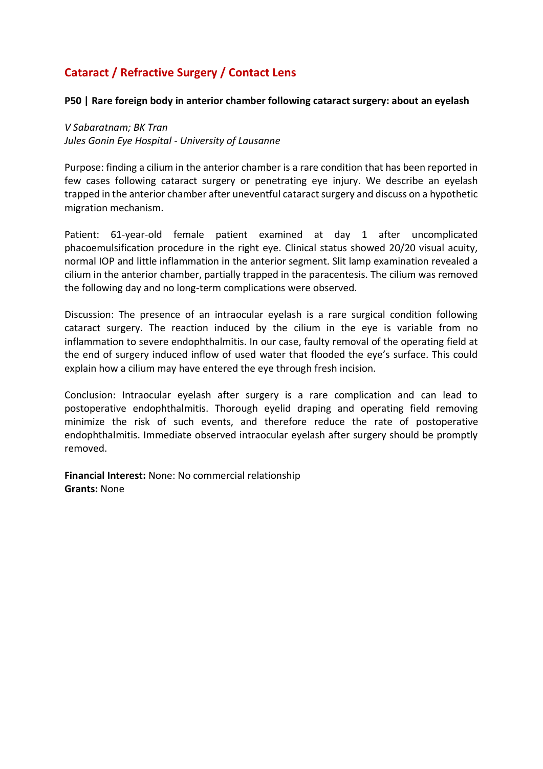## Cataract / Refractive Surgery / Contact Lens

### P50 | Rare foreign body in anterior chamber following cataract surgery: about an eyelash

*V Sabaratnam; BK Tran*
*Jules Gonin Eye Hospital - University of Lausanne*

Purpose: finding a cilium in the anterior chamber is a rare condition that has been reported in few cases following cataract surgery or penetrating eye injury. We describe an eyelash trapped in the anterior chamber after uneventful cataract surgery and discuss on a hypothetic migration mechanism.

Patient: 61-year-old female patient examined at day 1 after uncomplicated phacoemulsification procedure in the right eye. Clinical status showed 20/20 visual acuity, normal IOP and little inflammation in the anterior segment. Slit lamp examination revealed a cilium in the anterior chamber, partially trapped in the paracentesis. The cilium was removed the following day and no long-term complications were observed.

Discussion: The presence of an intraocular eyelash is a rare surgical condition following cataract surgery. The reaction induced by the cilium in the eye is variable from no inflammation to severe endophthalmitis. In our case, faulty removal of the operating field at the end of surgery induced inflow of used water that flooded the eye's surface. This could explain how a cilium may have entered the eye through fresh incision.

Conclusion: Intraocular eyelash after surgery is a rare complication and can lead to postoperative endophthalmitis. Thorough eyelid draping and operating field removing minimize the risk of such events, and therefore reduce the rate of postoperative endophthalmitis. Immediate observed intraocular eyelash after surgery should be promptly removed.

**Financial Interest:** None: No commercial relationship
**Grants:** None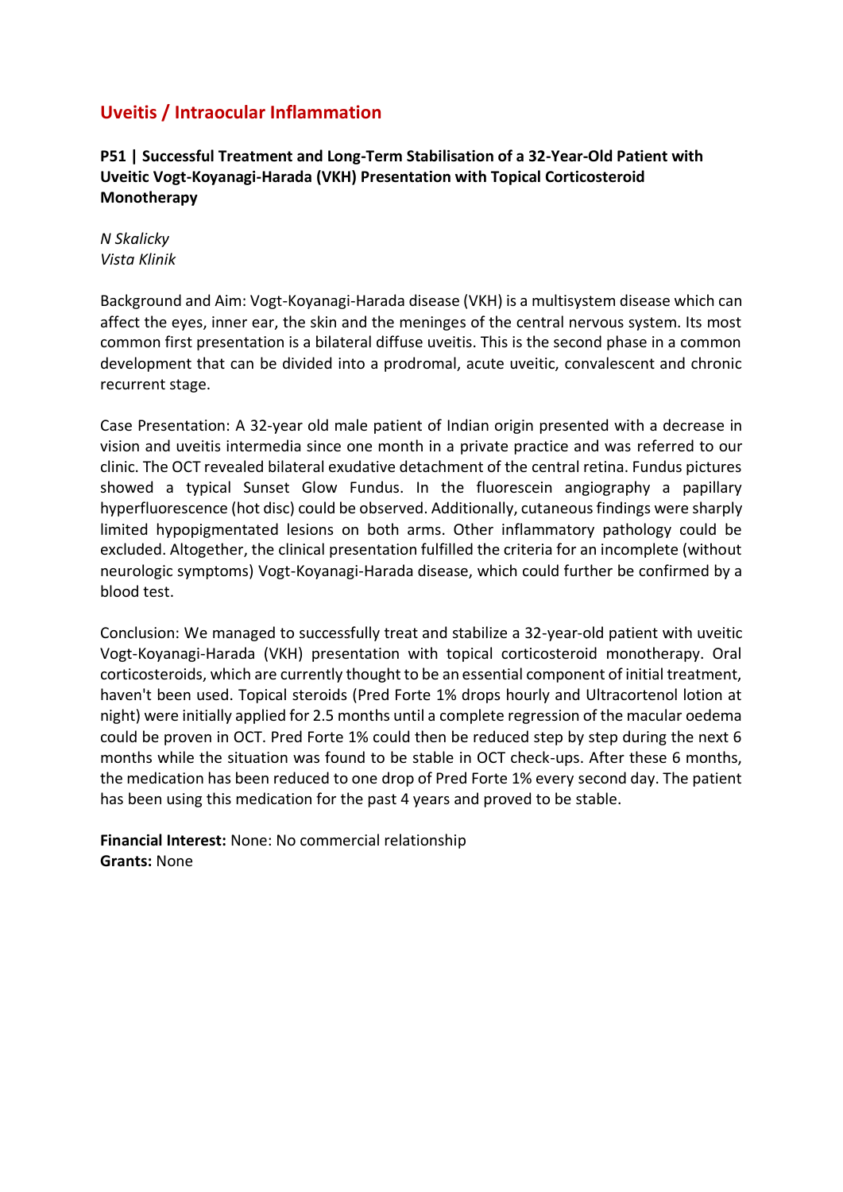## Uveitis / Intraocular Inflammation

### P51 | Successful Treatment and Long-Term Stabilisation of a 32-Year-Old Patient with Uveitic Vogt-Koyanagi-Harada (VKH) Presentation with Topical Corticosteroid Monotherapy

*N Skalicky*
*Vista Klinik*

Background and Aim: Vogt-Koyanagi-Harada disease (VKH) is a multisystem disease which can affect the eyes, inner ear, the skin and the meninges of the central nervous system. Its most common first presentation is a bilateral diffuse uveitis. This is the second phase in a common development that can be divided into a prodromal, acute uveitic, convalescent and chronic recurrent stage.

Case Presentation: A 32-year old male patient of Indian origin presented with a decrease in vision and uveitis intermedia since one month in a private practice and was referred to our clinic. The OCT revealed bilateral exudative detachment of the central retina. Fundus pictures showed a typical Sunset Glow Fundus. In the fluorescein angiography a papillary hyperfluorescence (hot disc) could be observed. Additionally, cutaneous findings were sharply limited hypopigmentated lesions on both arms. Other inflammatory pathology could be excluded. Altogether, the clinical presentation fulfilled the criteria for an incomplete (without neurologic symptoms) Vogt-Koyanagi-Harada disease, which could further be confirmed by a blood test.

Conclusion: We managed to successfully treat and stabilize a 32-year-old patient with uveitic Vogt-Koyanagi-Harada (VKH) presentation with topical corticosteroid monotherapy. Oral corticosteroids, which are currently thought to be an essential component of initial treatment, haven't been used. Topical steroids (Pred Forte 1% drops hourly and Ultracortenol lotion at night) were initially applied for 2.5 months until a complete regression of the macular oedema could be proven in OCT. Pred Forte 1% could then be reduced step by step during the next 6 months while the situation was found to be stable in OCT check-ups. After these 6 months, the medication has been reduced to one drop of Pred Forte 1% every second day. The patient has been using this medication for the past 4 years and proved to be stable.

**Financial Interest:** None: No commercial relationship
**Grants:** None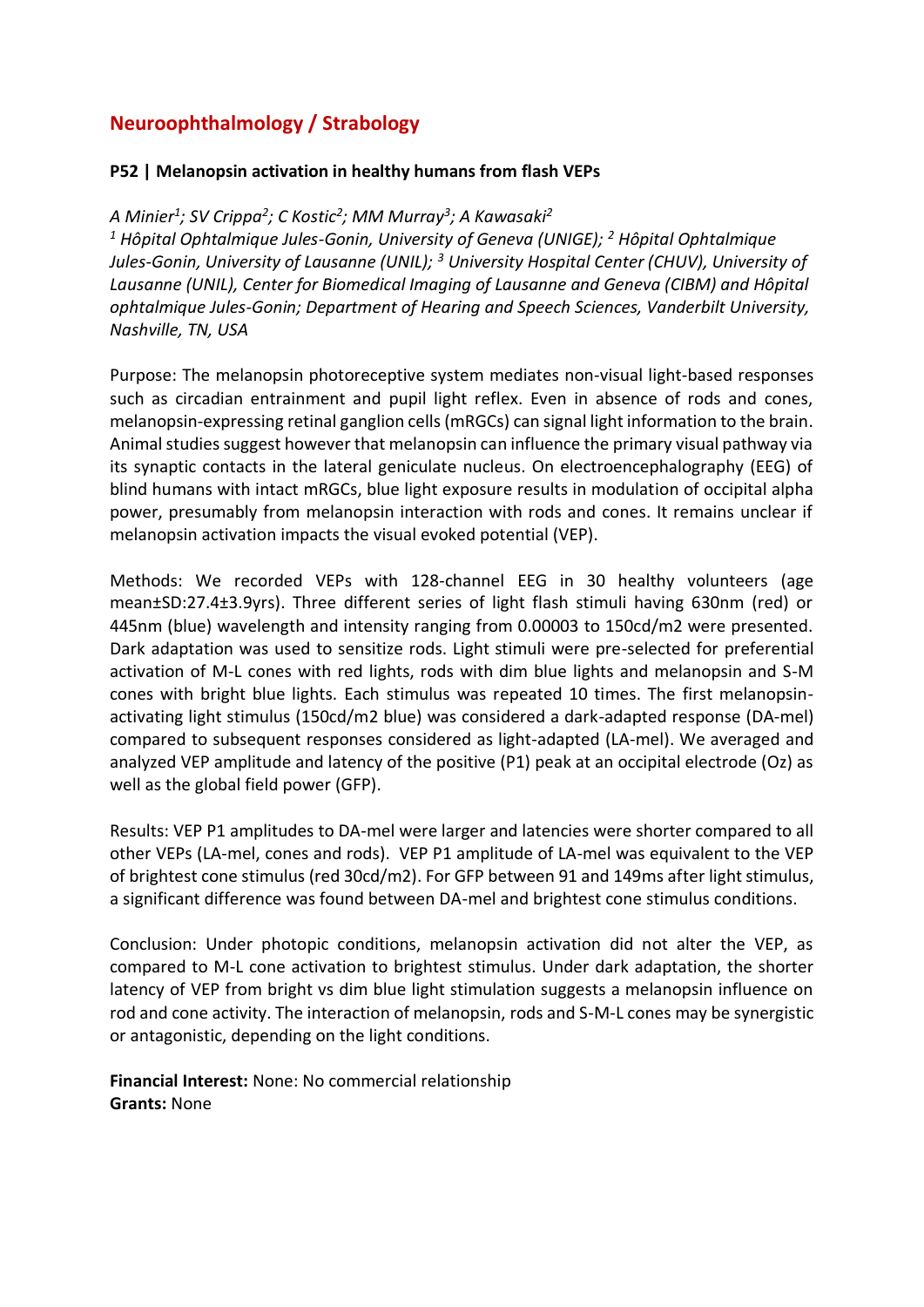## Neuroophthalmology / Strabology

### P52 | Melanopsin activation in healthy humans from flash VEPs

*A Minier[1]; SV Crippa[2]; C Kostic[2]; MM Murray[3]; A Kawasaki[2]*

*[1] Hôpital Ophtalmique Jules-Gonin, University of Geneva (UNIGE); [2] Hôpital Ophtalmique Jules-Gonin, University of Lausanne (UNIL); [3] University Hospital Center (CHUV), University of Lausanne (UNIL), Center for Biomedical Imaging of Lausanne and Geneva (CIBM) and Hôpital ophtalmique Jules-Gonin; Department of Hearing and Speech Sciences, Vanderbilt University, Nashville, TN, USA*

Purpose: The melanopsin photoreceptive system mediates non-visual light-based responses such as circadian entrainment and pupil light reflex. Even in absence of rods and cones, melanopsin-expressing retinal ganglion cells (mRGCs) can signal light information to the brain. Animal studies suggest however that melanopsin can influence the primary visual pathway via its synaptic contacts in the lateral geniculate nucleus. On electroencephalography (EEG) of blind humans with intact mRGCs, blue light exposure results in modulation of occipital alpha power, presumably from melanopsin interaction with rods and cones. It remains unclear if melanopsin activation impacts the visual evoked potential (VEP).

Methods: We recorded VEPs with 128-channel EEG in 30 healthy volunteers (age mean±SD:27.4±3.9yrs). Three different series of light flash stimuli having 630nm (red) or 445nm (blue) wavelength and intensity ranging from 0.00003 to 150cd/m2 were presented. Dark adaptation was used to sensitize rods. Light stimuli were pre-selected for preferential activation of M-L cones with red lights, rods with dim blue lights and melanopsin and S-M cones with bright blue lights. Each stimulus was repeated 10 times. The first melanopsin-activating light stimulus (150cd/m2 blue) was considered a dark-adapted response (DA-mel) compared to subsequent responses considered as light-adapted (LA-mel). We averaged and analyzed VEP amplitude and latency of the positive (P1) peak at an occipital electrode (Oz) as well as the global field power (GFP).

Results: VEP P1 amplitudes to DA-mel were larger and latencies were shorter compared to all other VEPs (LA-mel, cones and rods). VEP P1 amplitude of LA-mel was equivalent to the VEP of brightest cone stimulus (red 30cd/m2). For GFP between 91 and 149ms after light stimulus, a significant difference was found between DA-mel and brightest cone stimulus conditions.

Conclusion: Under photopic conditions, melanopsin activation did not alter the VEP, as compared to M-L cone activation to brightest stimulus. Under dark adaptation, the shorter latency of VEP from bright vs dim blue light stimulation suggests a melanopsin influence on rod and cone activity. The interaction of melanopsin, rods and S-M-L cones may be synergistic or antagonistic, depending on the light conditions.

**Financial Interest:** None: No commercial relationship
**Grants:** None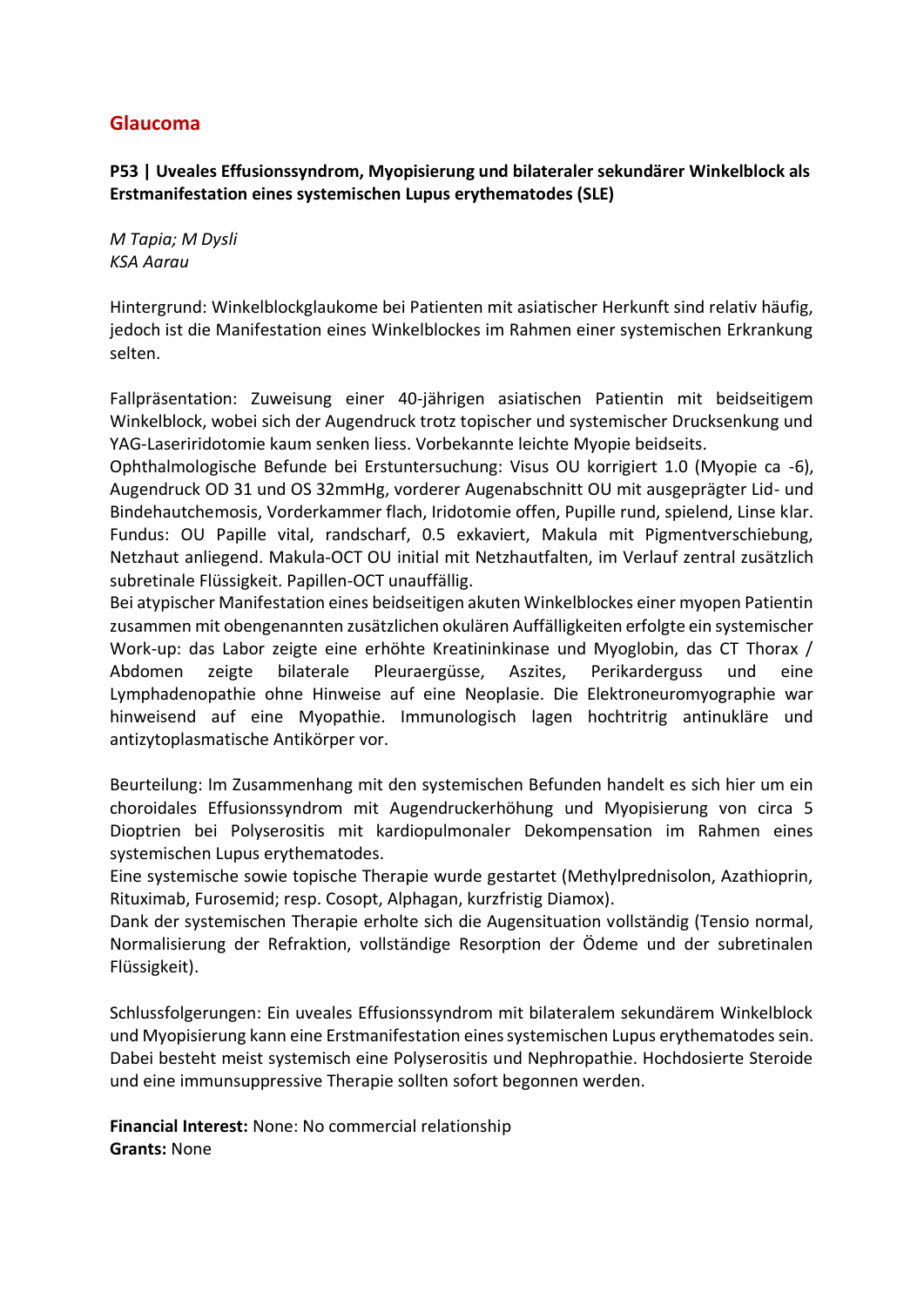## Glaucoma

### P53 | Uveales Effusionssyndrom, Myopisierung und bilateraler sekundärer Winkelblock als Erstmanifestation eines systemischen Lupus erythematodes (SLE)

*M Tapia; M Dysli*
*KSA Aarau*

Hintergrund: Winkelblockglaukome bei Patienten mit asiatischer Herkunft sind relativ häufig, jedoch ist die Manifestation eines Winkelblockes im Rahmen einer systemischen Erkrankung selten.

Fallpräsentation: Zuweisung einer 40-jährigen asiatischen Patientin mit beidseitigem Winkelblock, wobei sich der Augendruck trotz topischer und systemischer Drucksenkung und YAG-Laseriridotomie kaum senken liess. Vorbekannte leichte Myopie beidseits.
Ophthalmologische Befunde bei Erstuntersuchung: Visus OU korrigiert 1.0 (Myopie ca -6), Augendruck OD 31 und OS 32mmHg, vorderer Augenabschnitt OU mit ausgeprägter Lid- und Bindehautchemosis, Vorderkammer flach, Iridotomie offen, Pupille rund, spielend, Linse klar. Fundus: OU Papille vital, randscharf, 0.5 exkaviert, Makula mit Pigmentverschiebung, Netzhaut anliegend. Makula-OCT OU initial mit Netzhautfalten, im Verlauf zentral zusätzlich subretinale Flüssigkeit. Papillen-OCT unauffällig.
Bei atypischer Manifestation eines beidseitigen akuten Winkelblockes einer myopen Patientin zusammen mit obengenannten zusätzlichen okulären Auffälligkeiten erfolgte ein systemischer Work-up: das Labor zeigte eine erhöhte Kreatininkinase und Myoglobin, das CT Thorax / Abdomen zeigte bilaterale Pleuraergüsse, Aszites, Perikarderguss und eine Lymphadenopathie ohne Hinweise auf eine Neoplasie. Die Elektroneuromyographie war hinweisend auf eine Myopathie. Immunologisch lagen hochtritrig antinukläre und antizytoplasmatische Antikörper vor.

Beurteilung: Im Zusammenhang mit den systemischen Befunden handelt es sich hier um ein choroidales Effusionssyndrom mit Augendruckerhöhung und Myopisierung von circa 5 Dioptrien bei Polyserositis mit kardiopulmonaler Dekompensation im Rahmen eines systemischen Lupus erythematodes.
Eine systemische sowie topische Therapie wurde gestartet (Methylprednisolon, Azathioprin, Rituximab, Furosemid; resp. Cosopt, Alphagan, kurzfristig Diamox).
Dank der systemischen Therapie erholte sich die Augensituation vollständig (Tensio normal, Normalisierung der Refraktion, vollständige Resorption der Ödeme und der subretinalen Flüssigkeit).

Schlussfolgerungen: Ein uveales Effusionssyndrom mit bilateralem sekundärem Winkelblock und Myopisierung kann eine Erstmanifestation eines systemischen Lupus erythematodes sein. Dabei besteht meist systemisch eine Polyserositis und Nephropathie. Hochdosierte Steroide und eine immunsuppressive Therapie sollten sofort begonnen werden.

**Financial Interest:** None: No commercial relationship
**Grants:** None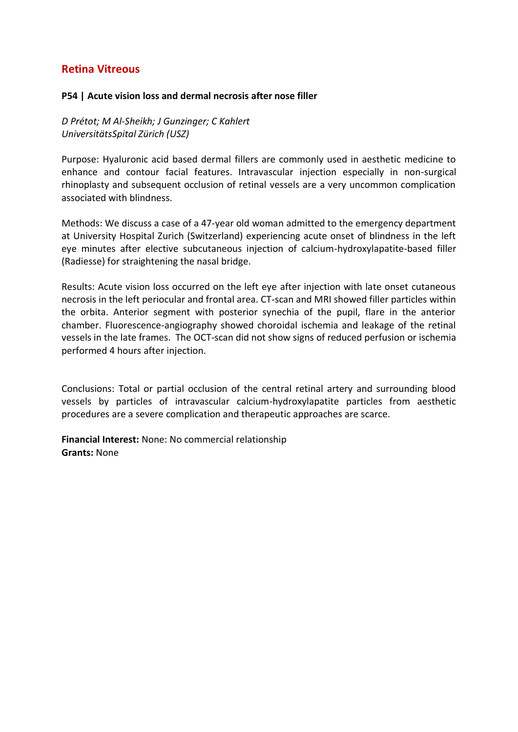## Retina Vitreous

### P54 | Acute vision loss and dermal necrosis after nose filler

*D Prétot; M Al-Sheikh; J Gunzinger; C Kahlert*
*UniversitätsSpital Zürich (USZ)*

Purpose: Hyaluronic acid based dermal fillers are commonly used in aesthetic medicine to enhance and contour facial features. Intravascular injection especially in non-surgical rhinoplasty and subsequent occlusion of retinal vessels are a very uncommon complication associated with blindness.

Methods: We discuss a case of a 47-year old woman admitted to the emergency department at University Hospital Zurich (Switzerland) experiencing acute onset of blindness in the left eye minutes after elective subcutaneous injection of calcium-hydroxylapatite-based filler (Radiesse) for straightening the nasal bridge.

Results: Acute vision loss occurred on the left eye after injection with late onset cutaneous necrosis in the left periocular and frontal area. CT-scan and MRI showed filler particles within the orbita. Anterior segment with posterior synechia of the pupil, flare in the anterior chamber. Fluorescence-angiography showed choroidal ischemia and leakage of the retinal vessels in the late frames. The OCT-scan did not show signs of reduced perfusion or ischemia performed 4 hours after injection.

Conclusions: Total or partial occlusion of the central retinal artery and surrounding blood vessels by particles of intravascular calcium-hydroxylapatite particles from aesthetic procedures are a severe complication and therapeutic approaches are scarce.

**Financial Interest:** None: No commercial relationship
**Grants:** None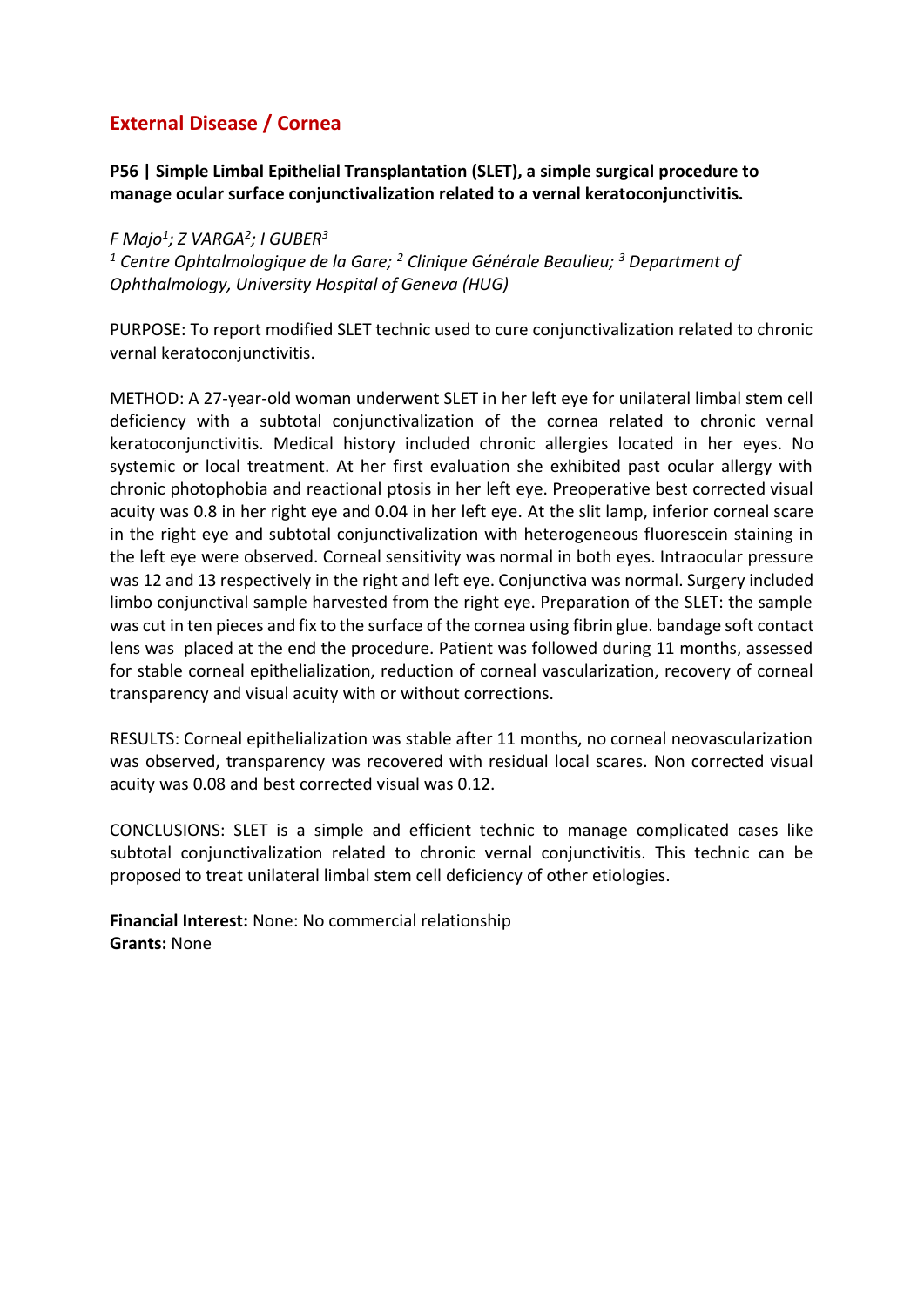## External Disease / Cornea

**P56 | Simple Limbal Epithelial Transplantation (SLET), a simple surgical procedure to manage ocular surface conjunctivalization related to a vernal keratoconjunctivitis.**

*F Majo[1]; Z VARGA[2]; I GUBER[3]*

*[1] Centre Ophtalmologique de la Gare; [2] Clinique Générale Beaulieu; [3] Department of Ophthalmology, University Hospital of Geneva (HUG)*

PURPOSE: To report modified SLET technic used to cure conjunctivalization related to chronic vernal keratoconjunctivitis.

METHOD: A 27-year-old woman underwent SLET in her left eye for unilateral limbal stem cell deficiency with a subtotal conjunctivalization of the cornea related to chronic vernal keratoconjunctivitis. Medical history included chronic allergies located in her eyes. No systemic or local treatment. At her first evaluation she exhibited past ocular allergy with chronic photophobia and reactional ptosis in her left eye. Preoperative best corrected visual acuity was 0.8 in her right eye and 0.04 in her left eye. At the slit lamp, inferior corneal scare in the right eye and subtotal conjunctivalization with heterogeneous fluorescein staining in the left eye were observed. Corneal sensitivity was normal in both eyes. Intraocular pressure was 12 and 13 respectively in the right and left eye. Conjunctiva was normal. Surgery included limbo conjunctival sample harvested from the right eye. Preparation of the SLET: the sample was cut in ten pieces and fix to the surface of the cornea using fibrin glue. bandage soft contact lens was placed at the end the procedure. Patient was followed during 11 months, assessed for stable corneal epithelialization, reduction of corneal vascularization, recovery of corneal transparency and visual acuity with or without corrections.

RESULTS: Corneal epithelialization was stable after 11 months, no corneal neovascularization was observed, transparency was recovered with residual local scares. Non corrected visual acuity was 0.08 and best corrected visual was 0.12.

CONCLUSIONS: SLET is a simple and efficient technic to manage complicated cases like subtotal conjunctivalization related to chronic vernal conjunctivitis. This technic can be proposed to treat unilateral limbal stem cell deficiency of other etiologies.

**Financial Interest:** None: No commercial relationship
**Grants:** None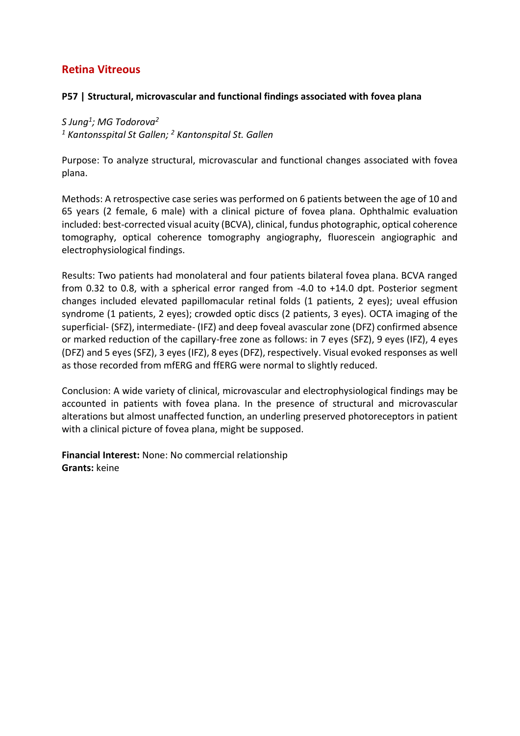## Retina Vitreous

### P57 | Structural, microvascular and functional findings associated with fovea plana

*S Jung[1]; MG Todorova[2]*
*[1] Kantonsspital St Gallen; [2] Kantonspital St. Gallen*

Purpose: To analyze structural, microvascular and functional changes associated with fovea plana.

Methods: A retrospective case series was performed on 6 patients between the age of 10 and 65 years (2 female, 6 male) with a clinical picture of fovea plana. Ophthalmic evaluation included: best-corrected visual acuity (BCVA), clinical, fundus photographic, optical coherence tomography, optical coherence tomography angiography, fluorescein angiographic and electrophysiological findings.

Results: Two patients had monolateral and four patients bilateral fovea plana. BCVA ranged from 0.32 to 0.8, with a spherical error ranged from -4.0 to +14.0 dpt. Posterior segment changes included elevated papillomacular retinal folds (1 patients, 2 eyes); uveal effusion syndrome (1 patients, 2 eyes); crowded optic discs (2 patients, 3 eyes). OCTA imaging of the superficial- (SFZ), intermediate- (IFZ) and deep foveal avascular zone (DFZ) confirmed absence or marked reduction of the capillary-free zone as follows: in 7 eyes (SFZ), 9 eyes (IFZ), 4 eyes (DFZ) and 5 eyes (SFZ), 3 eyes (IFZ), 8 eyes (DFZ), respectively. Visual evoked responses as well as those recorded from mfERG and ffERG were normal to slightly reduced.

Conclusion: A wide variety of clinical, microvascular and electrophysiological findings may be accounted in patients with fovea plana. In the presence of structural and microvascular alterations but almost unaffected function, an underling preserved photoreceptors in patient with a clinical picture of fovea plana, might be supposed.

**Financial Interest:** None: No commercial relationship
**Grants:** keine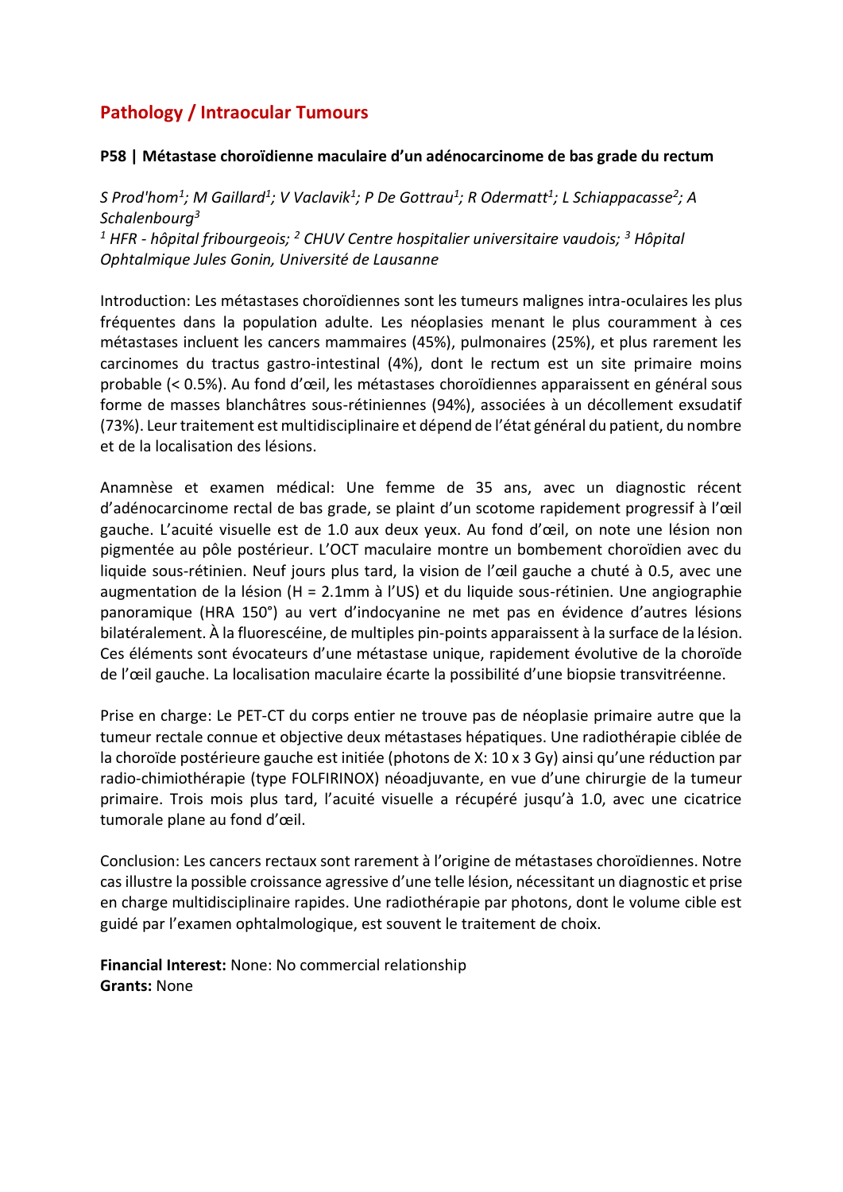## Pathology / Intraocular Tumours

### P58 | Métastase choroïdienne maculaire d'un adénocarcinome de bas grade du rectum

*S Prod'hom[1]; M Gaillard[1]; V Vaclavik[1]; P De Gottrau[1]; R Odermatt[1]; L Schiappacasse[2]; A Schalenbourg[3]*
*[1] HFR - hôpital fribourgeois; [2] CHUV Centre hospitalier universitaire vaudois; [3] Hôpital Ophtalmique Jules Gonin, Université de Lausanne*

Introduction: Les métastases choroïdiennes sont les tumeurs malignes intra-oculaires les plus fréquentes dans la population adulte. Les néoplasies menant le plus couramment à ces métastases incluent les cancers mammaires (45%), pulmonaires (25%), et plus rarement les carcinomes du tractus gastro-intestinal (4%), dont le rectum est un site primaire moins probable (< 0.5%). Au fond d'œil, les métastases choroïdiennes apparaissent en général sous forme de masses blanchâtres sous-rétiniennes (94%), associées à un décollement exsudatif (73%). Leur traitement est multidisciplinaire et dépend de l'état général du patient, du nombre et de la localisation des lésions.

Anamnèse et examen médical: Une femme de 35 ans, avec un diagnostic récent d'adénocarcinome rectal de bas grade, se plaint d'un scotome rapidement progressif à l'œil gauche. L'acuité visuelle est de 1.0 aux deux yeux. Au fond d'œil, on note une lésion non pigmentée au pôle postérieur. L'OCT maculaire montre un bombement choroïdien avec du liquide sous-rétinien. Neuf jours plus tard, la vision de l'œil gauche a chuté à 0.5, avec une augmentation de la lésion (H = 2.1mm à l'US) et du liquide sous-rétinien. Une angiographie panoramique (HRA 150°) au vert d'indocyanine ne met pas en évidence d'autres lésions bilatéralement. À la fluorescéine, de multiples pin-points apparaissent à la surface de la lésion. Ces éléments sont évocateurs d'une métastase unique, rapidement évolutive de la choroïde de l'œil gauche. La localisation maculaire écarte la possibilité d'une biopsie transvitréenne.

Prise en charge: Le PET-CT du corps entier ne trouve pas de néoplasie primaire autre que la tumeur rectale connue et objective deux métastases hépatiques. Une radiothérapie ciblée de la choroïde postérieure gauche est initiée (photons de X: 10 x 3 Gy) ainsi qu'une réduction par radio-chimiothérapie (type FOLFIRINOX) néoadjuvante, en vue d'une chirurgie de la tumeur primaire. Trois mois plus tard, l'acuité visuelle a récupéré jusqu'à 1.0, avec une cicatrice tumorale plane au fond d'œil.

Conclusion: Les cancers rectaux sont rarement à l'origine de métastases choroïdiennes. Notre cas illustre la possible croissance agressive d'une telle lésion, nécessitant un diagnostic et prise en charge multidisciplinaire rapides. Une radiothérapie par photons, dont le volume cible est guidé par l'examen ophtalmologique, est souvent le traitement de choix.

**Financial Interest:** None: No commercial relationship
**Grants:** None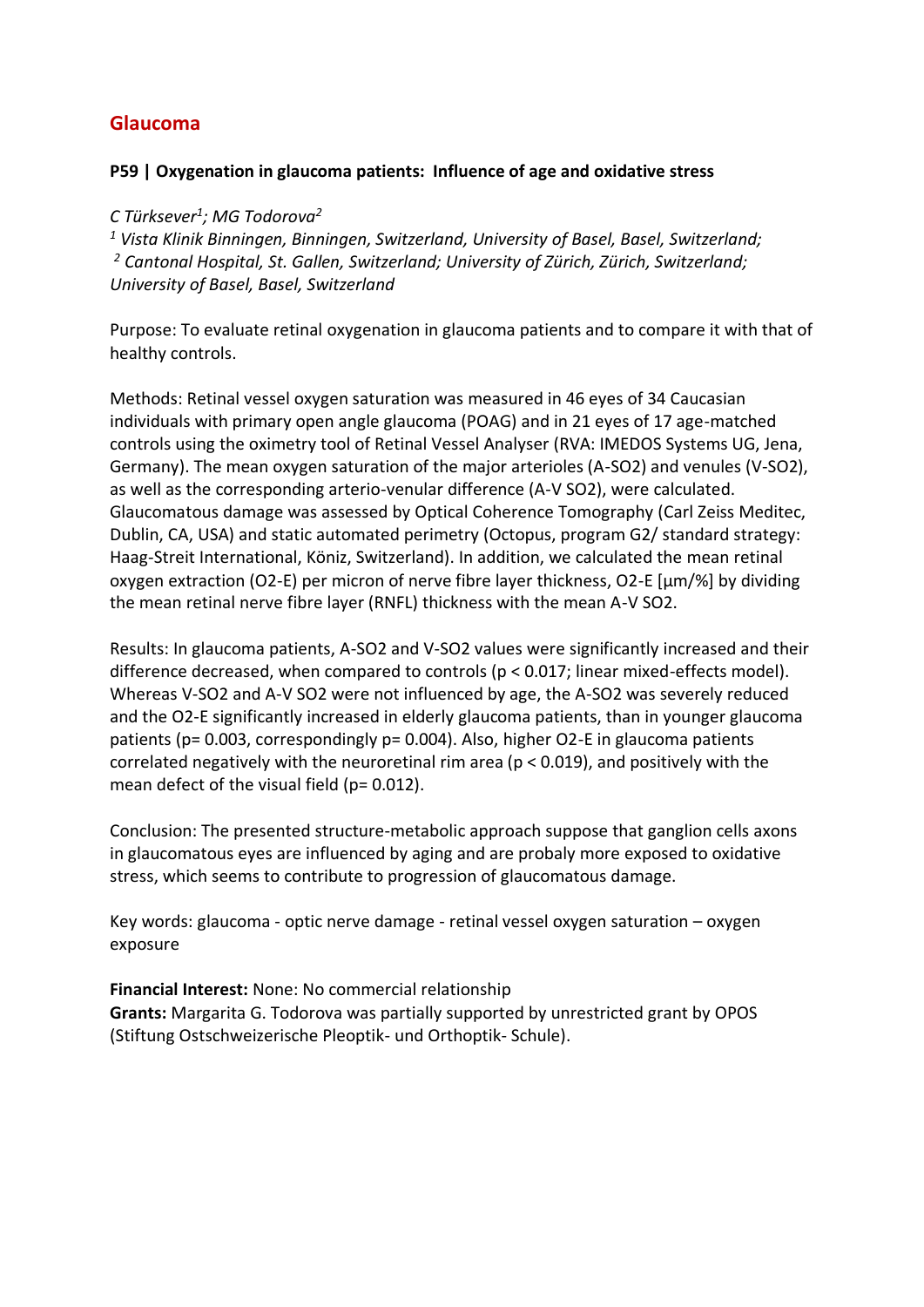## Glaucoma

**P59 | Oxygenation in glaucoma patients: Influence of age and oxidative stress**

*C Türksever[1]; MG Todorova[2]*

*[1] Vista Klinik Binningen, Binningen, Switzerland, University of Basel, Basel, Switzerland;*
*[2] Cantonal Hospital, St. Gallen, Switzerland; University of Zürich, Zürich, Switzerland; University of Basel, Basel, Switzerland*

Purpose: To evaluate retinal oxygenation in glaucoma patients and to compare it with that of healthy controls.

Methods: Retinal vessel oxygen saturation was measured in 46 eyes of 34 Caucasian individuals with primary open angle glaucoma (POAG) and in 21 eyes of 17 age-matched controls using the oximetry tool of Retinal Vessel Analyser (RVA: IMEDOS Systems UG, Jena, Germany). The mean oxygen saturation of the major arterioles (A-SO2) and venules (V-SO2), as well as the corresponding arterio-venular difference (A-V SO2), were calculated. Glaucomatous damage was assessed by Optical Coherence Tomography (Carl Zeiss Meditec, Dublin, CA, USA) and static automated perimetry (Octopus, program G2/ standard strategy: Haag-Streit International, Köniz, Switzerland). In addition, we calculated the mean retinal oxygen extraction (O2-E) per micron of nerve fibre layer thickness, O2-E [µm/%] by dividing the mean retinal nerve fibre layer (RNFL) thickness with the mean A-V SO2.

Results: In glaucoma patients, A-SO2 and V-SO2 values were significantly increased and their difference decreased, when compared to controls ($p < 0.017$; linear mixed-effects model). Whereas V-SO2 and A-V SO2 were not influenced by age, the A-SO2 was severely reduced and the O2-E significantly increased in elderly glaucoma patients, than in younger glaucoma patients ($p = 0.003$, correspondingly $p = 0.004$). Also, higher O2-E in glaucoma patients correlated negatively with the neuroretinal rim area ($p < 0.019$), and positively with the mean defect of the visual field ($p = 0.012$).

Conclusion: The presented structure-metabolic approach suppose that ganglion cells axons in glaucomatous eyes are influenced by aging and are probaly more exposed to oxidative stress, which seems to contribute to progression of glaucomatous damage.

Key words: glaucoma - optic nerve damage - retinal vessel oxygen saturation – oxygen exposure

**Financial Interest:** None: No commercial relationship
**Grants:** Margarita G. Todorova was partially supported by unrestricted grant by OPOS (Stiftung Ostschweizerische Pleoptik- und Orthoptik- Schule).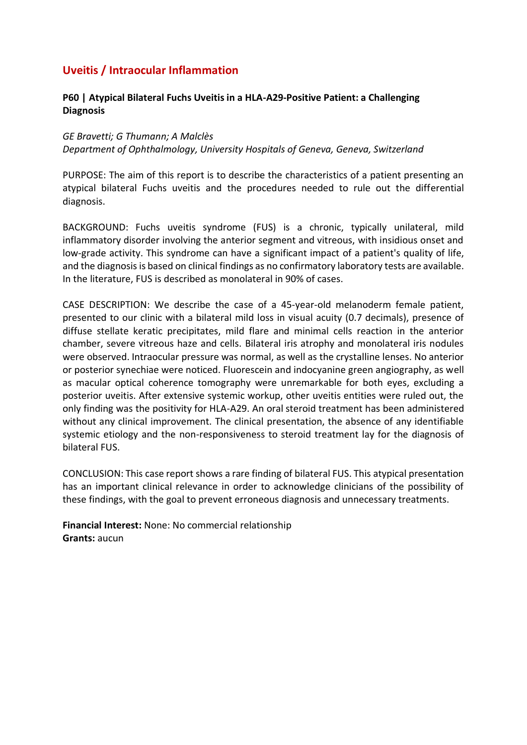## Uveitis / Intraocular Inflammation

### P60 | Atypical Bilateral Fuchs Uveitis in a HLA-A29-Positive Patient: a Challenging Diagnosis

*GE Bravetti; G Thumann; A Malclès*
*Department of Ophthalmology, University Hospitals of Geneva, Geneva, Switzerland*

PURPOSE: The aim of this report is to describe the characteristics of a patient presenting an atypical bilateral Fuchs uveitis and the procedures needed to rule out the differential diagnosis.

BACKGROUND: Fuchs uveitis syndrome (FUS) is a chronic, typically unilateral, mild inflammatory disorder involving the anterior segment and vitreous, with insidious onset and low-grade activity. This syndrome can have a significant impact of a patient's quality of life, and the diagnosis is based on clinical findings as no confirmatory laboratory tests are available. In the literature, FUS is described as monolateral in 90% of cases.

CASE DESCRIPTION: We describe the case of a 45-year-old melanoderm female patient, presented to our clinic with a bilateral mild loss in visual acuity (0.7 decimals), presence of diffuse stellate keratic precipitates, mild flare and minimal cells reaction in the anterior chamber, severe vitreous haze and cells. Bilateral iris atrophy and monolateral iris nodules were observed. Intraocular pressure was normal, as well as the crystalline lenses. No anterior or posterior synechiae were noticed. Fluorescein and indocyanine green angiography, as well as macular optical coherence tomography were unremarkable for both eyes, excluding a posterior uveitis. After extensive systemic workup, other uveitis entities were ruled out, the only finding was the positivity for HLA-A29. An oral steroid treatment has been administered without any clinical improvement. The clinical presentation, the absence of any identifiable systemic etiology and the non-responsiveness to steroid treatment lay for the diagnosis of bilateral FUS.

CONCLUSION: This case report shows a rare finding of bilateral FUS. This atypical presentation has an important clinical relevance in order to acknowledge clinicians of the possibility of these findings, with the goal to prevent erroneous diagnosis and unnecessary treatments.

**Financial Interest:** None: No commercial relationship
**Grants:** aucun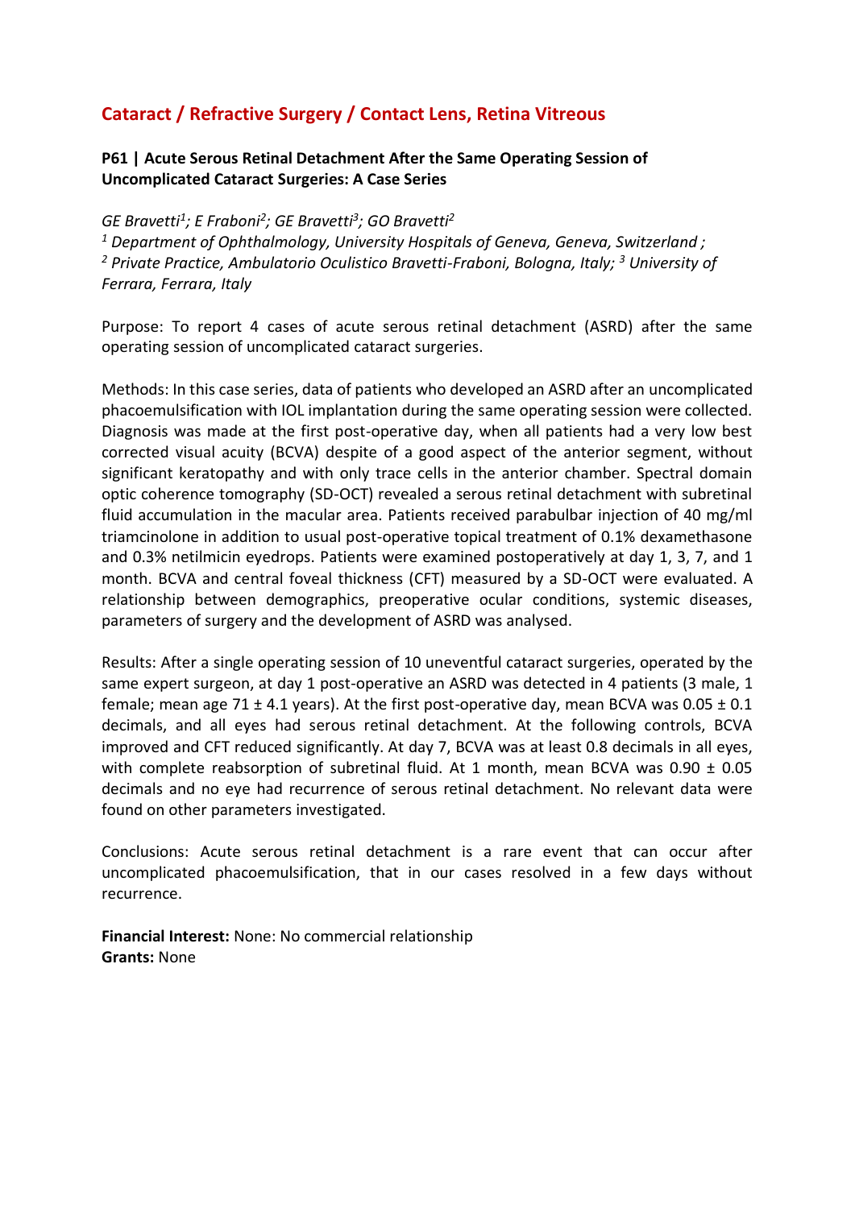## Cataract / Refractive Surgery / Contact Lens, Retina Vitreous

### P61 | Acute Serous Retinal Detachment After the Same Operating Session of Uncomplicated Cataract Surgeries: A Case Series

*GE Bravetti[1]; E Fraboni[2]; GE Bravetti[3]; GO Bravetti[2]*

*[1] Department of Ophthalmology, University Hospitals of Geneva, Geneva, Switzerland ;*
*[2] Private Practice, Ambulatorio Oculistico Bravetti-Fraboni, Bologna, Italy; [3] University of Ferrara, Ferrara, Italy*

Purpose: To report 4 cases of acute serous retinal detachment (ASRD) after the same operating session of uncomplicated cataract surgeries.

Methods: In this case series, data of patients who developed an ASRD after an uncomplicated phacoemulsification with IOL implantation during the same operating session were collected. Diagnosis was made at the first post-operative day, when all patients had a very low best corrected visual acuity (BCVA) despite of a good aspect of the anterior segment, without significant keratopathy and with only trace cells in the anterior chamber. Spectral domain optic coherence tomography (SD-OCT) revealed a serous retinal detachment with subretinal fluid accumulation in the macular area. Patients received parabulbar injection of 40 mg/ml triamcinolone in addition to usual post-operative topical treatment of 0.1% dexamethasone and 0.3% netilmicin eyedrops. Patients were examined postoperatively at day 1, 3, 7, and 1 month. BCVA and central foveal thickness (CFT) measured by a SD-OCT were evaluated. A relationship between demographics, preoperative ocular conditions, systemic diseases, parameters of surgery and the development of ASRD was analysed.

Results: After a single operating session of 10 uneventful cataract surgeries, operated by the same expert surgeon, at day 1 post-operative an ASRD was detected in 4 patients (3 male, 1 female; mean age 71 ± 4.1 years). At the first post-operative day, mean BCVA was 0.05 ± 0.1 decimals, and all eyes had serous retinal detachment. At the following controls, BCVA improved and CFT reduced significantly. At day 7, BCVA was at least 0.8 decimals in all eyes, with complete reabsorption of subretinal fluid. At 1 month, mean BCVA was 0.90 ± 0.05 decimals and no eye had recurrence of serous retinal detachment. No relevant data were found on other parameters investigated.

Conclusions: Acute serous retinal detachment is a rare event that can occur after uncomplicated phacoemulsification, that in our cases resolved in a few days without recurrence.

**Financial Interest:** None: No commercial relationship
**Grants:** None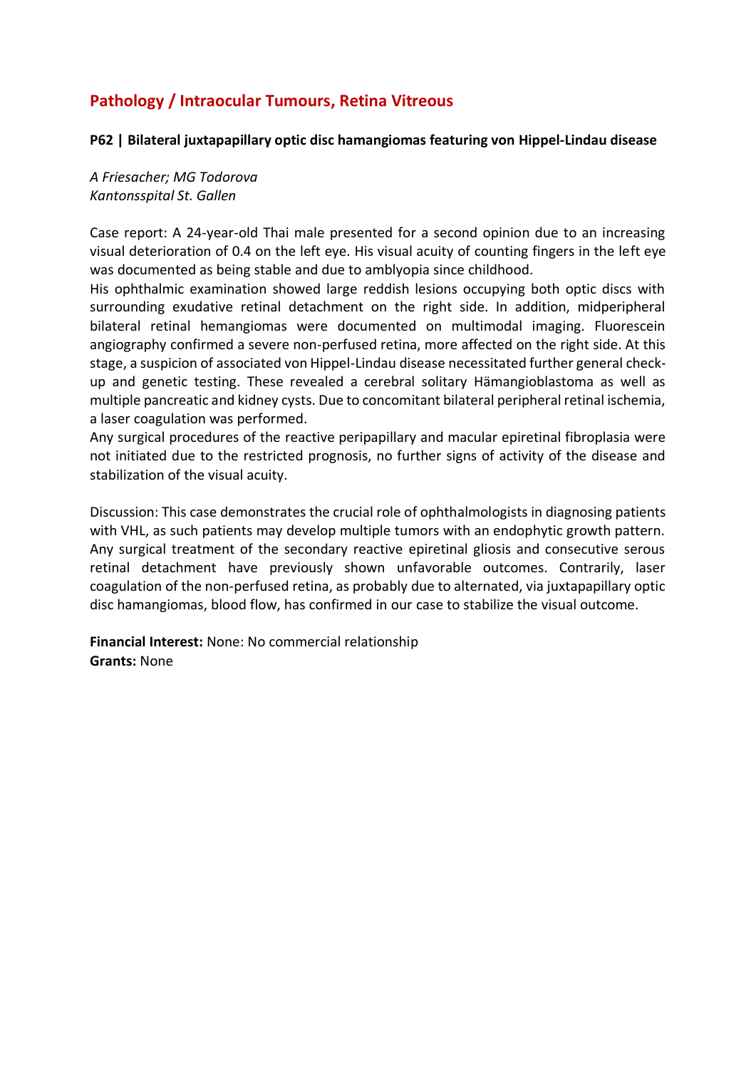## Pathology / Intraocular Tumours, Retina Vitreous

### P62 | Bilateral juxtapapillary optic disc hamangiomas featuring von Hippel-Lindau disease

*A Friesacher; MG Todorova*
*Kantonsspital St. Gallen*

Case report: A 24-year-old Thai male presented for a second opinion due to an increasing visual deterioration of 0.4 on the left eye. His visual acuity of counting fingers in the left eye was documented as being stable and due to amblyopia since childhood.

His ophthalmic examination showed large reddish lesions occupying both optic discs with surrounding exudative retinal detachment on the right side. In addition, midperipheral bilateral retinal hemangiomas were documented on multimodal imaging. Fluorescein angiography confirmed a severe non-perfused retina, more affected on the right side. At this stage, a suspicion of associated von Hippel-Lindau disease necessitated further general check-up and genetic testing. These revealed a cerebral solitary Hämangioblastoma as well as multiple pancreatic and kidney cysts. Due to concomitant bilateral peripheral retinal ischemia, a laser coagulation was performed.

Any surgical procedures of the reactive peripapillary and macular epiretinal fibroplasia were not initiated due to the restricted prognosis, no further signs of activity of the disease and stabilization of the visual acuity.

Discussion: This case demonstrates the crucial role of ophthalmologists in diagnosing patients with VHL, as such patients may develop multiple tumors with an endophytic growth pattern. Any surgical treatment of the secondary reactive epiretinal gliosis and consecutive serous retinal detachment have previously shown unfavorable outcomes. Contrarily, laser coagulation of the non-perfused retina, as probably due to alternated, via juxtapapillary optic disc hamangiomas, blood flow, has confirmed in our case to stabilize the visual outcome.

**Financial Interest:** None: No commercial relationship
**Grants:** None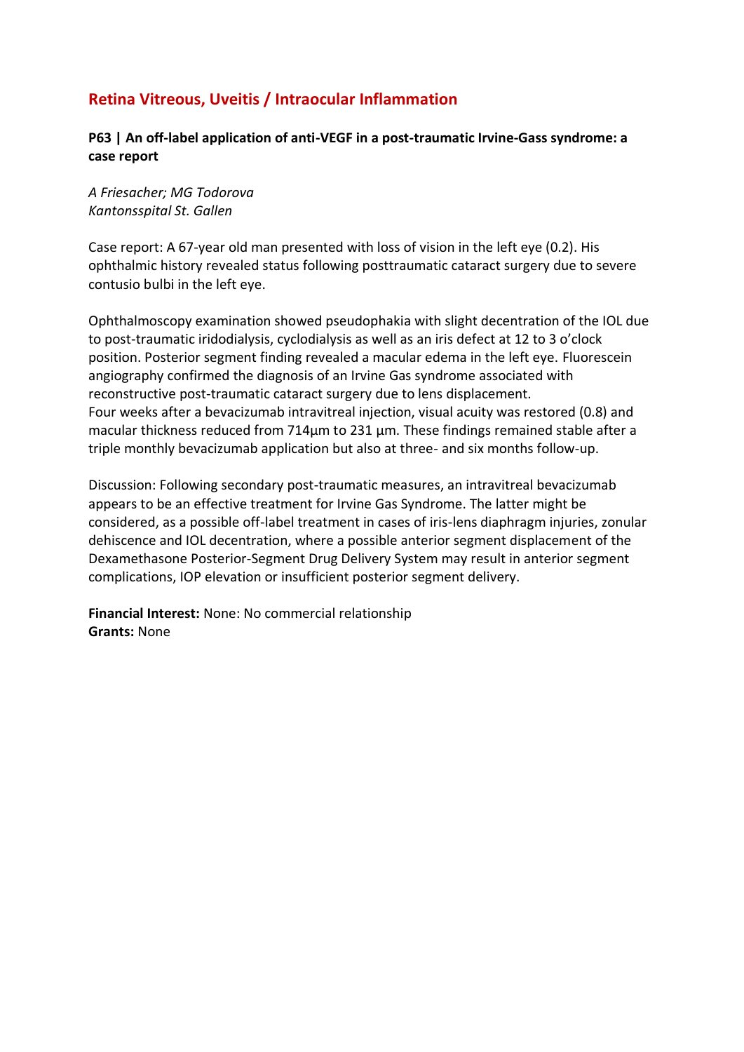## Retina Vitreous, Uveitis / Intraocular Inflammation

### P63 | An off-label application of anti-VEGF in a post-traumatic Irvine-Gass syndrome: a case report

*A Friesacher; MG Todorova*
*Kantonsspital St. Gallen*

Case report: A 67-year old man presented with loss of vision in the left eye (0.2). His ophthalmic history revealed status following posttraumatic cataract surgery due to severe contusio bulbi in the left eye.

Ophthalmoscopy examination showed pseudophakia with slight decentration of the IOL due to post-traumatic iridodialysis, cyclodialysis as well as an iris defect at 12 to 3 o'clock position. Posterior segment finding revealed a macular edema in the left eye. Fluorescein angiography confirmed the diagnosis of an Irvine Gas syndrome associated with reconstructive post-traumatic cataract surgery due to lens displacement.
Four weeks after a bevacizumab intravitreal injection, visual acuity was restored (0.8) and macular thickness reduced from 714µm to 231 µm. These findings remained stable after a triple monthly bevacizumab application but also at three- and six months follow-up.

Discussion: Following secondary post-traumatic measures, an intravitreal bevacizumab appears to be an effective treatment for Irvine Gas Syndrome. The latter might be considered, as a possible off-label treatment in cases of iris-lens diaphragm injuries, zonular dehiscence and IOL decentration, where a possible anterior segment displacement of the Dexamethasone Posterior-Segment Drug Delivery System may result in anterior segment complications, IOP elevation or insufficient posterior segment delivery.

**Financial Interest:** None: No commercial relationship
**Grants:** None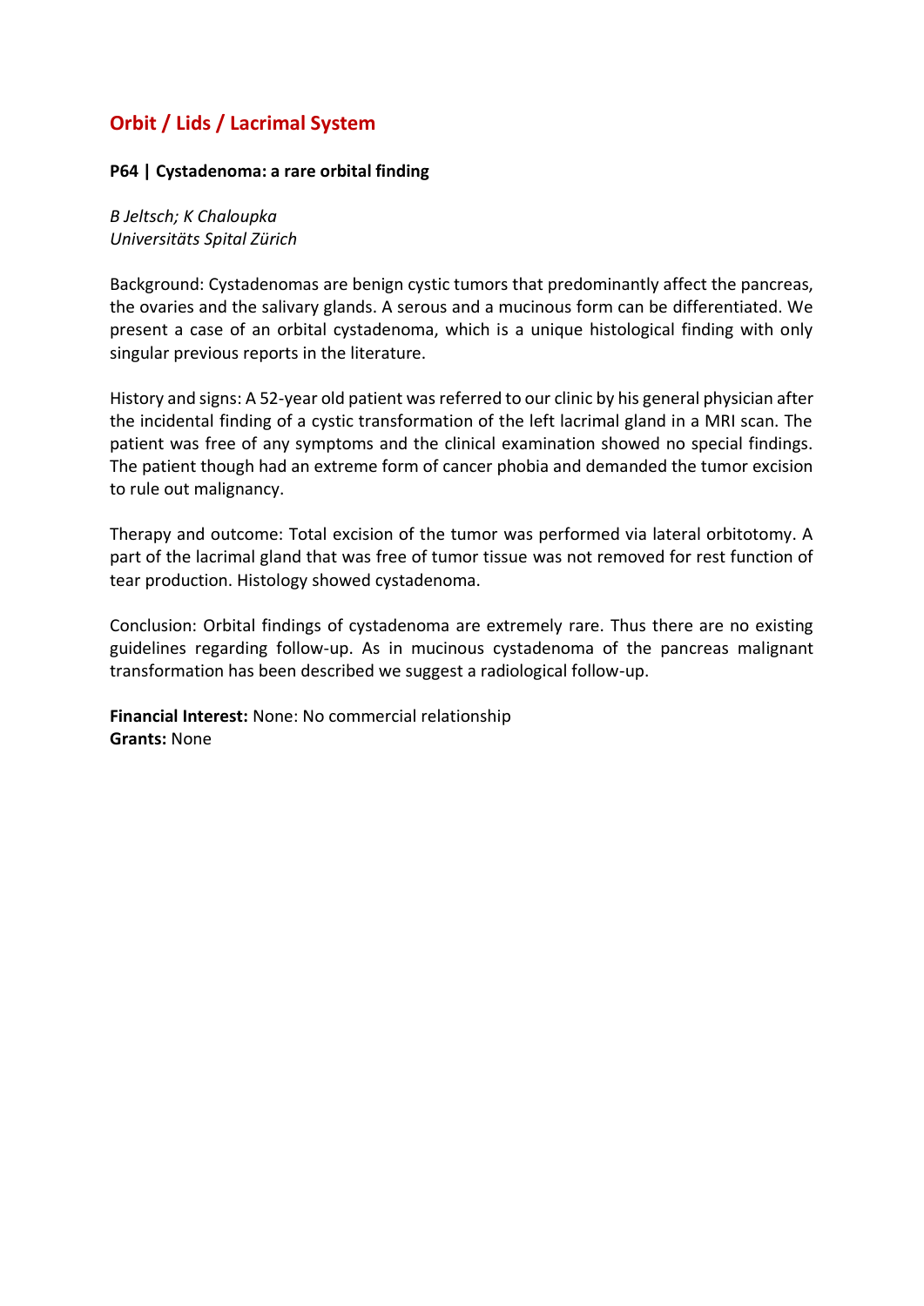## Orbit / Lids / Lacrimal System

### P64 | Cystadenoma: a rare orbital finding

*B Jeltsch; K Chaloupka*
*Universitäts Spital Zürich*

Background: Cystadenomas are benign cystic tumors that predominantly affect the pancreas, the ovaries and the salivary glands. A serous and a mucinous form can be differentiated. We present a case of an orbital cystadenoma, which is a unique histological finding with only singular previous reports in the literature.

History and signs: A 52-year old patient was referred to our clinic by his general physician after the incidental finding of a cystic transformation of the left lacrimal gland in a MRI scan. The patient was free of any symptoms and the clinical examination showed no special findings. The patient though had an extreme form of cancer phobia and demanded the tumor excision to rule out malignancy.

Therapy and outcome: Total excision of the tumor was performed via lateral orbitotomy. A part of the lacrimal gland that was free of tumor tissue was not removed for rest function of tear production. Histology showed cystadenoma.

Conclusion: Orbital findings of cystadenoma are extremely rare. Thus there are no existing guidelines regarding follow-up. As in mucinous cystadenoma of the pancreas malignant transformation has been described we suggest a radiological follow-up.

**Financial Interest:** None: No commercial relationship
**Grants:** None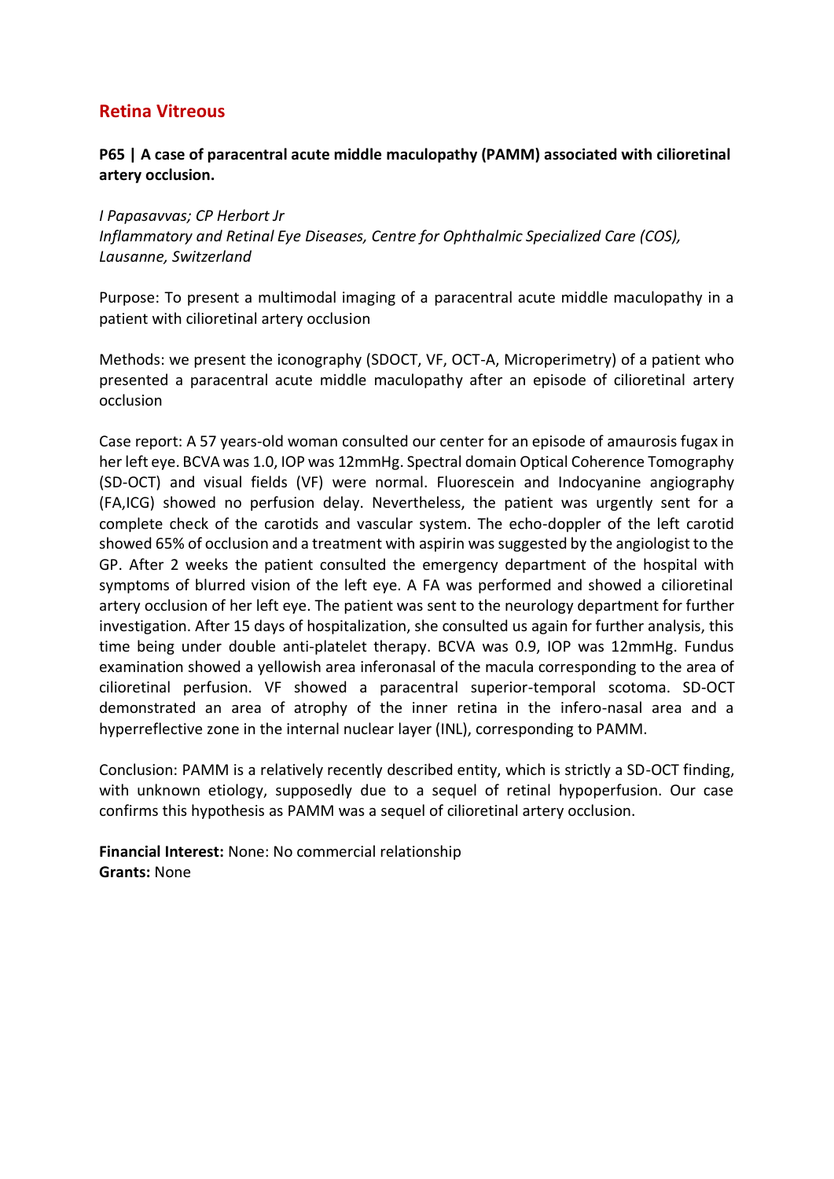## Retina Vitreous

**P65 | A case of paracentral acute middle maculopathy (PAMM) associated with cilioretinal artery occlusion.**

*I Papasavvas; CP Herbort Jr*
*Inflammatory and Retinal Eye Diseases, Centre for Ophthalmic Specialized Care (COS), Lausanne, Switzerland*

Purpose: To present a multimodal imaging of a paracentral acute middle maculopathy in a patient with cilioretinal artery occlusion

Methods: we present the iconography (SDOCT, VF, OCT-A, Microperimetry) of a patient who presented a paracentral acute middle maculopathy after an episode of cilioretinal artery occlusion

Case report: A 57 years-old woman consulted our center for an episode of amaurosis fugax in her left eye. BCVA was 1.0, IOP was 12mmHg. Spectral domain Optical Coherence Tomography (SD-OCT) and visual fields (VF) were normal. Fluorescein and Indocyanine angiography (FA,ICG) showed no perfusion delay. Nevertheless, the patient was urgently sent for a complete check of the carotids and vascular system. The echo-doppler of the left carotid showed 65% of occlusion and a treatment with aspirin was suggested by the angiologist to the GP. After 2 weeks the patient consulted the emergency department of the hospital with symptoms of blurred vision of the left eye. A FA was performed and showed a cilioretinal artery occlusion of her left eye. The patient was sent to the neurology department for further investigation. After 15 days of hospitalization, she consulted us again for further analysis, this time being under double anti-platelet therapy. BCVA was 0.9, IOP was 12mmHg. Fundus examination showed a yellowish area inferonasal of the macula corresponding to the area of cilioretinal perfusion. VF showed a paracentral superior-temporal scotoma. SD-OCT demonstrated an area of atrophy of the inner retina in the infero-nasal area and a hyperreflective zone in the internal nuclear layer (INL), corresponding to PAMM.

Conclusion: PAMM is a relatively recently described entity, which is strictly a SD-OCT finding, with unknown etiology, supposedly due to a sequel of retinal hypoperfusion. Our case confirms this hypothesis as PAMM was a sequel of cilioretinal artery occlusion.

**Financial Interest:** None: No commercial relationship
**Grants:** None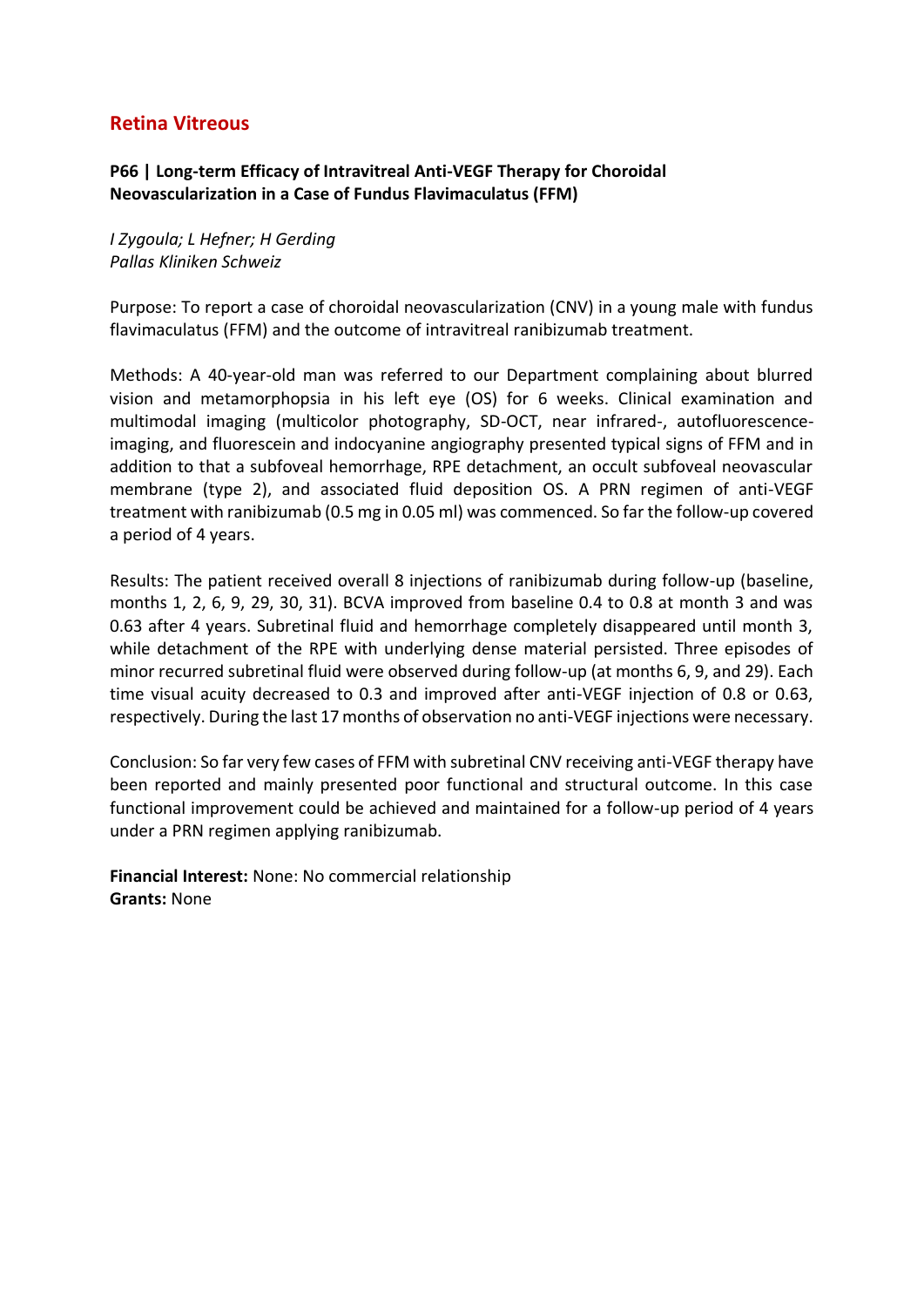## Retina Vitreous

**P66 | Long-term Efficacy of Intravitreal Anti-VEGF Therapy for Choroidal Neovascularization in a Case of Fundus Flavimaculatus (FFM)**

*I Zygoula; L Hefner; H Gerding*
*Pallas Kliniken Schweiz*

Purpose: To report a case of choroidal neovascularization (CNV) in a young male with fundus flavimaculatus (FFM) and the outcome of intravitreal ranibizumab treatment.

Methods: A 40-year-old man was referred to our Department complaining about blurred vision and metamorphopsia in his left eye (OS) for 6 weeks. Clinical examination and multimodal imaging (multicolor photography, SD-OCT, near infrared-, autofluorescence-imaging, and fluorescein and indocyanine angiography presented typical signs of FFM and in addition to that a subfoveal hemorrhage, RPE detachment, an occult subfoveal neovascular membrane (type 2), and associated fluid deposition OS. A PRN regimen of anti-VEGF treatment with ranibizumab (0.5 mg in 0.05 ml) was commenced. So far the follow-up covered a period of 4 years.

Results: The patient received overall 8 injections of ranibizumab during follow-up (baseline, months 1, 2, 6, 9, 29, 30, 31). BCVA improved from baseline 0.4 to 0.8 at month 3 and was 0.63 after 4 years. Subretinal fluid and hemorrhage completely disappeared until month 3, while detachment of the RPE with underlying dense material persisted. Three episodes of minor recurred subretinal fluid were observed during follow-up (at months 6, 9, and 29). Each time visual acuity decreased to 0.3 and improved after anti-VEGF injection of 0.8 or 0.63, respectively. During the last 17 months of observation no anti-VEGF injections were necessary.

Conclusion: So far very few cases of FFM with subretinal CNV receiving anti-VEGF therapy have been reported and mainly presented poor functional and structural outcome. In this case functional improvement could be achieved and maintained for a follow-up period of 4 years under a PRN regimen applying ranibizumab.

**Financial Interest:** None: No commercial relationship
**Grants:** None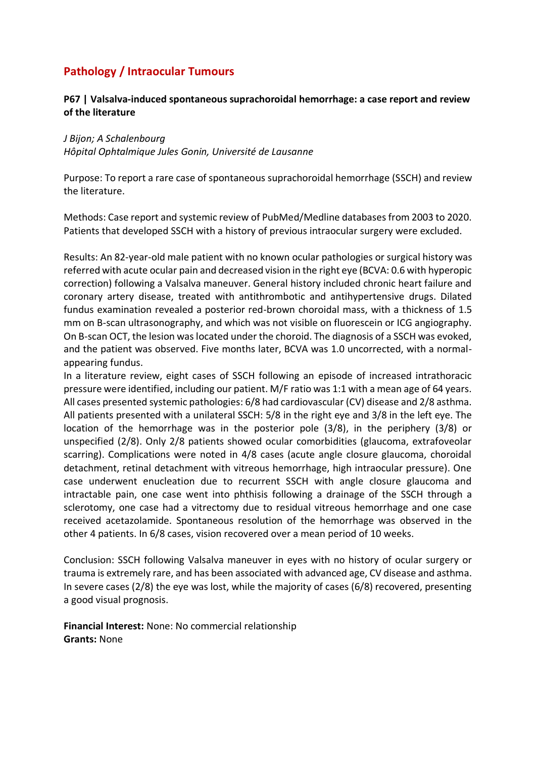## Pathology / Intraocular Tumours

### P67 | Valsalva-induced spontaneous suprachoroidal hemorrhage: a case report and review of the literature

*J Bijon; A Schalenbourg*
*Hôpital Ophtalmique Jules Gonin, Université de Lausanne*

Purpose: To report a rare case of spontaneous suprachoroidal hemorrhage (SSCH) and review the literature.

Methods: Case report and systemic review of PubMed/Medline databases from 2003 to 2020. Patients that developed SSCH with a history of previous intraocular surgery were excluded.

Results: An 82-year-old male patient with no known ocular pathologies or surgical history was referred with acute ocular pain and decreased vision in the right eye (BCVA: 0.6 with hyperopic correction) following a Valsalva maneuver. General history included chronic heart failure and coronary artery disease, treated with antithrombotic and antihypertensive drugs. Dilated fundus examination revealed a posterior red-brown choroidal mass, with a thickness of 1.5 mm on B-scan ultrasonography, and which was not visible on fluorescein or ICG angiography. On B-scan OCT, the lesion was located under the choroid. The diagnosis of a SSCH was evoked, and the patient was observed. Five months later, BCVA was 1.0 uncorrected, with a normal-appearing fundus.

In a literature review, eight cases of SSCH following an episode of increased intrathoracic pressure were identified, including our patient. M/F ratio was 1:1 with a mean age of 64 years. All cases presented systemic pathologies: 6/8 had cardiovascular (CV) disease and 2/8 asthma. All patients presented with a unilateral SSCH: 5/8 in the right eye and 3/8 in the left eye. The location of the hemorrhage was in the posterior pole (3/8), in the periphery (3/8) or unspecified (2/8). Only 2/8 patients showed ocular comorbidities (glaucoma, extrafoveolar scarring). Complications were noted in 4/8 cases (acute angle closure glaucoma, choroidal detachment, retinal detachment with vitreous hemorrhage, high intraocular pressure). One case underwent enucleation due to recurrent SSCH with angle closure glaucoma and intractable pain, one case went into phthisis following a drainage of the SSCH through a sclerotomy, one case had a vitrectomy due to residual vitreous hemorrhage and one case received acetazolamide. Spontaneous resolution of the hemorrhage was observed in the other 4 patients. In 6/8 cases, vision recovered over a mean period of 10 weeks.

Conclusion: SSCH following Valsalva maneuver in eyes with no history of ocular surgery or trauma is extremely rare, and has been associated with advanced age, CV disease and asthma. In severe cases (2/8) the eye was lost, while the majority of cases (6/8) recovered, presenting a good visual prognosis.

**Financial Interest:** None: No commercial relationship
**Grants:** None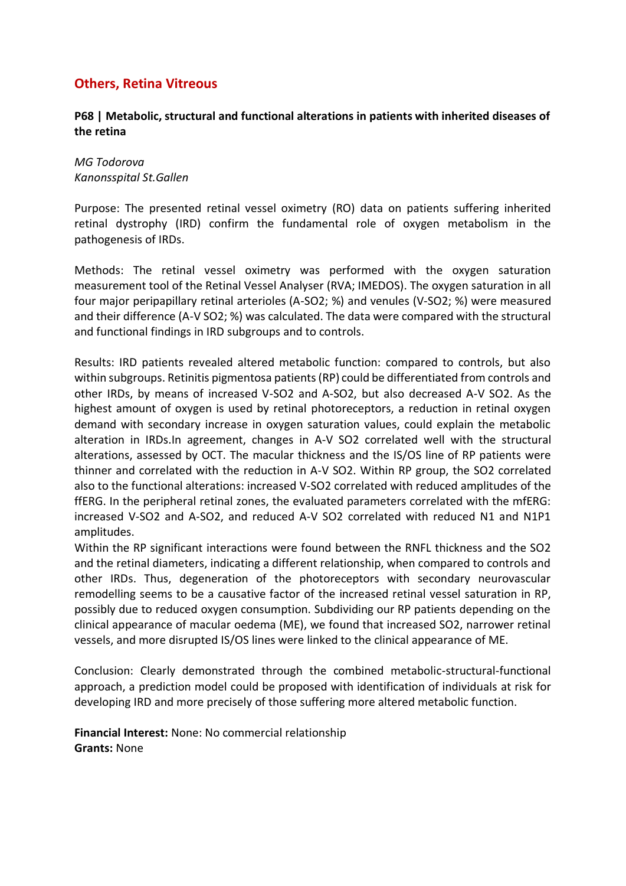## Others, Retina Vitreous

### P68 | Metabolic, structural and functional alterations in patients with inherited diseases of the retina

*MG Todorova*
*Kanonsspital St.Gallen*

Purpose: The presented retinal vessel oximetry (RO) data on patients suffering inherited retinal dystrophy (IRD) confirm the fundamental role of oxygen metabolism in the pathogenesis of IRDs.

Methods: The retinal vessel oximetry was performed with the oxygen saturation measurement tool of the Retinal Vessel Analyser (RVA; IMEDOS). The oxygen saturation in all four major peripapillary retinal arterioles (A-$SO_2$; %) and venules (V-$SO_2$; %) were measured and their difference (A-V $SO_2$; %) was calculated. The data were compared with the structural and functional findings in IRD subgroups and to controls.

Results: IRD patients revealed altered metabolic function: compared to controls, but also within subgroups. Retinitis pigmentosa patients (RP) could be differentiated from controls and other IRDs, by means of increased V-$SO_2$ and A-$SO_2$, but also decreased A-V $SO_2$. As the highest amount of oxygen is used by retinal photoreceptors, a reduction in retinal oxygen demand with secondary increase in oxygen saturation values, could explain the metabolic alteration in IRDs.In agreement, changes in A-V $SO_2$ correlated well with the structural alterations, assessed by OCT. The macular thickness and the IS/OS line of RP patients were thinner and correlated with the reduction in A-V $SO_2$. Within RP group, the $SO_2$ correlated also to the functional alterations: increased V-$SO_2$ correlated with reduced amplitudes of the ffERG. In the peripheral retinal zones, the evaluated parameters correlated with the mfERG: increased V-$SO_2$ and A-$SO_2$, and reduced A-V $SO_2$ correlated with reduced N1 and N1P1 amplitudes.
Within the RP significant interactions were found between the RNFL thickness and the $SO_2$ and the retinal diameters, indicating a different relationship, when compared to controls and other IRDs. Thus, degeneration of the photoreceptors with secondary neurovascular remodelling seems to be a causative factor of the increased retinal vessel saturation in RP, possibly due to reduced oxygen consumption. Subdividing our RP patients depending on the clinical appearance of macular oedema (ME), we found that increased $SO_2$, narrower retinal vessels, and more disrupted IS/OS lines were linked to the clinical appearance of ME.

Conclusion: Clearly demonstrated through the combined metabolic-structural-functional approach, a prediction model could be proposed with identification of individuals at risk for developing IRD and more precisely of those suffering more altered metabolic function.

**Financial Interest:** None: No commercial relationship
**Grants:** None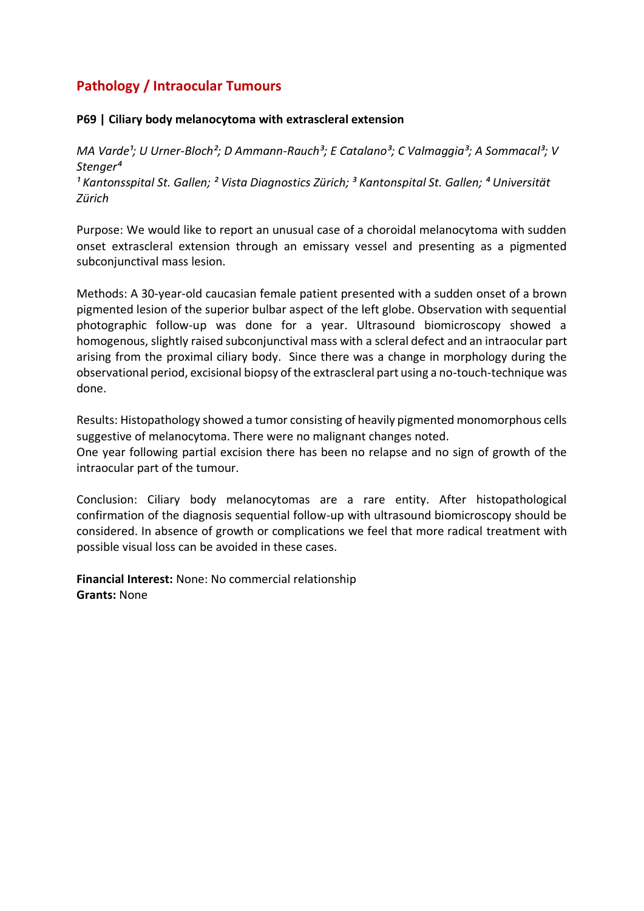## Pathology / Intraocular Tumours

### P69 | Ciliary body melanocytoma with extrascleral extension

*MA Varde[1]; U Urner-Bloch[2]; D Ammann-Rauch[3]; E Catalano[3]; C Valmaggia[3]; A Sommacal[3]; V Stenger[4]*
*[1] Kantonsspital St. Gallen; [2] Vista Diagnostics Zürich; [3] Kantonspital St. Gallen; [4] Universität Zürich*

Purpose: We would like to report an unusual case of a choroidal melanocytoma with sudden onset extrascleral extension through an emissary vessel and presenting as a pigmented subconjunctival mass lesion.

Methods: A 30-year-old caucasian female patient presented with a sudden onset of a brown pigmented lesion of the superior bulbar aspect of the left globe. Observation with sequential photographic follow-up was done for a year. Ultrasound biomicroscopy showed a homogenous, slightly raised subconjunctival mass with a scleral defect and an intraocular part arising from the proximal ciliary body. Since there was a change in morphology during the observational period, excisional biopsy of the extrascleral part using a no-touch-technique was done.

Results: Histopathology showed a tumor consisting of heavily pigmented monomorphous cells suggestive of melanocytoma. There were no malignant changes noted.
One year following partial excision there has been no relapse and no sign of growth of the intraocular part of the tumour.

Conclusion: Ciliary body melanocytomas are a rare entity. After histopathological confirmation of the diagnosis sequential follow-up with ultrasound biomicroscopy should be considered. In absence of growth or complications we feel that more radical treatment with possible visual loss can be avoided in these cases.

**Financial Interest:** None: No commercial relationship
**Grants:** None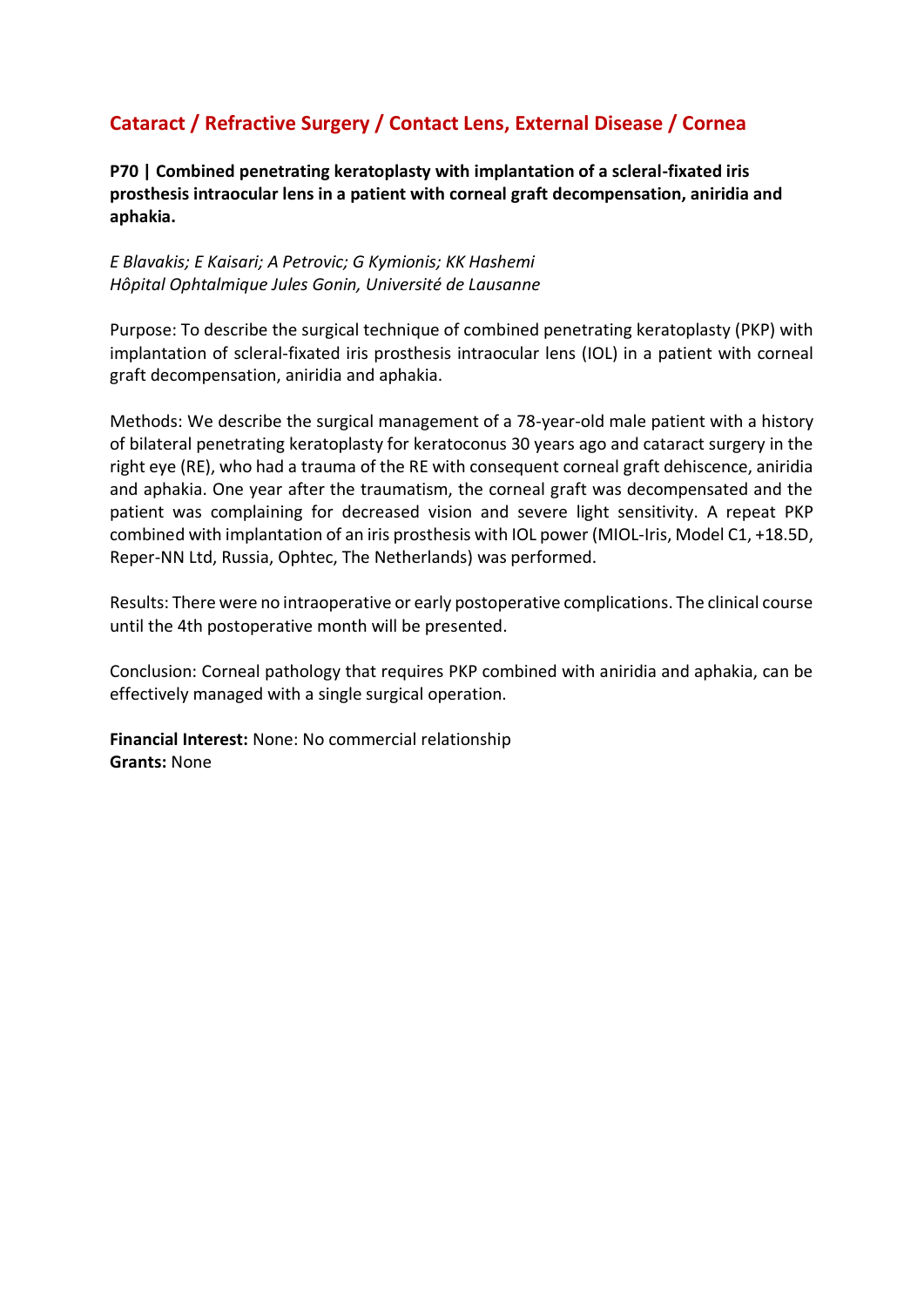## Cataract / Refractive Surgery / Contact Lens, External Disease / Cornea

**P70 | Combined penetrating keratoplasty with implantation of a scleral-fixated iris prosthesis intraocular lens in a patient with corneal graft decompensation, aniridia and aphakia.**

*E Blavakis; E Kaisari; A Petrovic; G Kymionis; KK Hashemi*
*Hôpital Ophtalmique Jules Gonin, Université de Lausanne*

Purpose: To describe the surgical technique of combined penetrating keratoplasty (PKP) with implantation of scleral-fixated iris prosthesis intraocular lens (IOL) in a patient with corneal graft decompensation, aniridia and aphakia.

Methods: We describe the surgical management of a 78-year-old male patient with a history of bilateral penetrating keratoplasty for keratoconus 30 years ago and cataract surgery in the right eye (RE), who had a trauma of the RE with consequent corneal graft dehiscence, aniridia and aphakia. One year after the traumatism, the corneal graft was decompensated and the patient was complaining for decreased vision and severe light sensitivity. A repeat PKP combined with implantation of an iris prosthesis with IOL power (MIOL-Iris, Model C1, +18.5D, Reper-NN Ltd, Russia, Ophtec, The Netherlands) was performed.

Results: There were no intraoperative or early postoperative complications. The clinical course until the 4th postoperative month will be presented.

Conclusion: Corneal pathology that requires PKP combined with aniridia and aphakia, can be effectively managed with a single surgical operation.

**Financial Interest:** None: No commercial relationship
**Grants:** None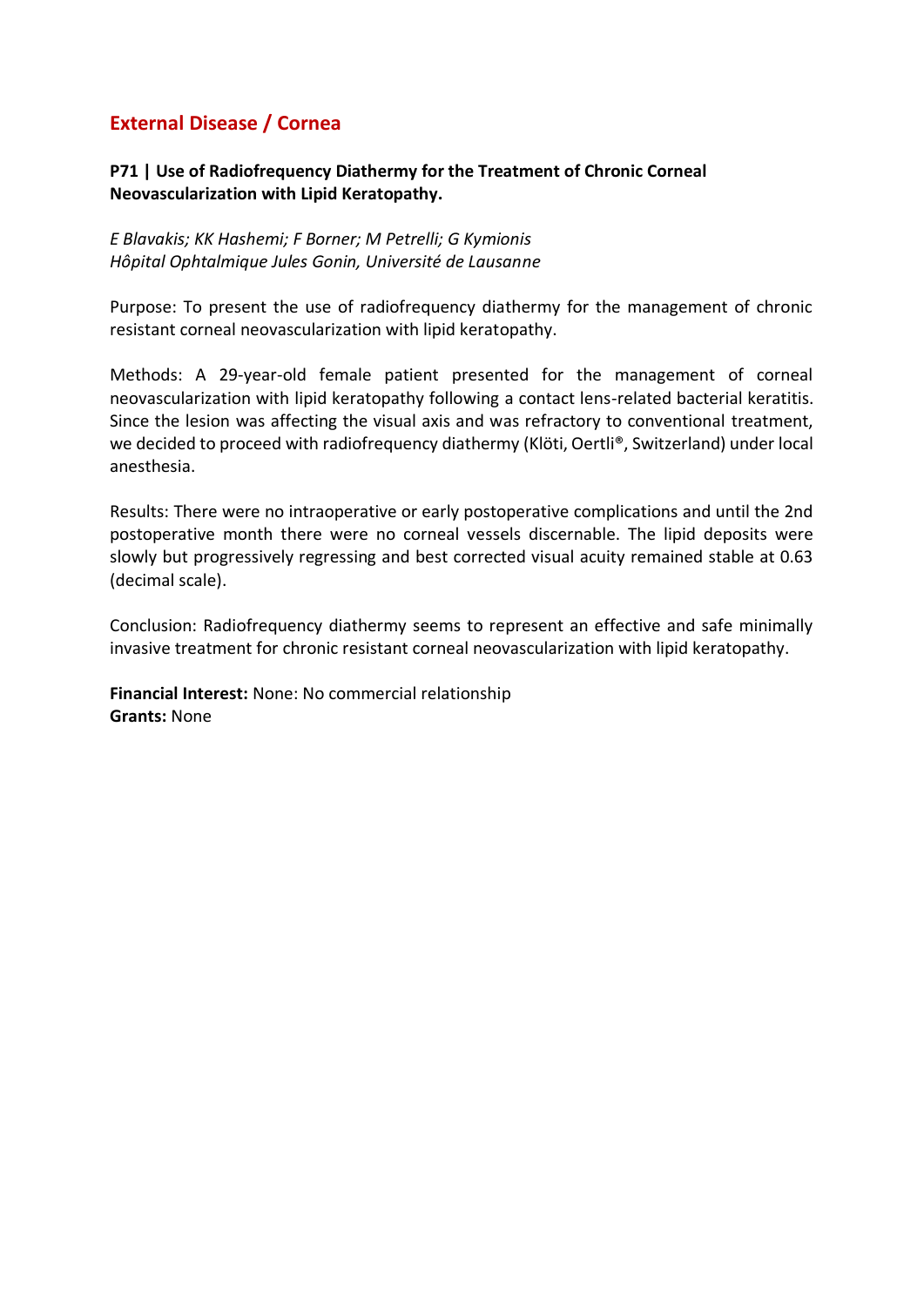## External Disease / Cornea

**P71 | Use of Radiofrequency Diathermy for the Treatment of Chronic Corneal Neovascularization with Lipid Keratopathy.**

*E Blavakis; KK Hashemi; F Borner; M Petrelli; G Kymionis*
*Hôpital Ophtalmique Jules Gonin, Université de Lausanne*

Purpose: To present the use of radiofrequency diathermy for the management of chronic resistant corneal neovascularization with lipid keratopathy.

Methods: A 29-year-old female patient presented for the management of corneal neovascularization with lipid keratopathy following a contact lens-related bacterial keratitis. Since the lesion was affecting the visual axis and was refractory to conventional treatment, we decided to proceed with radiofrequency diathermy (Klöti, Oertli®, Switzerland) under local anesthesia.

Results: There were no intraoperative or early postoperative complications and until the 2nd postoperative month there were no corneal vessels discernable. The lipid deposits were slowly but progressively regressing and best corrected visual acuity remained stable at 0.63 (decimal scale).

Conclusion: Radiofrequency diathermy seems to represent an effective and safe minimally invasive treatment for chronic resistant corneal neovascularization with lipid keratopathy.

**Financial Interest:** None: No commercial relationship
**Grants:** None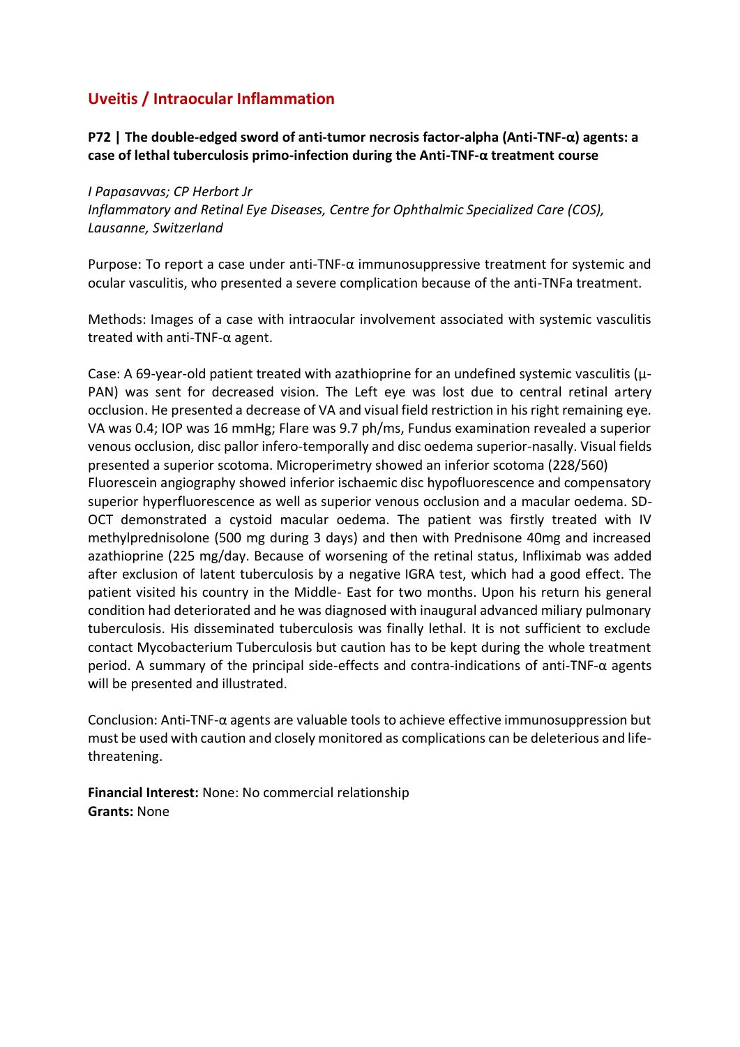## Uveitis / Intraocular Inflammation

**P72 | The double-edged sword of anti-tumor necrosis factor-alpha (Anti-TNF-α) agents: a case of lethal tuberculosis primo-infection during the Anti-TNF-α treatment course**

*I Papasavvas; CP Herbort Jr*
*Inflammatory and Retinal Eye Diseases, Centre for Ophthalmic Specialized Care (COS), Lausanne, Switzerland*

Purpose: To report a case under anti-TNF-α immunosuppressive treatment for systemic and ocular vasculitis, who presented a severe complication because of the anti-TNFa treatment.

Methods: Images of a case with intraocular involvement associated with systemic vasculitis treated with anti-TNF-α agent.

Case: A 69-year-old patient treated with azathioprine for an undefined systemic vasculitis (μ-PAN) was sent for decreased vision. The Left eye was lost due to central retinal artery occlusion. He presented a decrease of VA and visual field restriction in his right remaining eye. VA was 0.4; IOP was 16 mmHg; Flare was 9.7 ph/ms, Fundus examination revealed a superior venous occlusion, disc pallor infero-temporally and disc oedema superior-nasally. Visual fields presented a superior scotoma. Microperimetry showed an inferior scotoma (228/560) Fluorescein angiography showed inferior ischaemic disc hypofluorescence and compensatory superior hyperfluorescence as well as superior venous occlusion and a macular oedema. SD-OCT demonstrated a cystoid macular oedema. The patient was firstly treated with IV methylprednisolone (500 mg during 3 days) and then with Prednisone 40mg and increased azathioprine (225 mg/day. Because of worsening of the retinal status, Infliximab was added after exclusion of latent tuberculosis by a negative IGRA test, which had a good effect. The patient visited his country in the Middle- East for two months. Upon his return his general condition had deteriorated and he was diagnosed with inaugural advanced miliary pulmonary tuberculosis. His disseminated tuberculosis was finally lethal. It is not sufficient to exclude contact Mycobacterium Tuberculosis but caution has to be kept during the whole treatment period. A summary of the principal side-effects and contra-indications of anti-TNF-α agents will be presented and illustrated.

Conclusion: Anti-TNF-α agents are valuable tools to achieve effective immunosuppression but must be used with caution and closely monitored as complications can be deleterious and life-threatening.

**Financial Interest:** None: No commercial relationship
**Grants:** None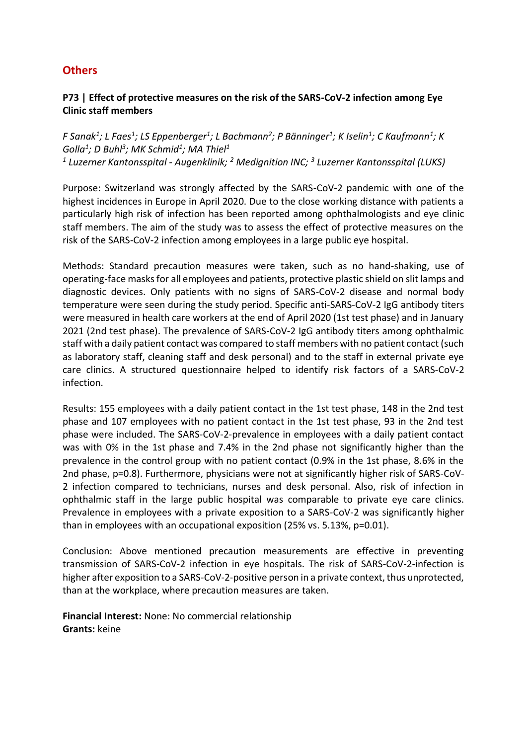## Others

### P73 | Effect of protective measures on the risk of the SARS-CoV-2 infection among Eye Clinic staff members

*F Sanak[1]; L Faes[1]; LS Eppenberger[1]; L Bachmann[2]; P Bänninger[1]; K Iselin[1]; C Kaufmann[1]; K Golla[1]; D Buhl[3]; MK Schmid[1]; MA Thiel[1]*
*[1] Luzerner Kantonsspital - Augenklinik; [2] Medignition INC; [3] Luzerner Kantonsspital (LUKS)*

Purpose: Switzerland was strongly affected by the SARS-CoV-2 pandemic with one of the highest incidences in Europe in April 2020. Due to the close working distance with patients a particularly high risk of infection has been reported among ophthalmologists and eye clinic staff members. The aim of the study was to assess the effect of protective measures on the risk of the SARS-CoV-2 infection among employees in a large public eye hospital.

Methods: Standard precaution measures were taken, such as no hand-shaking, use of operating-face masks for all employees and patients, protective plastic shield on slit lamps and diagnostic devices. Only patients with no signs of SARS-CoV-2 disease and normal body temperature were seen during the study period. Specific anti-SARS-CoV-2 IgG antibody titers were measured in health care workers at the end of April 2020 (1st test phase) and in January 2021 (2nd test phase). The prevalence of SARS-CoV-2 IgG antibody titers among ophthalmic staff with a daily patient contact was compared to staff members with no patient contact (such as laboratory staff, cleaning staff and desk personal) and to the staff in external private eye care clinics. A structured questionnaire helped to identify risk factors of a SARS-CoV-2 infection.

Results: 155 employees with a daily patient contact in the 1st test phase, 148 in the 2nd test phase and 107 employees with no patient contact in the 1st test phase, 93 in the 2nd test phase were included. The SARS-CoV-2-prevalence in employees with a daily patient contact was with 0% in the 1st phase and 7.4% in the 2nd phase not significantly higher than the prevalence in the control group with no patient contact (0.9% in the 1st phase, 8.6% in the 2nd phase, $p=0.8$). Furthermore, physicians were not at significantly higher risk of SARS-CoV-2 infection compared to technicians, nurses and desk personal. Also, risk of infection in ophthalmic staff in the large public hospital was comparable to private eye care clinics. Prevalence in employees with a private exposition to a SARS-CoV-2 was significantly higher than in employees with an occupational exposition (25% vs. 5.13%, $p=0.01$).

Conclusion: Above mentioned precaution measurements are effective in preventing transmission of SARS-CoV-2 infection in eye hospitals. The risk of SARS-CoV-2-infection is higher after exposition to a SARS-CoV-2-positive person in a private context, thus unprotected, than at the workplace, where precaution measures are taken.

**Financial Interest:** None: No commercial relationship
**Grants:** keine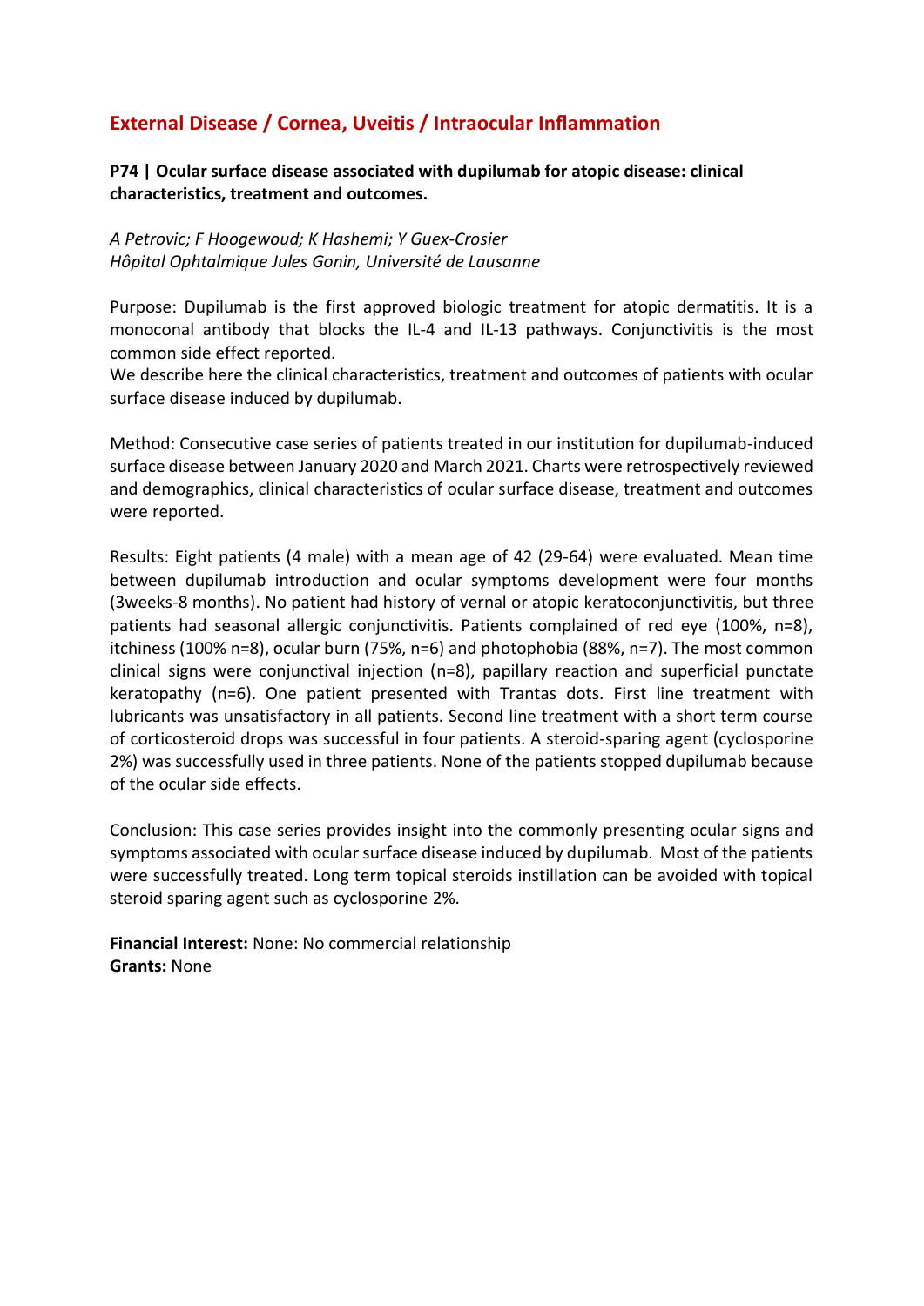## External Disease / Cornea, Uveitis / Intraocular Inflammation

**P74 | Ocular surface disease associated with dupilumab for atopic disease: clinical characteristics, treatment and outcomes.**

*A Petrovic; F Hoogewoud; K Hashemi; Y Guex-Crosier*
*Hôpital Ophtalmique Jules Gonin, Université de Lausanne*

Purpose: Dupilumab is the first approved biologic treatment for atopic dermatitis. It is a monoconal antibody that blocks the IL-4 and IL-13 pathways. Conjunctivitis is the most common side effect reported.
We describe here the clinical characteristics, treatment and outcomes of patients with ocular surface disease induced by dupilumab.

Method: Consecutive case series of patients treated in our institution for dupilumab-induced surface disease between January 2020 and March 2021. Charts were retrospectively reviewed and demographics, clinical characteristics of ocular surface disease, treatment and outcomes were reported.

Results: Eight patients (4 male) with a mean age of 42 (29-64) were evaluated. Mean time between dupilumab introduction and ocular symptoms development were four months (3weeks-8 months). No patient had history of vernal or atopic keratoconjunctivitis, but three patients had seasonal allergic conjunctivitis. Patients complained of red eye (100%, n=8), itchiness (100% n=8), ocular burn (75%, n=6) and photophobia (88%, n=7). The most common clinical signs were conjunctival injection (n=8), papillary reaction and superficial punctate keratopathy (n=6). One patient presented with Trantas dots. First line treatment with lubricants was unsatisfactory in all patients. Second line treatment with a short term course of corticosteroid drops was successful in four patients. A steroid-sparing agent (cyclosporine 2%) was successfully used in three patients. None of the patients stopped dupilumab because of the ocular side effects.

Conclusion: This case series provides insight into the commonly presenting ocular signs and symptoms associated with ocular surface disease induced by dupilumab. Most of the patients were successfully treated. Long term topical steroids instillation can be avoided with topical steroid sparing agent such as cyclosporine 2%.

**Financial Interest:** None: No commercial relationship
**Grants:** None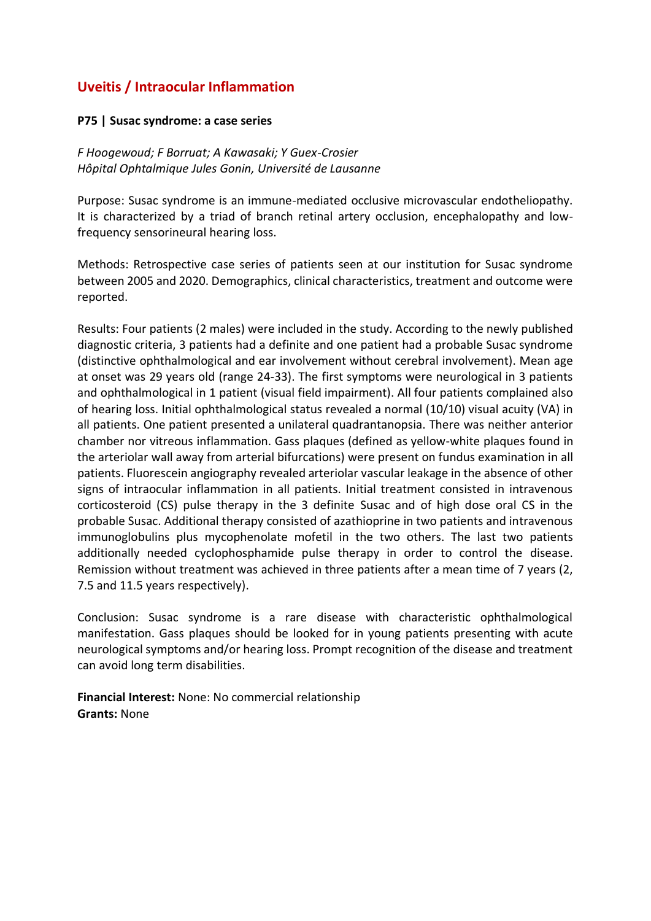## Uveitis / Intraocular Inflammation

### P75 | Susac syndrome: a case series

*F Hoogewoud; F Borruat; A Kawasaki; Y Guex-Crosier*
*Hôpital Ophtalmique Jules Gonin, Université de Lausanne*

Purpose: Susac syndrome is an immune-mediated occlusive microvascular endotheliopathy. It is characterized by a triad of branch retinal artery occlusion, encephalopathy and low-frequency sensorineural hearing loss.

Methods: Retrospective case series of patients seen at our institution for Susac syndrome between 2005 and 2020. Demographics, clinical characteristics, treatment and outcome were reported.

Results: Four patients (2 males) were included in the study. According to the newly published diagnostic criteria, 3 patients had a definite and one patient had a probable Susac syndrome (distinctive ophthalmological and ear involvement without cerebral involvement). Mean age at onset was 29 years old (range 24-33). The first symptoms were neurological in 3 patients and ophthalmological in 1 patient (visual field impairment). All four patients complained also of hearing loss. Initial ophthalmological status revealed a normal (10/10) visual acuity (VA) in all patients. One patient presented a unilateral quadrantanopsia. There was neither anterior chamber nor vitreous inflammation. Gass plaques (defined as yellow-white plaques found in the arteriolar wall away from arterial bifurcations) were present on fundus examination in all patients. Fluorescein angiography revealed arteriolar vascular leakage in the absence of other signs of intraocular inflammation in all patients. Initial treatment consisted in intravenous corticosteroid (CS) pulse therapy in the 3 definite Susac and of high dose oral CS in the probable Susac. Additional therapy consisted of azathioprine in two patients and intravenous immunoglobulins plus mycophenolate mofetil in the two others. The last two patients additionally needed cyclophosphamide pulse therapy in order to control the disease. Remission without treatment was achieved in three patients after a mean time of 7 years (2, 7.5 and 11.5 years respectively).

Conclusion: Susac syndrome is a rare disease with characteristic ophthalmological manifestation. Gass plaques should be looked for in young patients presenting with acute neurological symptoms and/or hearing loss. Prompt recognition of the disease and treatment can avoid long term disabilities.

**Financial Interest:** None: No commercial relationship
**Grants:** None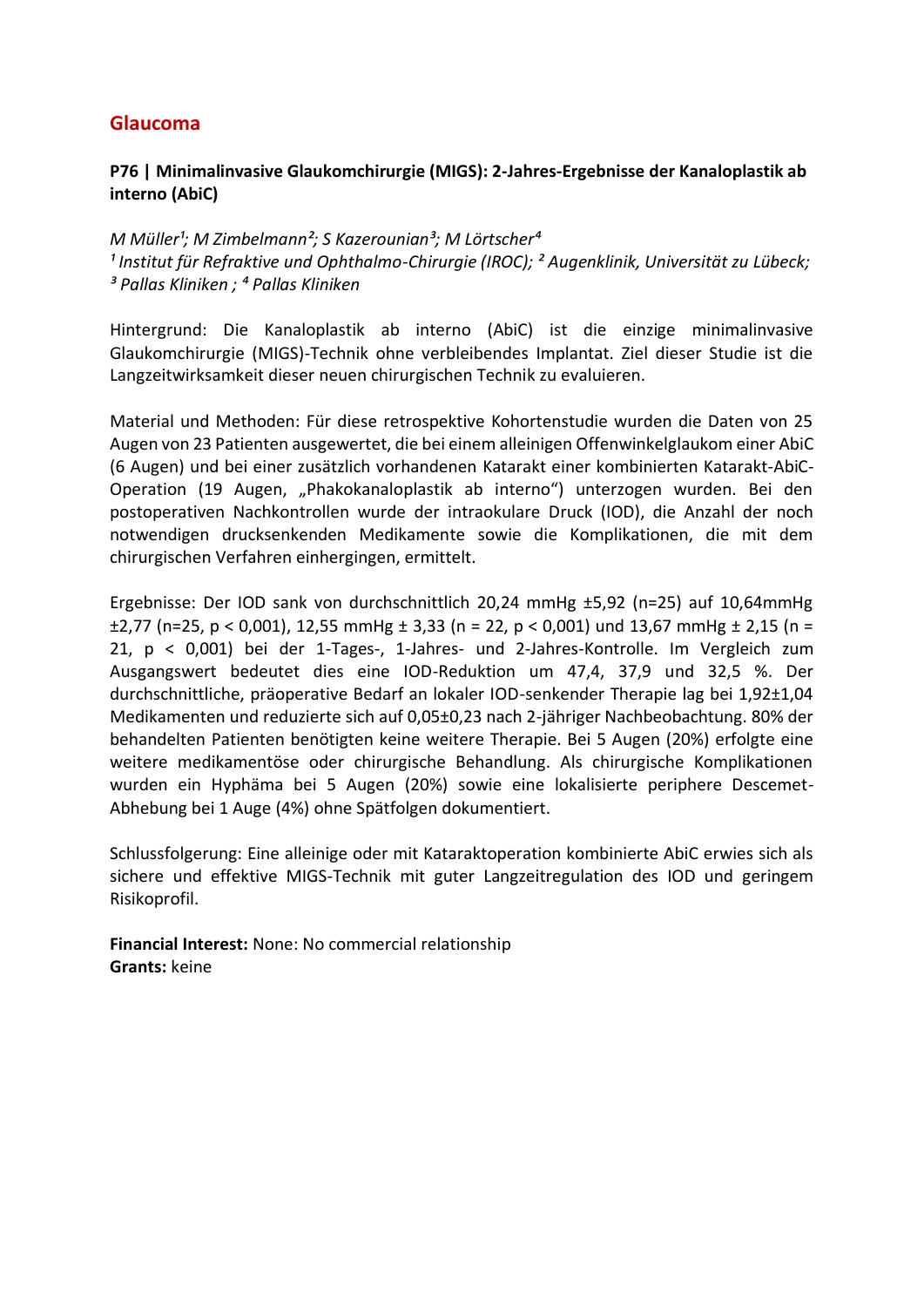## Glaucoma

### P76 | Minimalinvasive Glaukomchirurgie (MIGS): 2-Jahres-Ergebnisse der Kanaloplastik ab interno (AbiC)

*M Müller[1]; M Zimbelmann[2]; S Kazerounian[3]; M Lörtscher[4]*
*[1] Institut für Refraktive und Ophthalmo-Chirurgie (IROC); [2] Augenklinik, Universität zu Lübeck; [3] Pallas Kliniken ; [4] Pallas Kliniken*

Hintergrund: Die Kanaloplastik ab interno (AbiC) ist die einzige minimalinvasive Glaukomchirurgie (MIGS)-Technik ohne verbleibendes Implantat. Ziel dieser Studie ist die Langzeitwirksamkeit dieser neuen chirurgischen Technik zu evaluieren.

Material und Methoden: Für diese retrospektive Kohortenstudie wurden die Daten von 25 Augen von 23 Patienten ausgewertet, die bei einem alleinigen Offenwinkelglaukom einer AbiC (6 Augen) und bei einer zusätzlich vorhandenen Katarakt einer kombinierten Katarakt-AbiC-Operation (19 Augen, „Phakokanaloplastik ab interno") unterzogen wurden. Bei den postoperativen Nachkontrollen wurde der intraokulare Druck (IOD), die Anzahl der noch notwendigen drucksenkenden Medikamente sowie die Komplikationen, die mit dem chirurgischen Verfahren einhergingen, ermittelt.

Ergebnisse: Der IOD sank von durchschnittlich 20,24 mmHg ±5,92 (n=25) auf 10,64mmHg ±2,77 (n=25, $p < 0{,}001$), 12,55 mmHg ± 3,33 (n = 22, $p < 0{,}001$) und 13,67 mmHg ± 2,15 (n = 21, $p < 0{,}001$) bei der 1-Tages-, 1-Jahres- und 2-Jahres-Kontrolle. Im Vergleich zum Ausgangswert bedeutet dies eine IOD-Reduktion um 47,4, 37,9 und 32,5 %. Der durchschnittliche, präoperative Bedarf an lokaler IOD-senkender Therapie lag bei 1,92±1,04 Medikamenten und reduzierte sich auf 0,05±0,23 nach 2-jähriger Nachbeobachtung. 80% der behandelten Patienten benötigten keine weitere Therapie. Bei 5 Augen (20%) erfolgte eine weitere medikamentöse oder chirurgische Behandlung. Als chirurgische Komplikationen wurden ein Hyphäma bei 5 Augen (20%) sowie eine lokalisierte periphere Descemet-Abhebung bei 1 Auge (4%) ohne Spätfolgen dokumentiert.

Schlussfolgerung: Eine alleinige oder mit Kataraktoperation kombinierte AbiC erwies sich als sichere und effektive MIGS-Technik mit guter Langzeitregulation des IOD und geringem Risikoprofil.

**Financial Interest:** None: No commercial relationship
**Grants:** keine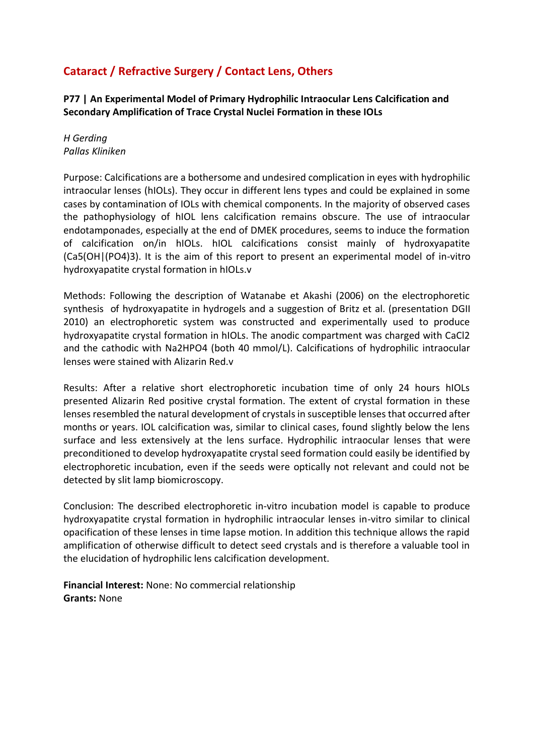## Cataract / Refractive Surgery / Contact Lens, Others

### P77 | An Experimental Model of Primary Hydrophilic Intraocular Lens Calcification and Secondary Amplification of Trace Crystal Nuclei Formation in these IOLs

*H Gerding*
*Pallas Kliniken*

Purpose: Calcifications are a bothersome and undesired complication in eyes with hydrophilic intraocular lenses (hIOLs). They occur in different lens types and could be explained in some cases by contamination of IOLs with chemical components. In the majority of observed cases the pathophysiology of hIOL lens calcification remains obscure. The use of intraocular endotamponades, especially at the end of DMEK procedures, seems to induce the formation of calcification on/in hIOLs. hIOL calcifications consist mainly of hydroxyapatite ($Ca_5(OH|(PO_4)_3$). It is the aim of this report to present an experimental model of in-vitro hydroxyapatite crystal formation in hIOLs.v

Methods: Following the description of Watanabe et Akashi (2006) on the electrophoretic synthesis of hydroxyapatite in hydrogels and a suggestion of Britz et al. (presentation DGII 2010) an electrophoretic system was constructed and experimentally used to produce hydroxyapatite crystal formation in hIOLs. The anodic compartment was charged with $CaCl_2$ and the cathodic with $Na_2HPO_4$ (both 40 mmol/L). Calcifications of hydrophilic intraocular lenses were stained with Alizarin Red.v

Results: After a relative short electrophoretic incubation time of only 24 hours hIOLs presented Alizarin Red positive crystal formation. The extent of crystal formation in these lenses resembled the natural development of crystals in susceptible lenses that occurred after months or years. IOL calcification was, similar to clinical cases, found slightly below the lens surface and less extensively at the lens surface. Hydrophilic intraocular lenses that were preconditioned to develop hydroxyapatite crystal seed formation could easily be identified by electrophoretic incubation, even if the seeds were optically not relevant and could not be detected by slit lamp biomicroscopy.

Conclusion: The described electrophoretic in-vitro incubation model is capable to produce hydroxyapatite crystal formation in hydrophilic intraocular lenses in-vitro similar to clinical opacification of these lenses in time lapse motion. In addition this technique allows the rapid amplification of otherwise difficult to detect seed crystals and is therefore a valuable tool in the elucidation of hydrophilic lens calcification development.

**Financial Interest:** None: No commercial relationship
**Grants:** None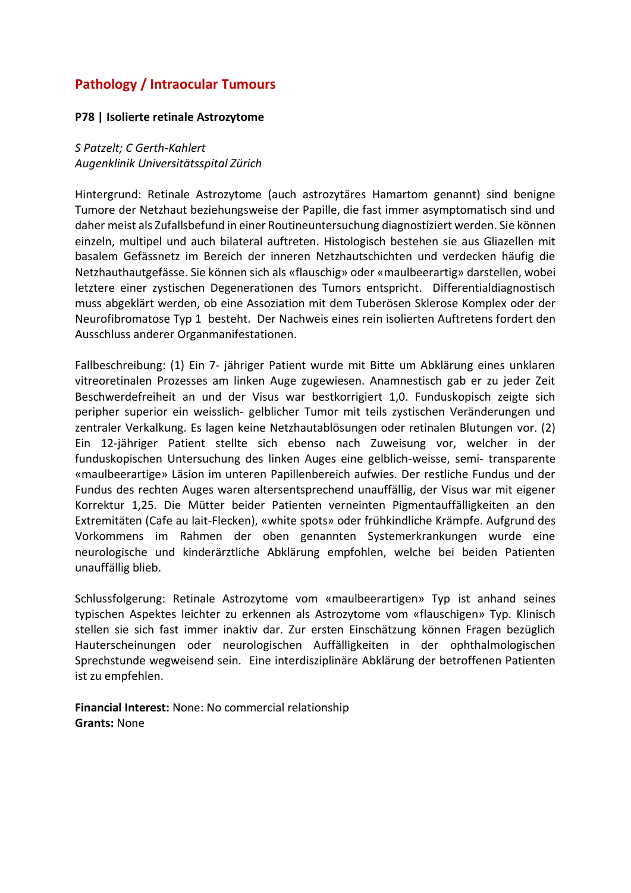## Pathology / Intraocular Tumours

### P78 | Isolierte retinale Astrozytome

*S Patzelt; C Gerth-Kahlert*
*Augenklinik Universitätsspital Zürich*

Hintergrund: Retinale Astrozytome (auch astrozytäres Hamartom genannt) sind benigne Tumore der Netzhaut beziehungsweise der Papille, die fast immer asymptomatisch sind und daher meist als Zufallsbefund in einer Routineuntersuchung diagnostiziert werden. Sie können einzeln, multipel und auch bilateral auftreten. Histologisch bestehen sie aus Gliazellen mit basalem Gefässnetz im Bereich der inneren Netzhautschichten und verdecken häufig die Netzhauthautgefässe. Sie können sich als «flauschig» oder «maulbeerartig» darstellen, wobei letztere einer zystischen Degenerationen des Tumors entspricht. Differentialdiagnostisch muss abgeklärt werden, ob eine Assoziation mit dem Tuberösen Sklerose Komplex oder der Neurofibromatose Typ 1 besteht. Der Nachweis eines rein isolierten Auftretens fordert den Ausschluss anderer Organmanifestationen.

Fallbeschreibung: (1) Ein 7- jähriger Patient wurde mit Bitte um Abklärung eines unklaren vitreoretinalen Prozesses am linken Auge zugewiesen. Anamnestisch gab er zu jeder Zeit Beschwerdefreiheit an und der Visus war bestkorrigiert 1,0. Funduskopisch zeigte sich peripher superior ein weisslich- gelblicher Tumor mit teils zystischen Veränderungen und zentraler Verkalkung. Es lagen keine Netzhautablösungen oder retinalen Blutungen vor. (2) Ein 12-jähriger Patient stellte sich ebenso nach Zuweisung vor, welcher in der funduskopischen Untersuchung des linken Auges eine gelblich-weisse, semi- transparente «maulbeerartige» Läsion im unteren Papillenbereich aufwies. Der restliche Fundus und der Fundus des rechten Auges waren altersentsprechend unauffällig, der Visus war mit eigener Korrektur 1,25. Die Mütter beider Patienten verneinten Pigmentauffälligkeiten an den Extremitäten (Cafe au lait-Flecken), «white spots» oder frühkindliche Krämpfe. Aufgrund des Vorkommens im Rahmen der oben genannten Systemerkrankungen wurde eine neurologische und kinderärztliche Abklärung empfohlen, welche bei beiden Patienten unauffällig blieb.

Schlussfolgerung: Retinale Astrozytome vom «maulbeerartigen» Typ ist anhand seines typischen Aspektes leichter zu erkennen als Astrozytome vom «flauschigen» Typ. Klinisch stellen sie sich fast immer inaktiv dar. Zur ersten Einschätzung können Fragen bezüglich Hauterscheinungen oder neurologischen Auffälligkeiten in der ophthalmologischen Sprechstunde wegweisend sein. Eine interdisziplinäre Abklärung der betroffenen Patienten ist zu empfehlen.

**Financial Interest:** None: No commercial relationship
**Grants:** None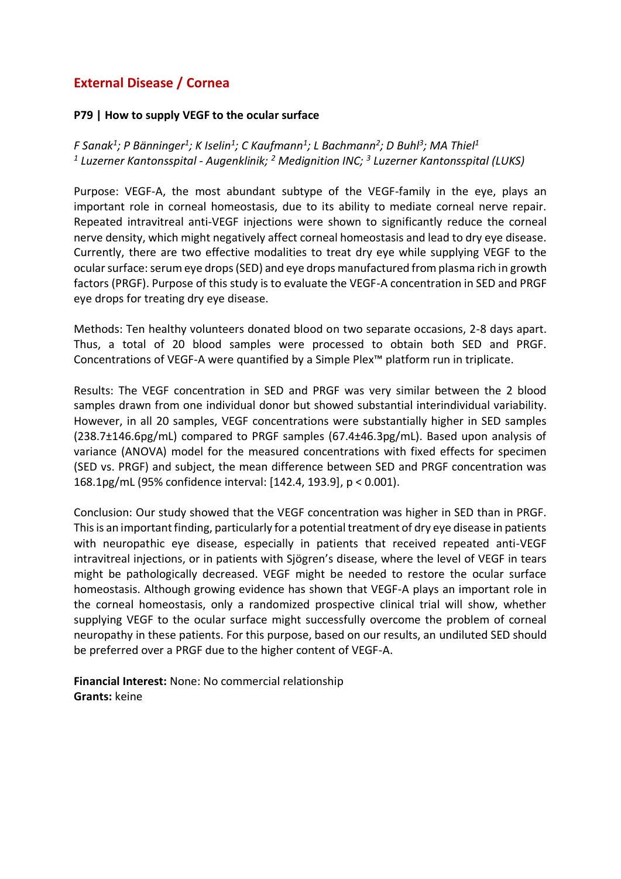## External Disease / Cornea

### P79 | How to supply VEGF to the ocular surface

*F Sanak[1]; P Bänninger[1]; K Iselin[1]; C Kaufmann[1]; L Bachmann[2]; D Buhl[3]; MA Thiel[1]*
*[1] Luzerner Kantonsspital - Augenklinik; [2] Medignition INC; [3] Luzerner Kantonsspital (LUKS)*

Purpose: VEGF-A, the most abundant subtype of the VEGF-family in the eye, plays an important role in corneal homeostasis, due to its ability to mediate corneal nerve repair. Repeated intravitreal anti-VEGF injections were shown to significantly reduce the corneal nerve density, which might negatively affect corneal homeostasis and lead to dry eye disease. Currently, there are two effective modalities to treat dry eye while supplying VEGF to the ocular surface: serum eye drops (SED) and eye drops manufactured from plasma rich in growth factors (PRGF). Purpose of this study is to evaluate the VEGF-A concentration in SED and PRGF eye drops for treating dry eye disease.

Methods: Ten healthy volunteers donated blood on two separate occasions, 2-8 days apart. Thus, a total of 20 blood samples were processed to obtain both SED and PRGF. Concentrations of VEGF-A were quantified by a Simple Plex™ platform run in triplicate.

Results: The VEGF concentration in SED and PRGF was very similar between the 2 blood samples drawn from one individual donor but showed substantial interindividual variability. However, in all 20 samples, VEGF concentrations were substantially higher in SED samples (238.7±146.6pg/mL) compared to PRGF samples (67.4±46.3pg/mL). Based upon analysis of variance (ANOVA) model for the measured concentrations with fixed effects for specimen (SED vs. PRGF) and subject, the mean difference between SED and PRGF concentration was 168.1pg/mL (95% confidence interval: [142.4, 193.9], $p < 0.001$).

Conclusion: Our study showed that the VEGF concentration was higher in SED than in PRGF. This is an important finding, particularly for a potential treatment of dry eye disease in patients with neuropathic eye disease, especially in patients that received repeated anti-VEGF intravitreal injections, or in patients with Sjögren's disease, where the level of VEGF in tears might be pathologically decreased. VEGF might be needed to restore the ocular surface homeostasis. Although growing evidence has shown that VEGF-A plays an important role in the corneal homeostasis, only a randomized prospective clinical trial will show, whether supplying VEGF to the ocular surface might successfully overcome the problem of corneal neuropathy in these patients. For this purpose, based on our results, an undiluted SED should be preferred over a PRGF due to the higher content of VEGF-A.

**Financial Interest:** None: No commercial relationship
**Grants:** keine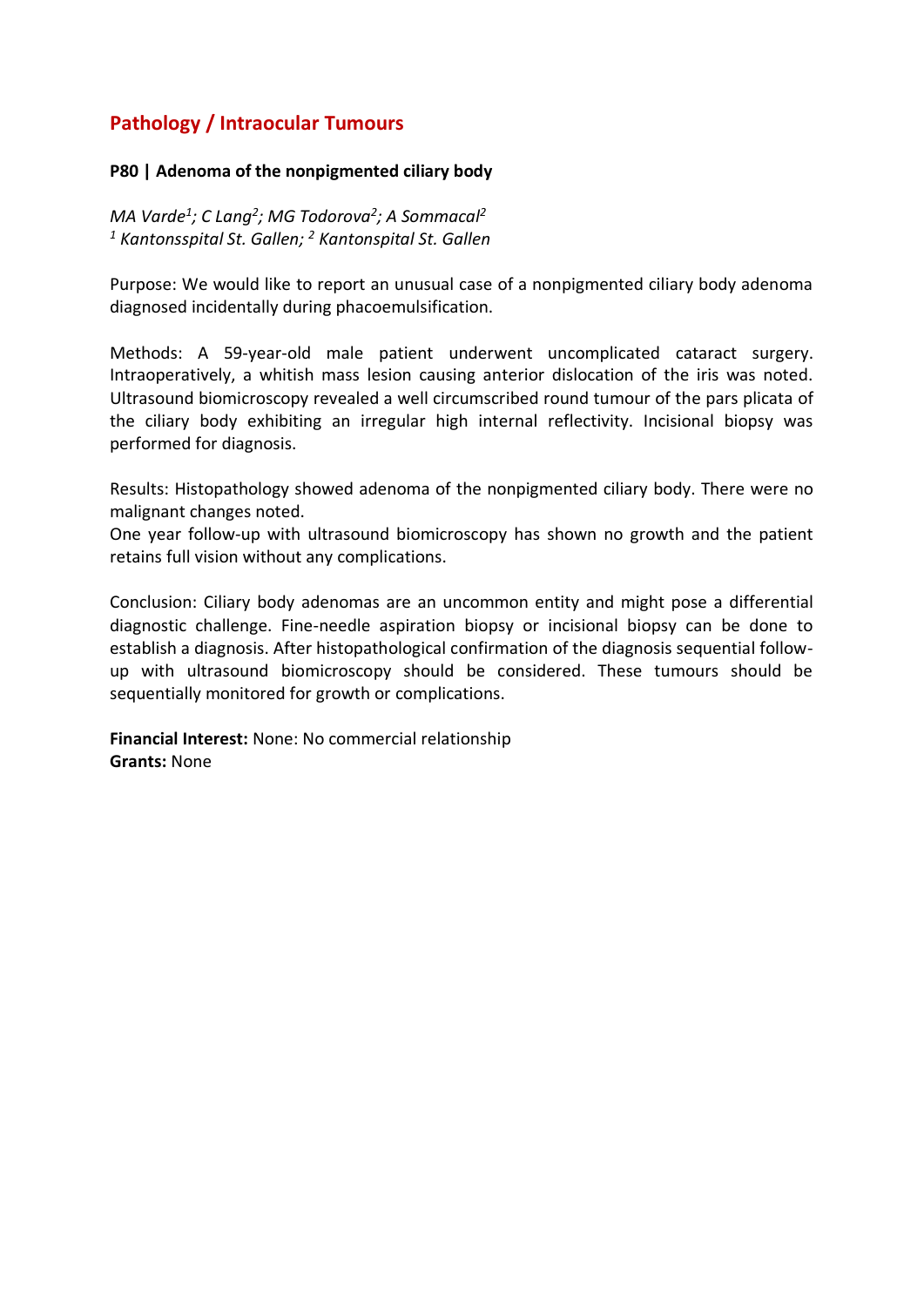## Pathology / Intraocular Tumours

**P80 | Adenoma of the nonpigmented ciliary body**

*MA Varde[1]; C Lang[2]; MG Todorova[2]; A Sommacal[2]*
*[1] Kantonsspital St. Gallen; [2] Kantonspital St. Gallen*

Purpose: We would like to report an unusual case of a nonpigmented ciliary body adenoma diagnosed incidentally during phacoemulsification.

Methods: A 59-year-old male patient underwent uncomplicated cataract surgery. Intraoperatively, a whitish mass lesion causing anterior dislocation of the iris was noted. Ultrasound biomicroscopy revealed a well circumscribed round tumour of the pars plicata of the ciliary body exhibiting an irregular high internal reflectivity. Incisional biopsy was performed for diagnosis.

Results: Histopathology showed adenoma of the nonpigmented ciliary body. There were no malignant changes noted.
One year follow-up with ultrasound biomicroscopy has shown no growth and the patient retains full vision without any complications.

Conclusion: Ciliary body adenomas are an uncommon entity and might pose a differential diagnostic challenge. Fine-needle aspiration biopsy or incisional biopsy can be done to establish a diagnosis. After histopathological confirmation of the diagnosis sequential follow-up with ultrasound biomicroscopy should be considered. These tumours should be sequentially monitored for growth or complications.

**Financial Interest:** None: No commercial relationship
**Grants:** None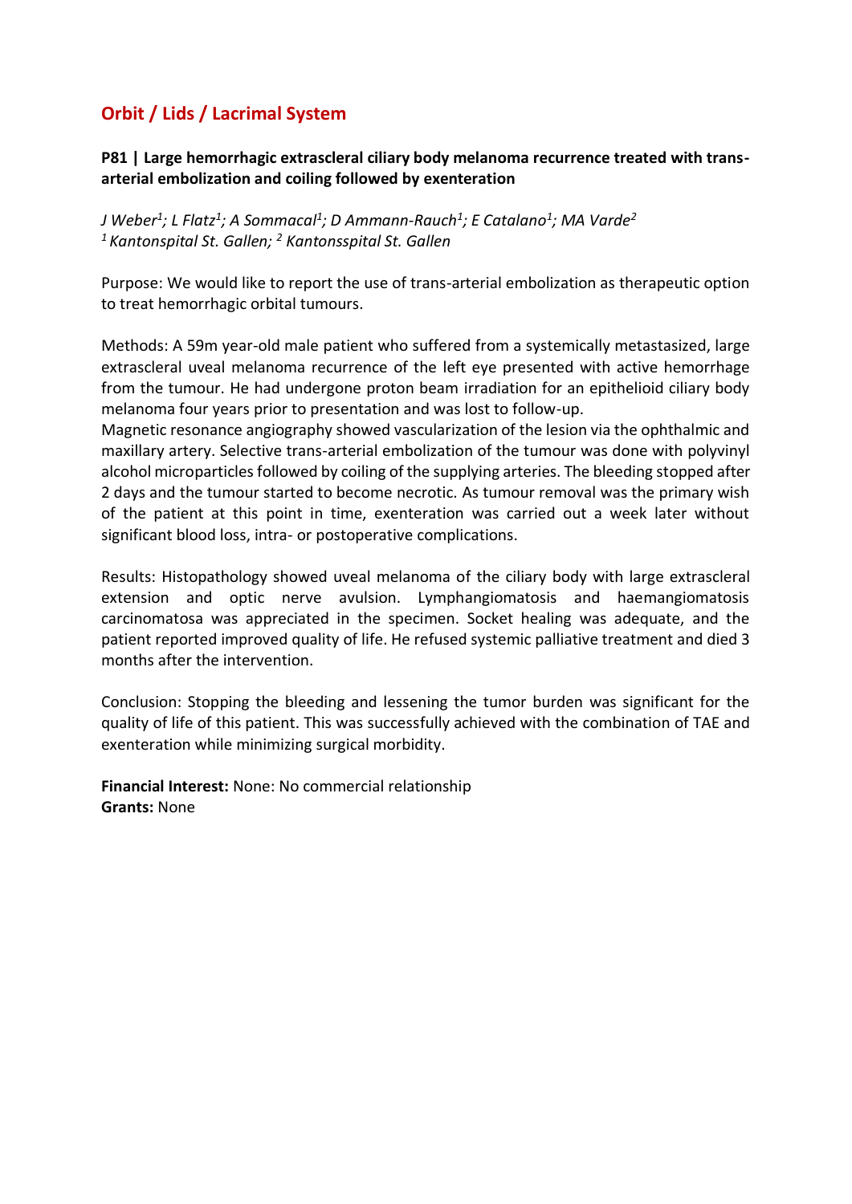## Orbit / Lids / Lacrimal System

**P81 | Large hemorrhagic extrascleral ciliary body melanoma recurrence treated with trans-arterial embolization and coiling followed by exenteration**

*J Weber[1]; L Flatz[1]; A Sommacal[1]; D Ammann-Rauch[1]; E Catalano[1]; MA Varde[2]*
*[1] Kantonspital St. Gallen; [2] Kantonsspital St. Gallen*

Purpose: We would like to report the use of trans-arterial embolization as therapeutic option to treat hemorrhagic orbital tumours.

Methods: A 59m year-old male patient who suffered from a systemically metastasized, large extrascleral uveal melanoma recurrence of the left eye presented with active hemorrhage from the tumour. He had undergone proton beam irradiation for an epithelioid ciliary body melanoma four years prior to presentation and was lost to follow-up.
Magnetic resonance angiography showed vascularization of the lesion via the ophthalmic and maxillary artery. Selective trans-arterial embolization of the tumour was done with polyvinyl alcohol microparticles followed by coiling of the supplying arteries. The bleeding stopped after 2 days and the tumour started to become necrotic. As tumour removal was the primary wish of the patient at this point in time, exenteration was carried out a week later without significant blood loss, intra- or postoperative complications.

Results: Histopathology showed uveal melanoma of the ciliary body with large extrascleral extension and optic nerve avulsion. Lymphangiomatosis and haemangiomatosis carcinomatosa was appreciated in the specimen. Socket healing was adequate, and the patient reported improved quality of life. He refused systemic palliative treatment and died 3 months after the intervention.

Conclusion: Stopping the bleeding and lessening the tumor burden was significant for the quality of life of this patient. This was successfully achieved with the combination of TAE and exenteration while minimizing surgical morbidity.

**Financial Interest:** None: No commercial relationship
**Grants:** None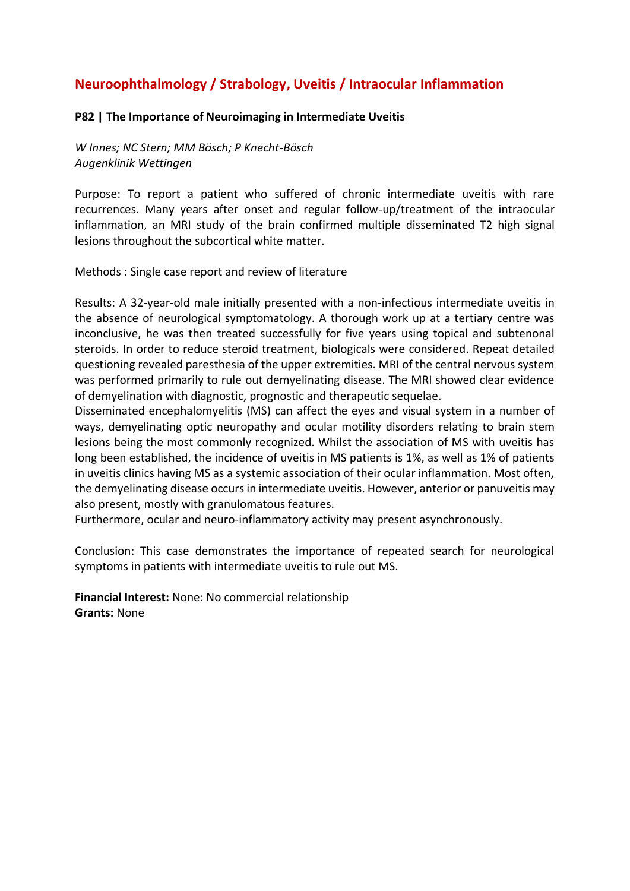## Neuroophthalmology / Strabology, Uveitis / Intraocular Inflammation

### P82 | The Importance of Neuroimaging in Intermediate Uveitis

*W Innes; NC Stern; MM Bösch; P Knecht-Bösch*
*Augenklinik Wettingen*

Purpose: To report a patient who suffered of chronic intermediate uveitis with rare recurrences. Many years after onset and regular follow-up/treatment of the intraocular inflammation, an MRI study of the brain confirmed multiple disseminated T2 high signal lesions throughout the subcortical white matter.

Methods : Single case report and review of literature

Results: A 32-year-old male initially presented with a non-infectious intermediate uveitis in the absence of neurological symptomatology. A thorough work up at a tertiary centre was inconclusive, he was then treated successfully for five years using topical and subtenonal steroids. In order to reduce steroid treatment, biologicals were considered. Repeat detailed questioning revealed paresthesia of the upper extremities. MRI of the central nervous system was performed primarily to rule out demyelinating disease. The MRI showed clear evidence of demyelination with diagnostic, prognostic and therapeutic sequelae.
Disseminated encephalomyelitis (MS) can affect the eyes and visual system in a number of ways, demyelinating optic neuropathy and ocular motility disorders relating to brain stem lesions being the most commonly recognized. Whilst the association of MS with uveitis has long been established, the incidence of uveitis in MS patients is 1%, as well as 1% of patients in uveitis clinics having MS as a systemic association of their ocular inflammation. Most often, the demyelinating disease occurs in intermediate uveitis. However, anterior or panuveitis may also present, mostly with granulomatous features.
Furthermore, ocular and neuro-inflammatory activity may present asynchronously.

Conclusion: This case demonstrates the importance of repeated search for neurological symptoms in patients with intermediate uveitis to rule out MS.

**Financial Interest:** None: No commercial relationship
**Grants:** None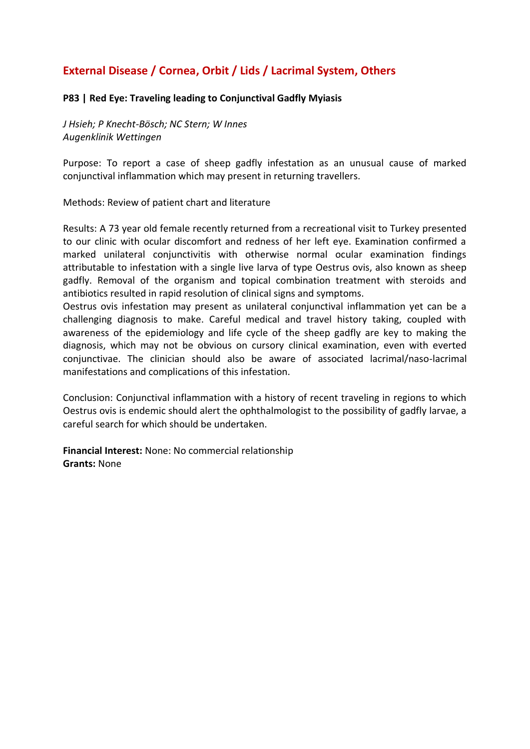## External Disease / Cornea, Orbit / Lids / Lacrimal System, Others

### P83 | Red Eye: Traveling leading to Conjunctival Gadfly Myiasis

*J Hsieh; P Knecht-Bösch; NC Stern; W Innes*
*Augenklinik Wettingen*

Purpose: To report a case of sheep gadfly infestation as an unusual cause of marked conjunctival inflammation which may present in returning travellers.

Methods: Review of patient chart and literature

Results: A 73 year old female recently returned from a recreational visit to Turkey presented to our clinic with ocular discomfort and redness of her left eye. Examination confirmed a marked unilateral conjunctivitis with otherwise normal ocular examination findings attributable to infestation with a single live larva of type Oestrus ovis, also known as sheep gadfly. Removal of the organism and topical combination treatment with steroids and antibiotics resulted in rapid resolution of clinical signs and symptoms.
Oestrus ovis infestation may present as unilateral conjunctival inflammation yet can be a challenging diagnosis to make. Careful medical and travel history taking, coupled with awareness of the epidemiology and life cycle of the sheep gadfly are key to making the diagnosis, which may not be obvious on cursory clinical examination, even with everted conjunctivae. The clinician should also be aware of associated lacrimal/naso-lacrimal manifestations and complications of this infestation.

Conclusion: Conjunctival inflammation with a history of recent traveling in regions to which Oestrus ovis is endemic should alert the ophthalmologist to the possibility of gadfly larvae, a careful search for which should be undertaken.

**Financial Interest:** None: No commercial relationship
**Grants:** None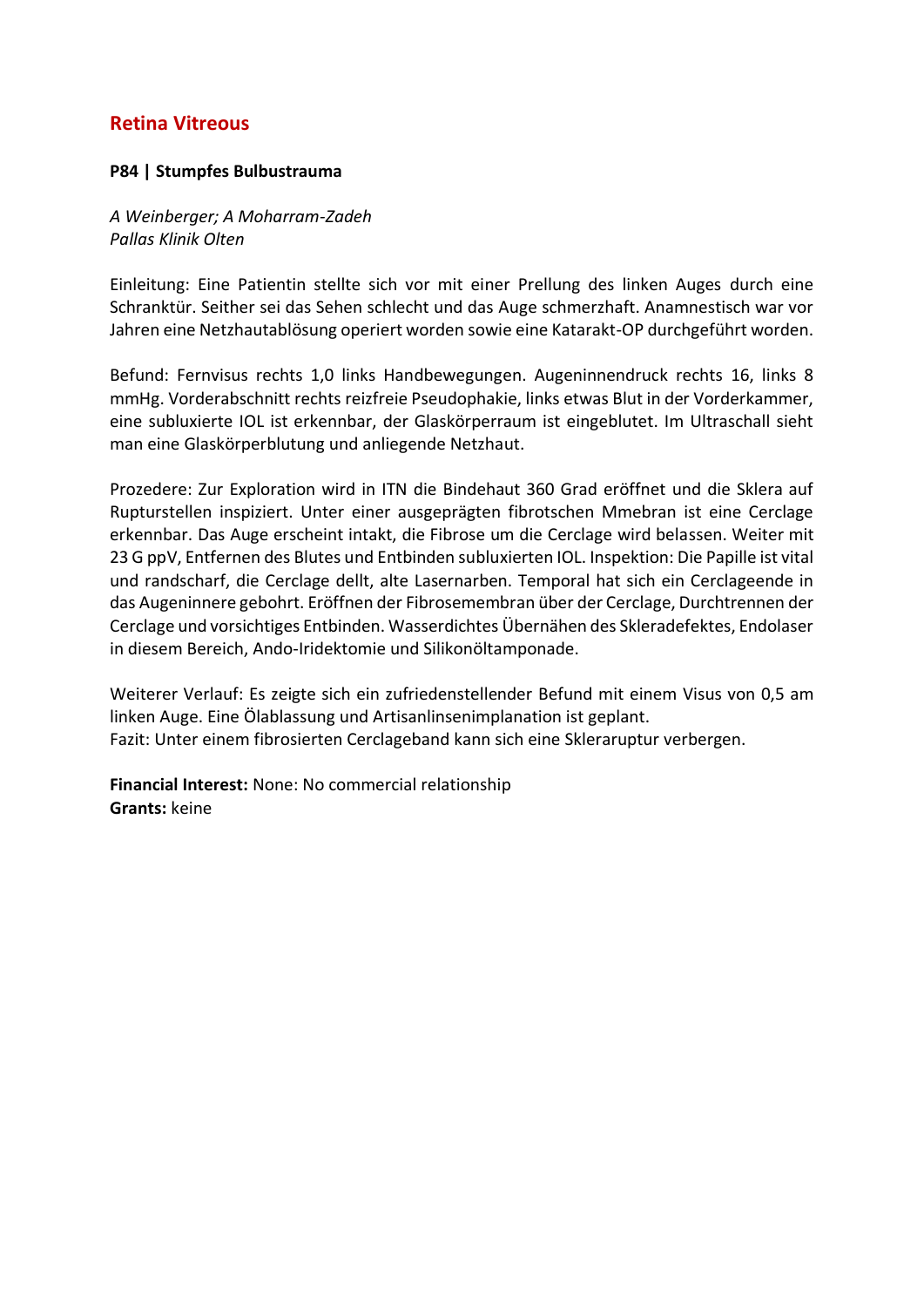## Retina Vitreous

### P84 | Stumpfes Bulbustrauma

*A Weinberger; A Moharram-Zadeh*
*Pallas Klinik Olten*

Einleitung: Eine Patientin stellte sich vor mit einer Prellung des linken Auges durch eine Schranktür. Seither sei das Sehen schlecht und das Auge schmerzhaft. Anamnestisch war vor Jahren eine Netzhautablösung operiert worden sowie eine Katarakt-OP durchgeführt worden.

Befund: Fernvisus rechts 1,0 links Handbewegungen. Augeninnendruck rechts 16, links 8 mmHg. Vorderabschnitt rechts reizfreie Pseudophakie, links etwas Blut in der Vorderkammer, eine subluxierte IOL ist erkennbar, der Glaskörperraum ist eingeblutet. Im Ultraschall sieht man eine Glaskörperblutung und anliegende Netzhaut.

Prozedere: Zur Exploration wird in ITN die Bindehaut 360 Grad eröffnet und die Sklera auf Rupturstellen inspiziert. Unter einer ausgeprägten fibrotschen Mmebran ist eine Cerclage erkennbar. Das Auge erscheint intakt, die Fibrose um die Cerclage wird belassen. Weiter mit 23 G ppV, Entfernen des Blutes und Entbinden subluxierten IOL. Inspektion: Die Papille ist vital und randscharf, die Cerclage dellt, alte Lasernarben. Temporal hat sich ein Cerclageende in das Augeninnere gebohrt. Eröffnen der Fibrosemembran über der Cerclage, Durchtrennen der Cerclage und vorsichtiges Entbinden. Wasserdichtes Übernähen des Skleradefektes, Endolaser in diesem Bereich, Ando-Iridektomie und Silikonöltamponade.

Weiterer Verlauf: Es zeigte sich ein zufriedenstellender Befund mit einem Visus von 0,5 am linken Auge. Eine Ölablassung und Artisanlinsenimplanation ist geplant.
Fazit: Unter einem fibrosierten Cerclageband kann sich eine Skleraruptur verbergen.

**Financial Interest:** None: No commercial relationship
**Grants:** keine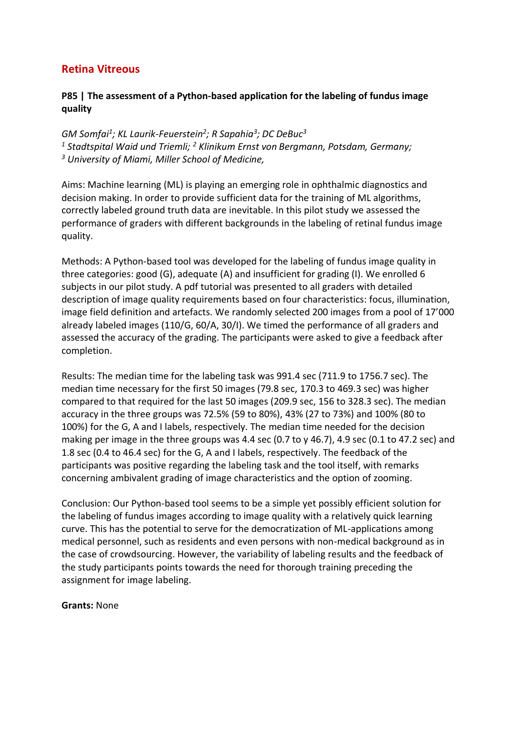## Retina Vitreous

### P85 | The assessment of a Python-based application for the labeling of fundus image quality

*GM Somfai[1]; KL Laurik-Feuerstein[2]; R Sapahia[3]; DC DeBuc[3]*
*[1] Stadtspital Waid und Triemli; [2] Klinikum Ernst von Bergmann, Potsdam, Germany;*
*[3] University of Miami, Miller School of Medicine,*

Aims: Machine learning (ML) is playing an emerging role in ophthalmic diagnostics and decision making. In order to provide sufficient data for the training of ML algorithms, correctly labeled ground truth data are inevitable. In this pilot study we assessed the performance of graders with different backgrounds in the labeling of retinal fundus image quality.

Methods: A Python-based tool was developed for the labeling of fundus image quality in three categories: good (G), adequate (A) and insufficient for grading (I). We enrolled 6 subjects in our pilot study. A pdf tutorial was presented to all graders with detailed description of image quality requirements based on four characteristics: focus, illumination, image field definition and artefacts. We randomly selected 200 images from a pool of 17'000 already labeled images (110/G, 60/A, 30/I). We timed the performance of all graders and assessed the accuracy of the grading. The participants were asked to give a feedback after completion.

Results: The median time for the labeling task was 991.4 sec (711.9 to 1756.7 sec). The median time necessary for the first 50 images (79.8 sec, 170.3 to 469.3 sec) was higher compared to that required for the last 50 images (209.9 sec, 156 to 328.3 sec). The median accuracy in the three groups was 72.5% (59 to 80%), 43% (27 to 73%) and 100% (80 to 100%) for the G, A and I labels, respectively. The median time needed for the decision making per image in the three groups was 4.4 sec (0.7 to y 46.7), 4.9 sec (0.1 to 47.2 sec) and 1.8 sec (0.4 to 46.4 sec) for the G, A and I labels, respectively. The feedback of the participants was positive regarding the labeling task and the tool itself, with remarks concerning ambivalent grading of image characteristics and the option of zooming.

Conclusion: Our Python-based tool seems to be a simple yet possibly efficient solution for the labeling of fundus images according to image quality with a relatively quick learning curve. This has the potential to serve for the democratization of ML-applications among medical personnel, such as residents and even persons with non-medical background as in the case of crowdsourcing. However, the variability of labeling results and the feedback of the study participants points towards the need for thorough training preceding the assignment for image labeling.

**Grants:** None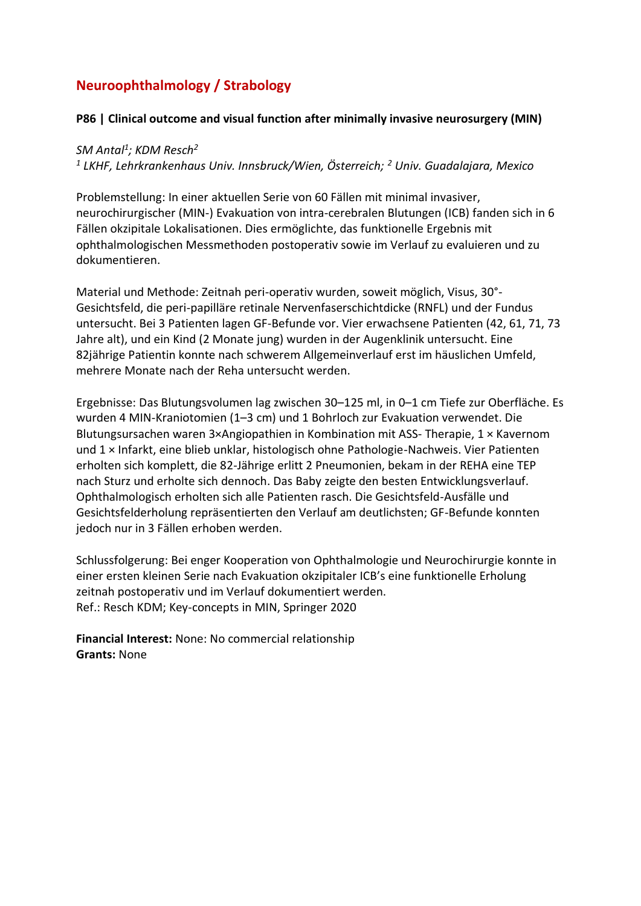# Neuroophthalmology / Strabology

## P86 | Clinical outcome and visual function after minimally invasive neurosurgery (MIN)

*SM Antal[1]; KDM Resch[2]*

*[1] LKHF, Lehrkrankenhaus Univ. Innsbruck/Wien, Österreich; [2] Univ. Guadalajara, Mexico*

Problemstellung: In einer aktuellen Serie von 60 Fällen mit minimal invasiver, neurochirurgischer (MIN-) Evakuation von intra-cerebralen Blutungen (ICB) fanden sich in 6 Fällen okzipitale Lokalisationen. Dies ermöglichte, das funktionelle Ergebnis mit ophthalmologischen Messmethoden postoperativ sowie im Verlauf zu evaluieren und zu dokumentieren.

Material und Methode: Zeitnah peri-operativ wurden, soweit möglich, Visus, 30°-Gesichtsfeld, die peri-papilläre retinale Nervenfaserschichtdicke (RNFL) und der Fundus untersucht. Bei 3 Patienten lagen GF-Befunde vor. Vier erwachsene Patienten (42, 61, 71, 73 Jahre alt), und ein Kind (2 Monate jung) wurden in der Augenklinik untersucht. Eine 82jährige Patientin konnte nach schwerem Allgemeinverlauf erst im häuslichen Umfeld, mehrere Monate nach der Reha untersucht werden.

Ergebnisse: Das Blutungsvolumen lag zwischen 30–125 ml, in 0–1 cm Tiefe zur Oberfläche. Es wurden 4 MIN-Kraniotomien (1–3 cm) und 1 Bohrloch zur Evakuation verwendet. Die Blutungsursachen waren 3×Angiopathien in Kombination mit ASS- Therapie, 1 × Kavernom und 1 × Infarkt, eine blieb unklar, histologisch ohne Pathologie-Nachweis. Vier Patienten erholten sich komplett, die 82-Jährige erlitt 2 Pneumonien, bekam in der REHA eine TEP nach Sturz und erholte sich dennoch. Das Baby zeigte den besten Entwicklungsverlauf. Ophthalmologisch erholten sich alle Patienten rasch. Die Gesichtsfeld-Ausfälle und Gesichtsfelderholung repräsentierten den Verlauf am deutlichsten; GF-Befunde konnten jedoch nur in 3 Fällen erhoben werden.

Schlussfolgerung: Bei enger Kooperation von Ophthalmologie und Neurochirurgie konnte in einer ersten kleinen Serie nach Evakuation okzipitaler ICB's eine funktionelle Erholung zeitnah postoperativ und im Verlauf dokumentiert werden.
Ref.: Resch KDM; Key-concepts in MIN, Springer 2020

**Financial Interest:** None: No commercial relationship
**Grants:** None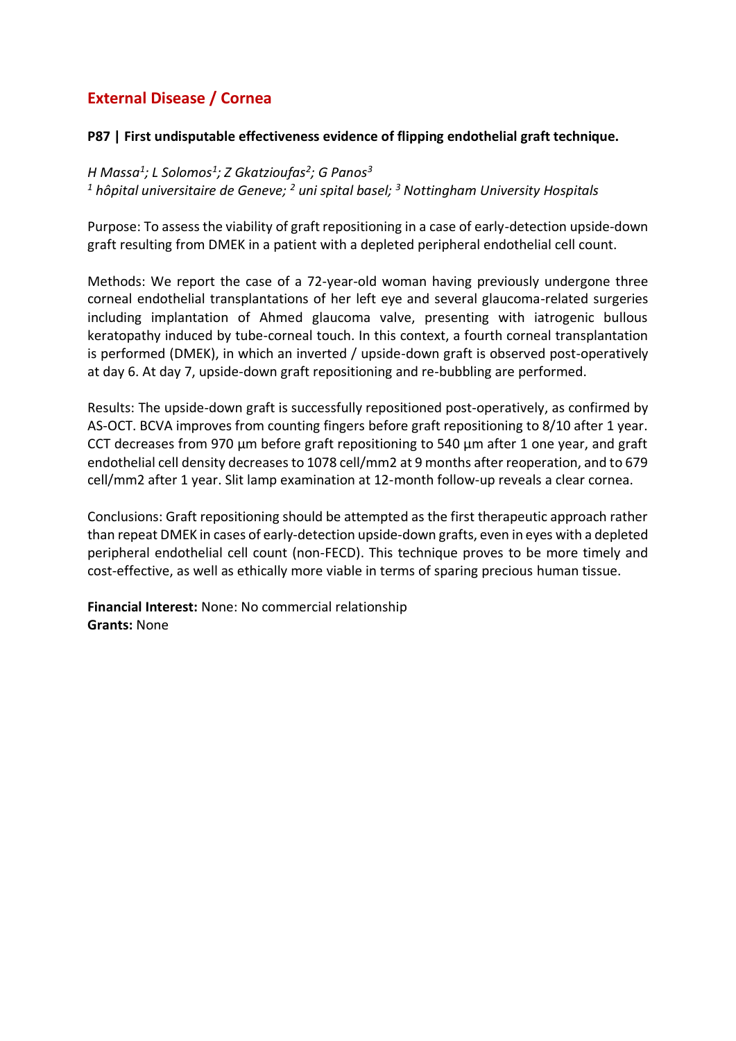## External Disease / Cornea

**P87 | First undisputable effectiveness evidence of flipping endothelial graft technique.**

*H Massa[1]; L Solomos[1]; Z Gkatzioufas[2]; G Panos[3]*
*[1] hôpital universitaire de Geneve; [2] uni spital basel; [3] Nottingham University Hospitals*

Purpose: To assess the viability of graft repositioning in a case of early-detection upside-down graft resulting from DMEK in a patient with a depleted peripheral endothelial cell count.

Methods: We report the case of a 72-year-old woman having previously undergone three corneal endothelial transplantations of her left eye and several glaucoma-related surgeries including implantation of Ahmed glaucoma valve, presenting with iatrogenic bullous keratopathy induced by tube-corneal touch. In this context, a fourth corneal transplantation is performed (DMEK), in which an inverted / upside-down graft is observed post-operatively at day 6. At day 7, upside-down graft repositioning and re-bubbling are performed.

Results: The upside-down graft is successfully repositioned post-operatively, as confirmed by AS-OCT. BCVA improves from counting fingers before graft repositioning to 8/10 after 1 year. CCT decreases from 970 µm before graft repositioning to 540 µm after 1 one year, and graft endothelial cell density decreases to 1078 cell/mm2 at 9 months after reoperation, and to 679 cell/mm2 after 1 year. Slit lamp examination at 12-month follow-up reveals a clear cornea.

Conclusions: Graft repositioning should be attempted as the first therapeutic approach rather than repeat DMEK in cases of early-detection upside-down grafts, even in eyes with a depleted peripheral endothelial cell count (non-FECD). This technique proves to be more timely and cost-effective, as well as ethically more viable in terms of sparing precious human tissue.

**Financial Interest:** None: No commercial relationship
**Grants:** None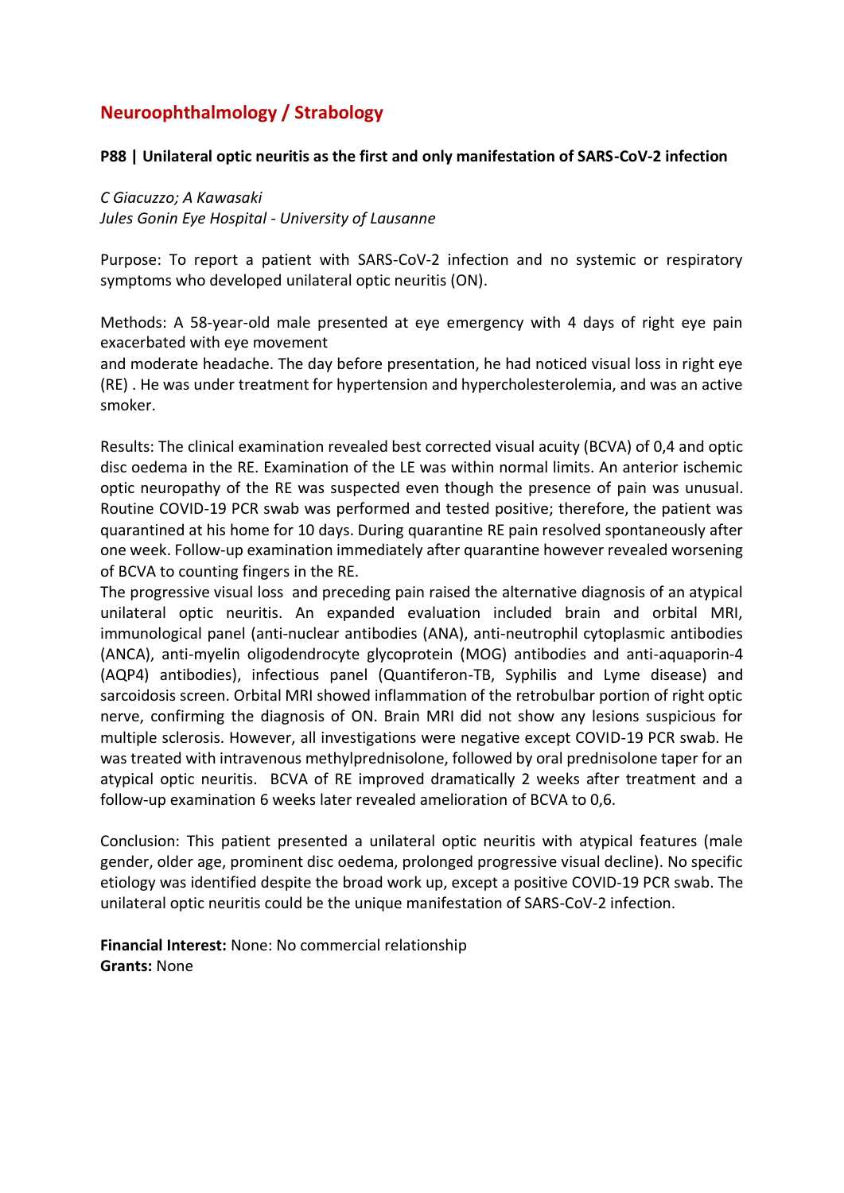## Neuroophthalmology / Strabology

### P88 | Unilateral optic neuritis as the first and only manifestation of SARS-CoV-2 infection

*C Giacuzzo; A Kawasaki*
*Jules Gonin Eye Hospital - University of Lausanne*

Purpose: To report a patient with SARS-CoV-2 infection and no systemic or respiratory symptoms who developed unilateral optic neuritis (ON).

Methods: A 58-year-old male presented at eye emergency with 4 days of right eye pain exacerbated with eye movement
and moderate headache. The day before presentation, he had noticed visual loss in right eye (RE) . He was under treatment for hypertension and hypercholesterolemia, and was an active smoker.

Results: The clinical examination revealed best corrected visual acuity (BCVA) of 0,4 and optic disc oedema in the RE. Examination of the LE was within normal limits. An anterior ischemic optic neuropathy of the RE was suspected even though the presence of pain was unusual. Routine COVID-19 PCR swab was performed and tested positive; therefore, the patient was quarantined at his home for 10 days. During quarantine RE pain resolved spontaneously after one week. Follow-up examination immediately after quarantine however revealed worsening of BCVA to counting fingers in the RE.
The progressive visual loss and preceding pain raised the alternative diagnosis of an atypical unilateral optic neuritis. An expanded evaluation included brain and orbital MRI, immunological panel (anti-nuclear antibodies (ANA), anti-neutrophil cytoplasmic antibodies (ANCA), anti-myelin oligodendrocyte glycoprotein (MOG) antibodies and anti-aquaporin-4 (AQP4) antibodies), infectious panel (Quantiferon-TB, Syphilis and Lyme disease) and sarcoidosis screen. Orbital MRI showed inflammation of the retrobulbar portion of right optic nerve, confirming the diagnosis of ON. Brain MRI did not show any lesions suspicious for multiple sclerosis. However, all investigations were negative except COVID-19 PCR swab. He was treated with intravenous methylprednisolone, followed by oral prednisolone taper for an atypical optic neuritis. BCVA of RE improved dramatically 2 weeks after treatment and a follow-up examination 6 weeks later revealed amelioration of BCVA to 0,6.

Conclusion: This patient presented a unilateral optic neuritis with atypical features (male gender, older age, prominent disc oedema, prolonged progressive visual decline). No specific etiology was identified despite the broad work up, except a positive COVID-19 PCR swab. The unilateral optic neuritis could be the unique manifestation of SARS-CoV-2 infection.

**Financial Interest:** None: No commercial relationship
**Grants:** None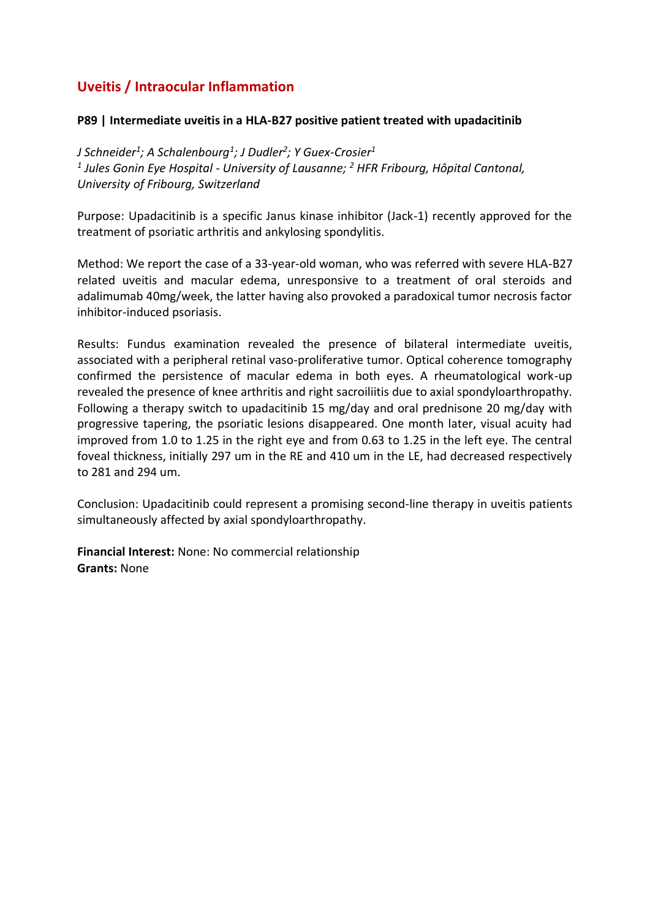## Uveitis / Intraocular Inflammation

### P89 | Intermediate uveitis in a HLA-B27 positive patient treated with upadacitinib

*J Schneider[1]; A Schalenbourg[1]; J Dudler[2]; Y Guex-Crosier[1]*
*[1] Jules Gonin Eye Hospital - University of Lausanne; [2] HFR Fribourg, Hôpital Cantonal, University of Fribourg, Switzerland*

Purpose: Upadacitinib is a specific Janus kinase inhibitor (Jack-1) recently approved for the treatment of psoriatic arthritis and ankylosing spondylitis.

Method: We report the case of a 33-year-old woman, who was referred with severe HLA-B27 related uveitis and macular edema, unresponsive to a treatment of oral steroids and adalimumab 40mg/week, the latter having also provoked a paradoxical tumor necrosis factor inhibitor-induced psoriasis.

Results: Fundus examination revealed the presence of bilateral intermediate uveitis, associated with a peripheral retinal vaso-proliferative tumor. Optical coherence tomography confirmed the persistence of macular edema in both eyes. A rheumatological work-up revealed the presence of knee arthritis and right sacroiliitis due to axial spondyloarthropathy. Following a therapy switch to upadacitinib 15 mg/day and oral prednisone 20 mg/day with progressive tapering, the psoriatic lesions disappeared. One month later, visual acuity had improved from 1.0 to 1.25 in the right eye and from 0.63 to 1.25 in the left eye. The central foveal thickness, initially 297 um in the RE and 410 um in the LE, had decreased respectively to 281 and 294 um.

Conclusion: Upadacitinib could represent a promising second-line therapy in uveitis patients simultaneously affected by axial spondyloarthropathy.

**Financial Interest:** None: No commercial relationship
**Grants:** None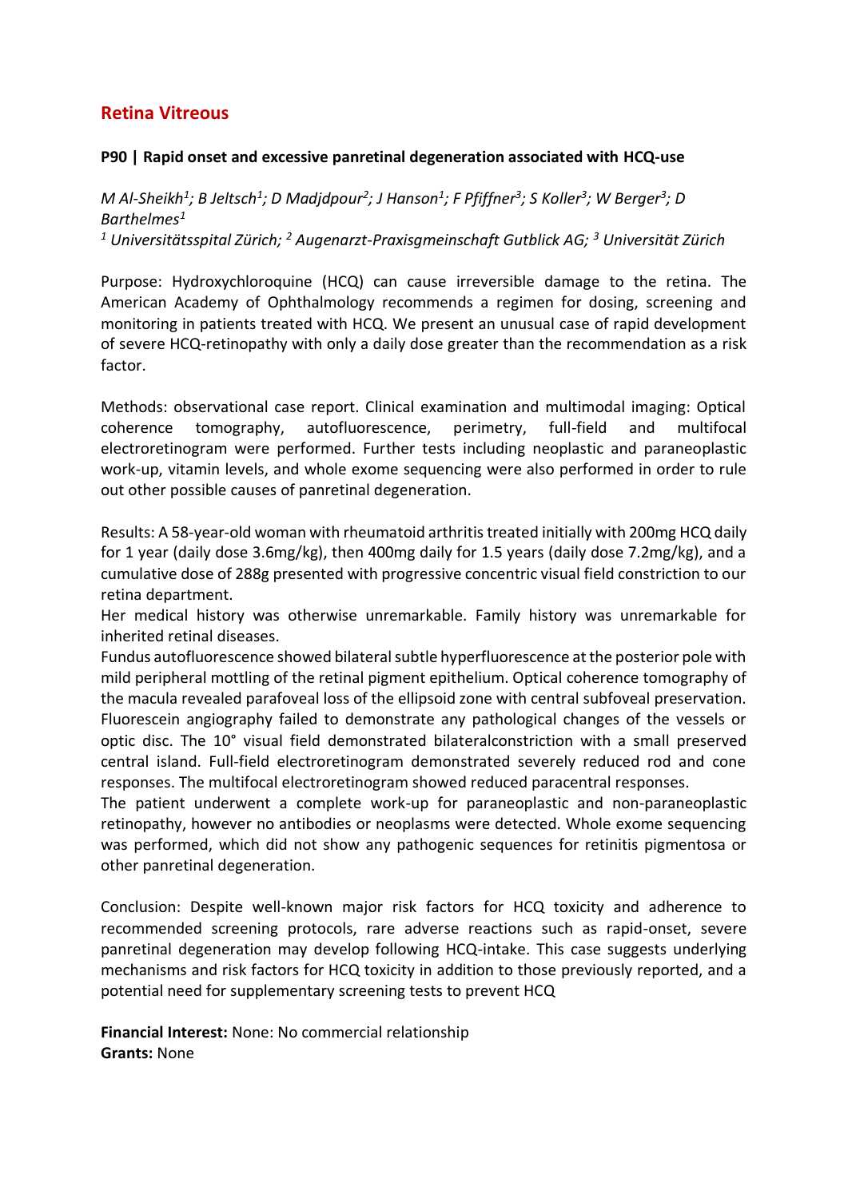## Retina Vitreous

### P90 | Rapid onset and excessive panretinal degeneration associated with HCQ-use

*M Al-Sheikh[1]; B Jeltsch[1]; D Madjdpour[2]; J Hanson[1]; F Pfiffner[3]; S Koller[3]; W Berger[3]; D Barthelmes[1]*
*[1] Universitätsspital Zürich; [2] Augenarzt-Praxisgmeinschaft Gutblick AG; [3] Universität Zürich*

Purpose: Hydroxychloroquine (HCQ) can cause irreversible damage to the retina. The American Academy of Ophthalmology recommends a regimen for dosing, screening and monitoring in patients treated with HCQ. We present an unusual case of rapid development of severe HCQ-retinopathy with only a daily dose greater than the recommendation as a risk factor.

Methods: observational case report. Clinical examination and multimodal imaging: Optical coherence tomography, autofluorescence, perimetry, full-field and multifocal electroretinogram were performed. Further tests including neoplastic and paraneoplastic work-up, vitamin levels, and whole exome sequencing were also performed in order to rule out other possible causes of panretinal degeneration.

Results: A 58-year-old woman with rheumatoid arthritis treated initially with 200mg HCQ daily for 1 year (daily dose 3.6mg/kg), then 400mg daily for 1.5 years (daily dose 7.2mg/kg), and a cumulative dose of 288g presented with progressive concentric visual field constriction to our retina department.
Her medical history was otherwise unremarkable. Family history was unremarkable for inherited retinal diseases.
Fundus autofluorescence showed bilateral subtle hyperfluorescence at the posterior pole with mild peripheral mottling of the retinal pigment epithelium. Optical coherence tomography of the macula revealed parafoveal loss of the ellipsoid zone with central subfoveal preservation. Fluorescein angiography failed to demonstrate any pathological changes of the vessels or optic disc. The 10° visual field demonstrated bilateralconstriction with a small preserved central island. Full-field electroretinogram demonstrated severely reduced rod and cone responses. The multifocal electroretinogram showed reduced paracentral responses.
The patient underwent a complete work-up for paraneoplastic and non-paraneoplastic retinopathy, however no antibodies or neoplasms were detected. Whole exome sequencing was performed, which did not show any pathogenic sequences for retinitis pigmentosa or other panretinal degeneration.

Conclusion: Despite well-known major risk factors for HCQ toxicity and adherence to recommended screening protocols, rare adverse reactions such as rapid-onset, severe panretinal degeneration may develop following HCQ-intake. This case suggests underlying mechanisms and risk factors for HCQ toxicity in addition to those previously reported, and a potential need for supplementary screening tests to prevent HCQ

**Financial Interest:** None: No commercial relationship
**Grants:** None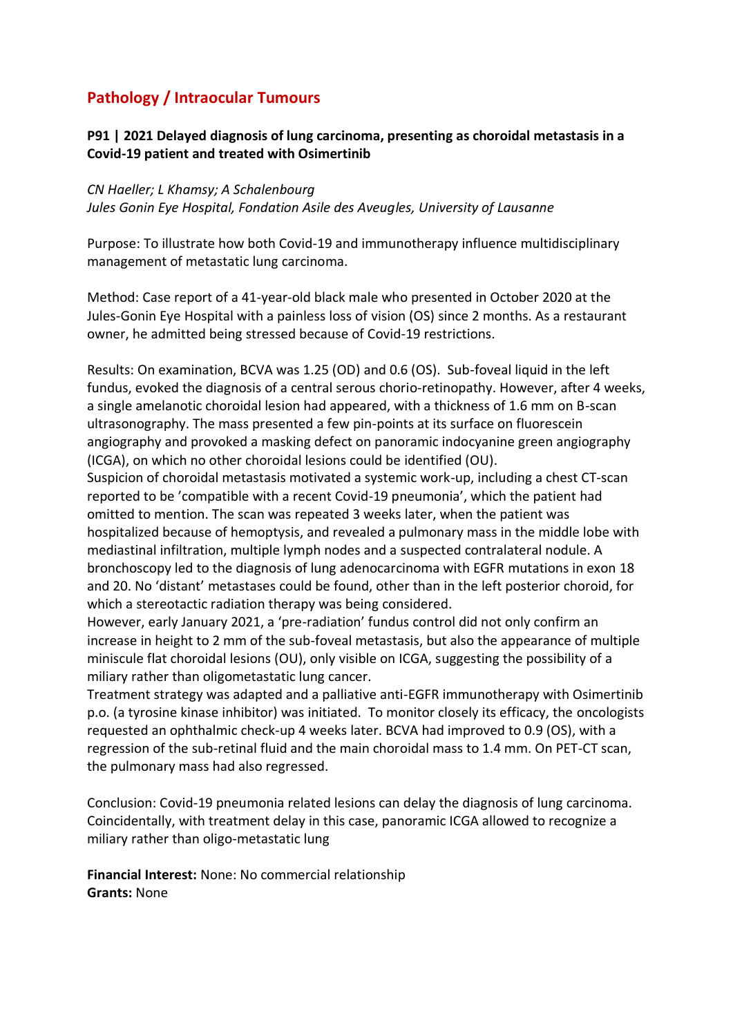## Pathology / Intraocular Tumours

### P91 | 2021 Delayed diagnosis of lung carcinoma, presenting as choroidal metastasis in a Covid-19 patient and treated with Osimertinib

*CN Haeller; L Khamsy; A Schalenbourg*
*Jules Gonin Eye Hospital, Fondation Asile des Aveugles, University of Lausanne*

Purpose: To illustrate how both Covid-19 and immunotherapy influence multidisciplinary management of metastatic lung carcinoma.

Method: Case report of a 41-year-old black male who presented in October 2020 at the Jules-Gonin Eye Hospital with a painless loss of vision (OS) since 2 months. As a restaurant owner, he admitted being stressed because of Covid-19 restrictions.

Results: On examination, BCVA was 1.25 (OD) and 0.6 (OS). Sub-foveal liquid in the left fundus, evoked the diagnosis of a central serous chorio-retinopathy. However, after 4 weeks, a single amelanotic choroidal lesion had appeared, with a thickness of 1.6 mm on B-scan ultrasonography. The mass presented a few pin-points at its surface on fluorescein angiography and provoked a masking defect on panoramic indocyanine green angiography (ICGA), on which no other choroidal lesions could be identified (OU).
Suspicion of choroidal metastasis motivated a systemic work-up, including a chest CT-scan reported to be 'compatible with a recent Covid-19 pneumonia', which the patient had omitted to mention. The scan was repeated 3 weeks later, when the patient was hospitalized because of hemoptysis, and revealed a pulmonary mass in the middle lobe with mediastinal infiltration, multiple lymph nodes and a suspected contralateral nodule. A bronchoscopy led to the diagnosis of lung adenocarcinoma with EGFR mutations in exon 18 and 20. No 'distant' metastases could be found, other than in the left posterior choroid, for which a stereotactic radiation therapy was being considered.
However, early January 2021, a 'pre-radiation' fundus control did not only confirm an increase in height to 2 mm of the sub-foveal metastasis, but also the appearance of multiple miniscule flat choroidal lesions (OU), only visible on ICGA, suggesting the possibility of a miliary rather than oligometastatic lung cancer.
Treatment strategy was adapted and a palliative anti-EGFR immunotherapy with Osimertinib p.o. (a tyrosine kinase inhibitor) was initiated. To monitor closely its efficacy, the oncologists requested an ophthalmic check-up 4 weeks later. BCVA had improved to 0.9 (OS), with a regression of the sub-retinal fluid and the main choroidal mass to 1.4 mm. On PET-CT scan, the pulmonary mass had also regressed.

Conclusion: Covid-19 pneumonia related lesions can delay the diagnosis of lung carcinoma. Coincidentally, with treatment delay in this case, panoramic ICGA allowed to recognize a miliary rather than oligo-metastatic lung

**Financial Interest:** None: No commercial relationship
**Grants:** None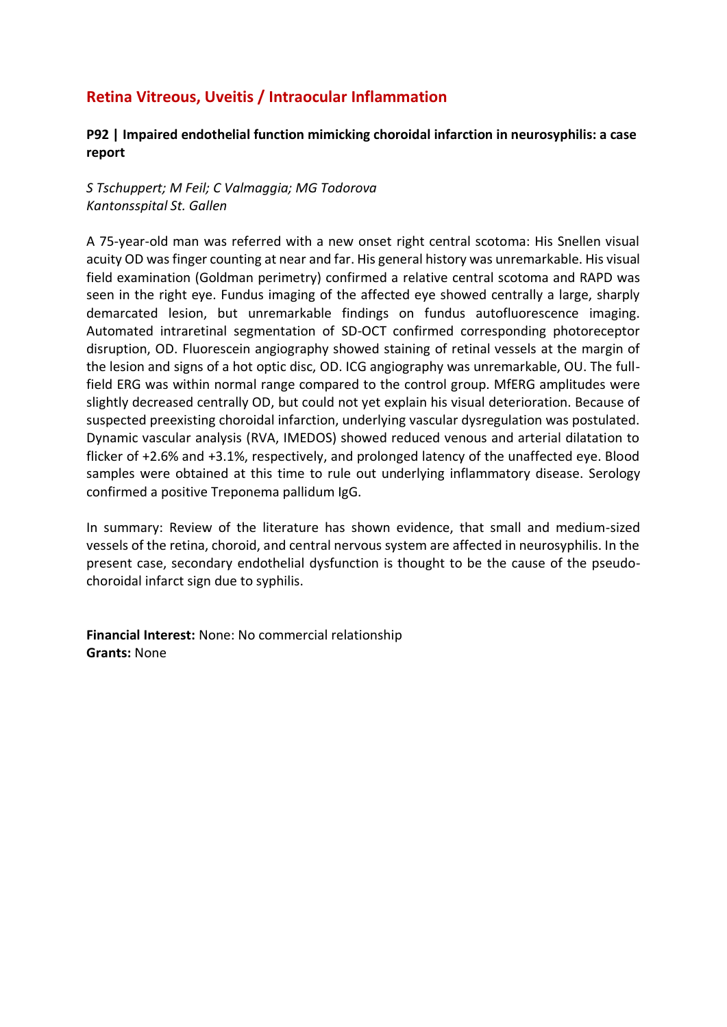## Retina Vitreous, Uveitis / Intraocular Inflammation

### P92 | Impaired endothelial function mimicking choroidal infarction in neurosyphilis: a case report

*S Tschuppert; M Feil; C Valmaggia; MG Todorova*
*Kantonsspital St. Gallen*

A 75-year-old man was referred with a new onset right central scotoma: His Snellen visual acuity OD was finger counting at near and far. His general history was unremarkable. His visual field examination (Goldman perimetry) confirmed a relative central scotoma and RAPD was seen in the right eye. Fundus imaging of the affected eye showed centrally a large, sharply demarcated lesion, but unremarkable findings on fundus autofluorescence imaging. Automated intraretinal segmentation of SD-OCT confirmed corresponding photoreceptor disruption, OD. Fluorescein angiography showed staining of retinal vessels at the margin of the lesion and signs of a hot optic disc, OD. ICG angiography was unremarkable, OU. The full-field ERG was within normal range compared to the control group. MfERG amplitudes were slightly decreased centrally OD, but could not yet explain his visual deterioration. Because of suspected preexisting choroidal infarction, underlying vascular dysregulation was postulated. Dynamic vascular analysis (RVA, IMEDOS) showed reduced venous and arterial dilatation to flicker of +2.6% and +3.1%, respectively, and prolonged latency of the unaffected eye. Blood samples were obtained at this time to rule out underlying inflammatory disease. Serology confirmed a positive Treponema pallidum IgG.

In summary: Review of the literature has shown evidence, that small and medium-sized vessels of the retina, choroid, and central nervous system are affected in neurosyphilis. In the present case, secondary endothelial dysfunction is thought to be the cause of the pseudo-choroidal infarct sign due to syphilis.

**Financial Interest:** None: No commercial relationship
**Grants:** None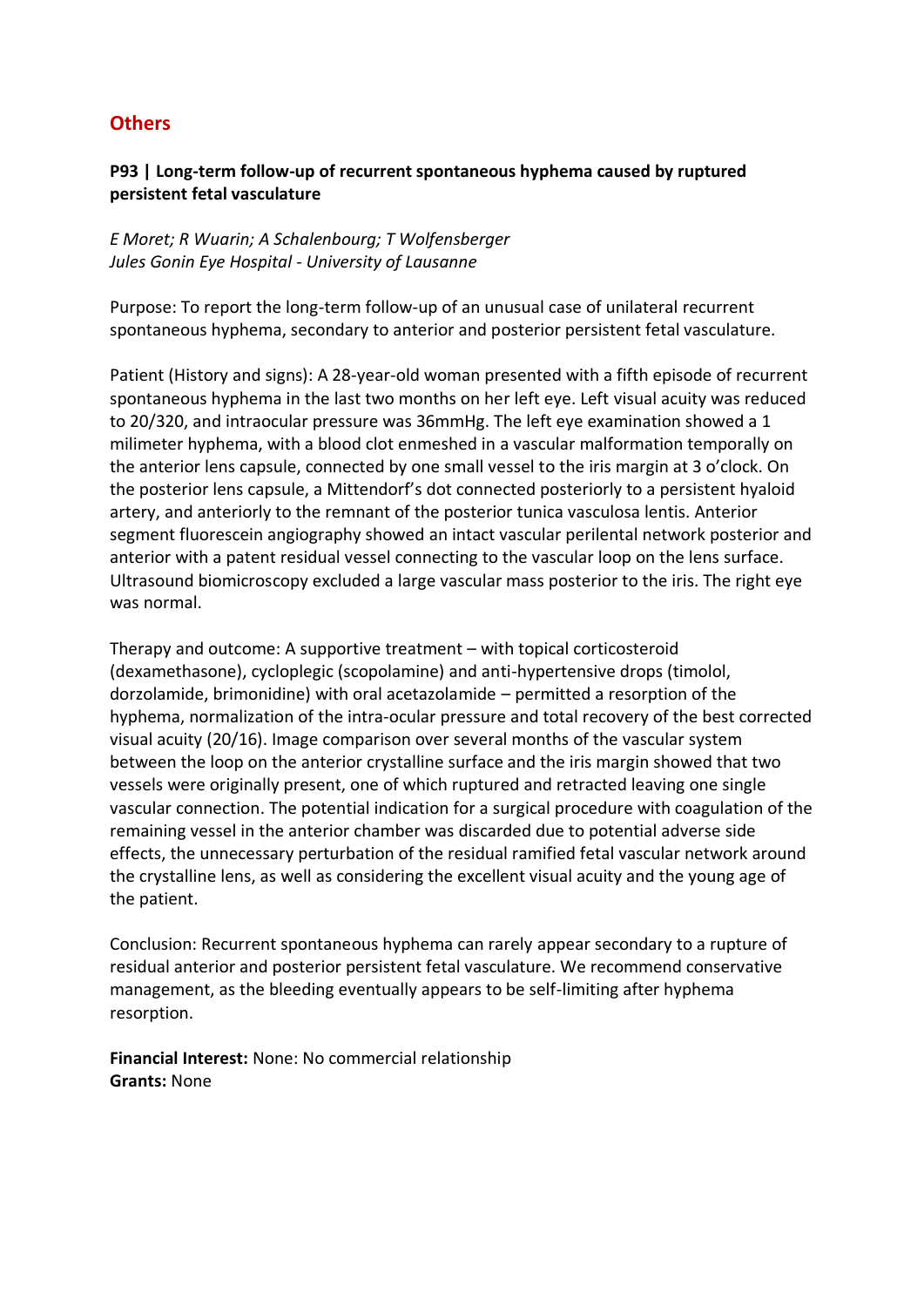## Others

### P93 | Long-term follow-up of recurrent spontaneous hyphema caused by ruptured persistent fetal vasculature

*E Moret; R Wuarin; A Schalenbourg; T Wolfensberger*
*Jules Gonin Eye Hospital - University of Lausanne*

Purpose: To report the long-term follow-up of an unusual case of unilateral recurrent spontaneous hyphema, secondary to anterior and posterior persistent fetal vasculature.

Patient (History and signs): A 28-year-old woman presented with a fifth episode of recurrent spontaneous hyphema in the last two months on her left eye. Left visual acuity was reduced to 20/320, and intraocular pressure was 36mmHg. The left eye examination showed a 1 milimeter hyphema, with a blood clot enmeshed in a vascular malformation temporally on the anterior lens capsule, connected by one small vessel to the iris margin at 3 o'clock. On the posterior lens capsule, a Mittendorf's dot connected posteriorly to a persistent hyaloid artery, and anteriorly to the remnant of the posterior tunica vasculosa lentis. Anterior segment fluorescein angiography showed an intact vascular perilental network posterior and anterior with a patent residual vessel connecting to the vascular loop on the lens surface. Ultrasound biomicroscopy excluded a large vascular mass posterior to the iris. The right eye was normal.

Therapy and outcome: A supportive treatment – with topical corticosteroid (dexamethasone), cycloplegic (scopolamine) and anti-hypertensive drops (timolol, dorzolamide, brimonidine) with oral acetazolamide – permitted a resorption of the hyphema, normalization of the intra-ocular pressure and total recovery of the best corrected visual acuity (20/16). Image comparison over several months of the vascular system between the loop on the anterior crystalline surface and the iris margin showed that two vessels were originally present, one of which ruptured and retracted leaving one single vascular connection. The potential indication for a surgical procedure with coagulation of the remaining vessel in the anterior chamber was discarded due to potential adverse side effects, the unnecessary perturbation of the residual ramified fetal vascular network around the crystalline lens, as well as considering the excellent visual acuity and the young age of the patient.

Conclusion: Recurrent spontaneous hyphema can rarely appear secondary to a rupture of residual anterior and posterior persistent fetal vasculature. We recommend conservative management, as the bleeding eventually appears to be self-limiting after hyphema resorption.

**Financial Interest:** None: No commercial relationship
**Grants:** None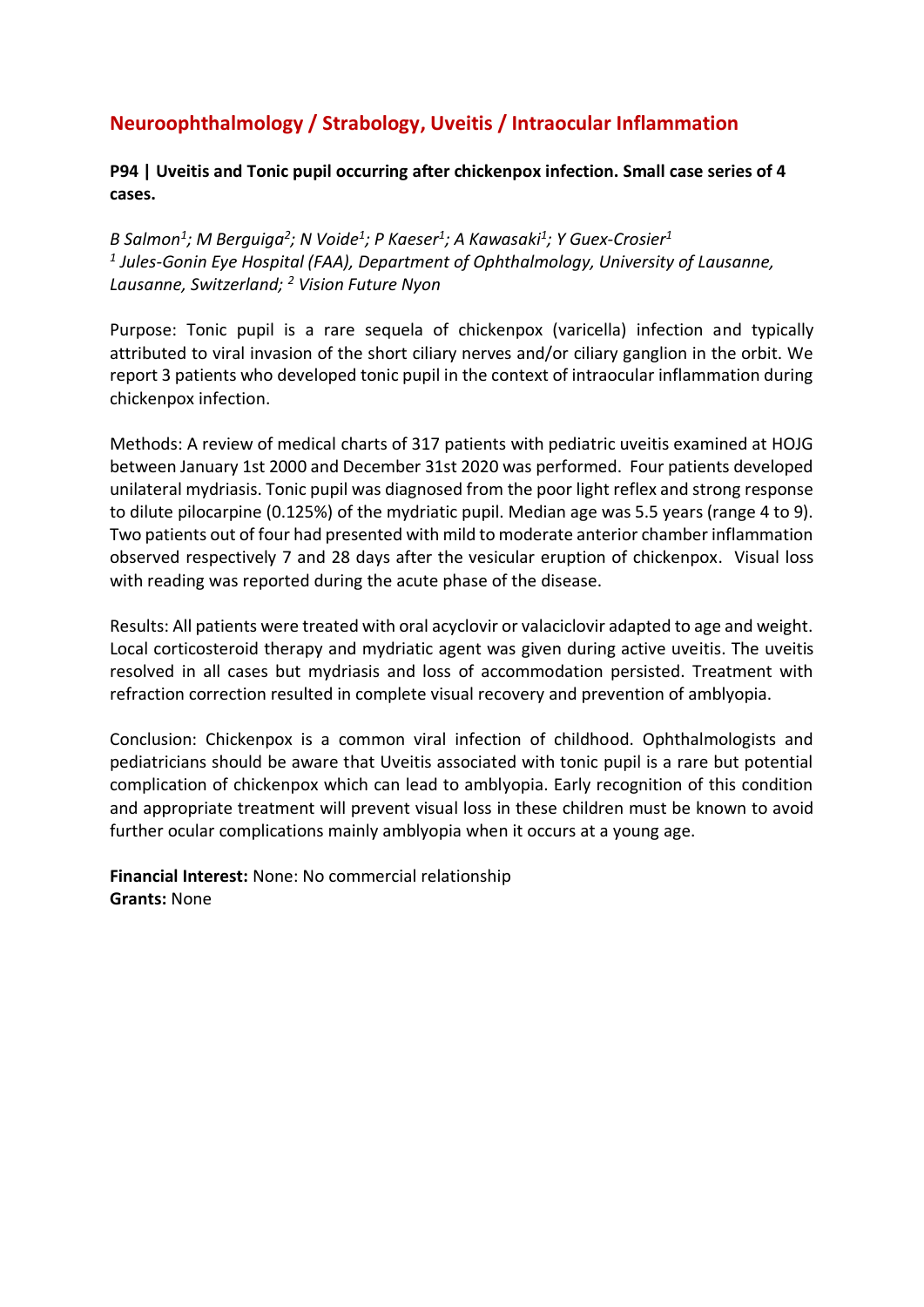## Neuroophthalmology / Strabology, Uveitis / Intraocular Inflammation

**P94 | Uveitis and Tonic pupil occurring after chickenpox infection. Small case series of 4 cases.**

*B Salmon[1]; M Berguiga[2]; N Voide[1]; P Kaeser[1]; A Kawasaki[1]; Y Guex-Crosier[1]*
*[1] Jules-Gonin Eye Hospital (FAA), Department of Ophthalmology, University of Lausanne, Lausanne, Switzerland; [2] Vision Future Nyon*

Purpose: Tonic pupil is a rare sequela of chickenpox (varicella) infection and typically attributed to viral invasion of the short ciliary nerves and/or ciliary ganglion in the orbit. We report 3 patients who developed tonic pupil in the context of intraocular inflammation during chickenpox infection.

Methods: A review of medical charts of 317 patients with pediatric uveitis examined at HOJG between January 1st 2000 and December 31st 2020 was performed. Four patients developed unilateral mydriasis. Tonic pupil was diagnosed from the poor light reflex and strong response to dilute pilocarpine (0.125%) of the mydriatic pupil. Median age was 5.5 years (range 4 to 9). Two patients out of four had presented with mild to moderate anterior chamber inflammation observed respectively 7 and 28 days after the vesicular eruption of chickenpox. Visual loss with reading was reported during the acute phase of the disease.

Results: All patients were treated with oral acyclovir or valaciclovir adapted to age and weight. Local corticosteroid therapy and mydriatic agent was given during active uveitis. The uveitis resolved in all cases but mydriasis and loss of accommodation persisted. Treatment with refraction correction resulted in complete visual recovery and prevention of amblyopia.

Conclusion: Chickenpox is a common viral infection of childhood. Ophthalmologists and pediatricians should be aware that Uveitis associated with tonic pupil is a rare but potential complication of chickenpox which can lead to amblyopia. Early recognition of this condition and appropriate treatment will prevent visual loss in these children must be known to avoid further ocular complications mainly amblyopia when it occurs at a young age.

**Financial Interest:** None: No commercial relationship
**Grants:** None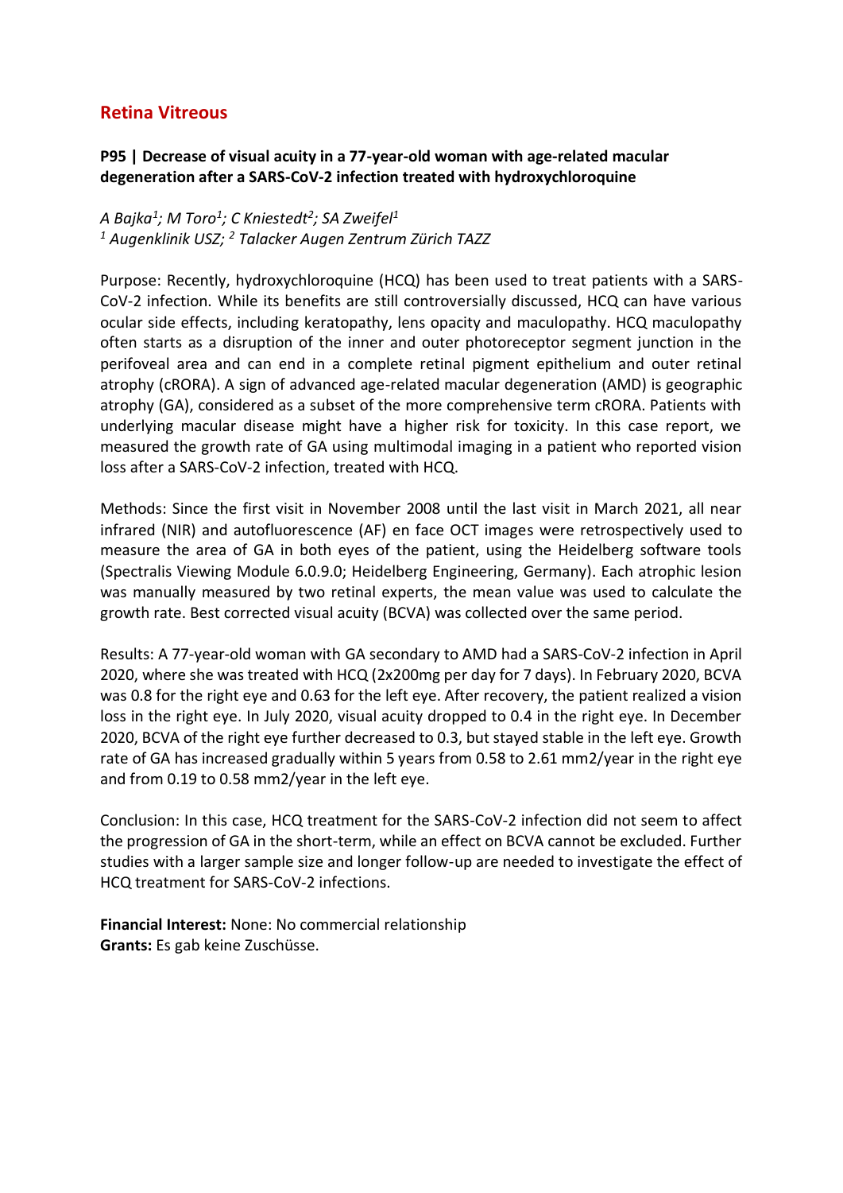## Retina Vitreous

### P95 | Decrease of visual acuity in a 77-year-old woman with age-related macular degeneration after a SARS-CoV-2 infection treated with hydroxychloroquine

*A Bajka[1]; M Toro[1]; C Kniestedt[2]; SA Zweifel[1]*
*[1] Augenklinik USZ; [2] Talacker Augen Zentrum Zürich TAZZ*

Purpose: Recently, hydroxychloroquine (HCQ) has been used to treat patients with a SARS-CoV-2 infection. While its benefits are still controversially discussed, HCQ can have various ocular side effects, including keratopathy, lens opacity and maculopathy. HCQ maculopathy often starts as a disruption of the inner and outer photoreceptor segment junction in the perifoveal area and can end in a complete retinal pigment epithelium and outer retinal atrophy (cRORA). A sign of advanced age-related macular degeneration (AMD) is geographic atrophy (GA), considered as a subset of the more comprehensive term cRORA. Patients with underlying macular disease might have a higher risk for toxicity. In this case report, we measured the growth rate of GA using multimodal imaging in a patient who reported vision loss after a SARS-CoV-2 infection, treated with HCQ.

Methods: Since the first visit in November 2008 until the last visit in March 2021, all near infrared (NIR) and autofluorescence (AF) en face OCT images were retrospectively used to measure the area of GA in both eyes of the patient, using the Heidelberg software tools (Spectralis Viewing Module 6.0.9.0; Heidelberg Engineering, Germany). Each atrophic lesion was manually measured by two retinal experts, the mean value was used to calculate the growth rate. Best corrected visual acuity (BCVA) was collected over the same period.

Results: A 77-year-old woman with GA secondary to AMD had a SARS-CoV-2 infection in April 2020, where she was treated with HCQ (2x200mg per day for 7 days). In February 2020, BCVA was 0.8 for the right eye and 0.63 for the left eye. After recovery, the patient realized a vision loss in the right eye. In July 2020, visual acuity dropped to 0.4 in the right eye. In December 2020, BCVA of the right eye further decreased to 0.3, but stayed stable in the left eye. Growth rate of GA has increased gradually within 5 years from 0.58 to 2.61 mm2/year in the right eye and from 0.19 to 0.58 mm2/year in the left eye.

Conclusion: In this case, HCQ treatment for the SARS-CoV-2 infection did not seem to affect the progression of GA in the short-term, while an effect on BCVA cannot be excluded. Further studies with a larger sample size and longer follow-up are needed to investigate the effect of HCQ treatment for SARS-CoV-2 infections.

**Financial Interest:** None: No commercial relationship
**Grants:** Es gab keine Zuschüsse.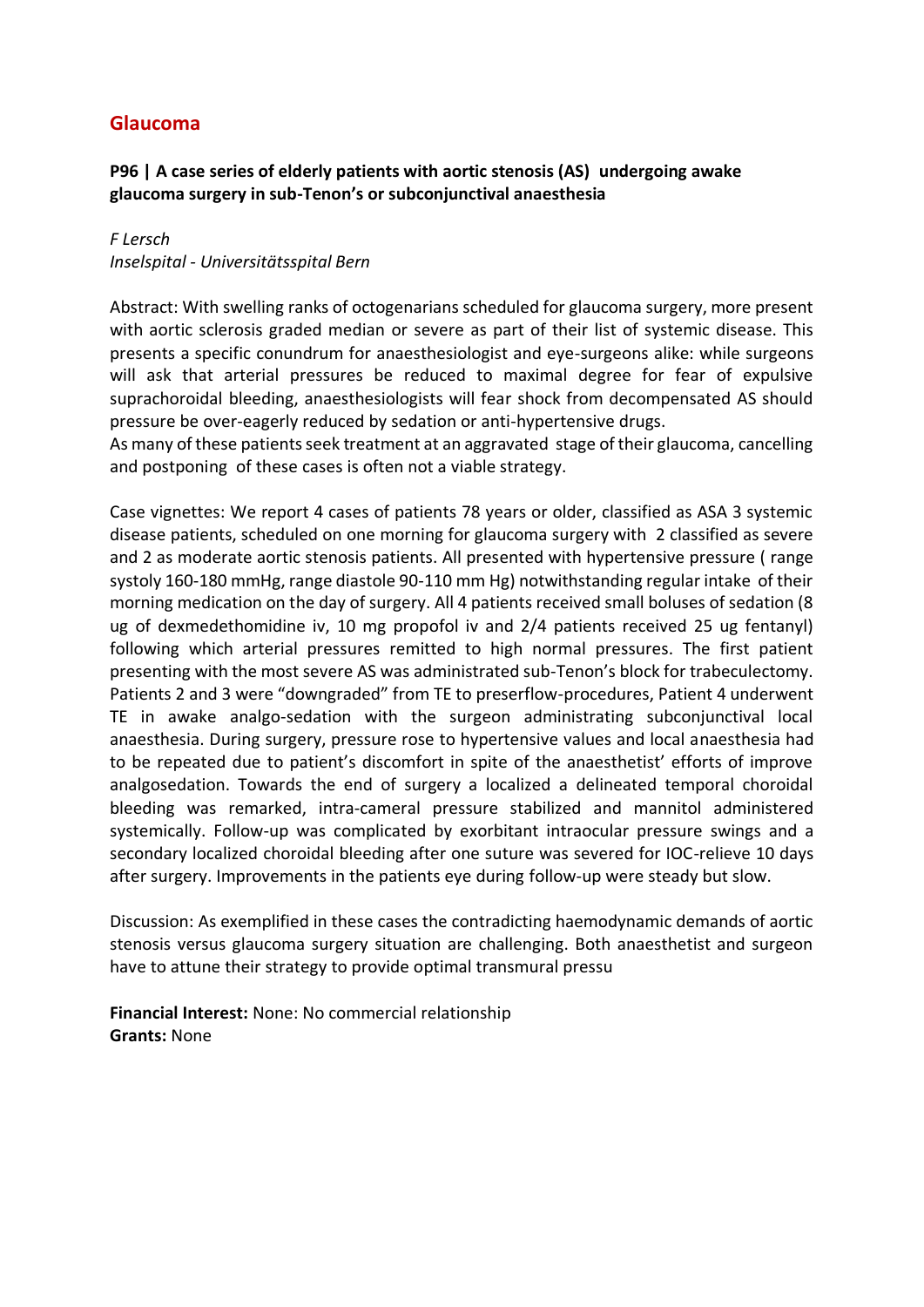## Glaucoma

### P96 | A case series of elderly patients with aortic stenosis (AS) undergoing awake glaucoma surgery in sub-Tenon's or subconjunctival anaesthesia

*F Lersch*
*Inselspital - Universitätsspital Bern*

Abstract: With swelling ranks of octogenarians scheduled for glaucoma surgery, more present with aortic sclerosis graded median or severe as part of their list of systemic disease. This presents a specific conundrum for anaesthesiologist and eye-surgeons alike: while surgeons will ask that arterial pressures be reduced to maximal degree for fear of expulsive suprachoroidal bleeding, anaesthesiologists will fear shock from decompensated AS should pressure be over-eagerly reduced by sedation or anti-hypertensive drugs.
As many of these patients seek treatment at an aggravated stage of their glaucoma, cancelling and postponing of these cases is often not a viable strategy.

Case vignettes: We report 4 cases of patients 78 years or older, classified as ASA 3 systemic disease patients, scheduled on one morning for glaucoma surgery with 2 classified as severe and 2 as moderate aortic stenosis patients. All presented with hypertensive pressure ( range systoly 160-180 mmHg, range diastole 90-110 mm Hg) notwithstanding regular intake of their morning medication on the day of surgery. All 4 patients received small boluses of sedation (8 ug of dexmedethomidine iv, 10 mg propofol iv and 2/4 patients received 25 ug fentanyl) following which arterial pressures remitted to high normal pressures. The first patient presenting with the most severe AS was administrated sub-Tenon's block for trabeculectomy. Patients 2 and 3 were "downgraded" from TE to preserflow-procedures, Patient 4 underwent TE in awake analgo-sedation with the surgeon administrating subconjunctival local anaesthesia. During surgery, pressure rose to hypertensive values and local anaesthesia had to be repeated due to patient's discomfort in spite of the anaesthetist' efforts of improve analgosedation. Towards the end of surgery a localized a delineated temporal choroidal bleeding was remarked, intra-cameral pressure stabilized and mannitol administered systemically. Follow-up was complicated by exorbitant intraocular pressure swings and a secondary localized choroidal bleeding after one suture was severed for IOC-relieve 10 days after surgery. Improvements in the patients eye during follow-up were steady but slow.

Discussion: As exemplified in these cases the contradicting haemodynamic demands of aortic stenosis versus glaucoma surgery situation are challenging. Both anaesthetist and surgeon have to attune their strategy to provide optimal transmural pressu

**Financial Interest:** None: No commercial relationship
**Grants:** None